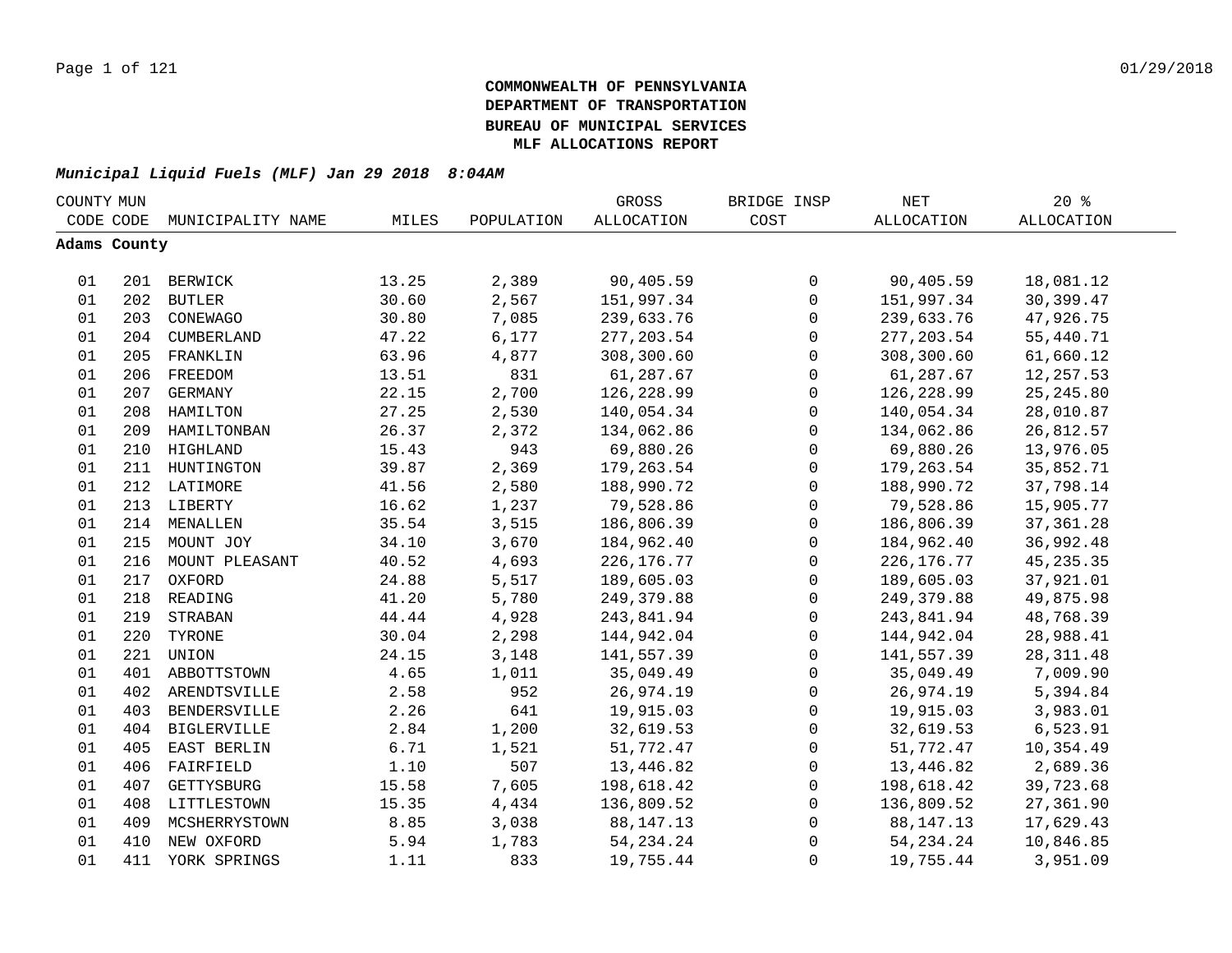**COMMONWEALTH OF PENNSYLVANIA**
**DEPARTMENT OF TRANSPORTATION**
**BUREAU OF MUNICIPAL SERVICES**
**MLF ALLOCATIONS REPORT**

***Municipal Liquid Fuels (MLF) Jan 29 2018 8:04AM***

| COUNTY CODE | MUN CODE | MUNICIPALITY NAME | MILES | POPULATION | GROSS ALLOCATION | BRIDGE INSP COST | NET ALLOCATION | 20 % ALLOCATION |
|---|---|---|---|---|---|---|---|---|
| **Adams County** | | | | | | | | |
| 01 | 201 | BERWICK | 13.25 | 2,389 | 90,405.59 | 0 | 90,405.59 | 18,081.12 |
| 01 | 202 | BUTLER | 30.60 | 2,567 | 151,997.34 | 0 | 151,997.34 | 30,399.47 |
| 01 | 203 | CONEWAGO | 30.80 | 7,085 | 239,633.76 | 0 | 239,633.76 | 47,926.75 |
| 01 | 204 | CUMBERLAND | 47.22 | 6,177 | 277,203.54 | 0 | 277,203.54 | 55,440.71 |
| 01 | 205 | FRANKLIN | 63.96 | 4,877 | 308,300.60 | 0 | 308,300.60 | 61,660.12 |
| 01 | 206 | FREEDOM | 13.51 | 831 | 61,287.67 | 0 | 61,287.67 | 12,257.53 |
| 01 | 207 | GERMANY | 22.15 | 2,700 | 126,228.99 | 0 | 126,228.99 | 25,245.80 |
| 01 | 208 | HAMILTON | 27.25 | 2,530 | 140,054.34 | 0 | 140,054.34 | 28,010.87 |
| 01 | 209 | HAMILTONBAN | 26.37 | 2,372 | 134,062.86 | 0 | 134,062.86 | 26,812.57 |
| 01 | 210 | HIGHLAND | 15.43 | 943 | 69,880.26 | 0 | 69,880.26 | 13,976.05 |
| 01 | 211 | HUNTINGTON | 39.87 | 2,369 | 179,263.54 | 0 | 179,263.54 | 35,852.71 |
| 01 | 212 | LATIMORE | 41.56 | 2,580 | 188,990.72 | 0 | 188,990.72 | 37,798.14 |
| 01 | 213 | LIBERTY | 16.62 | 1,237 | 79,528.86 | 0 | 79,528.86 | 15,905.77 |
| 01 | 214 | MENALLEN | 35.54 | 3,515 | 186,806.39 | 0 | 186,806.39 | 37,361.28 |
| 01 | 215 | MOUNT JOY | 34.10 | 3,670 | 184,962.40 | 0 | 184,962.40 | 36,992.48 |
| 01 | 216 | MOUNT PLEASANT | 40.52 | 4,693 | 226,176.77 | 0 | 226,176.77 | 45,235.35 |
| 01 | 217 | OXFORD | 24.88 | 5,517 | 189,605.03 | 0 | 189,605.03 | 37,921.01 |
| 01 | 218 | READING | 41.20 | 5,780 | 249,379.88 | 0 | 249,379.88 | 49,875.98 |
| 01 | 219 | STRABAN | 44.44 | 4,928 | 243,841.94 | 0 | 243,841.94 | 48,768.39 |
| 01 | 220 | TYRONE | 30.04 | 2,298 | 144,942.04 | 0 | 144,942.04 | 28,988.41 |
| 01 | 221 | UNION | 24.15 | 3,148 | 141,557.39 | 0 | 141,557.39 | 28,311.48 |
| 01 | 401 | ABBOTTSTOWN | 4.65 | 1,011 | 35,049.49 | 0 | 35,049.49 | 7,009.90 |
| 01 | 402 | ARENDTSVILLE | 2.58 | 952 | 26,974.19 | 0 | 26,974.19 | 5,394.84 |
| 01 | 403 | BENDERSVILLE | 2.26 | 641 | 19,915.03 | 0 | 19,915.03 | 3,983.01 |
| 01 | 404 | BIGLERVILLE | 2.84 | 1,200 | 32,619.53 | 0 | 32,619.53 | 6,523.91 |
| 01 | 405 | EAST BERLIN | 6.71 | 1,521 | 51,772.47 | 0 | 51,772.47 | 10,354.49 |
| 01 | 406 | FAIRFIELD | 1.10 | 507 | 13,446.82 | 0 | 13,446.82 | 2,689.36 |
| 01 | 407 | GETTYSBURG | 15.58 | 7,605 | 198,618.42 | 0 | 198,618.42 | 39,723.68 |
| 01 | 408 | LITTLESTOWN | 15.35 | 4,434 | 136,809.52 | 0 | 136,809.52 | 27,361.90 |
| 01 | 409 | MCSHERRYSTOWN | 8.85 | 3,038 | 88,147.13 | 0 | 88,147.13 | 17,629.43 |
| 01 | 410 | NEW OXFORD | 5.94 | 1,783 | 54,234.24 | 0 | 54,234.24 | 10,846.85 |
| 01 | 411 | YORK SPRINGS | 1.11 | 833 | 19,755.44 | 0 | 19,755.44 | 3,951.09 |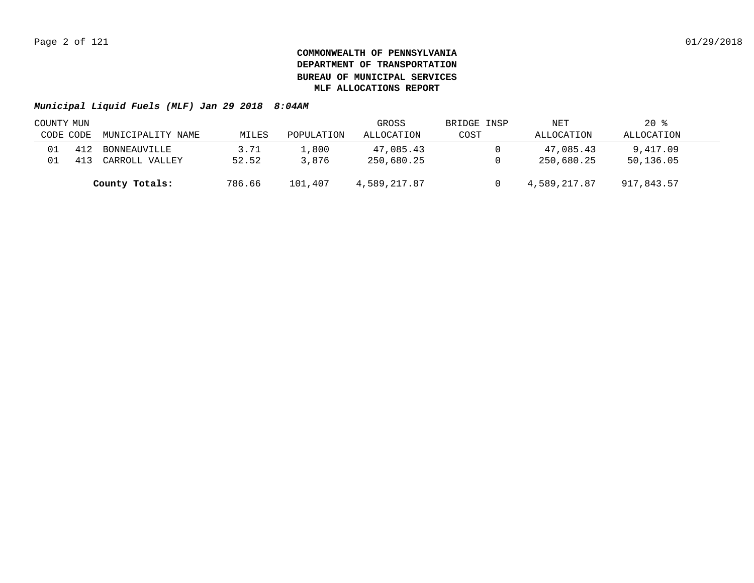**COMMONWEALTH OF PENNSYLVANIA**
**DEPARTMENT OF TRANSPORTATION**
**BUREAU OF MUNICIPAL SERVICES**
**MLF ALLOCATIONS REPORT**

***Municipal Liquid Fuels (MLF) Jan 29 2018 8:04AM***

| COUNTY CODE | MUN CODE | MUNICIPALITY NAME | MILES | POPULATION | GROSS ALLOCATION | BRIDGE INSP COST | NET ALLOCATION | 20 % ALLOCATION |
|---|---|---|---|---|---|---|---|---|
| 01 | 412 | BONNEAUVILLE | 3.71 | 1,800 | 47,085.43 | 0 | 47,085.43 | 9,417.09 |
| 01 | 413 | CARROLL VALLEY | 52.52 | 3,876 | 250,680.25 | 0 | 250,680.25 | 50,136.05 |
| | | **County Totals:** | 786.66 | 101,407 | 4,589,217.87 | 0 | 4,589,217.87 | 917,843.57 |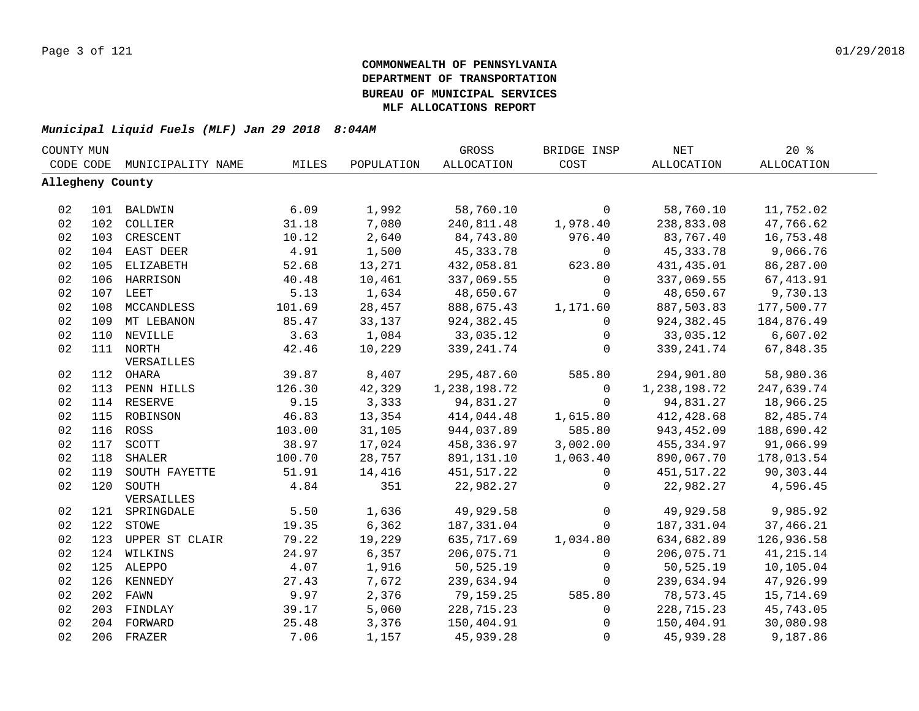**COMMONWEALTH OF PENNSYLVANIA**
**DEPARTMENT OF TRANSPORTATION**
**BUREAU OF MUNICIPAL SERVICES**
**MLF ALLOCATIONS REPORT**

***Municipal Liquid Fuels (MLF) Jan 29 2018 8:04AM***

| COUNTY CODE | MUN CODE | MUNICIPALITY NAME | MILES | POPULATION | GROSS ALLOCATION | BRIDGE INSP COST | NET ALLOCATION | 20 % ALLOCATION |
|---|---|---|---|---|---|---|---|---|
| **Allegheny County** | | | | | | | | |
| 02 | 101 | BALDWIN | 6.09 | 1,992 | 58,760.10 | 0 | 58,760.10 | 11,752.02 |
| 02 | 102 | COLLIER | 31.18 | 7,080 | 240,811.48 | 1,978.40 | 238,833.08 | 47,766.62 |
| 02 | 103 | CRESCENT | 10.12 | 2,640 | 84,743.80 | 976.40 | 83,767.40 | 16,753.48 |
| 02 | 104 | EAST DEER | 4.91 | 1,500 | 45,333.78 | 0 | 45,333.78 | 9,066.76 |
| 02 | 105 | ELIZABETH | 52.68 | 13,271 | 432,058.81 | 623.80 | 431,435.01 | 86,287.00 |
| 02 | 106 | HARRISON | 40.48 | 10,461 | 337,069.55 | 0 | 337,069.55 | 67,413.91 |
| 02 | 107 | LEET | 5.13 | 1,634 | 48,650.67 | 0 | 48,650.67 | 9,730.13 |
| 02 | 108 | MCCANDLESS | 101.69 | 28,457 | 888,675.43 | 1,171.60 | 887,503.83 | 177,500.77 |
| 02 | 109 | MT LEBANON | 85.47 | 33,137 | 924,382.45 | 0 | 924,382.45 | 184,876.49 |
| 02 | 110 | NEVILLE | 3.63 | 1,084 | 33,035.12 | 0 | 33,035.12 | 6,607.02 |
| 02 | 111 | NORTH VERSAILLES | 42.46 | 10,229 | 339,241.74 | 0 | 339,241.74 | 67,848.35 |
| 02 | 112 | OHARA | 39.87 | 8,407 | 295,487.60 | 585.80 | 294,901.80 | 58,980.36 |
| 02 | 113 | PENN HILLS | 126.30 | 42,329 | 1,238,198.72 | 0 | 1,238,198.72 | 247,639.74 |
| 02 | 114 | RESERVE | 9.15 | 3,333 | 94,831.27 | 0 | 94,831.27 | 18,966.25 |
| 02 | 115 | ROBINSON | 46.83 | 13,354 | 414,044.48 | 1,615.80 | 412,428.68 | 82,485.74 |
| 02 | 116 | ROSS | 103.00 | 31,105 | 944,037.89 | 585.80 | 943,452.09 | 188,690.42 |
| 02 | 117 | SCOTT | 38.97 | 17,024 | 458,336.97 | 3,002.00 | 455,334.97 | 91,066.99 |
| 02 | 118 | SHALER | 100.70 | 28,757 | 891,131.10 | 1,063.40 | 890,067.70 | 178,013.54 |
| 02 | 119 | SOUTH FAYETTE | 51.91 | 14,416 | 451,517.22 | 0 | 451,517.22 | 90,303.44 |
| 02 | 120 | SOUTH VERSAILLES | 4.84 | 351 | 22,982.27 | 0 | 22,982.27 | 4,596.45 |
| 02 | 121 | SPRINGDALE | 5.50 | 1,636 | 49,929.58 | 0 | 49,929.58 | 9,985.92 |
| 02 | 122 | STOWE | 19.35 | 6,362 | 187,331.04 | 0 | 187,331.04 | 37,466.21 |
| 02 | 123 | UPPER ST CLAIR | 79.22 | 19,229 | 635,717.69 | 1,034.80 | 634,682.89 | 126,936.58 |
| 02 | 124 | WILKINS | 24.97 | 6,357 | 206,075.71 | 0 | 206,075.71 | 41,215.14 |
| 02 | 125 | ALEPPO | 4.07 | 1,916 | 50,525.19 | 0 | 50,525.19 | 10,105.04 |
| 02 | 126 | KENNEDY | 27.43 | 7,672 | 239,634.94 | 0 | 239,634.94 | 47,926.99 |
| 02 | 202 | FAWN | 9.97 | 2,376 | 79,159.25 | 585.80 | 78,573.45 | 15,714.69 |
| 02 | 203 | FINDLAY | 39.17 | 5,060 | 228,715.23 | 0 | 228,715.23 | 45,743.05 |
| 02 | 204 | FORWARD | 25.48 | 3,376 | 150,404.91 | 0 | 150,404.91 | 30,080.98 |
| 02 | 206 | FRAZER | 7.06 | 1,157 | 45,939.28 | 0 | 45,939.28 | 9,187.86 |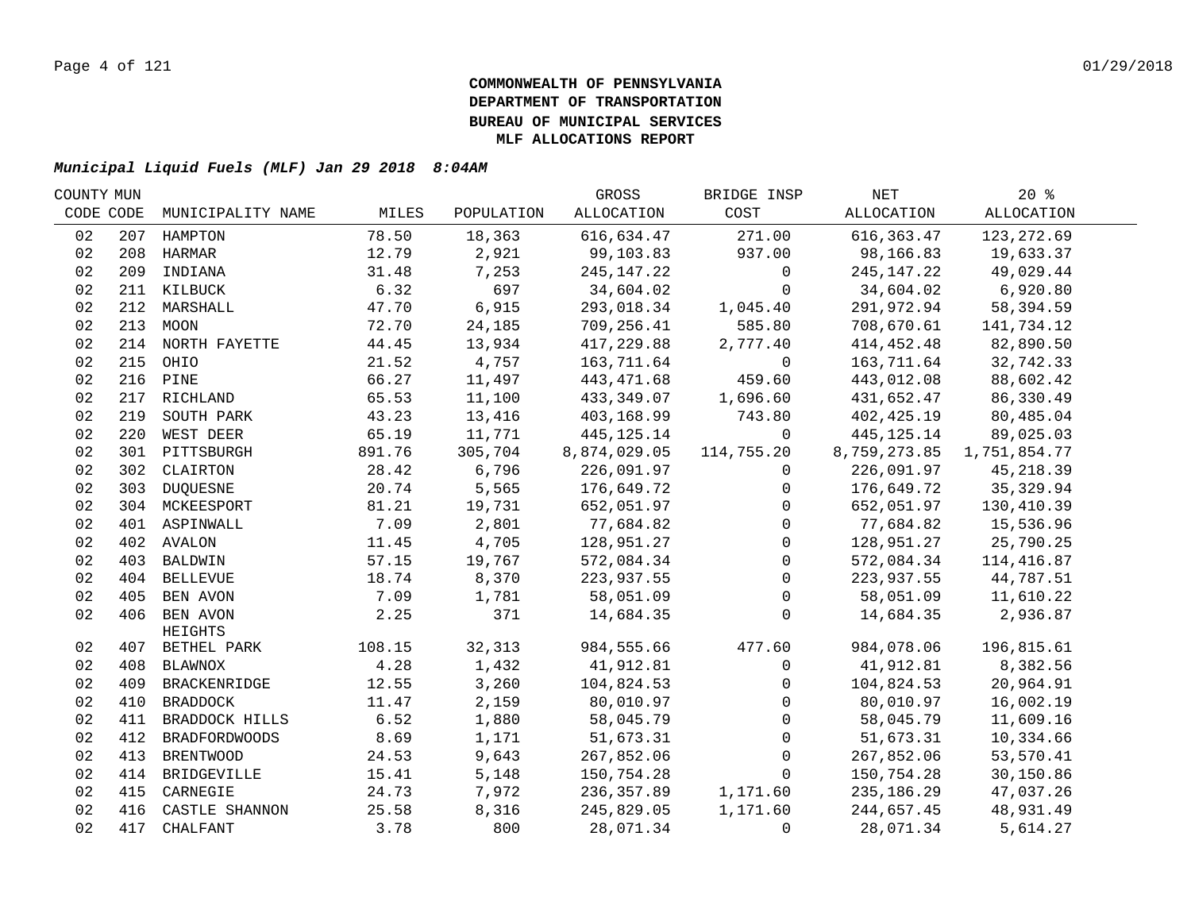**COMMONWEALTH OF PENNSYLVANIA**
**DEPARTMENT OF TRANSPORTATION**
**BUREAU OF MUNICIPAL SERVICES**
**MLF ALLOCATIONS REPORT**

***Municipal Liquid Fuels (MLF) Jan 29 2018 8:04AM***

| COUNTY CODE | MUN CODE | MUNICIPALITY NAME | MILES | POPULATION | GROSS ALLOCATION | BRIDGE INSP COST | NET ALLOCATION | 20 % ALLOCATION |
|---|---|---|---|---|---|---|---|---|
| 02 | 207 | HAMPTON | 78.50 | 18,363 | 616,634.47 | 271.00 | 616,363.47 | 123,272.69 |
| 02 | 208 | HARMAR | 12.79 | 2,921 | 99,103.83 | 937.00 | 98,166.83 | 19,633.37 |
| 02 | 209 | INDIANA | 31.48 | 7,253 | 245,147.22 | 0 | 245,147.22 | 49,029.44 |
| 02 | 211 | KILBUCK | 6.32 | 697 | 34,604.02 | 0 | 34,604.02 | 6,920.80 |
| 02 | 212 | MARSHALL | 47.70 | 6,915 | 293,018.34 | 1,045.40 | 291,972.94 | 58,394.59 |
| 02 | 213 | MOON | 72.70 | 24,185 | 709,256.41 | 585.80 | 708,670.61 | 141,734.12 |
| 02 | 214 | NORTH FAYETTE | 44.45 | 13,934 | 417,229.88 | 2,777.40 | 414,452.48 | 82,890.50 |
| 02 | 215 | OHIO | 21.52 | 4,757 | 163,711.64 | 0 | 163,711.64 | 32,742.33 |
| 02 | 216 | PINE | 66.27 | 11,497 | 443,471.68 | 459.60 | 443,012.08 | 88,602.42 |
| 02 | 217 | RICHLAND | 65.53 | 11,100 | 433,349.07 | 1,696.60 | 431,652.47 | 86,330.49 |
| 02 | 219 | SOUTH PARK | 43.23 | 13,416 | 403,168.99 | 743.80 | 402,425.19 | 80,485.04 |
| 02 | 220 | WEST DEER | 65.19 | 11,771 | 445,125.14 | 0 | 445,125.14 | 89,025.03 |
| 02 | 301 | PITTSBURGH | 891.76 | 305,704 | 8,874,029.05 | 114,755.20 | 8,759,273.85 | 1,751,854.77 |
| 02 | 302 | CLAIRTON | 28.42 | 6,796 | 226,091.97 | 0 | 226,091.97 | 45,218.39 |
| 02 | 303 | DUQUESNE | 20.74 | 5,565 | 176,649.72 | 0 | 176,649.72 | 35,329.94 |
| 02 | 304 | MCKEESPORT | 81.21 | 19,731 | 652,051.97 | 0 | 652,051.97 | 130,410.39 |
| 02 | 401 | ASPINWALL | 7.09 | 2,801 | 77,684.82 | 0 | 77,684.82 | 15,536.96 |
| 02 | 402 | AVALON | 11.45 | 4,705 | 128,951.27 | 0 | 128,951.27 | 25,790.25 |
| 02 | 403 | BALDWIN | 57.15 | 19,767 | 572,084.34 | 0 | 572,084.34 | 114,416.87 |
| 02 | 404 | BELLEVUE | 18.74 | 8,370 | 223,937.55 | 0 | 223,937.55 | 44,787.51 |
| 02 | 405 | BEN AVON | 7.09 | 1,781 | 58,051.09 | 0 | 58,051.09 | 11,610.22 |
| 02 | 406 | BEN AVON HEIGHTS | 2.25 | 371 | 14,684.35 | 0 | 14,684.35 | 2,936.87 |
| 02 | 407 | BETHEL PARK | 108.15 | 32,313 | 984,555.66 | 477.60 | 984,078.06 | 196,815.61 |
| 02 | 408 | BLAWNOX | 4.28 | 1,432 | 41,912.81 | 0 | 41,912.81 | 8,382.56 |
| 02 | 409 | BRACKENRIDGE | 12.55 | 3,260 | 104,824.53 | 0 | 104,824.53 | 20,964.91 |
| 02 | 410 | BRADDOCK | 11.47 | 2,159 | 80,010.97 | 0 | 80,010.97 | 16,002.19 |
| 02 | 411 | BRADDOCK HILLS | 6.52 | 1,880 | 58,045.79 | 0 | 58,045.79 | 11,609.16 |
| 02 | 412 | BRADFORDWOODS | 8.69 | 1,171 | 51,673.31 | 0 | 51,673.31 | 10,334.66 |
| 02 | 413 | BRENTWOOD | 24.53 | 9,643 | 267,852.06 | 0 | 267,852.06 | 53,570.41 |
| 02 | 414 | BRIDGEVILLE | 15.41 | 5,148 | 150,754.28 | 0 | 150,754.28 | 30,150.86 |
| 02 | 415 | CARNEGIE | 24.73 | 7,972 | 236,357.89 | 1,171.60 | 235,186.29 | 47,037.26 |
| 02 | 416 | CASTLE SHANNON | 25.58 | 8,316 | 245,829.05 | 1,171.60 | 244,657.45 | 48,931.49 |
| 02 | 417 | CHALFANT | 3.78 | 800 | 28,071.34 | 0 | 28,071.34 | 5,614.27 |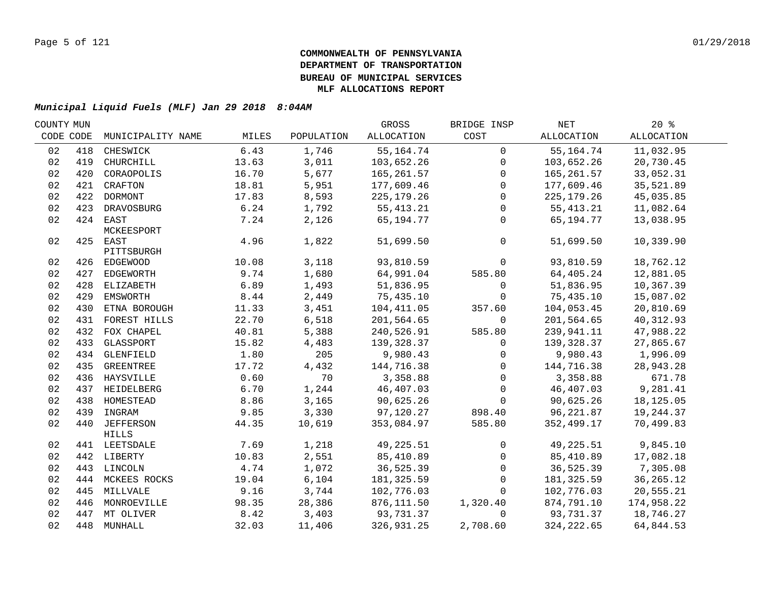**COMMONWEALTH OF PENNSYLVANIA**
**DEPARTMENT OF TRANSPORTATION**
**BUREAU OF MUNICIPAL SERVICES**
**MLF ALLOCATIONS REPORT**

***Municipal Liquid Fuels (MLF) Jan 29 2018 8:04AM***

| COUNTY CODE | MUN CODE | MUNICIPALITY NAME | MILES | POPULATION | GROSS ALLOCATION | BRIDGE INSP COST | NET ALLOCATION | 20 % ALLOCATION |
|---|---|---|---|---|---|---|---|---|
| 02 | 418 | CHESWICK | 6.43 | 1,746 | 55,164.74 | 0 | 55,164.74 | 11,032.95 |
| 02 | 419 | CHURCHILL | 13.63 | 3,011 | 103,652.26 | 0 | 103,652.26 | 20,730.45 |
| 02 | 420 | CORAOPOLIS | 16.70 | 5,677 | 165,261.57 | 0 | 165,261.57 | 33,052.31 |
| 02 | 421 | CRAFTON | 18.81 | 5,951 | 177,609.46 | 0 | 177,609.46 | 35,521.89 |
| 02 | 422 | DORMONT | 17.83 | 8,593 | 225,179.26 | 0 | 225,179.26 | 45,035.85 |
| 02 | 423 | DRAVOSBURG | 6.24 | 1,792 | 55,413.21 | 0 | 55,413.21 | 11,082.64 |
| 02 | 424 | EAST MCKEESPORT | 7.24 | 2,126 | 65,194.77 | 0 | 65,194.77 | 13,038.95 |
| 02 | 425 | EAST PITTSBURGH | 4.96 | 1,822 | 51,699.50 | 0 | 51,699.50 | 10,339.90 |
| 02 | 426 | EDGEWOOD | 10.08 | 3,118 | 93,810.59 | 0 | 93,810.59 | 18,762.12 |
| 02 | 427 | EDGEWORTH | 9.74 | 1,680 | 64,991.04 | 585.80 | 64,405.24 | 12,881.05 |
| 02 | 428 | ELIZABETH | 6.89 | 1,493 | 51,836.95 | 0 | 51,836.95 | 10,367.39 |
| 02 | 429 | EMSWORTH | 8.44 | 2,449 | 75,435.10 | 0 | 75,435.10 | 15,087.02 |
| 02 | 430 | ETNA BOROUGH | 11.33 | 3,451 | 104,411.05 | 357.60 | 104,053.45 | 20,810.69 |
| 02 | 431 | FOREST HILLS | 22.70 | 6,518 | 201,564.65 | 0 | 201,564.65 | 40,312.93 |
| 02 | 432 | FOX CHAPEL | 40.81 | 5,388 | 240,526.91 | 585.80 | 239,941.11 | 47,988.22 |
| 02 | 433 | GLASSPORT | 15.82 | 4,483 | 139,328.37 | 0 | 139,328.37 | 27,865.67 |
| 02 | 434 | GLENFIELD | 1.80 | 205 | 9,980.43 | 0 | 9,980.43 | 1,996.09 |
| 02 | 435 | GREENTREE | 17.72 | 4,432 | 144,716.38 | 0 | 144,716.38 | 28,943.28 |
| 02 | 436 | HAYSVILLE | 0.60 | 70 | 3,358.88 | 0 | 3,358.88 | 671.78 |
| 02 | 437 | HEIDELBERG | 6.70 | 1,244 | 46,407.03 | 0 | 46,407.03 | 9,281.41 |
| 02 | 438 | HOMESTEAD | 8.86 | 3,165 | 90,625.26 | 0 | 90,625.26 | 18,125.05 |
| 02 | 439 | INGRAM | 9.85 | 3,330 | 97,120.27 | 898.40 | 96,221.87 | 19,244.37 |
| 02 | 440 | JEFFERSON HILLS | 44.35 | 10,619 | 353,084.97 | 585.80 | 352,499.17 | 70,499.83 |
| 02 | 441 | LEETSDALE | 7.69 | 1,218 | 49,225.51 | 0 | 49,225.51 | 9,845.10 |
| 02 | 442 | LIBERTY | 10.83 | 2,551 | 85,410.89 | 0 | 85,410.89 | 17,082.18 |
| 02 | 443 | LINCOLN | 4.74 | 1,072 | 36,525.39 | 0 | 36,525.39 | 7,305.08 |
| 02 | 444 | MCKEES ROCKS | 19.04 | 6,104 | 181,325.59 | 0 | 181,325.59 | 36,265.12 |
| 02 | 445 | MILLVALE | 9.16 | 3,744 | 102,776.03 | 0 | 102,776.03 | 20,555.21 |
| 02 | 446 | MONROEVILLE | 98.35 | 28,386 | 876,111.50 | 1,320.40 | 874,791.10 | 174,958.22 |
| 02 | 447 | MT OLIVER | 8.42 | 3,403 | 93,731.37 | 0 | 93,731.37 | 18,746.27 |
| 02 | 448 | MUNHALL | 32.03 | 11,406 | 326,931.25 | 2,708.60 | 324,222.65 | 64,844.53 |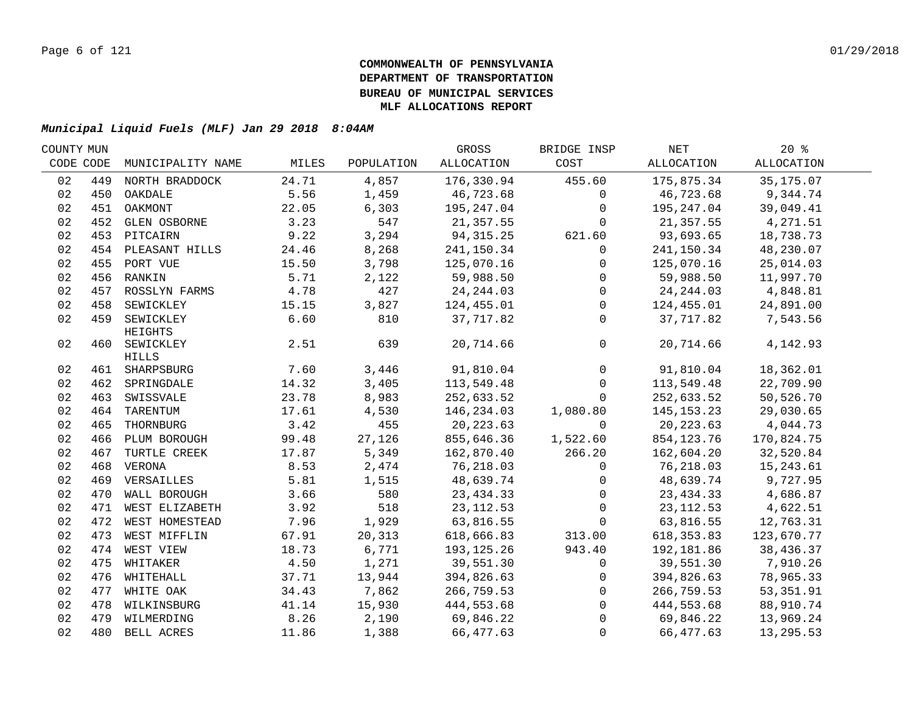**COMMONWEALTH OF PENNSYLVANIA**
**DEPARTMENT OF TRANSPORTATION**
**BUREAU OF MUNICIPAL SERVICES**
**MLF ALLOCATIONS REPORT**

***Municipal Liquid Fuels (MLF) Jan 29 2018 8:04AM***

| COUNTY CODE | MUN CODE | MUNICIPALITY NAME | MILES | POPULATION | GROSS ALLOCATION | BRIDGE INSP COST | NET ALLOCATION | 20 % ALLOCATION |
|---|---|---|---|---|---|---|---|---|
| 02 | 449 | NORTH BRADDOCK | 24.71 | 4,857 | 176,330.94 | 455.60 | 175,875.34 | 35,175.07 |
| 02 | 450 | OAKDALE | 5.56 | 1,459 | 46,723.68 | 0 | 46,723.68 | 9,344.74 |
| 02 | 451 | OAKMONT | 22.05 | 6,303 | 195,247.04 | 0 | 195,247.04 | 39,049.41 |
| 02 | 452 | GLEN OSBORNE | 3.23 | 547 | 21,357.55 | 0 | 21,357.55 | 4,271.51 |
| 02 | 453 | PITCAIRN | 9.22 | 3,294 | 94,315.25 | 621.60 | 93,693.65 | 18,738.73 |
| 02 | 454 | PLEASANT HILLS | 24.46 | 8,268 | 241,150.34 | 0 | 241,150.34 | 48,230.07 |
| 02 | 455 | PORT VUE | 15.50 | 3,798 | 125,070.16 | 0 | 125,070.16 | 25,014.03 |
| 02 | 456 | RANKIN | 5.71 | 2,122 | 59,988.50 | 0 | 59,988.50 | 11,997.70 |
| 02 | 457 | ROSSLYN FARMS | 4.78 | 427 | 24,244.03 | 0 | 24,244.03 | 4,848.81 |
| 02 | 458 | SEWICKLEY | 15.15 | 3,827 | 124,455.01 | 0 | 124,455.01 | 24,891.00 |
| 02 | 459 | SEWICKLEY HEIGHTS | 6.60 | 810 | 37,717.82 | 0 | 37,717.82 | 7,543.56 |
| 02 | 460 | SEWICKLEY HILLS | 2.51 | 639 | 20,714.66 | 0 | 20,714.66 | 4,142.93 |
| 02 | 461 | SHARPSBURG | 7.60 | 3,446 | 91,810.04 | 0 | 91,810.04 | 18,362.01 |
| 02 | 462 | SPRINGDALE | 14.32 | 3,405 | 113,549.48 | 0 | 113,549.48 | 22,709.90 |
| 02 | 463 | SWISSVALE | 23.78 | 8,983 | 252,633.52 | 0 | 252,633.52 | 50,526.70 |
| 02 | 464 | TARENTUM | 17.61 | 4,530 | 146,234.03 | 1,080.80 | 145,153.23 | 29,030.65 |
| 02 | 465 | THORNBURG | 3.42 | 455 | 20,223.63 | 0 | 20,223.63 | 4,044.73 |
| 02 | 466 | PLUM BOROUGH | 99.48 | 27,126 | 855,646.36 | 1,522.60 | 854,123.76 | 170,824.75 |
| 02 | 467 | TURTLE CREEK | 17.87 | 5,349 | 162,870.40 | 266.20 | 162,604.20 | 32,520.84 |
| 02 | 468 | VERONA | 8.53 | 2,474 | 76,218.03 | 0 | 76,218.03 | 15,243.61 |
| 02 | 469 | VERSAILLES | 5.81 | 1,515 | 48,639.74 | 0 | 48,639.74 | 9,727.95 |
| 02 | 470 | WALL BOROUGH | 3.66 | 580 | 23,434.33 | 0 | 23,434.33 | 4,686.87 |
| 02 | 471 | WEST ELIZABETH | 3.92 | 518 | 23,112.53 | 0 | 23,112.53 | 4,622.51 |
| 02 | 472 | WEST HOMESTEAD | 7.96 | 1,929 | 63,816.55 | 0 | 63,816.55 | 12,763.31 |
| 02 | 473 | WEST MIFFLIN | 67.91 | 20,313 | 618,666.83 | 313.00 | 618,353.83 | 123,670.77 |
| 02 | 474 | WEST VIEW | 18.73 | 6,771 | 193,125.26 | 943.40 | 192,181.86 | 38,436.37 |
| 02 | 475 | WHITAKER | 4.50 | 1,271 | 39,551.30 | 0 | 39,551.30 | 7,910.26 |
| 02 | 476 | WHITEHALL | 37.71 | 13,944 | 394,826.63 | 0 | 394,826.63 | 78,965.33 |
| 02 | 477 | WHITE OAK | 34.43 | 7,862 | 266,759.53 | 0 | 266,759.53 | 53,351.91 |
| 02 | 478 | WILKINSBURG | 41.14 | 15,930 | 444,553.68 | 0 | 444,553.68 | 88,910.74 |
| 02 | 479 | WILMERDING | 8.26 | 2,190 | 69,846.22 | 0 | 69,846.22 | 13,969.24 |
| 02 | 480 | BELL ACRES | 11.86 | 1,388 | 66,477.63 | 0 | 66,477.63 | 13,295.53 |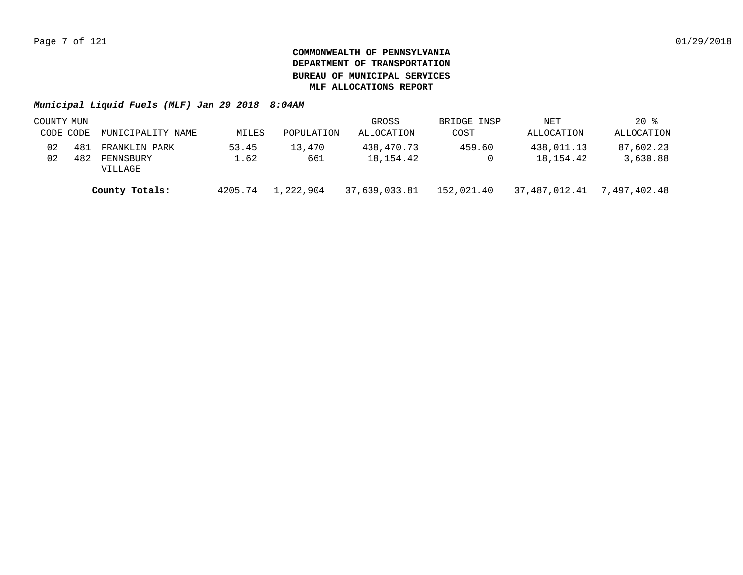**COMMONWEALTH OF PENNSYLVANIA**
**DEPARTMENT OF TRANSPORTATION**
**BUREAU OF MUNICIPAL SERVICES**
**MLF ALLOCATIONS REPORT**

***Municipal Liquid Fuels (MLF) Jan 29 2018 8:04AM***

| COUNTY CODE | MUN CODE | MUNICIPALITY NAME | MILES | POPULATION | GROSS ALLOCATION | BRIDGE INSP COST | NET ALLOCATION | 20 % ALLOCATION |
|---|---|---|---|---|---|---|---|---|
| 02 | 481 | FRANKLIN PARK | 53.45 | 13,470 | 438,470.73 | 459.60 | 438,011.13 | 87,602.23 |
| 02 | 482 | PENNSBURY VILLAGE | 1.62 | 661 | 18,154.42 | 0 | 18,154.42 | 3,630.88 |
| | | **County Totals:** | 4205.74 | 1,222,904 | 37,639,033.81 | 152,021.40 | 37,487,012.41 | 7,497,402.48 |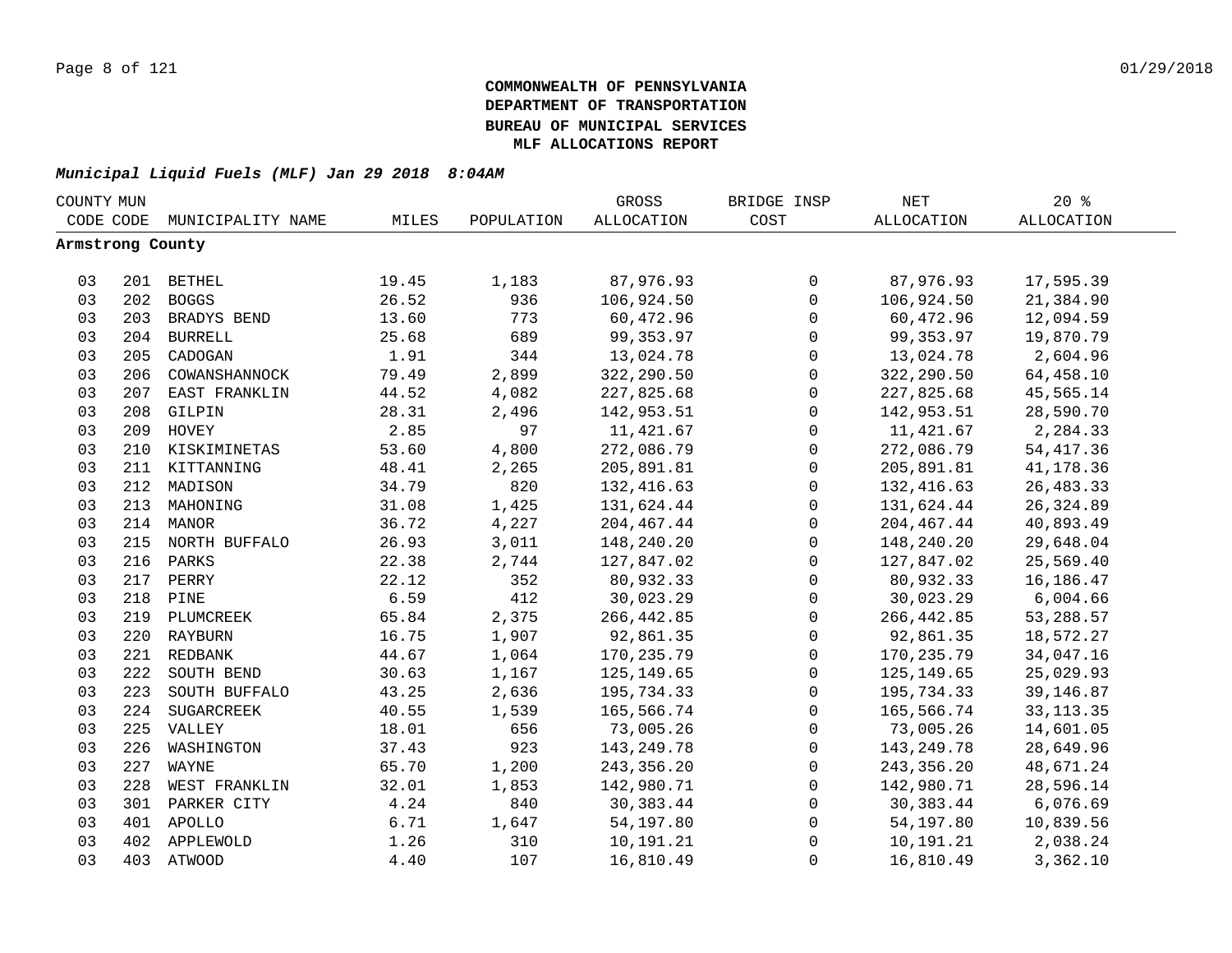# COMMONWEALTH OF PENNSYLVANIA
## DEPARTMENT OF TRANSPORTATION
## BUREAU OF MUNICIPAL SERVICES
## MLF ALLOCATIONS REPORT

***Municipal Liquid Fuels (MLF) Jan 29 2018 8:04AM***

| COUNTY CODE | MUN CODE | MUNICIPALITY NAME | MILES | POPULATION | GROSS ALLOCATION | BRIDGE INSP COST | NET ALLOCATION | 20 % ALLOCATION |
|---|---|---|---|---|---|---|---|---|
| **Armstrong County** | | | | | | | | |
| 03 | 201 | BETHEL | 19.45 | 1,183 | 87,976.93 | 0 | 87,976.93 | 17,595.39 |
| 03 | 202 | BOGGS | 26.52 | 936 | 106,924.50 | 0 | 106,924.50 | 21,384.90 |
| 03 | 203 | BRADYS BEND | 13.60 | 773 | 60,472.96 | 0 | 60,472.96 | 12,094.59 |
| 03 | 204 | BURRELL | 25.68 | 689 | 99,353.97 | 0 | 99,353.97 | 19,870.79 |
| 03 | 205 | CADOGAN | 1.91 | 344 | 13,024.78 | 0 | 13,024.78 | 2,604.96 |
| 03 | 206 | COWANSHANNOCK | 79.49 | 2,899 | 322,290.50 | 0 | 322,290.50 | 64,458.10 |
| 03 | 207 | EAST FRANKLIN | 44.52 | 4,082 | 227,825.68 | 0 | 227,825.68 | 45,565.14 |
| 03 | 208 | GILPIN | 28.31 | 2,496 | 142,953.51 | 0 | 142,953.51 | 28,590.70 |
| 03 | 209 | HOVEY | 2.85 | 97 | 11,421.67 | 0 | 11,421.67 | 2,284.33 |
| 03 | 210 | KISKIMINETAS | 53.60 | 4,800 | 272,086.79 | 0 | 272,086.79 | 54,417.36 |
| 03 | 211 | KITTANNING | 48.41 | 2,265 | 205,891.81 | 0 | 205,891.81 | 41,178.36 |
| 03 | 212 | MADISON | 34.79 | 820 | 132,416.63 | 0 | 132,416.63 | 26,483.33 |
| 03 | 213 | MAHONING | 31.08 | 1,425 | 131,624.44 | 0 | 131,624.44 | 26,324.89 |
| 03 | 214 | MANOR | 36.72 | 4,227 | 204,467.44 | 0 | 204,467.44 | 40,893.49 |
| 03 | 215 | NORTH BUFFALO | 26.93 | 3,011 | 148,240.20 | 0 | 148,240.20 | 29,648.04 |
| 03 | 216 | PARKS | 22.38 | 2,744 | 127,847.02 | 0 | 127,847.02 | 25,569.40 |
| 03 | 217 | PERRY | 22.12 | 352 | 80,932.33 | 0 | 80,932.33 | 16,186.47 |
| 03 | 218 | PINE | 6.59 | 412 | 30,023.29 | 0 | 30,023.29 | 6,004.66 |
| 03 | 219 | PLUMCREEK | 65.84 | 2,375 | 266,442.85 | 0 | 266,442.85 | 53,288.57 |
| 03 | 220 | RAYBURN | 16.75 | 1,907 | 92,861.35 | 0 | 92,861.35 | 18,572.27 |
| 03 | 221 | REDBANK | 44.67 | 1,064 | 170,235.79 | 0 | 170,235.79 | 34,047.16 |
| 03 | 222 | SOUTH BEND | 30.63 | 1,167 | 125,149.65 | 0 | 125,149.65 | 25,029.93 |
| 03 | 223 | SOUTH BUFFALO | 43.25 | 2,636 | 195,734.33 | 0 | 195,734.33 | 39,146.87 |
| 03 | 224 | SUGARCREEK | 40.55 | 1,539 | 165,566.74 | 0 | 165,566.74 | 33,113.35 |
| 03 | 225 | VALLEY | 18.01 | 656 | 73,005.26 | 0 | 73,005.26 | 14,601.05 |
| 03 | 226 | WASHINGTON | 37.43 | 923 | 143,249.78 | 0 | 143,249.78 | 28,649.96 |
| 03 | 227 | WAYNE | 65.70 | 1,200 | 243,356.20 | 0 | 243,356.20 | 48,671.24 |
| 03 | 228 | WEST FRANKLIN | 32.01 | 1,853 | 142,980.71 | 0 | 142,980.71 | 28,596.14 |
| 03 | 301 | PARKER CITY | 4.24 | 840 | 30,383.44 | 0 | 30,383.44 | 6,076.69 |
| 03 | 401 | APOLLO | 6.71 | 1,647 | 54,197.80 | 0 | 54,197.80 | 10,839.56 |
| 03 | 402 | APPLEWOLD | 1.26 | 310 | 10,191.21 | 0 | 10,191.21 | 2,038.24 |
| 03 | 403 | ATWOOD | 4.40 | 107 | 16,810.49 | 0 | 16,810.49 | 3,362.10 |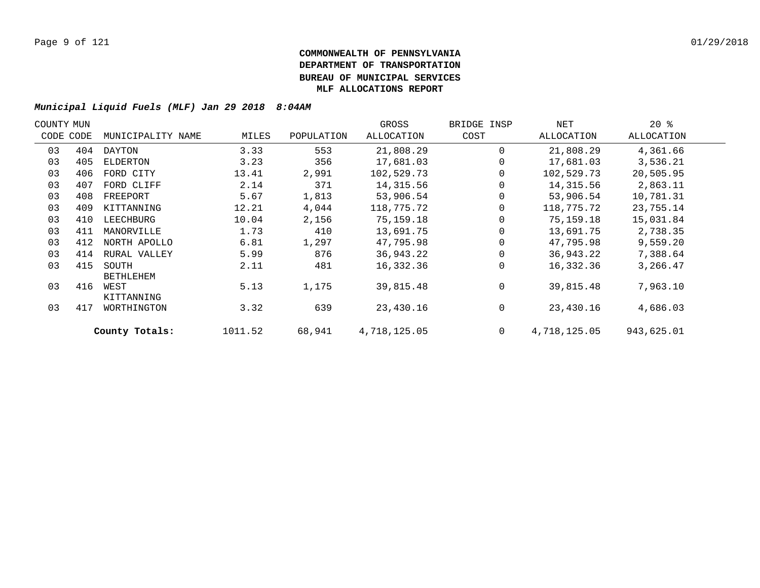**COMMONWEALTH OF PENNSYLVANIA**
**DEPARTMENT OF TRANSPORTATION**
**BUREAU OF MUNICIPAL SERVICES**
**MLF ALLOCATIONS REPORT**

***Municipal Liquid Fuels (MLF) Jan 29 2018 8:04AM***

| COUNTY CODE | MUN CODE | MUNICIPALITY NAME | MILES | POPULATION | GROSS ALLOCATION | BRIDGE INSP COST | NET ALLOCATION | 20 % ALLOCATION |
|---|---|---|---|---|---|---|---|---|
| 03 | 404 | DAYTON | 3.33 | 553 | 21,808.29 | 0 | 21,808.29 | 4,361.66 |
| 03 | 405 | ELDERTON | 3.23 | 356 | 17,681.03 | 0 | 17,681.03 | 3,536.21 |
| 03 | 406 | FORD CITY | 13.41 | 2,991 | 102,529.73 | 0 | 102,529.73 | 20,505.95 |
| 03 | 407 | FORD CLIFF | 2.14 | 371 | 14,315.56 | 0 | 14,315.56 | 2,863.11 |
| 03 | 408 | FREEPORT | 5.67 | 1,813 | 53,906.54 | 0 | 53,906.54 | 10,781.31 |
| 03 | 409 | KITTANNING | 12.21 | 4,044 | 118,775.72 | 0 | 118,775.72 | 23,755.14 |
| 03 | 410 | LEECHBURG | 10.04 | 2,156 | 75,159.18 | 0 | 75,159.18 | 15,031.84 |
| 03 | 411 | MANORVILLE | 1.73 | 410 | 13,691.75 | 0 | 13,691.75 | 2,738.35 |
| 03 | 412 | NORTH APOLLO | 6.81 | 1,297 | 47,795.98 | 0 | 47,795.98 | 9,559.20 |
| 03 | 414 | RURAL VALLEY | 5.99 | 876 | 36,943.22 | 0 | 36,943.22 | 7,388.64 |
| 03 | 415 | SOUTH BETHLEHEM | 2.11 | 481 | 16,332.36 | 0 | 16,332.36 | 3,266.47 |
| 03 | 416 | WEST KITTANNING | 5.13 | 1,175 | 39,815.48 | 0 | 39,815.48 | 7,963.10 |
| 03 | 417 | WORTHINGTON | 3.32 | 639 | 23,430.16 | 0 | 23,430.16 | 4,686.03 |
| | | **County Totals:** | 1011.52 | 68,941 | 4,718,125.05 | 0 | 4,718,125.05 | 943,625.01 |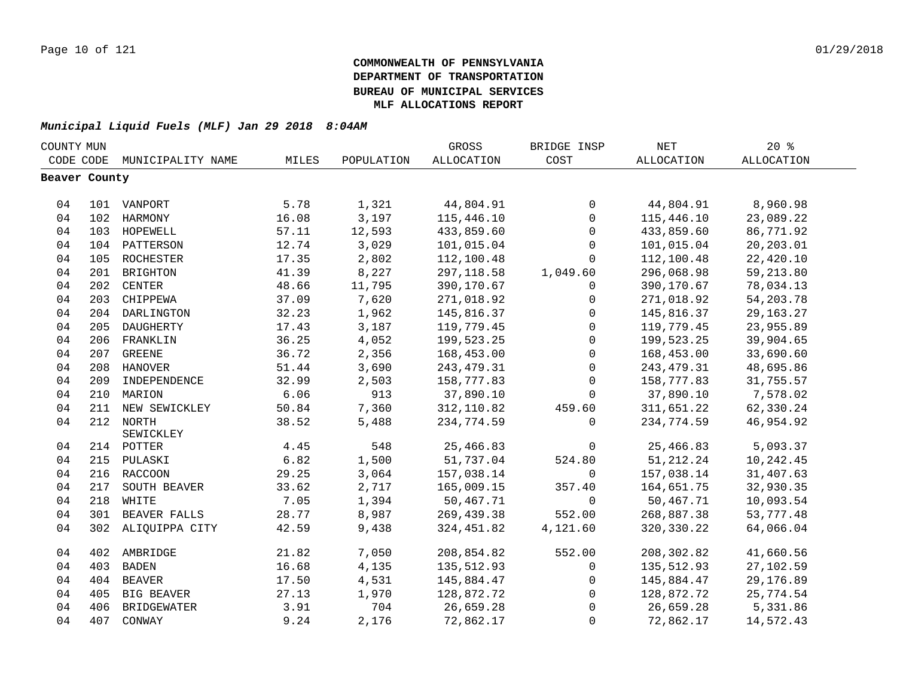**COMMONWEALTH OF PENNSYLVANIA**
**DEPARTMENT OF TRANSPORTATION**
**BUREAU OF MUNICIPAL SERVICES**
**MLF ALLOCATIONS REPORT**

***Municipal Liquid Fuels (MLF) Jan 29 2018 8:04AM***

| COUNTY CODE | MUN CODE | MUNICIPALITY NAME | MILES | POPULATION | GROSS ALLOCATION | BRIDGE INSP COST | NET ALLOCATION | 20 % ALLOCATION |
|---|---|---|---|---|---|---|---|---|
| **Beaver County** | | | | | | | | |
| 04 | 101 | VANPORT | 5.78 | 1,321 | 44,804.91 | 0 | 44,804.91 | 8,960.98 |
| 04 | 102 | HARMONY | 16.08 | 3,197 | 115,446.10 | 0 | 115,446.10 | 23,089.22 |
| 04 | 103 | HOPEWELL | 57.11 | 12,593 | 433,859.60 | 0 | 433,859.60 | 86,771.92 |
| 04 | 104 | PATTERSON | 12.74 | 3,029 | 101,015.04 | 0 | 101,015.04 | 20,203.01 |
| 04 | 105 | ROCHESTER | 17.35 | 2,802 | 112,100.48 | 0 | 112,100.48 | 22,420.10 |
| 04 | 201 | BRIGHTON | 41.39 | 8,227 | 297,118.58 | 1,049.60 | 296,068.98 | 59,213.80 |
| 04 | 202 | CENTER | 48.66 | 11,795 | 390,170.67 | 0 | 390,170.67 | 78,034.13 |
| 04 | 203 | CHIPPEWA | 37.09 | 7,620 | 271,018.92 | 0 | 271,018.92 | 54,203.78 |
| 04 | 204 | DARLINGTON | 32.23 | 1,962 | 145,816.37 | 0 | 145,816.37 | 29,163.27 |
| 04 | 205 | DAUGHERTY | 17.43 | 3,187 | 119,779.45 | 0 | 119,779.45 | 23,955.89 |
| 04 | 206 | FRANKLIN | 36.25 | 4,052 | 199,523.25 | 0 | 199,523.25 | 39,904.65 |
| 04 | 207 | GREENE | 36.72 | 2,356 | 168,453.00 | 0 | 168,453.00 | 33,690.60 |
| 04 | 208 | HANOVER | 51.44 | 3,690 | 243,479.31 | 0 | 243,479.31 | 48,695.86 |
| 04 | 209 | INDEPENDENCE | 32.99 | 2,503 | 158,777.83 | 0 | 158,777.83 | 31,755.57 |
| 04 | 210 | MARION | 6.06 | 913 | 37,890.10 | 0 | 37,890.10 | 7,578.02 |
| 04 | 211 | NEW SEWICKLEY | 50.84 | 7,360 | 312,110.82 | 459.60 | 311,651.22 | 62,330.24 |
| 04 | 212 | NORTH SEWICKLEY | 38.52 | 5,488 | 234,774.59 | 0 | 234,774.59 | 46,954.92 |
| 04 | 214 | POTTER | 4.45 | 548 | 25,466.83 | 0 | 25,466.83 | 5,093.37 |
| 04 | 215 | PULASKI | 6.82 | 1,500 | 51,737.04 | 524.80 | 51,212.24 | 10,242.45 |
| 04 | 216 | RACCOON | 29.25 | 3,064 | 157,038.14 | 0 | 157,038.14 | 31,407.63 |
| 04 | 217 | SOUTH BEAVER | 33.62 | 2,717 | 165,009.15 | 357.40 | 164,651.75 | 32,930.35 |
| 04 | 218 | WHITE | 7.05 | 1,394 | 50,467.71 | 0 | 50,467.71 | 10,093.54 |
| 04 | 301 | BEAVER FALLS | 28.77 | 8,987 | 269,439.38 | 552.00 | 268,887.38 | 53,777.48 |
| 04 | 302 | ALIQUIPPA CITY | 42.59 | 9,438 | 324,451.82 | 4,121.60 | 320,330.22 | 64,066.04 |
| 04 | 402 | AMBRIDGE | 21.82 | 7,050 | 208,854.82 | 552.00 | 208,302.82 | 41,660.56 |
| 04 | 403 | BADEN | 16.68 | 4,135 | 135,512.93 | 0 | 135,512.93 | 27,102.59 |
| 04 | 404 | BEAVER | 17.50 | 4,531 | 145,884.47 | 0 | 145,884.47 | 29,176.89 |
| 04 | 405 | BIG BEAVER | 27.13 | 1,970 | 128,872.72 | 0 | 128,872.72 | 25,774.54 |
| 04 | 406 | BRIDGEWATER | 3.91 | 704 | 26,659.28 | 0 | 26,659.28 | 5,331.86 |
| 04 | 407 | CONWAY | 9.24 | 2,176 | 72,862.17 | 0 | 72,862.17 | 14,572.43 |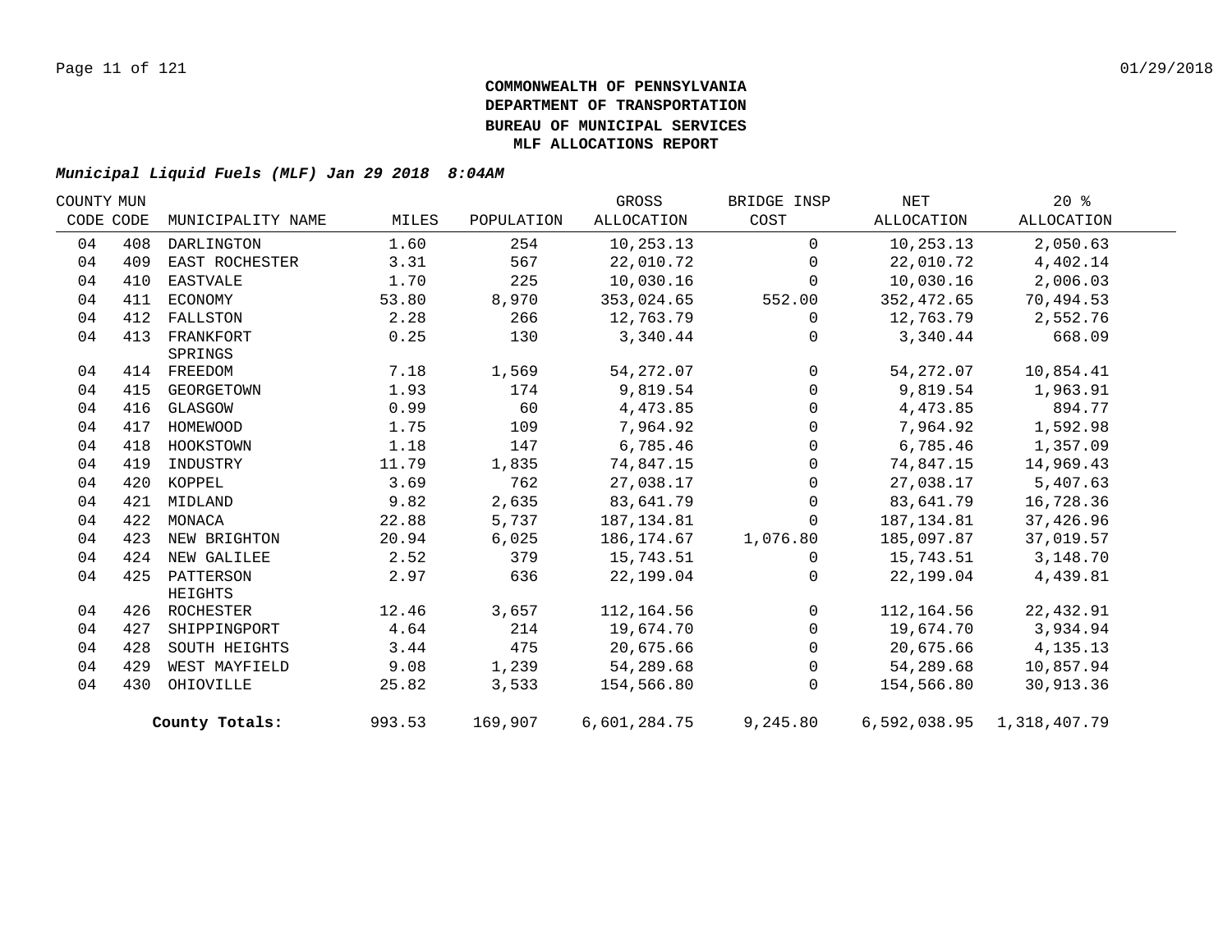**COMMONWEALTH OF PENNSYLVANIA**
**DEPARTMENT OF TRANSPORTATION**
**BUREAU OF MUNICIPAL SERVICES**
**MLF ALLOCATIONS REPORT**

***Municipal Liquid Fuels (MLF) Jan 29 2018 8:04AM***

| COUNTY CODE | MUN CODE | MUNICIPALITY NAME | MILES | POPULATION | GROSS ALLOCATION | BRIDGE INSP COST | NET ALLOCATION | 20 % ALLOCATION |
|---|---|---|---|---|---|---|---|---|
| 04 | 408 | DARLINGTON | 1.60 | 254 | 10,253.13 | 0 | 10,253.13 | 2,050.63 |
| 04 | 409 | EAST ROCHESTER | 3.31 | 567 | 22,010.72 | 0 | 22,010.72 | 4,402.14 |
| 04 | 410 | EASTVALE | 1.70 | 225 | 10,030.16 | 0 | 10,030.16 | 2,006.03 |
| 04 | 411 | ECONOMY | 53.80 | 8,970 | 353,024.65 | 552.00 | 352,472.65 | 70,494.53 |
| 04 | 412 | FALLSTON | 2.28 | 266 | 12,763.79 | 0 | 12,763.79 | 2,552.76 |
| 04 | 413 | FRANKFORT SPRINGS | 0.25 | 130 | 3,340.44 | 0 | 3,340.44 | 668.09 |
| 04 | 414 | FREEDOM | 7.18 | 1,569 | 54,272.07 | 0 | 54,272.07 | 10,854.41 |
| 04 | 415 | GEORGETOWN | 1.93 | 174 | 9,819.54 | 0 | 9,819.54 | 1,963.91 |
| 04 | 416 | GLASGOW | 0.99 | 60 | 4,473.85 | 0 | 4,473.85 | 894.77 |
| 04 | 417 | HOMEWOOD | 1.75 | 109 | 7,964.92 | 0 | 7,964.92 | 1,592.98 |
| 04 | 418 | HOOKSTOWN | 1.18 | 147 | 6,785.46 | 0 | 6,785.46 | 1,357.09 |
| 04 | 419 | INDUSTRY | 11.79 | 1,835 | 74,847.15 | 0 | 74,847.15 | 14,969.43 |
| 04 | 420 | KOPPEL | 3.69 | 762 | 27,038.17 | 0 | 27,038.17 | 5,407.63 |
| 04 | 421 | MIDLAND | 9.82 | 2,635 | 83,641.79 | 0 | 83,641.79 | 16,728.36 |
| 04 | 422 | MONACA | 22.88 | 5,737 | 187,134.81 | 0 | 187,134.81 | 37,426.96 |
| 04 | 423 | NEW BRIGHTON | 20.94 | 6,025 | 186,174.67 | 1,076.80 | 185,097.87 | 37,019.57 |
| 04 | 424 | NEW GALILEE | 2.52 | 379 | 15,743.51 | 0 | 15,743.51 | 3,148.70 |
| 04 | 425 | PATTERSON HEIGHTS | 2.97 | 636 | 22,199.04 | 0 | 22,199.04 | 4,439.81 |
| 04 | 426 | ROCHESTER | 12.46 | 3,657 | 112,164.56 | 0 | 112,164.56 | 22,432.91 |
| 04 | 427 | SHIPPINGPORT | 4.64 | 214 | 19,674.70 | 0 | 19,674.70 | 3,934.94 |
| 04 | 428 | SOUTH HEIGHTS | 3.44 | 475 | 20,675.66 | 0 | 20,675.66 | 4,135.13 |
| 04 | 429 | WEST MAYFIELD | 9.08 | 1,239 | 54,289.68 | 0 | 54,289.68 | 10,857.94 |
| 04 | 430 | OHIOVILLE | 25.82 | 3,533 | 154,566.80 | 0 | 154,566.80 | 30,913.36 |
| | | **County Totals:** | 993.53 | 169,907 | 6,601,284.75 | 9,245.80 | 6,592,038.95 | 1,318,407.79 |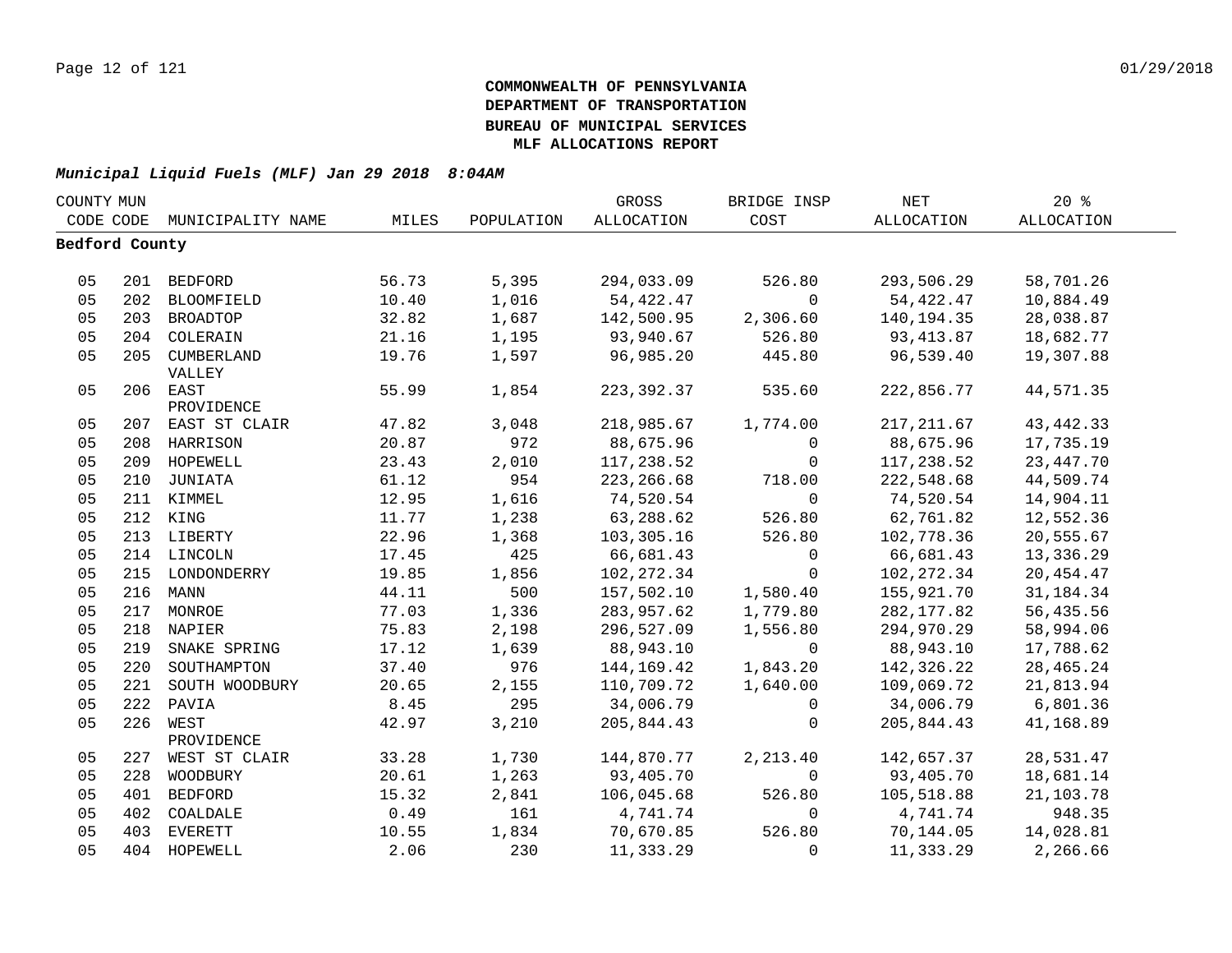**COMMONWEALTH OF PENNSYLVANIA**
**DEPARTMENT OF TRANSPORTATION**
**BUREAU OF MUNICIPAL SERVICES**
**MLF ALLOCATIONS REPORT**

***Municipal Liquid Fuels (MLF) Jan 29 2018 8:04AM***

| COUNTY CODE | MUN CODE | MUNICIPALITY NAME | MILES | POPULATION | GROSS ALLOCATION | BRIDGE INSP COST | NET ALLOCATION | 20 % ALLOCATION |
|---|---|---|---|---|---|---|---|---|
| **Bedford County** | | | | | | | | |
| 05 | 201 | BEDFORD | 56.73 | 5,395 | 294,033.09 | 526.80 | 293,506.29 | 58,701.26 |
| 05 | 202 | BLOOMFIELD | 10.40 | 1,016 | 54,422.47 | 0 | 54,422.47 | 10,884.49 |
| 05 | 203 | BROADTOP | 32.82 | 1,687 | 142,500.95 | 2,306.60 | 140,194.35 | 28,038.87 |
| 05 | 204 | COLERAIN | 21.16 | 1,195 | 93,940.67 | 526.80 | 93,413.87 | 18,682.77 |
| 05 | 205 | CUMBERLAND VALLEY | 19.76 | 1,597 | 96,985.20 | 445.80 | 96,539.40 | 19,307.88 |
| 05 | 206 | EAST PROVIDENCE | 55.99 | 1,854 | 223,392.37 | 535.60 | 222,856.77 | 44,571.35 |
| 05 | 207 | EAST ST CLAIR | 47.82 | 3,048 | 218,985.67 | 1,774.00 | 217,211.67 | 43,442.33 |
| 05 | 208 | HARRISON | 20.87 | 972 | 88,675.96 | 0 | 88,675.96 | 17,735.19 |
| 05 | 209 | HOPEWELL | 23.43 | 2,010 | 117,238.52 | 0 | 117,238.52 | 23,447.70 |
| 05 | 210 | JUNIATA | 61.12 | 954 | 223,266.68 | 718.00 | 222,548.68 | 44,509.74 |
| 05 | 211 | KIMMEL | 12.95 | 1,616 | 74,520.54 | 0 | 74,520.54 | 14,904.11 |
| 05 | 212 | KING | 11.77 | 1,238 | 63,288.62 | 526.80 | 62,761.82 | 12,552.36 |
| 05 | 213 | LIBERTY | 22.96 | 1,368 | 103,305.16 | 526.80 | 102,778.36 | 20,555.67 |
| 05 | 214 | LINCOLN | 17.45 | 425 | 66,681.43 | 0 | 66,681.43 | 13,336.29 |
| 05 | 215 | LONDONDERRY | 19.85 | 1,856 | 102,272.34 | 0 | 102,272.34 | 20,454.47 |
| 05 | 216 | MANN | 44.11 | 500 | 157,502.10 | 1,580.40 | 155,921.70 | 31,184.34 |
| 05 | 217 | MONROE | 77.03 | 1,336 | 283,957.62 | 1,779.80 | 282,177.82 | 56,435.56 |
| 05 | 218 | NAPIER | 75.83 | 2,198 | 296,527.09 | 1,556.80 | 294,970.29 | 58,994.06 |
| 05 | 219 | SNAKE SPRING | 17.12 | 1,639 | 88,943.10 | 0 | 88,943.10 | 17,788.62 |
| 05 | 220 | SOUTHAMPTON | 37.40 | 976 | 144,169.42 | 1,843.20 | 142,326.22 | 28,465.24 |
| 05 | 221 | SOUTH WOODBURY | 20.65 | 2,155 | 110,709.72 | 1,640.00 | 109,069.72 | 21,813.94 |
| 05 | 222 | PAVIA | 8.45 | 295 | 34,006.79 | 0 | 34,006.79 | 6,801.36 |
| 05 | 226 | WEST PROVIDENCE | 42.97 | 3,210 | 205,844.43 | 0 | 205,844.43 | 41,168.89 |
| 05 | 227 | WEST ST CLAIR | 33.28 | 1,730 | 144,870.77 | 2,213.40 | 142,657.37 | 28,531.47 |
| 05 | 228 | WOODBURY | 20.61 | 1,263 | 93,405.70 | 0 | 93,405.70 | 18,681.14 |
| 05 | 401 | BEDFORD | 15.32 | 2,841 | 106,045.68 | 526.80 | 105,518.88 | 21,103.78 |
| 05 | 402 | COALDALE | 0.49 | 161 | 4,741.74 | 0 | 4,741.74 | 948.35 |
| 05 | 403 | EVERETT | 10.55 | 1,834 | 70,670.85 | 526.80 | 70,144.05 | 14,028.81 |
| 05 | 404 | HOPEWELL | 2.06 | 230 | 11,333.29 | 0 | 11,333.29 | 2,266.66 |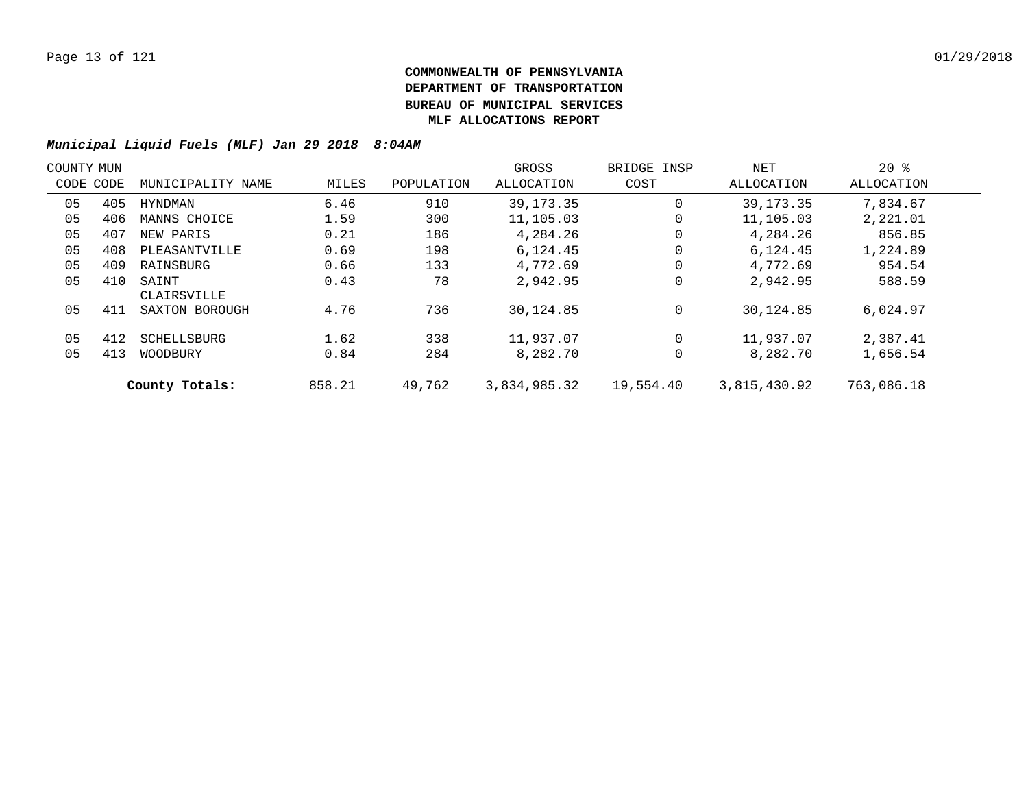**COMMONWEALTH OF PENNSYLVANIA**
**DEPARTMENT OF TRANSPORTATION**
**BUREAU OF MUNICIPAL SERVICES**
**MLF ALLOCATIONS REPORT**

***Municipal Liquid Fuels (MLF) Jan 29 2018 8:04AM***

| COUNTY CODE | MUN CODE | MUNICIPALITY NAME | MILES | POPULATION | GROSS ALLOCATION | BRIDGE INSP COST | NET ALLOCATION | 20 % ALLOCATION |
|---|---|---|---|---|---|---|---|---|
| 05 | 405 | HYNDMAN | 6.46 | 910 | 39,173.35 | 0 | 39,173.35 | 7,834.67 |
| 05 | 406 | MANNS CHOICE | 1.59 | 300 | 11,105.03 | 0 | 11,105.03 | 2,221.01 |
| 05 | 407 | NEW PARIS | 0.21 | 186 | 4,284.26 | 0 | 4,284.26 | 856.85 |
| 05 | 408 | PLEASANTVILLE | 0.69 | 198 | 6,124.45 | 0 | 6,124.45 | 1,224.89 |
| 05 | 409 | RAINSBURG | 0.66 | 133 | 4,772.69 | 0 | 4,772.69 | 954.54 |
| 05 | 410 | SAINT CLAIRSVILLE | 0.43 | 78 | 2,942.95 | 0 | 2,942.95 | 588.59 |
| 05 | 411 | SAXTON BOROUGH | 4.76 | 736 | 30,124.85 | 0 | 30,124.85 | 6,024.97 |
| 05 | 412 | SCHELLSBURG | 1.62 | 338 | 11,937.07 | 0 | 11,937.07 | 2,387.41 |
| 05 | 413 | WOODBURY | 0.84 | 284 | 8,282.70 | 0 | 8,282.70 | 1,656.54 |
| | | **County Totals:** | 858.21 | 49,762 | 3,834,985.32 | 19,554.40 | 3,815,430.92 | 763,086.18 |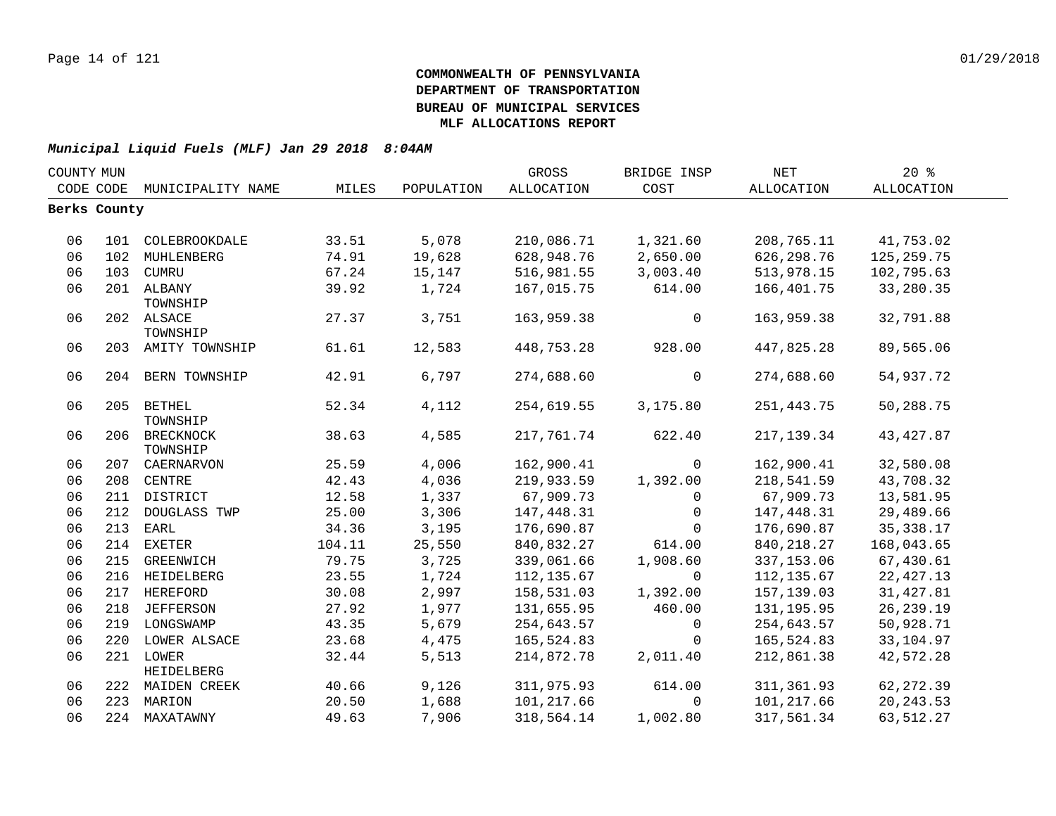**COMMONWEALTH OF PENNSYLVANIA**
**DEPARTMENT OF TRANSPORTATION**
**BUREAU OF MUNICIPAL SERVICES**
**MLF ALLOCATIONS REPORT**

***Municipal Liquid Fuels (MLF) Jan 29 2018 8:04AM***

| COUNTY CODE | MUN CODE | MUNICIPALITY NAME | MILES | POPULATION | GROSS ALLOCATION | BRIDGE INSP COST | NET ALLOCATION | 20 % ALLOCATION |
|---|---|---|---|---|---|---|---|---|
| **Berks County** | | | | | | | | |
| 06 | 101 | COLEBROOKDALE | 33.51 | 5,078 | 210,086.71 | 1,321.60 | 208,765.11 | 41,753.02 |
| 06 | 102 | MUHLENBERG | 74.91 | 19,628 | 628,948.76 | 2,650.00 | 626,298.76 | 125,259.75 |
| 06 | 103 | CUMRU | 67.24 | 15,147 | 516,981.55 | 3,003.40 | 513,978.15 | 102,795.63 |
| 06 | 201 | ALBANY TOWNSHIP | 39.92 | 1,724 | 167,015.75 | 614.00 | 166,401.75 | 33,280.35 |
| 06 | 202 | ALSACE TOWNSHIP | 27.37 | 3,751 | 163,959.38 | 0 | 163,959.38 | 32,791.88 |
| 06 | 203 | AMITY TOWNSHIP | 61.61 | 12,583 | 448,753.28 | 928.00 | 447,825.28 | 89,565.06 |
| 06 | 204 | BERN TOWNSHIP | 42.91 | 6,797 | 274,688.60 | 0 | 274,688.60 | 54,937.72 |
| 06 | 205 | BETHEL TOWNSHIP | 52.34 | 4,112 | 254,619.55 | 3,175.80 | 251,443.75 | 50,288.75 |
| 06 | 206 | BRECKNOCK TOWNSHIP | 38.63 | 4,585 | 217,761.74 | 622.40 | 217,139.34 | 43,427.87 |
| 06 | 207 | CAERNARVON | 25.59 | 4,006 | 162,900.41 | 0 | 162,900.41 | 32,580.08 |
| 06 | 208 | CENTRE | 42.43 | 4,036 | 219,933.59 | 1,392.00 | 218,541.59 | 43,708.32 |
| 06 | 211 | DISTRICT | 12.58 | 1,337 | 67,909.73 | 0 | 67,909.73 | 13,581.95 |
| 06 | 212 | DOUGLASS TWP | 25.00 | 3,306 | 147,448.31 | 0 | 147,448.31 | 29,489.66 |
| 06 | 213 | EARL | 34.36 | 3,195 | 176,690.87 | 0 | 176,690.87 | 35,338.17 |
| 06 | 214 | EXETER | 104.11 | 25,550 | 840,832.27 | 614.00 | 840,218.27 | 168,043.65 |
| 06 | 215 | GREENWICH | 79.75 | 3,725 | 339,061.66 | 1,908.60 | 337,153.06 | 67,430.61 |
| 06 | 216 | HEIDELBERG | 23.55 | 1,724 | 112,135.67 | 0 | 112,135.67 | 22,427.13 |
| 06 | 217 | HEREFORD | 30.08 | 2,997 | 158,531.03 | 1,392.00 | 157,139.03 | 31,427.81 |
| 06 | 218 | JEFFERSON | 27.92 | 1,977 | 131,655.95 | 460.00 | 131,195.95 | 26,239.19 |
| 06 | 219 | LONGSWAMP | 43.35 | 5,679 | 254,643.57 | 0 | 254,643.57 | 50,928.71 |
| 06 | 220 | LOWER ALSACE | 23.68 | 4,475 | 165,524.83 | 0 | 165,524.83 | 33,104.97 |
| 06 | 221 | LOWER HEIDELBERG | 32.44 | 5,513 | 214,872.78 | 2,011.40 | 212,861.38 | 42,572.28 |
| 06 | 222 | MAIDEN CREEK | 40.66 | 9,126 | 311,975.93 | 614.00 | 311,361.93 | 62,272.39 |
| 06 | 223 | MARION | 20.50 | 1,688 | 101,217.66 | 0 | 101,217.66 | 20,243.53 |
| 06 | 224 | MAXATAWNY | 49.63 | 7,906 | 318,564.14 | 1,002.80 | 317,561.34 | 63,512.27 |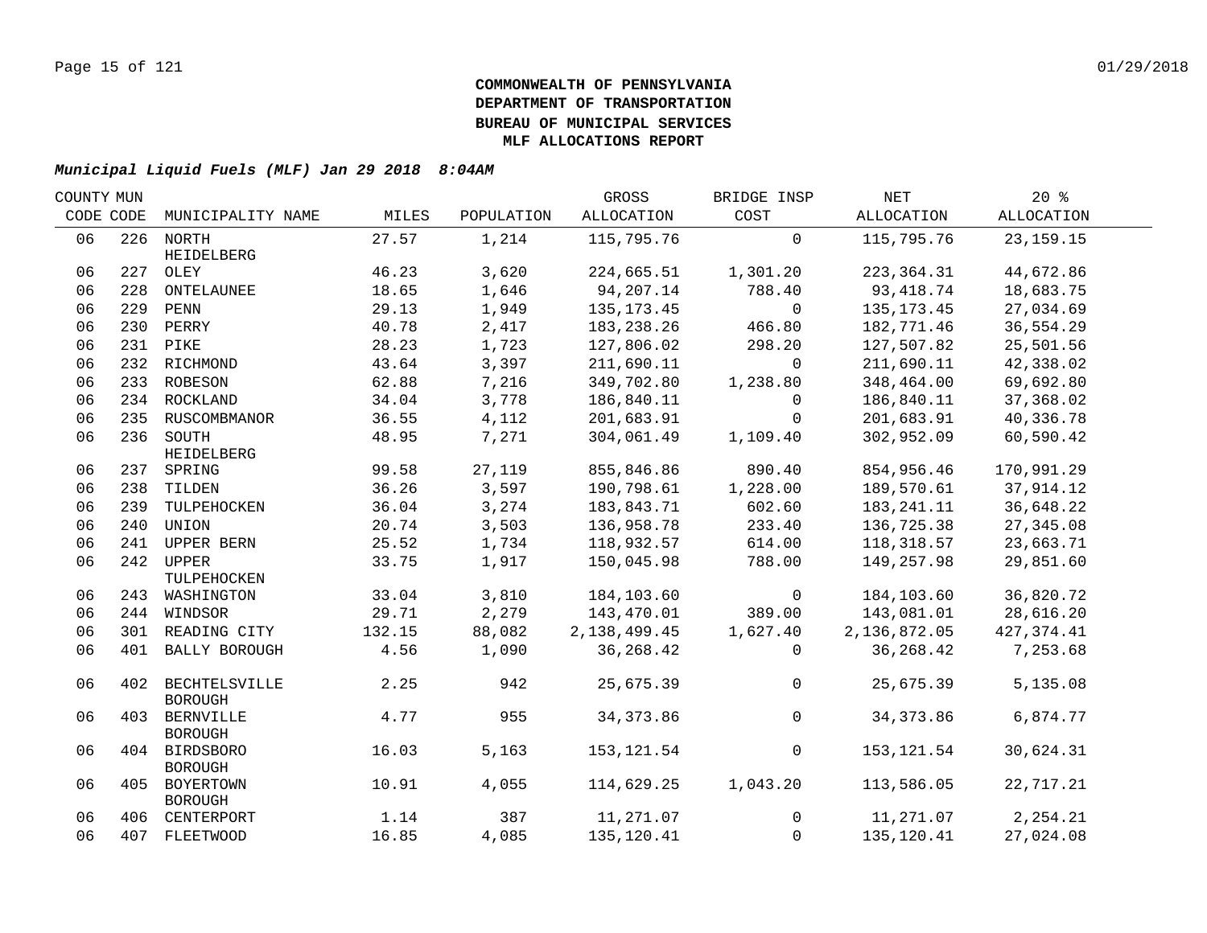**COMMONWEALTH OF PENNSYLVANIA**
**DEPARTMENT OF TRANSPORTATION**
**BUREAU OF MUNICIPAL SERVICES**
**MLF ALLOCATIONS REPORT**

***Municipal Liquid Fuels (MLF) Jan 29 2018 8:04AM***

| COUNTY CODE | MUN CODE | MUNICIPALITY NAME | MILES | POPULATION | GROSS ALLOCATION | BRIDGE INSP COST | NET ALLOCATION | 20 % ALLOCATION |
|---|---|---|---|---|---|---|---|---|
| 06 | 226 | NORTH HEIDELBERG | 27.57 | 1,214 | 115,795.76 | 0 | 115,795.76 | 23,159.15 |
| 06 | 227 | OLEY | 46.23 | 3,620 | 224,665.51 | 1,301.20 | 223,364.31 | 44,672.86 |
| 06 | 228 | ONTELAUNEE | 18.65 | 1,646 | 94,207.14 | 788.40 | 93,418.74 | 18,683.75 |
| 06 | 229 | PENN | 29.13 | 1,949 | 135,173.45 | 0 | 135,173.45 | 27,034.69 |
| 06 | 230 | PERRY | 40.78 | 2,417 | 183,238.26 | 466.80 | 182,771.46 | 36,554.29 |
| 06 | 231 | PIKE | 28.23 | 1,723 | 127,806.02 | 298.20 | 127,507.82 | 25,501.56 |
| 06 | 232 | RICHMOND | 43.64 | 3,397 | 211,690.11 | 0 | 211,690.11 | 42,338.02 |
| 06 | 233 | ROBESON | 62.88 | 7,216 | 349,702.80 | 1,238.80 | 348,464.00 | 69,692.80 |
| 06 | 234 | ROCKLAND | 34.04 | 3,778 | 186,840.11 | 0 | 186,840.11 | 37,368.02 |
| 06 | 235 | RUSCOMBMANOR | 36.55 | 4,112 | 201,683.91 | 0 | 201,683.91 | 40,336.78 |
| 06 | 236 | SOUTH HEIDELBERG | 48.95 | 7,271 | 304,061.49 | 1,109.40 | 302,952.09 | 60,590.42 |
| 06 | 237 | SPRING | 99.58 | 27,119 | 855,846.86 | 890.40 | 854,956.46 | 170,991.29 |
| 06 | 238 | TILDEN | 36.26 | 3,597 | 190,798.61 | 1,228.00 | 189,570.61 | 37,914.12 |
| 06 | 239 | TULPEHOCKEN | 36.04 | 3,274 | 183,843.71 | 602.60 | 183,241.11 | 36,648.22 |
| 06 | 240 | UNION | 20.74 | 3,503 | 136,958.78 | 233.40 | 136,725.38 | 27,345.08 |
| 06 | 241 | UPPER BERN | 25.52 | 1,734 | 118,932.57 | 614.00 | 118,318.57 | 23,663.71 |
| 06 | 242 | UPPER TULPEHOCKEN | 33.75 | 1,917 | 150,045.98 | 788.00 | 149,257.98 | 29,851.60 |
| 06 | 243 | WASHINGTON | 33.04 | 3,810 | 184,103.60 | 0 | 184,103.60 | 36,820.72 |
| 06 | 244 | WINDSOR | 29.71 | 2,279 | 143,470.01 | 389.00 | 143,081.01 | 28,616.20 |
| 06 | 301 | READING CITY | 132.15 | 88,082 | 2,138,499.45 | 1,627.40 | 2,136,872.05 | 427,374.41 |
| 06 | 401 | BALLY BOROUGH | 4.56 | 1,090 | 36,268.42 | 0 | 36,268.42 | 7,253.68 |
| 06 | 402 | BECHTELSVILLE BOROUGH | 2.25 | 942 | 25,675.39 | 0 | 25,675.39 | 5,135.08 |
| 06 | 403 | BERNVILLE BOROUGH | 4.77 | 955 | 34,373.86 | 0 | 34,373.86 | 6,874.77 |
| 06 | 404 | BIRDSBORO BOROUGH | 16.03 | 5,163 | 153,121.54 | 0 | 153,121.54 | 30,624.31 |
| 06 | 405 | BOYERTOWN BOROUGH | 10.91 | 4,055 | 114,629.25 | 1,043.20 | 113,586.05 | 22,717.21 |
| 06 | 406 | CENTERPORT | 1.14 | 387 | 11,271.07 | 0 | 11,271.07 | 2,254.21 |
| 06 | 407 | FLEETWOOD | 16.85 | 4,085 | 135,120.41 | 0 | 135,120.41 | 27,024.08 |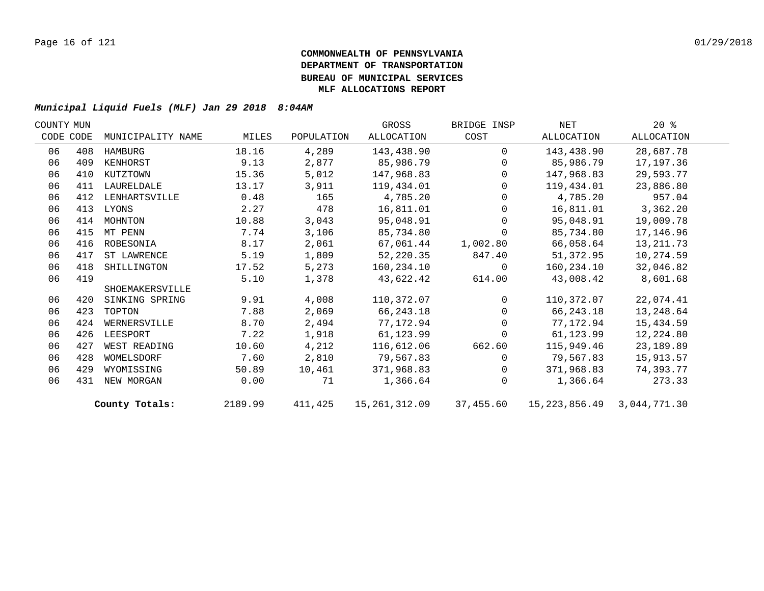**COMMONWEALTH OF PENNSYLVANIA**
**DEPARTMENT OF TRANSPORTATION**
**BUREAU OF MUNICIPAL SERVICES**
**MLF ALLOCATIONS REPORT**

***Municipal Liquid Fuels (MLF) Jan 29 2018 8:04AM***

| COUNTY CODE | MUN CODE | MUNICIPALITY NAME | MILES | POPULATION | GROSS ALLOCATION | BRIDGE INSP COST | NET ALLOCATION | 20 % ALLOCATION |
|---|---|---|---|---|---|---|---|---|
| 06 | 408 | HAMBURG | 18.16 | 4,289 | 143,438.90 | 0 | 143,438.90 | 28,687.78 |
| 06 | 409 | KENHORST | 9.13 | 2,877 | 85,986.79 | 0 | 85,986.79 | 17,197.36 |
| 06 | 410 | KUTZTOWN | 15.36 | 5,012 | 147,968.83 | 0 | 147,968.83 | 29,593.77 |
| 06 | 411 | LAURELDALE | 13.17 | 3,911 | 119,434.01 | 0 | 119,434.01 | 23,886.80 |
| 06 | 412 | LENHARTSVILLE | 0.48 | 165 | 4,785.20 | 0 | 4,785.20 | 957.04 |
| 06 | 413 | LYONS | 2.27 | 478 | 16,811.01 | 0 | 16,811.01 | 3,362.20 |
| 06 | 414 | MOHNTON | 10.88 | 3,043 | 95,048.91 | 0 | 95,048.91 | 19,009.78 |
| 06 | 415 | MT PENN | 7.74 | 3,106 | 85,734.80 | 0 | 85,734.80 | 17,146.96 |
| 06 | 416 | ROBESONIA | 8.17 | 2,061 | 67,061.44 | 1,002.80 | 66,058.64 | 13,211.73 |
| 06 | 417 | ST LAWRENCE | 5.19 | 1,809 | 52,220.35 | 847.40 | 51,372.95 | 10,274.59 |
| 06 | 418 | SHILLINGTON | 17.52 | 5,273 | 160,234.10 | 0 | 160,234.10 | 32,046.82 |
| 06 | 419 | SHOEMAKERSVILLE | 5.10 | 1,378 | 43,622.42 | 614.00 | 43,008.42 | 8,601.68 |
| 06 | 420 | SINKING SPRING | 9.91 | 4,008 | 110,372.07 | 0 | 110,372.07 | 22,074.41 |
| 06 | 423 | TOPTON | 7.88 | 2,069 | 66,243.18 | 0 | 66,243.18 | 13,248.64 |
| 06 | 424 | WERNERSVILLE | 8.70 | 2,494 | 77,172.94 | 0 | 77,172.94 | 15,434.59 |
| 06 | 426 | LEESPORT | 7.22 | 1,918 | 61,123.99 | 0 | 61,123.99 | 12,224.80 |
| 06 | 427 | WEST READING | 10.60 | 4,212 | 116,612.06 | 662.60 | 115,949.46 | 23,189.89 |
| 06 | 428 | WOMELSDORF | 7.60 | 2,810 | 79,567.83 | 0 | 79,567.83 | 15,913.57 |
| 06 | 429 | WYOMISSING | 50.89 | 10,461 | 371,968.83 | 0 | 371,968.83 | 74,393.77 |
| 06 | 431 | NEW MORGAN | 0.00 | 71 | 1,366.64 | 0 | 1,366.64 | 273.33 |
| | | **County Totals:** | 2189.99 | 411,425 | 15,261,312.09 | 37,455.60 | 15,223,856.49 | 3,044,771.30 |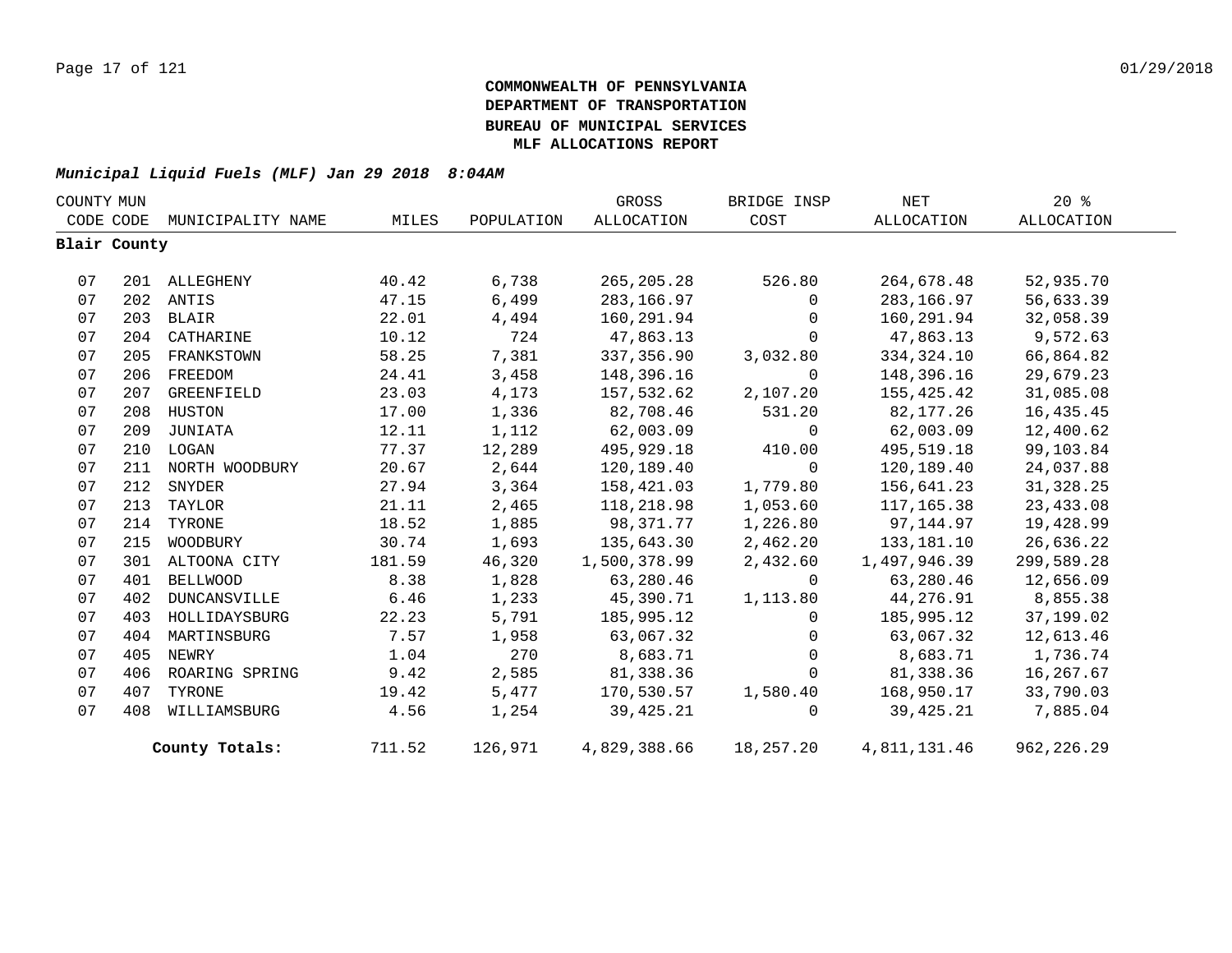**COMMONWEALTH OF PENNSYLVANIA**
**DEPARTMENT OF TRANSPORTATION**
**BUREAU OF MUNICIPAL SERVICES**
**MLF ALLOCATIONS REPORT**

***Municipal Liquid Fuels (MLF) Jan 29 2018 8:04AM***

| COUNTY CODE | MUN CODE | MUNICIPALITY NAME | MILES | POPULATION | GROSS ALLOCATION | BRIDGE INSP COST | NET ALLOCATION | 20 % ALLOCATION |
|---|---|---|---|---|---|---|---|---|
| **Blair County** | | | | | | | | |
| 07 | 201 | ALLEGHENY | 40.42 | 6,738 | 265,205.28 | 526.80 | 264,678.48 | 52,935.70 |
| 07 | 202 | ANTIS | 47.15 | 6,499 | 283,166.97 | 0 | 283,166.97 | 56,633.39 |
| 07 | 203 | BLAIR | 22.01 | 4,494 | 160,291.94 | 0 | 160,291.94 | 32,058.39 |
| 07 | 204 | CATHARINE | 10.12 | 724 | 47,863.13 | 0 | 47,863.13 | 9,572.63 |
| 07 | 205 | FRANKSTOWN | 58.25 | 7,381 | 337,356.90 | 3,032.80 | 334,324.10 | 66,864.82 |
| 07 | 206 | FREEDOM | 24.41 | 3,458 | 148,396.16 | 0 | 148,396.16 | 29,679.23 |
| 07 | 207 | GREENFIELD | 23.03 | 4,173 | 157,532.62 | 2,107.20 | 155,425.42 | 31,085.08 |
| 07 | 208 | HUSTON | 17.00 | 1,336 | 82,708.46 | 531.20 | 82,177.26 | 16,435.45 |
| 07 | 209 | JUNIATA | 12.11 | 1,112 | 62,003.09 | 0 | 62,003.09 | 12,400.62 |
| 07 | 210 | LOGAN | 77.37 | 12,289 | 495,929.18 | 410.00 | 495,519.18 | 99,103.84 |
| 07 | 211 | NORTH WOODBURY | 20.67 | 2,644 | 120,189.40 | 0 | 120,189.40 | 24,037.88 |
| 07 | 212 | SNYDER | 27.94 | 3,364 | 158,421.03 | 1,779.80 | 156,641.23 | 31,328.25 |
| 07 | 213 | TAYLOR | 21.11 | 2,465 | 118,218.98 | 1,053.60 | 117,165.38 | 23,433.08 |
| 07 | 214 | TYRONE | 18.52 | 1,885 | 98,371.77 | 1,226.80 | 97,144.97 | 19,428.99 |
| 07 | 215 | WOODBURY | 30.74 | 1,693 | 135,643.30 | 2,462.20 | 133,181.10 | 26,636.22 |
| 07 | 301 | ALTOONA CITY | 181.59 | 46,320 | 1,500,378.99 | 2,432.60 | 1,497,946.39 | 299,589.28 |
| 07 | 401 | BELLWOOD | 8.38 | 1,828 | 63,280.46 | 0 | 63,280.46 | 12,656.09 |
| 07 | 402 | DUNCANSVILLE | 6.46 | 1,233 | 45,390.71 | 1,113.80 | 44,276.91 | 8,855.38 |
| 07 | 403 | HOLLIDAYSBURG | 22.23 | 5,791 | 185,995.12 | 0 | 185,995.12 | 37,199.02 |
| 07 | 404 | MARTINSBURG | 7.57 | 1,958 | 63,067.32 | 0 | 63,067.32 | 12,613.46 |
| 07 | 405 | NEWRY | 1.04 | 270 | 8,683.71 | 0 | 8,683.71 | 1,736.74 |
| 07 | 406 | ROARING SPRING | 9.42 | 2,585 | 81,338.36 | 0 | 81,338.36 | 16,267.67 |
| 07 | 407 | TYRONE | 19.42 | 5,477 | 170,530.57 | 1,580.40 | 168,950.17 | 33,790.03 |
| 07 | 408 | WILLIAMSBURG | 4.56 | 1,254 | 39,425.21 | 0 | 39,425.21 | 7,885.04 |
| | | **County Totals:** | 711.52 | 126,971 | 4,829,388.66 | 18,257.20 | 4,811,131.46 | 962,226.29 |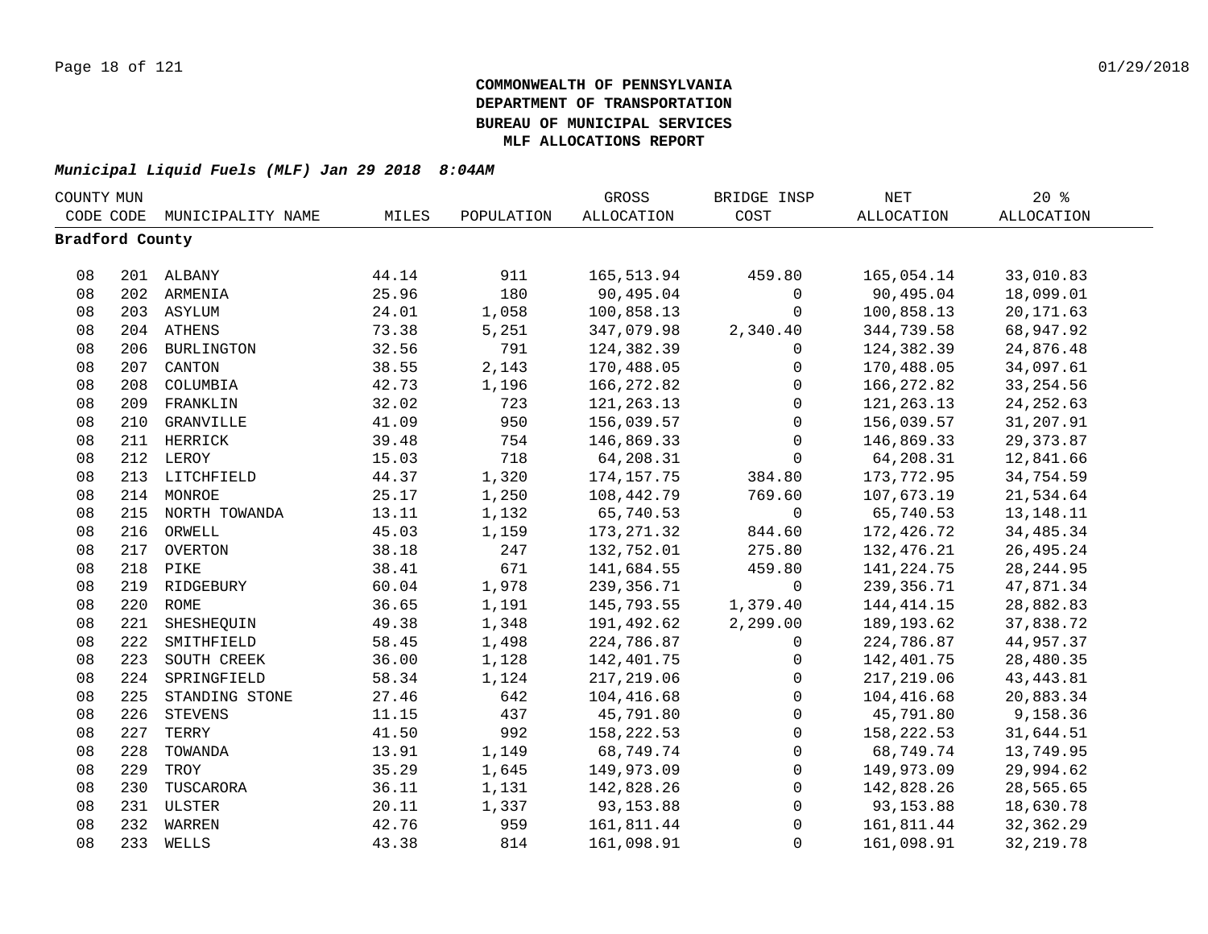**COMMONWEALTH OF PENNSYLVANIA**
**DEPARTMENT OF TRANSPORTATION**
**BUREAU OF MUNICIPAL SERVICES**
**MLF ALLOCATIONS REPORT**

***Municipal Liquid Fuels (MLF) Jan 29 2018 8:04AM***

| COUNTY CODE | MUN CODE | MUNICIPALITY NAME | MILES | POPULATION | GROSS ALLOCATION | BRIDGE INSP COST | NET ALLOCATION | 20 % ALLOCATION |
|---|---|---|---|---|---|---|---|---|
| **Bradford County** | | | | | | | | |
| 08 | 201 | ALBANY | 44.14 | 911 | 165,513.94 | 459.80 | 165,054.14 | 33,010.83 |
| 08 | 202 | ARMENIA | 25.96 | 180 | 90,495.04 | 0 | 90,495.04 | 18,099.01 |
| 08 | 203 | ASYLUM | 24.01 | 1,058 | 100,858.13 | 0 | 100,858.13 | 20,171.63 |
| 08 | 204 | ATHENS | 73.38 | 5,251 | 347,079.98 | 2,340.40 | 344,739.58 | 68,947.92 |
| 08 | 206 | BURLINGTON | 32.56 | 791 | 124,382.39 | 0 | 124,382.39 | 24,876.48 |
| 08 | 207 | CANTON | 38.55 | 2,143 | 170,488.05 | 0 | 170,488.05 | 34,097.61 |
| 08 | 208 | COLUMBIA | 42.73 | 1,196 | 166,272.82 | 0 | 166,272.82 | 33,254.56 |
| 08 | 209 | FRANKLIN | 32.02 | 723 | 121,263.13 | 0 | 121,263.13 | 24,252.63 |
| 08 | 210 | GRANVILLE | 41.09 | 950 | 156,039.57 | 0 | 156,039.57 | 31,207.91 |
| 08 | 211 | HERRICK | 39.48 | 754 | 146,869.33 | 0 | 146,869.33 | 29,373.87 |
| 08 | 212 | LEROY | 15.03 | 718 | 64,208.31 | 0 | 64,208.31 | 12,841.66 |
| 08 | 213 | LITCHFIELD | 44.37 | 1,320 | 174,157.75 | 384.80 | 173,772.95 | 34,754.59 |
| 08 | 214 | MONROE | 25.17 | 1,250 | 108,442.79 | 769.60 | 107,673.19 | 21,534.64 |
| 08 | 215 | NORTH TOWANDA | 13.11 | 1,132 | 65,740.53 | 0 | 65,740.53 | 13,148.11 |
| 08 | 216 | ORWELL | 45.03 | 1,159 | 173,271.32 | 844.60 | 172,426.72 | 34,485.34 |
| 08 | 217 | OVERTON | 38.18 | 247 | 132,752.01 | 275.80 | 132,476.21 | 26,495.24 |
| 08 | 218 | PIKE | 38.41 | 671 | 141,684.55 | 459.80 | 141,224.75 | 28,244.95 |
| 08 | 219 | RIDGEBURY | 60.04 | 1,978 | 239,356.71 | 0 | 239,356.71 | 47,871.34 |
| 08 | 220 | ROME | 36.65 | 1,191 | 145,793.55 | 1,379.40 | 144,414.15 | 28,882.83 |
| 08 | 221 | SHESHEQUIN | 49.38 | 1,348 | 191,492.62 | 2,299.00 | 189,193.62 | 37,838.72 |
| 08 | 222 | SMITHFIELD | 58.45 | 1,498 | 224,786.87 | 0 | 224,786.87 | 44,957.37 |
| 08 | 223 | SOUTH CREEK | 36.00 | 1,128 | 142,401.75 | 0 | 142,401.75 | 28,480.35 |
| 08 | 224 | SPRINGFIELD | 58.34 | 1,124 | 217,219.06 | 0 | 217,219.06 | 43,443.81 |
| 08 | 225 | STANDING STONE | 27.46 | 642 | 104,416.68 | 0 | 104,416.68 | 20,883.34 |
| 08 | 226 | STEVENS | 11.15 | 437 | 45,791.80 | 0 | 45,791.80 | 9,158.36 |
| 08 | 227 | TERRY | 41.50 | 992 | 158,222.53 | 0 | 158,222.53 | 31,644.51 |
| 08 | 228 | TOWANDA | 13.91 | 1,149 | 68,749.74 | 0 | 68,749.74 | 13,749.95 |
| 08 | 229 | TROY | 35.29 | 1,645 | 149,973.09 | 0 | 149,973.09 | 29,994.62 |
| 08 | 230 | TUSCARORA | 36.11 | 1,131 | 142,828.26 | 0 | 142,828.26 | 28,565.65 |
| 08 | 231 | ULSTER | 20.11 | 1,337 | 93,153.88 | 0 | 93,153.88 | 18,630.78 |
| 08 | 232 | WARREN | 42.76 | 959 | 161,811.44 | 0 | 161,811.44 | 32,362.29 |
| 08 | 233 | WELLS | 43.38 | 814 | 161,098.91 | 0 | 161,098.91 | 32,219.78 |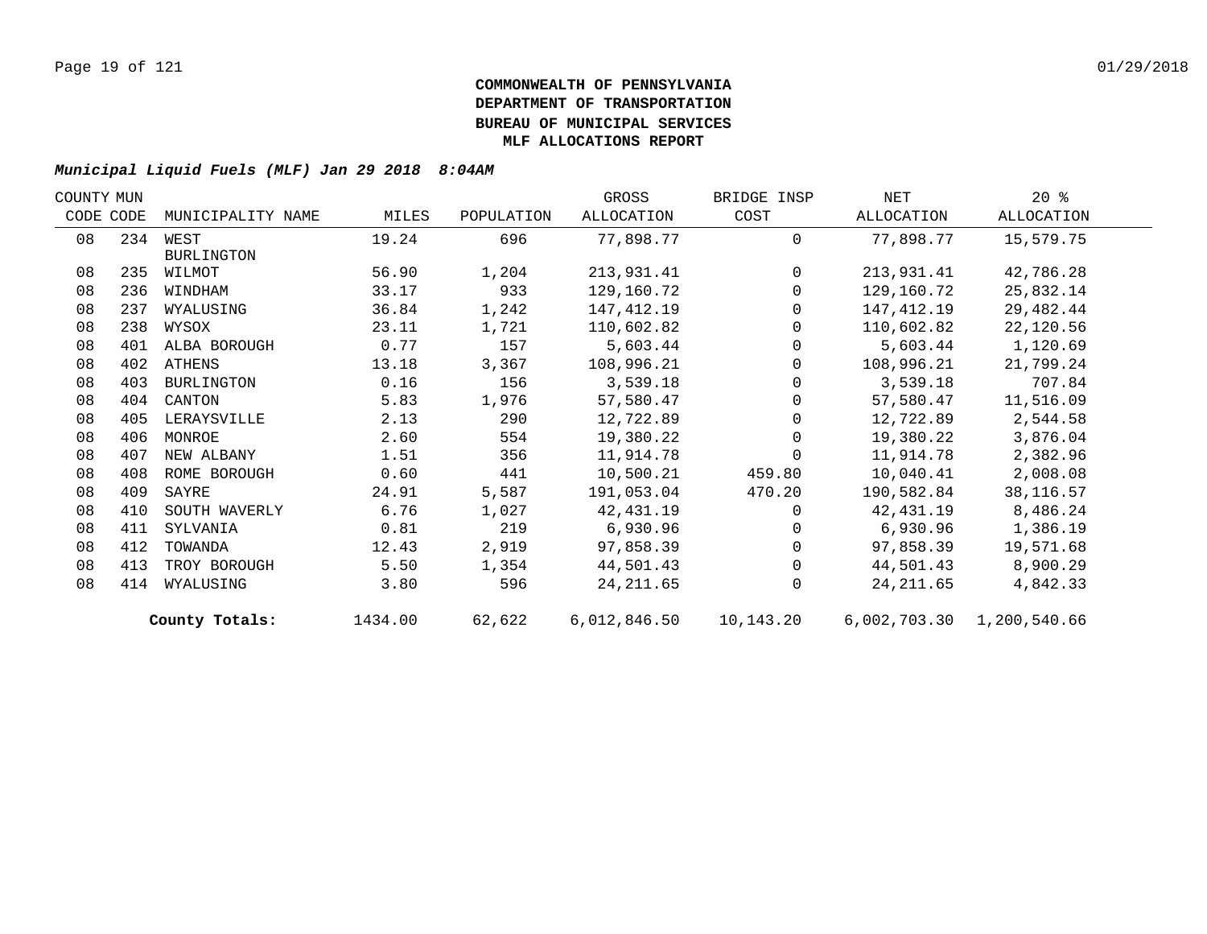**COMMONWEALTH OF PENNSYLVANIA**
**DEPARTMENT OF TRANSPORTATION**
**BUREAU OF MUNICIPAL SERVICES**
**MLF ALLOCATIONS REPORT**

***Municipal Liquid Fuels (MLF) Jan 29 2018 8:04AM***

| COUNTY CODE | MUN CODE | MUNICIPALITY NAME | MILES | POPULATION | GROSS ALLOCATION | BRIDGE INSP COST | NET ALLOCATION | 20 % ALLOCATION |
|---|---|---|---|---|---|---|---|---|
| 08 | 234 | WEST BURLINGTON | 19.24 | 696 | 77,898.77 | 0 | 77,898.77 | 15,579.75 |
| 08 | 235 | WILMOT | 56.90 | 1,204 | 213,931.41 | 0 | 213,931.41 | 42,786.28 |
| 08 | 236 | WINDHAM | 33.17 | 933 | 129,160.72 | 0 | 129,160.72 | 25,832.14 |
| 08 | 237 | WYALUSING | 36.84 | 1,242 | 147,412.19 | 0 | 147,412.19 | 29,482.44 |
| 08 | 238 | WYSOX | 23.11 | 1,721 | 110,602.82 | 0 | 110,602.82 | 22,120.56 |
| 08 | 401 | ALBA BOROUGH | 0.77 | 157 | 5,603.44 | 0 | 5,603.44 | 1,120.69 |
| 08 | 402 | ATHENS | 13.18 | 3,367 | 108,996.21 | 0 | 108,996.21 | 21,799.24 |
| 08 | 403 | BURLINGTON | 0.16 | 156 | 3,539.18 | 0 | 3,539.18 | 707.84 |
| 08 | 404 | CANTON | 5.83 | 1,976 | 57,580.47 | 0 | 57,580.47 | 11,516.09 |
| 08 | 405 | LERAYSVILLE | 2.13 | 290 | 12,722.89 | 0 | 12,722.89 | 2,544.58 |
| 08 | 406 | MONROE | 2.60 | 554 | 19,380.22 | 0 | 19,380.22 | 3,876.04 |
| 08 | 407 | NEW ALBANY | 1.51 | 356 | 11,914.78 | 0 | 11,914.78 | 2,382.96 |
| 08 | 408 | ROME BOROUGH | 0.60 | 441 | 10,500.21 | 459.80 | 10,040.41 | 2,008.08 |
| 08 | 409 | SAYRE | 24.91 | 5,587 | 191,053.04 | 470.20 | 190,582.84 | 38,116.57 |
| 08 | 410 | SOUTH WAVERLY | 6.76 | 1,027 | 42,431.19 | 0 | 42,431.19 | 8,486.24 |
| 08 | 411 | SYLVANIA | 0.81 | 219 | 6,930.96 | 0 | 6,930.96 | 1,386.19 |
| 08 | 412 | TOWANDA | 12.43 | 2,919 | 97,858.39 | 0 | 97,858.39 | 19,571.68 |
| 08 | 413 | TROY BOROUGH | 5.50 | 1,354 | 44,501.43 | 0 | 44,501.43 | 8,900.29 |
| 08 | 414 | WYALUSING | 3.80 | 596 | 24,211.65 | 0 | 24,211.65 | 4,842.33 |
| | | **County Totals:** | 1434.00 | 62,622 | 6,012,846.50 | 10,143.20 | 6,002,703.30 | 1,200,540.66 |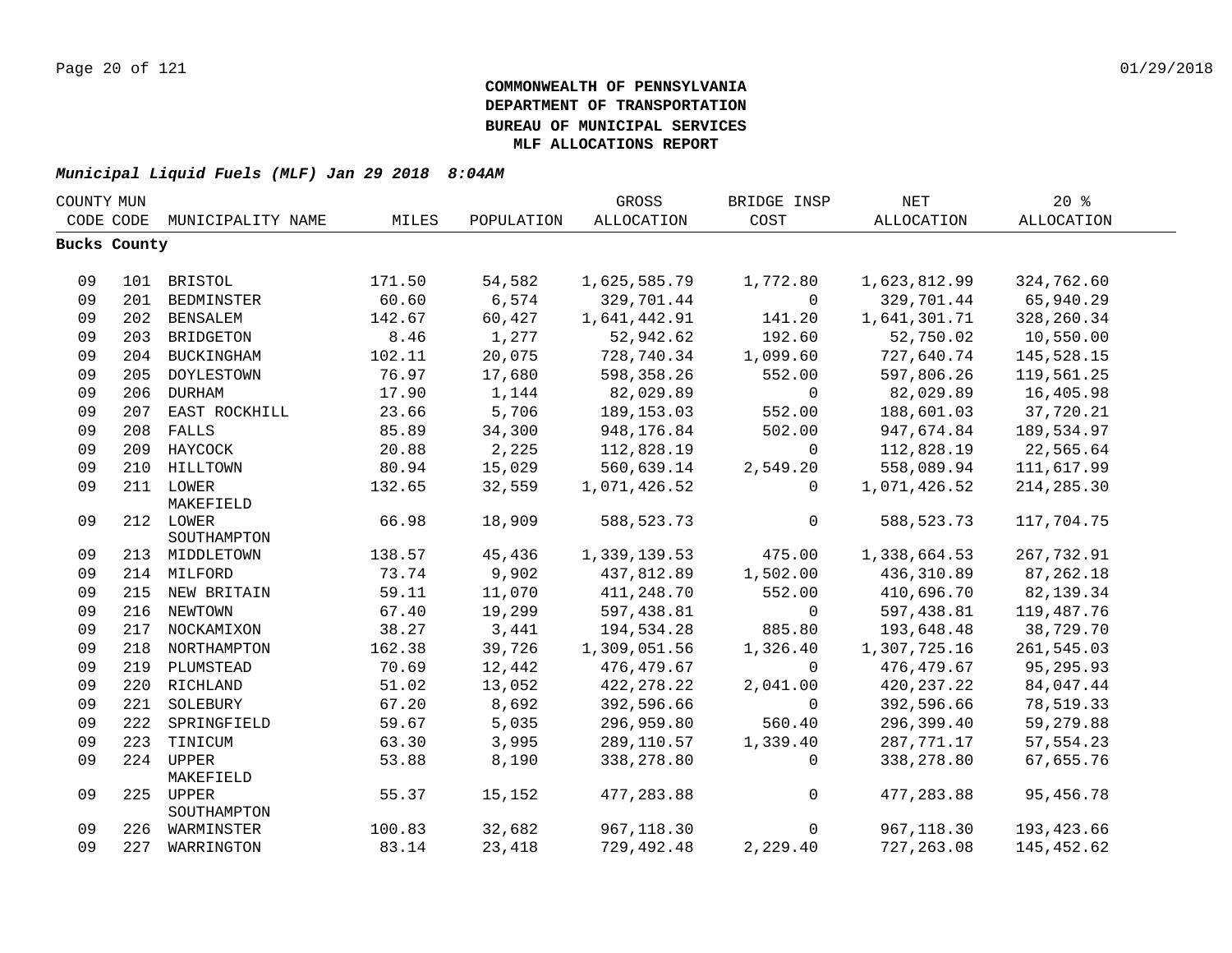**COMMONWEALTH OF PENNSYLVANIA**
**DEPARTMENT OF TRANSPORTATION**
**BUREAU OF MUNICIPAL SERVICES**
**MLF ALLOCATIONS REPORT**

***Municipal Liquid Fuels (MLF) Jan 29 2018 8:04AM***

| COUNTY CODE | MUN CODE | MUNICIPALITY NAME | MILES | POPULATION | GROSS ALLOCATION | BRIDGE INSP COST | NET ALLOCATION | 20 % ALLOCATION |
|---|---|---|---|---|---|---|---|---|
| **Bucks County** | | | | | | | | |
| 09 | 101 | BRISTOL | 171.50 | 54,582 | 1,625,585.79 | 1,772.80 | 1,623,812.99 | 324,762.60 |
| 09 | 201 | BEDMINSTER | 60.60 | 6,574 | 329,701.44 | 0 | 329,701.44 | 65,940.29 |
| 09 | 202 | BENSALEM | 142.67 | 60,427 | 1,641,442.91 | 141.20 | 1,641,301.71 | 328,260.34 |
| 09 | 203 | BRIDGETON | 8.46 | 1,277 | 52,942.62 | 192.60 | 52,750.02 | 10,550.00 |
| 09 | 204 | BUCKINGHAM | 102.11 | 20,075 | 728,740.34 | 1,099.60 | 727,640.74 | 145,528.15 |
| 09 | 205 | DOYLESTOWN | 76.97 | 17,680 | 598,358.26 | 552.00 | 597,806.26 | 119,561.25 |
| 09 | 206 | DURHAM | 17.90 | 1,144 | 82,029.89 | 0 | 82,029.89 | 16,405.98 |
| 09 | 207 | EAST ROCKHILL | 23.66 | 5,706 | 189,153.03 | 552.00 | 188,601.03 | 37,720.21 |
| 09 | 208 | FALLS | 85.89 | 34,300 | 948,176.84 | 502.00 | 947,674.84 | 189,534.97 |
| 09 | 209 | HAYCOCK | 20.88 | 2,225 | 112,828.19 | 0 | 112,828.19 | 22,565.64 |
| 09 | 210 | HILLTOWN | 80.94 | 15,029 | 560,639.14 | 2,549.20 | 558,089.94 | 111,617.99 |
| 09 | 211 | LOWER MAKEFIELD | 132.65 | 32,559 | 1,071,426.52 | 0 | 1,071,426.52 | 214,285.30 |
| 09 | 212 | LOWER SOUTHAMPTON | 66.98 | 18,909 | 588,523.73 | 0 | 588,523.73 | 117,704.75 |
| 09 | 213 | MIDDLETOWN | 138.57 | 45,436 | 1,339,139.53 | 475.00 | 1,338,664.53 | 267,732.91 |
| 09 | 214 | MILFORD | 73.74 | 9,902 | 437,812.89 | 1,502.00 | 436,310.89 | 87,262.18 |
| 09 | 215 | NEW BRITAIN | 59.11 | 11,070 | 411,248.70 | 552.00 | 410,696.70 | 82,139.34 |
| 09 | 216 | NEWTOWN | 67.40 | 19,299 | 597,438.81 | 0 | 597,438.81 | 119,487.76 |
| 09 | 217 | NOCKAMIXON | 38.27 | 3,441 | 194,534.28 | 885.80 | 193,648.48 | 38,729.70 |
| 09 | 218 | NORTHAMPTON | 162.38 | 39,726 | 1,309,051.56 | 1,326.40 | 1,307,725.16 | 261,545.03 |
| 09 | 219 | PLUMSTEAD | 70.69 | 12,442 | 476,479.67 | 0 | 476,479.67 | 95,295.93 |
| 09 | 220 | RICHLAND | 51.02 | 13,052 | 422,278.22 | 2,041.00 | 420,237.22 | 84,047.44 |
| 09 | 221 | SOLEBURY | 67.20 | 8,692 | 392,596.66 | 0 | 392,596.66 | 78,519.33 |
| 09 | 222 | SPRINGFIELD | 59.67 | 5,035 | 296,959.80 | 560.40 | 296,399.40 | 59,279.88 |
| 09 | 223 | TINICUM | 63.30 | 3,995 | 289,110.57 | 1,339.40 | 287,771.17 | 57,554.23 |
| 09 | 224 | UPPER MAKEFIELD | 53.88 | 8,190 | 338,278.80 | 0 | 338,278.80 | 67,655.76 |
| 09 | 225 | UPPER SOUTHAMPTON | 55.37 | 15,152 | 477,283.88 | 0 | 477,283.88 | 95,456.78 |
| 09 | 226 | WARMINSTER | 100.83 | 32,682 | 967,118.30 | 0 | 967,118.30 | 193,423.66 |
| 09 | 227 | WARRINGTON | 83.14 | 23,418 | 729,492.48 | 2,229.40 | 727,263.08 | 145,452.62 |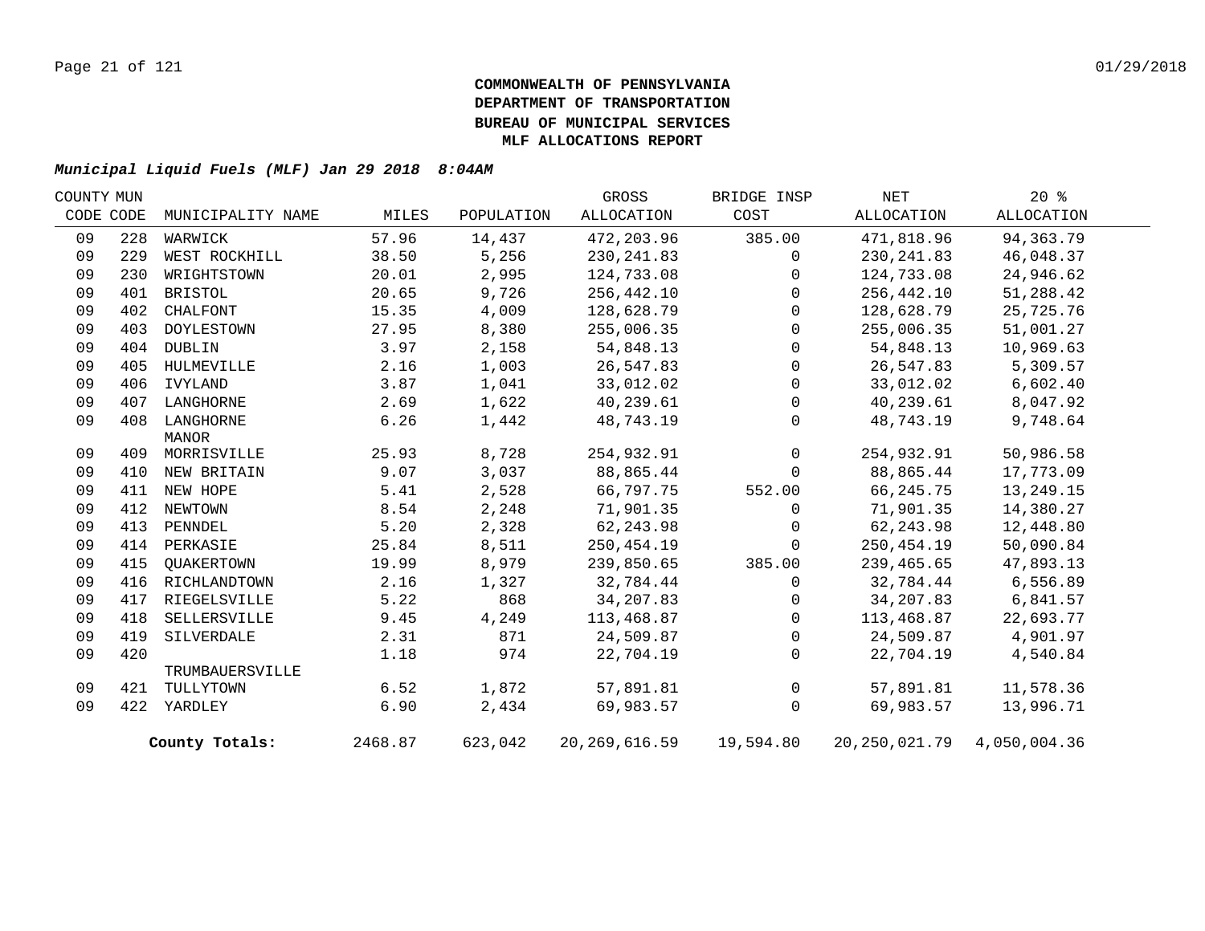**COMMONWEALTH OF PENNSYLVANIA**
**DEPARTMENT OF TRANSPORTATION**
**BUREAU OF MUNICIPAL SERVICES**
**MLF ALLOCATIONS REPORT**

***Municipal Liquid Fuels (MLF) Jan 29 2018 8:04AM***

| COUNTY CODE | MUN CODE | MUNICIPALITY NAME | MILES | POPULATION | GROSS ALLOCATION | BRIDGE INSP COST | NET ALLOCATION | 20 % ALLOCATION |
|---|---|---|---|---|---|---|---|---|
| 09 | 228 | WARWICK | 57.96 | 14,437 | 472,203.96 | 385.00 | 471,818.96 | 94,363.79 |
| 09 | 229 | WEST ROCKHILL | 38.50 | 5,256 | 230,241.83 | 0 | 230,241.83 | 46,048.37 |
| 09 | 230 | WRIGHTSTOWN | 20.01 | 2,995 | 124,733.08 | 0 | 124,733.08 | 24,946.62 |
| 09 | 401 | BRISTOL | 20.65 | 9,726 | 256,442.10 | 0 | 256,442.10 | 51,288.42 |
| 09 | 402 | CHALFONT | 15.35 | 4,009 | 128,628.79 | 0 | 128,628.79 | 25,725.76 |
| 09 | 403 | DOYLESTOWN | 27.95 | 8,380 | 255,006.35 | 0 | 255,006.35 | 51,001.27 |
| 09 | 404 | DUBLIN | 3.97 | 2,158 | 54,848.13 | 0 | 54,848.13 | 10,969.63 |
| 09 | 405 | HULMEVILLE | 2.16 | 1,003 | 26,547.83 | 0 | 26,547.83 | 5,309.57 |
| 09 | 406 | IVYLAND | 3.87 | 1,041 | 33,012.02 | 0 | 33,012.02 | 6,602.40 |
| 09 | 407 | LANGHORNE | 2.69 | 1,622 | 40,239.61 | 0 | 40,239.61 | 8,047.92 |
| 09 | 408 | LANGHORNE MANOR | 6.26 | 1,442 | 48,743.19 | 0 | 48,743.19 | 9,748.64 |
| 09 | 409 | MORRISVILLE | 25.93 | 8,728 | 254,932.91 | 0 | 254,932.91 | 50,986.58 |
| 09 | 410 | NEW BRITAIN | 9.07 | 3,037 | 88,865.44 | 0 | 88,865.44 | 17,773.09 |
| 09 | 411 | NEW HOPE | 5.41 | 2,528 | 66,797.75 | 552.00 | 66,245.75 | 13,249.15 |
| 09 | 412 | NEWTOWN | 8.54 | 2,248 | 71,901.35 | 0 | 71,901.35 | 14,380.27 |
| 09 | 413 | PENNDEL | 5.20 | 2,328 | 62,243.98 | 0 | 62,243.98 | 12,448.80 |
| 09 | 414 | PERKASIE | 25.84 | 8,511 | 250,454.19 | 0 | 250,454.19 | 50,090.84 |
| 09 | 415 | QUAKERTOWN | 19.99 | 8,979 | 239,850.65 | 385.00 | 239,465.65 | 47,893.13 |
| 09 | 416 | RICHLANDTOWN | 2.16 | 1,327 | 32,784.44 | 0 | 32,784.44 | 6,556.89 |
| 09 | 417 | RIEGELSVILLE | 5.22 | 868 | 34,207.83 | 0 | 34,207.83 | 6,841.57 |
| 09 | 418 | SELLERSVILLE | 9.45 | 4,249 | 113,468.87 | 0 | 113,468.87 | 22,693.77 |
| 09 | 419 | SILVERDALE | 2.31 | 871 | 24,509.87 | 0 | 24,509.87 | 4,901.97 |
| 09 | 420 | TRUMBAUERSVILLE | 1.18 | 974 | 22,704.19 | 0 | 22,704.19 | 4,540.84 |
| 09 | 421 | TULLYTOWN | 6.52 | 1,872 | 57,891.81 | 0 | 57,891.81 | 11,578.36 |
| 09 | 422 | YARDLEY | 6.90 | 2,434 | 69,983.57 | 0 | 69,983.57 | 13,996.71 |
| | | **County Totals:** | 2468.87 | 623,042 | 20,269,616.59 | 19,594.80 | 20,250,021.79 | 4,050,004.36 |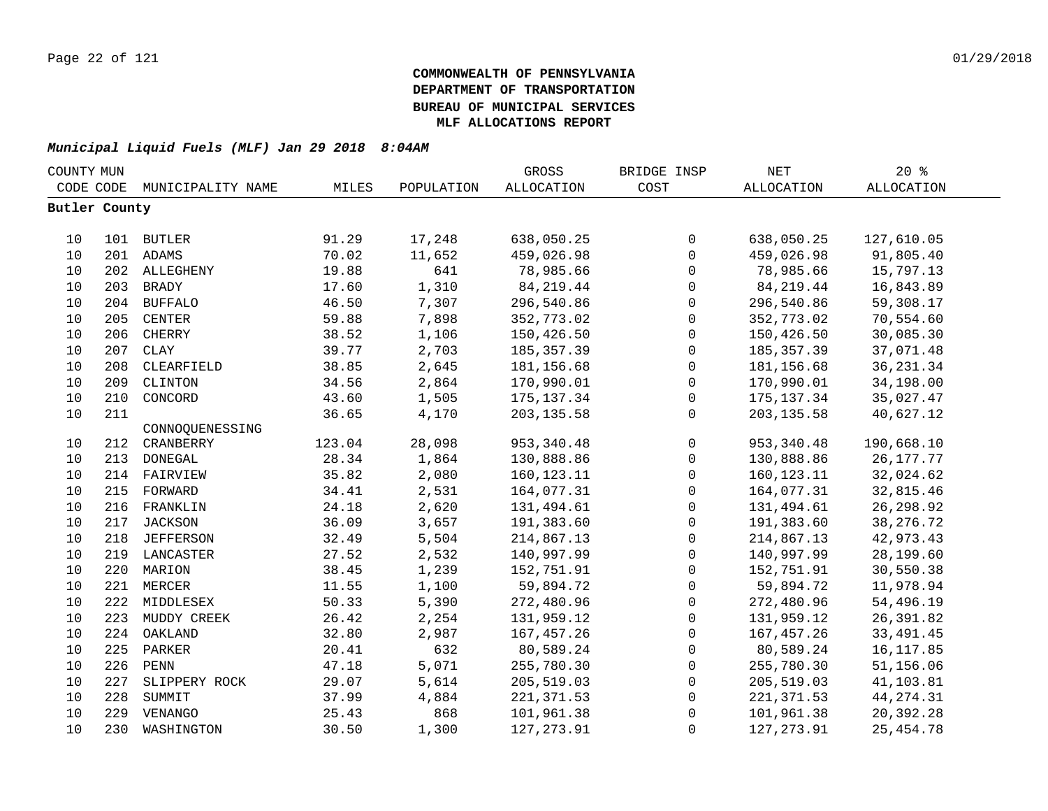**COMMONWEALTH OF PENNSYLVANIA**
**DEPARTMENT OF TRANSPORTATION**
**BUREAU OF MUNICIPAL SERVICES**
**MLF ALLOCATIONS REPORT**

***Municipal Liquid Fuels (MLF) Jan 29 2018 8:04AM***

| COUNTY CODE | MUN CODE | MUNICIPALITY NAME | MILES | POPULATION | GROSS ALLOCATION | BRIDGE INSP COST | NET ALLOCATION | 20 % ALLOCATION |
|---|---|---|---|---|---|---|---|---|
| **Butler County** | | | | | | | | |
| 10 | 101 | BUTLER | 91.29 | 17,248 | 638,050.25 | 0 | 638,050.25 | 127,610.05 |
| 10 | 201 | ADAMS | 70.02 | 11,652 | 459,026.98 | 0 | 459,026.98 | 91,805.40 |
| 10 | 202 | ALLEGHENY | 19.88 | 641 | 78,985.66 | 0 | 78,985.66 | 15,797.13 |
| 10 | 203 | BRADY | 17.60 | 1,310 | 84,219.44 | 0 | 84,219.44 | 16,843.89 |
| 10 | 204 | BUFFALO | 46.50 | 7,307 | 296,540.86 | 0 | 296,540.86 | 59,308.17 |
| 10 | 205 | CENTER | 59.88 | 7,898 | 352,773.02 | 0 | 352,773.02 | 70,554.60 |
| 10 | 206 | CHERRY | 38.52 | 1,106 | 150,426.50 | 0 | 150,426.50 | 30,085.30 |
| 10 | 207 | CLAY | 39.77 | 2,703 | 185,357.39 | 0 | 185,357.39 | 37,071.48 |
| 10 | 208 | CLEARFIELD | 38.85 | 2,645 | 181,156.68 | 0 | 181,156.68 | 36,231.34 |
| 10 | 209 | CLINTON | 34.56 | 2,864 | 170,990.01 | 0 | 170,990.01 | 34,198.00 |
| 10 | 210 | CONCORD | 43.60 | 1,505 | 175,137.34 | 0 | 175,137.34 | 35,027.47 |
| 10 | 211 | CONNOQUENESSING | 36.65 | 4,170 | 203,135.58 | 0 | 203,135.58 | 40,627.12 |
| 10 | 212 | CRANBERRY | 123.04 | 28,098 | 953,340.48 | 0 | 953,340.48 | 190,668.10 |
| 10 | 213 | DONEGAL | 28.34 | 1,864 | 130,888.86 | 0 | 130,888.86 | 26,177.77 |
| 10 | 214 | FAIRVIEW | 35.82 | 2,080 | 160,123.11 | 0 | 160,123.11 | 32,024.62 |
| 10 | 215 | FORWARD | 34.41 | 2,531 | 164,077.31 | 0 | 164,077.31 | 32,815.46 |
| 10 | 216 | FRANKLIN | 24.18 | 2,620 | 131,494.61 | 0 | 131,494.61 | 26,298.92 |
| 10 | 217 | JACKSON | 36.09 | 3,657 | 191,383.60 | 0 | 191,383.60 | 38,276.72 |
| 10 | 218 | JEFFERSON | 32.49 | 5,504 | 214,867.13 | 0 | 214,867.13 | 42,973.43 |
| 10 | 219 | LANCASTER | 27.52 | 2,532 | 140,997.99 | 0 | 140,997.99 | 28,199.60 |
| 10 | 220 | MARION | 38.45 | 1,239 | 152,751.91 | 0 | 152,751.91 | 30,550.38 |
| 10 | 221 | MERCER | 11.55 | 1,100 | 59,894.72 | 0 | 59,894.72 | 11,978.94 |
| 10 | 222 | MIDDLESEX | 50.33 | 5,390 | 272,480.96 | 0 | 272,480.96 | 54,496.19 |
| 10 | 223 | MUDDY CREEK | 26.42 | 2,254 | 131,959.12 | 0 | 131,959.12 | 26,391.82 |
| 10 | 224 | OAKLAND | 32.80 | 2,987 | 167,457.26 | 0 | 167,457.26 | 33,491.45 |
| 10 | 225 | PARKER | 20.41 | 632 | 80,589.24 | 0 | 80,589.24 | 16,117.85 |
| 10 | 226 | PENN | 47.18 | 5,071 | 255,780.30 | 0 | 255,780.30 | 51,156.06 |
| 10 | 227 | SLIPPERY ROCK | 29.07 | 5,614 | 205,519.03 | 0 | 205,519.03 | 41,103.81 |
| 10 | 228 | SUMMIT | 37.99 | 4,884 | 221,371.53 | 0 | 221,371.53 | 44,274.31 |
| 10 | 229 | VENANGO | 25.43 | 868 | 101,961.38 | 0 | 101,961.38 | 20,392.28 |
| 10 | 230 | WASHINGTON | 30.50 | 1,300 | 127,273.91 | 0 | 127,273.91 | 25,454.78 |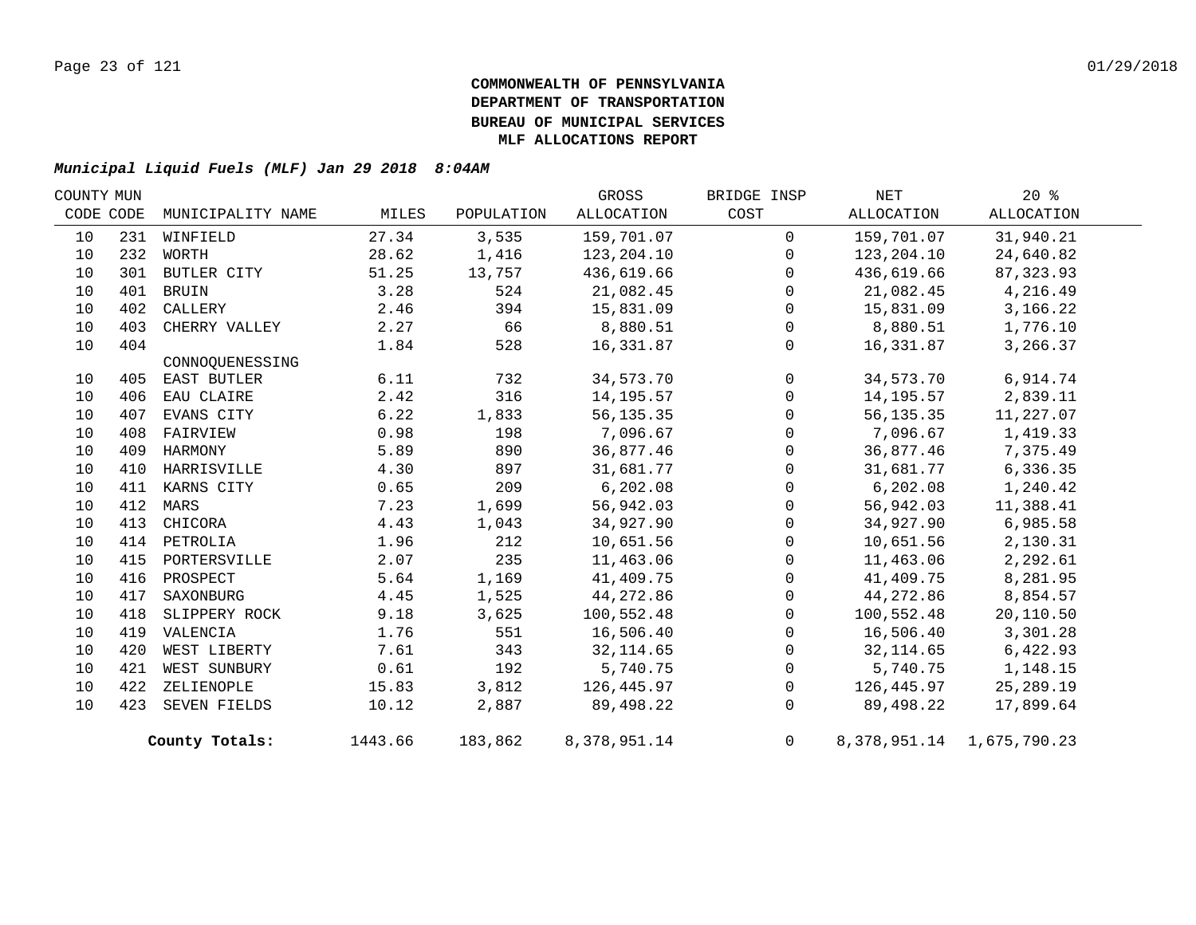**COMMONWEALTH OF PENNSYLVANIA**
**DEPARTMENT OF TRANSPORTATION**
**BUREAU OF MUNICIPAL SERVICES**
**MLF ALLOCATIONS REPORT**

***Municipal Liquid Fuels (MLF) Jan 29 2018 8:04AM***

| COUNTY CODE | MUN CODE | MUNICIPALITY NAME | MILES | POPULATION | GROSS ALLOCATION | BRIDGE INSP COST | NET ALLOCATION | 20 % ALLOCATION |
|---|---|---|---|---|---|---|---|---|
| 10 | 231 | WINFIELD | 27.34 | 3,535 | 159,701.07 | 0 | 159,701.07 | 31,940.21 |
| 10 | 232 | WORTH | 28.62 | 1,416 | 123,204.10 | 0 | 123,204.10 | 24,640.82 |
| 10 | 301 | BUTLER CITY | 51.25 | 13,757 | 436,619.66 | 0 | 436,619.66 | 87,323.93 |
| 10 | 401 | BRUIN | 3.28 | 524 | 21,082.45 | 0 | 21,082.45 | 4,216.49 |
| 10 | 402 | CALLERY | 2.46 | 394 | 15,831.09 | 0 | 15,831.09 | 3,166.22 |
| 10 | 403 | CHERRY VALLEY | 2.27 | 66 | 8,880.51 | 0 | 8,880.51 | 1,776.10 |
| 10 | 404 | CONNOQUENESSING | 1.84 | 528 | 16,331.87 | 0 | 16,331.87 | 3,266.37 |
| 10 | 405 | EAST BUTLER | 6.11 | 732 | 34,573.70 | 0 | 34,573.70 | 6,914.74 |
| 10 | 406 | EAU CLAIRE | 2.42 | 316 | 14,195.57 | 0 | 14,195.57 | 2,839.11 |
| 10 | 407 | EVANS CITY | 6.22 | 1,833 | 56,135.35 | 0 | 56,135.35 | 11,227.07 |
| 10 | 408 | FAIRVIEW | 0.98 | 198 | 7,096.67 | 0 | 7,096.67 | 1,419.33 |
| 10 | 409 | HARMONY | 5.89 | 890 | 36,877.46 | 0 | 36,877.46 | 7,375.49 |
| 10 | 410 | HARRISVILLE | 4.30 | 897 | 31,681.77 | 0 | 31,681.77 | 6,336.35 |
| 10 | 411 | KARNS CITY | 0.65 | 209 | 6,202.08 | 0 | 6,202.08 | 1,240.42 |
| 10 | 412 | MARS | 7.23 | 1,699 | 56,942.03 | 0 | 56,942.03 | 11,388.41 |
| 10 | 413 | CHICORA | 4.43 | 1,043 | 34,927.90 | 0 | 34,927.90 | 6,985.58 |
| 10 | 414 | PETROLIA | 1.96 | 212 | 10,651.56 | 0 | 10,651.56 | 2,130.31 |
| 10 | 415 | PORTERSVILLE | 2.07 | 235 | 11,463.06 | 0 | 11,463.06 | 2,292.61 |
| 10 | 416 | PROSPECT | 5.64 | 1,169 | 41,409.75 | 0 | 41,409.75 | 8,281.95 |
| 10 | 417 | SAXONBURG | 4.45 | 1,525 | 44,272.86 | 0 | 44,272.86 | 8,854.57 |
| 10 | 418 | SLIPPERY ROCK | 9.18 | 3,625 | 100,552.48 | 0 | 100,552.48 | 20,110.50 |
| 10 | 419 | VALENCIA | 1.76 | 551 | 16,506.40 | 0 | 16,506.40 | 3,301.28 |
| 10 | 420 | WEST LIBERTY | 7.61 | 343 | 32,114.65 | 0 | 32,114.65 | 6,422.93 |
| 10 | 421 | WEST SUNBURY | 0.61 | 192 | 5,740.75 | 0 | 5,740.75 | 1,148.15 |
| 10 | 422 | ZELIENOPLE | 15.83 | 3,812 | 126,445.97 | 0 | 126,445.97 | 25,289.19 |
| 10 | 423 | SEVEN FIELDS | 10.12 | 2,887 | 89,498.22 | 0 | 89,498.22 | 17,899.64 |
| | | **County Totals:** | 1443.66 | 183,862 | 8,378,951.14 | 0 | 8,378,951.14 | 1,675,790.23 |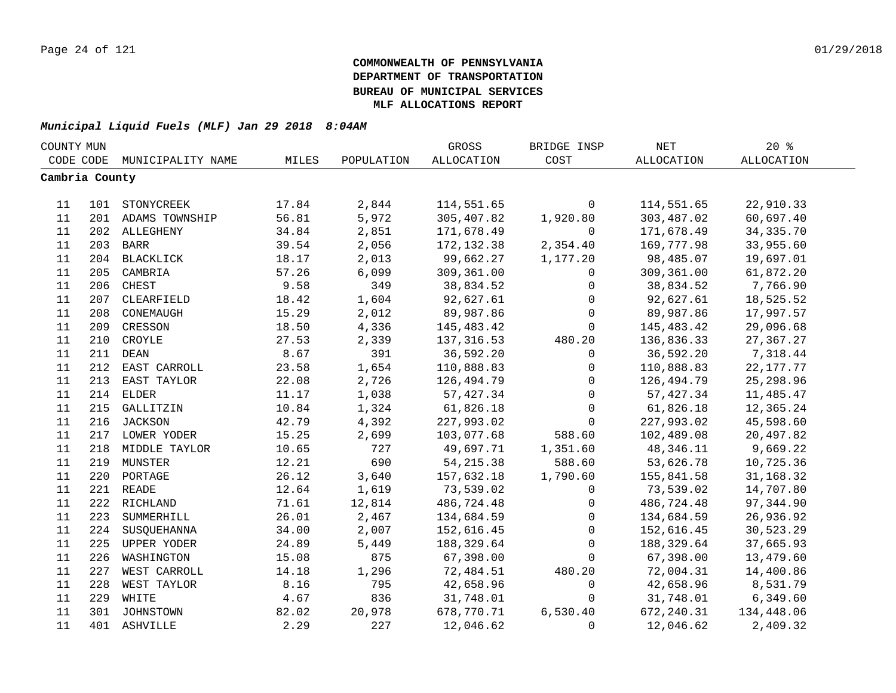**COMMONWEALTH OF PENNSYLVANIA**
**DEPARTMENT OF TRANSPORTATION**
**BUREAU OF MUNICIPAL SERVICES**
**MLF ALLOCATIONS REPORT**

***Municipal Liquid Fuels (MLF) Jan 29 2018 8:04AM***

| COUNTY CODE | MUN CODE | MUNICIPALITY NAME | MILES | POPULATION | GROSS ALLOCATION | BRIDGE INSP COST | NET ALLOCATION | 20 % ALLOCATION |
|---|---|---|---|---|---|---|---|---|
| **Cambria County** | | | | | | | | |
| 11 | 101 | STONYCREEK | 17.84 | 2,844 | 114,551.65 | 0 | 114,551.65 | 22,910.33 |
| 11 | 201 | ADAMS TOWNSHIP | 56.81 | 5,972 | 305,407.82 | 1,920.80 | 303,487.02 | 60,697.40 |
| 11 | 202 | ALLEGHENY | 34.84 | 2,851 | 171,678.49 | 0 | 171,678.49 | 34,335.70 |
| 11 | 203 | BARR | 39.54 | 2,056 | 172,132.38 | 2,354.40 | 169,777.98 | 33,955.60 |
| 11 | 204 | BLACKLICK | 18.17 | 2,013 | 99,662.27 | 1,177.20 | 98,485.07 | 19,697.01 |
| 11 | 205 | CAMBRIA | 57.26 | 6,099 | 309,361.00 | 0 | 309,361.00 | 61,872.20 |
| 11 | 206 | CHEST | 9.58 | 349 | 38,834.52 | 0 | 38,834.52 | 7,766.90 |
| 11 | 207 | CLEARFIELD | 18.42 | 1,604 | 92,627.61 | 0 | 92,627.61 | 18,525.52 |
| 11 | 208 | CONEMAUGH | 15.29 | 2,012 | 89,987.86 | 0 | 89,987.86 | 17,997.57 |
| 11 | 209 | CRESSON | 18.50 | 4,336 | 145,483.42 | 0 | 145,483.42 | 29,096.68 |
| 11 | 210 | CROYLE | 27.53 | 2,339 | 137,316.53 | 480.20 | 136,836.33 | 27,367.27 |
| 11 | 211 | DEAN | 8.67 | 391 | 36,592.20 | 0 | 36,592.20 | 7,318.44 |
| 11 | 212 | EAST CARROLL | 23.58 | 1,654 | 110,888.83 | 0 | 110,888.83 | 22,177.77 |
| 11 | 213 | EAST TAYLOR | 22.08 | 2,726 | 126,494.79 | 0 | 126,494.79 | 25,298.96 |
| 11 | 214 | ELDER | 11.17 | 1,038 | 57,427.34 | 0 | 57,427.34 | 11,485.47 |
| 11 | 215 | GALLITZIN | 10.84 | 1,324 | 61,826.18 | 0 | 61,826.18 | 12,365.24 |
| 11 | 216 | JACKSON | 42.79 | 4,392 | 227,993.02 | 0 | 227,993.02 | 45,598.60 |
| 11 | 217 | LOWER YODER | 15.25 | 2,699 | 103,077.68 | 588.60 | 102,489.08 | 20,497.82 |
| 11 | 218 | MIDDLE TAYLOR | 10.65 | 727 | 49,697.71 | 1,351.60 | 48,346.11 | 9,669.22 |
| 11 | 219 | MUNSTER | 12.21 | 690 | 54,215.38 | 588.60 | 53,626.78 | 10,725.36 |
| 11 | 220 | PORTAGE | 26.12 | 3,640 | 157,632.18 | 1,790.60 | 155,841.58 | 31,168.32 |
| 11 | 221 | READE | 12.64 | 1,619 | 73,539.02 | 0 | 73,539.02 | 14,707.80 |
| 11 | 222 | RICHLAND | 71.61 | 12,814 | 486,724.48 | 0 | 486,724.48 | 97,344.90 |
| 11 | 223 | SUMMERHILL | 26.01 | 2,467 | 134,684.59 | 0 | 134,684.59 | 26,936.92 |
| 11 | 224 | SUSQUEHANNA | 34.00 | 2,007 | 152,616.45 | 0 | 152,616.45 | 30,523.29 |
| 11 | 225 | UPPER YODER | 24.89 | 5,449 | 188,329.64 | 0 | 188,329.64 | 37,665.93 |
| 11 | 226 | WASHINGTON | 15.08 | 875 | 67,398.00 | 0 | 67,398.00 | 13,479.60 |
| 11 | 227 | WEST CARROLL | 14.18 | 1,296 | 72,484.51 | 480.20 | 72,004.31 | 14,400.86 |
| 11 | 228 | WEST TAYLOR | 8.16 | 795 | 42,658.96 | 0 | 42,658.96 | 8,531.79 |
| 11 | 229 | WHITE | 4.67 | 836 | 31,748.01 | 0 | 31,748.01 | 6,349.60 |
| 11 | 301 | JOHNSTOWN | 82.02 | 20,978 | 678,770.71 | 6,530.40 | 672,240.31 | 134,448.06 |
| 11 | 401 | ASHVILLE | 2.29 | 227 | 12,046.62 | 0 | 12,046.62 | 2,409.32 |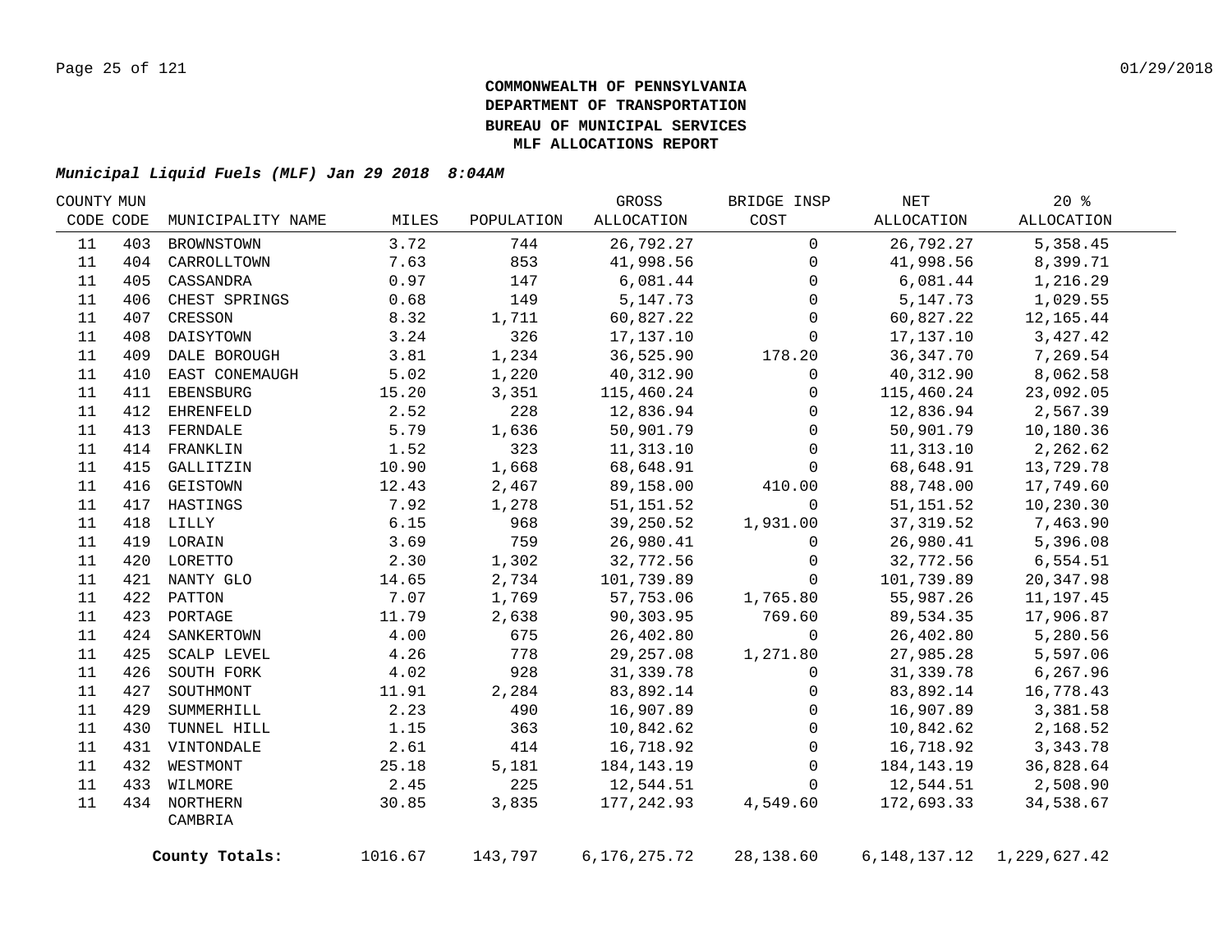**COMMONWEALTH OF PENNSYLVANIA**
**DEPARTMENT OF TRANSPORTATION**
**BUREAU OF MUNICIPAL SERVICES**
**MLF ALLOCATIONS REPORT**

***Municipal Liquid Fuels (MLF) Jan 29 2018 8:04AM***

| COUNTY CODE | MUN CODE | MUNICIPALITY NAME | MILES | POPULATION | GROSS ALLOCATION | BRIDGE INSP COST | NET ALLOCATION | 20 % ALLOCATION |
|---|---|---|---|---|---|---|---|---|
| 11 | 403 | BROWNSTOWN | 3.72 | 744 | 26,792.27 | 0 | 26,792.27 | 5,358.45 |
| 11 | 404 | CARROLLTOWN | 7.63 | 853 | 41,998.56 | 0 | 41,998.56 | 8,399.71 |
| 11 | 405 | CASSANDRA | 0.97 | 147 | 6,081.44 | 0 | 6,081.44 | 1,216.29 |
| 11 | 406 | CHEST SPRINGS | 0.68 | 149 | 5,147.73 | 0 | 5,147.73 | 1,029.55 |
| 11 | 407 | CRESSON | 8.32 | 1,711 | 60,827.22 | 0 | 60,827.22 | 12,165.44 |
| 11 | 408 | DAISYTOWN | 3.24 | 326 | 17,137.10 | 0 | 17,137.10 | 3,427.42 |
| 11 | 409 | DALE BOROUGH | 3.81 | 1,234 | 36,525.90 | 178.20 | 36,347.70 | 7,269.54 |
| 11 | 410 | EAST CONEMAUGH | 5.02 | 1,220 | 40,312.90 | 0 | 40,312.90 | 8,062.58 |
| 11 | 411 | EBENSBURG | 15.20 | 3,351 | 115,460.24 | 0 | 115,460.24 | 23,092.05 |
| 11 | 412 | EHRENFELD | 2.52 | 228 | 12,836.94 | 0 | 12,836.94 | 2,567.39 |
| 11 | 413 | FERNDALE | 5.79 | 1,636 | 50,901.79 | 0 | 50,901.79 | 10,180.36 |
| 11 | 414 | FRANKLIN | 1.52 | 323 | 11,313.10 | 0 | 11,313.10 | 2,262.62 |
| 11 | 415 | GALLITZIN | 10.90 | 1,668 | 68,648.91 | 0 | 68,648.91 | 13,729.78 |
| 11 | 416 | GEISTOWN | 12.43 | 2,467 | 89,158.00 | 410.00 | 88,748.00 | 17,749.60 |
| 11 | 417 | HASTINGS | 7.92 | 1,278 | 51,151.52 | 0 | 51,151.52 | 10,230.30 |
| 11 | 418 | LILLY | 6.15 | 968 | 39,250.52 | 1,931.00 | 37,319.52 | 7,463.90 |
| 11 | 419 | LORAIN | 3.69 | 759 | 26,980.41 | 0 | 26,980.41 | 5,396.08 |
| 11 | 420 | LORETTO | 2.30 | 1,302 | 32,772.56 | 0 | 32,772.56 | 6,554.51 |
| 11 | 421 | NANTY GLO | 14.65 | 2,734 | 101,739.89 | 0 | 101,739.89 | 20,347.98 |
| 11 | 422 | PATTON | 7.07 | 1,769 | 57,753.06 | 1,765.80 | 55,987.26 | 11,197.45 |
| 11 | 423 | PORTAGE | 11.79 | 2,638 | 90,303.95 | 769.60 | 89,534.35 | 17,906.87 |
| 11 | 424 | SANKERTOWN | 4.00 | 675 | 26,402.80 | 0 | 26,402.80 | 5,280.56 |
| 11 | 425 | SCALP LEVEL | 4.26 | 778 | 29,257.08 | 1,271.80 | 27,985.28 | 5,597.06 |
| 11 | 426 | SOUTH FORK | 4.02 | 928 | 31,339.78 | 0 | 31,339.78 | 6,267.96 |
| 11 | 427 | SOUTHMONT | 11.91 | 2,284 | 83,892.14 | 0 | 83,892.14 | 16,778.43 |
| 11 | 429 | SUMMERHILL | 2.23 | 490 | 16,907.89 | 0 | 16,907.89 | 3,381.58 |
| 11 | 430 | TUNNEL HILL | 1.15 | 363 | 10,842.62 | 0 | 10,842.62 | 2,168.52 |
| 11 | 431 | VINTONDALE | 2.61 | 414 | 16,718.92 | 0 | 16,718.92 | 3,343.78 |
| 11 | 432 | WESTMONT | 25.18 | 5,181 | 184,143.19 | 0 | 184,143.19 | 36,828.64 |
| 11 | 433 | WILMORE | 2.45 | 225 | 12,544.51 | 0 | 12,544.51 | 2,508.90 |
| 11 | 434 | NORTHERN CAMBRIA | 30.85 | 3,835 | 177,242.93 | 4,549.60 | 172,693.33 | 34,538.67 |
| | | **County Totals:** | 1016.67 | 143,797 | 6,176,275.72 | 28,138.60 | 6,148,137.12 | 1,229,627.42 |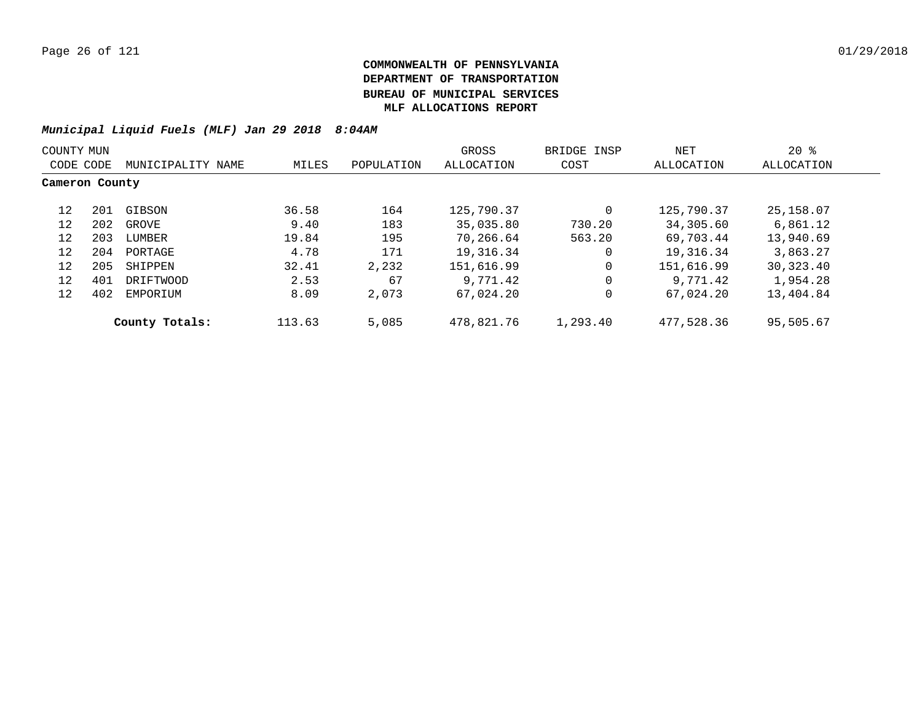**COMMONWEALTH OF PENNSYLVANIA**
**DEPARTMENT OF TRANSPORTATION**
**BUREAU OF MUNICIPAL SERVICES**
**MLF ALLOCATIONS REPORT**

***Municipal Liquid Fuels (MLF) Jan 29 2018 8:04AM***

| COUNTY CODE | MUN CODE | MUNICIPALITY NAME | MILES | POPULATION | GROSS ALLOCATION | BRIDGE INSP COST | NET ALLOCATION | 20 % ALLOCATION |
|---|---|---|---|---|---|---|---|---|
| **Cameron County** | | | | | | | | |
| 12 | 201 | GIBSON | 36.58 | 164 | 125,790.37 | 0 | 125,790.37 | 25,158.07 |
| 12 | 202 | GROVE | 9.40 | 183 | 35,035.80 | 730.20 | 34,305.60 | 6,861.12 |
| 12 | 203 | LUMBER | 19.84 | 195 | 70,266.64 | 563.20 | 69,703.44 | 13,940.69 |
| 12 | 204 | PORTAGE | 4.78 | 171 | 19,316.34 | 0 | 19,316.34 | 3,863.27 |
| 12 | 205 | SHIPPEN | 32.41 | 2,232 | 151,616.99 | 0 | 151,616.99 | 30,323.40 |
| 12 | 401 | DRIFTWOOD | 2.53 | 67 | 9,771.42 | 0 | 9,771.42 | 1,954.28 |
| 12 | 402 | EMPORIUM | 8.09 | 2,073 | 67,024.20 | 0 | 67,024.20 | 13,404.84 |
| | | **County Totals:** | 113.63 | 5,085 | 478,821.76 | 1,293.40 | 477,528.36 | 95,505.67 |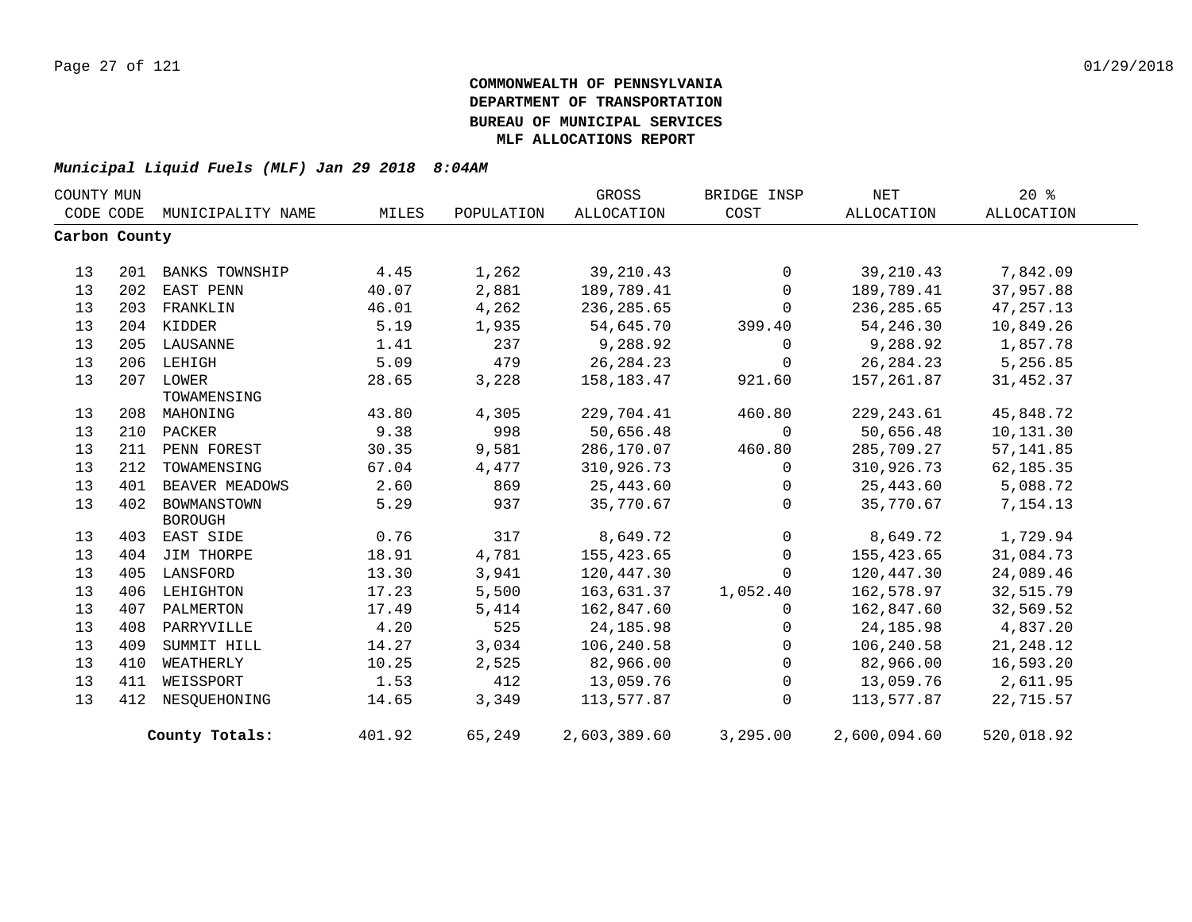**COMMONWEALTH OF PENNSYLVANIA**
**DEPARTMENT OF TRANSPORTATION**
**BUREAU OF MUNICIPAL SERVICES**
**MLF ALLOCATIONS REPORT**

***Municipal Liquid Fuels (MLF) Jan 29 2018 8:04AM***

| COUNTY CODE | MUN CODE | MUNICIPALITY NAME | MILES | POPULATION | GROSS ALLOCATION | BRIDGE INSP COST | NET ALLOCATION | 20 % ALLOCATION |
|---|---|---|---|---|---|---|---|---|
| **Carbon County** | | | | | | | | |
| 13 | 201 | BANKS TOWNSHIP | 4.45 | 1,262 | 39,210.43 | 0 | 39,210.43 | 7,842.09 |
| 13 | 202 | EAST PENN | 40.07 | 2,881 | 189,789.41 | 0 | 189,789.41 | 37,957.88 |
| 13 | 203 | FRANKLIN | 46.01 | 4,262 | 236,285.65 | 0 | 236,285.65 | 47,257.13 |
| 13 | 204 | KIDDER | 5.19 | 1,935 | 54,645.70 | 399.40 | 54,246.30 | 10,849.26 |
| 13 | 205 | LAUSANNE | 1.41 | 237 | 9,288.92 | 0 | 9,288.92 | 1,857.78 |
| 13 | 206 | LEHIGH | 5.09 | 479 | 26,284.23 | 0 | 26,284.23 | 5,256.85 |
| 13 | 207 | LOWER TOWAMENSING | 28.65 | 3,228 | 158,183.47 | 921.60 | 157,261.87 | 31,452.37 |
| 13 | 208 | MAHONING | 43.80 | 4,305 | 229,704.41 | 460.80 | 229,243.61 | 45,848.72 |
| 13 | 210 | PACKER | 9.38 | 998 | 50,656.48 | 0 | 50,656.48 | 10,131.30 |
| 13 | 211 | PENN FOREST | 30.35 | 9,581 | 286,170.07 | 460.80 | 285,709.27 | 57,141.85 |
| 13 | 212 | TOWAMENSING | 67.04 | 4,477 | 310,926.73 | 0 | 310,926.73 | 62,185.35 |
| 13 | 401 | BEAVER MEADOWS | 2.60 | 869 | 25,443.60 | 0 | 25,443.60 | 5,088.72 |
| 13 | 402 | BOWMANSTOWN BOROUGH | 5.29 | 937 | 35,770.67 | 0 | 35,770.67 | 7,154.13 |
| 13 | 403 | EAST SIDE | 0.76 | 317 | 8,649.72 | 0 | 8,649.72 | 1,729.94 |
| 13 | 404 | JIM THORPE | 18.91 | 4,781 | 155,423.65 | 0 | 155,423.65 | 31,084.73 |
| 13 | 405 | LANSFORD | 13.30 | 3,941 | 120,447.30 | 0 | 120,447.30 | 24,089.46 |
| 13 | 406 | LEHIGHTON | 17.23 | 5,500 | 163,631.37 | 1,052.40 | 162,578.97 | 32,515.79 |
| 13 | 407 | PALMERTON | 17.49 | 5,414 | 162,847.60 | 0 | 162,847.60 | 32,569.52 |
| 13 | 408 | PARRYVILLE | 4.20 | 525 | 24,185.98 | 0 | 24,185.98 | 4,837.20 |
| 13 | 409 | SUMMIT HILL | 14.27 | 3,034 | 106,240.58 | 0 | 106,240.58 | 21,248.12 |
| 13 | 410 | WEATHERLY | 10.25 | 2,525 | 82,966.00 | 0 | 82,966.00 | 16,593.20 |
| 13 | 411 | WEISSPORT | 1.53 | 412 | 13,059.76 | 0 | 13,059.76 | 2,611.95 |
| 13 | 412 | NESQUEHONING | 14.65 | 3,349 | 113,577.87 | 0 | 113,577.87 | 22,715.57 |
| | | **County Totals:** | 401.92 | 65,249 | 2,603,389.60 | 3,295.00 | 2,600,094.60 | 520,018.92 |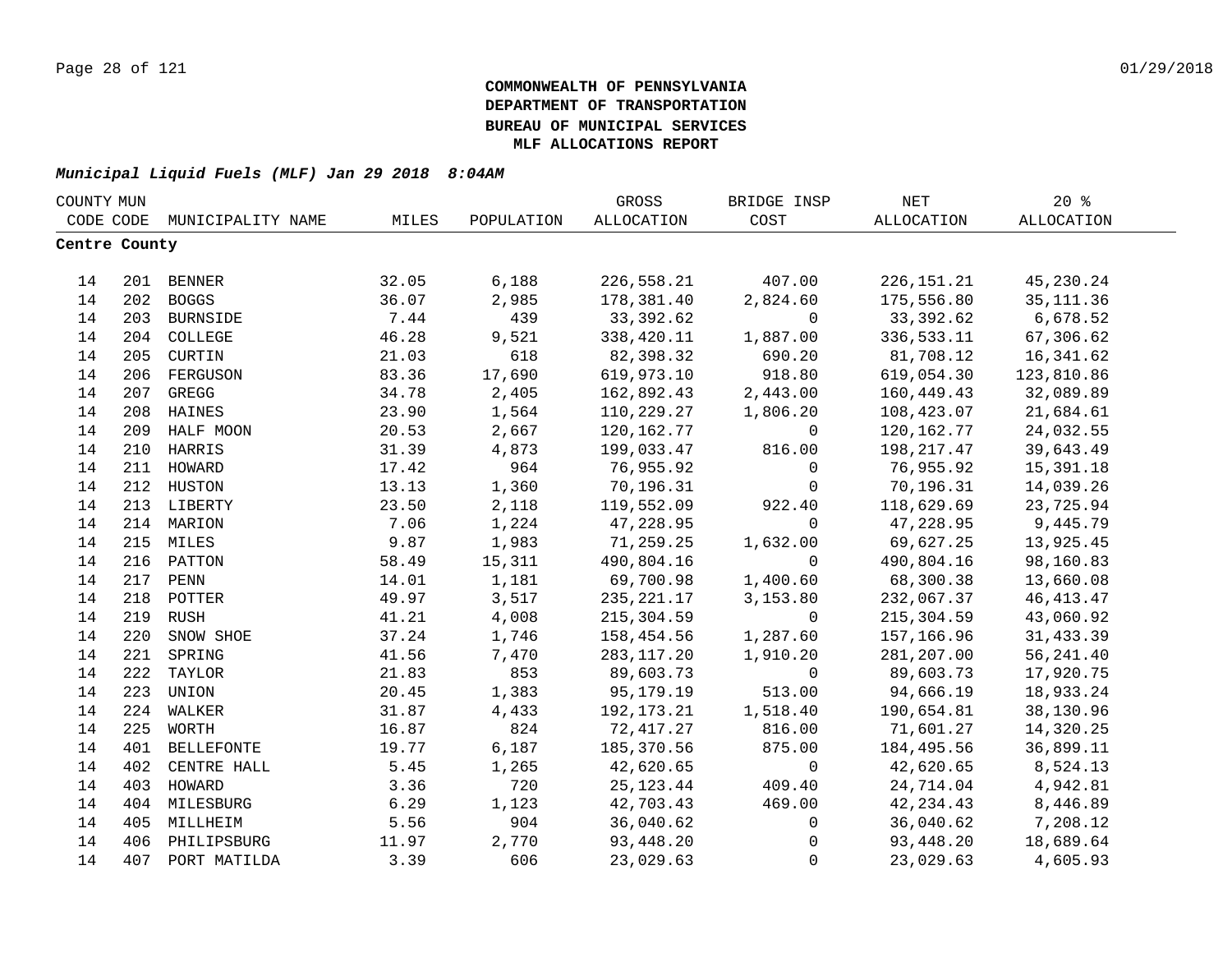**COMMONWEALTH OF PENNSYLVANIA**
**DEPARTMENT OF TRANSPORTATION**
**BUREAU OF MUNICIPAL SERVICES**
**MLF ALLOCATIONS REPORT**

***Municipal Liquid Fuels (MLF) Jan 29 2018 8:04AM***

| COUNTY CODE | MUN CODE | MUNICIPALITY NAME | MILES | POPULATION | GROSS ALLOCATION | BRIDGE INSP COST | NET ALLOCATION | 20 % ALLOCATION |
|---|---|---|---|---|---|---|---|---|
| **Centre County** | | | | | | | | |
| 14 | 201 | BENNER | 32.05 | 6,188 | 226,558.21 | 407.00 | 226,151.21 | 45,230.24 |
| 14 | 202 | BOGGS | 36.07 | 2,985 | 178,381.40 | 2,824.60 | 175,556.80 | 35,111.36 |
| 14 | 203 | BURNSIDE | 7.44 | 439 | 33,392.62 | 0 | 33,392.62 | 6,678.52 |
| 14 | 204 | COLLEGE | 46.28 | 9,521 | 338,420.11 | 1,887.00 | 336,533.11 | 67,306.62 |
| 14 | 205 | CURTIN | 21.03 | 618 | 82,398.32 | 690.20 | 81,708.12 | 16,341.62 |
| 14 | 206 | FERGUSON | 83.36 | 17,690 | 619,973.10 | 918.80 | 619,054.30 | 123,810.86 |
| 14 | 207 | GREGG | 34.78 | 2,405 | 162,892.43 | 2,443.00 | 160,449.43 | 32,089.89 |
| 14 | 208 | HAINES | 23.90 | 1,564 | 110,229.27 | 1,806.20 | 108,423.07 | 21,684.61 |
| 14 | 209 | HALF MOON | 20.53 | 2,667 | 120,162.77 | 0 | 120,162.77 | 24,032.55 |
| 14 | 210 | HARRIS | 31.39 | 4,873 | 199,033.47 | 816.00 | 198,217.47 | 39,643.49 |
| 14 | 211 | HOWARD | 17.42 | 964 | 76,955.92 | 0 | 76,955.92 | 15,391.18 |
| 14 | 212 | HUSTON | 13.13 | 1,360 | 70,196.31 | 0 | 70,196.31 | 14,039.26 |
| 14 | 213 | LIBERTY | 23.50 | 2,118 | 119,552.09 | 922.40 | 118,629.69 | 23,725.94 |
| 14 | 214 | MARION | 7.06 | 1,224 | 47,228.95 | 0 | 47,228.95 | 9,445.79 |
| 14 | 215 | MILES | 9.87 | 1,983 | 71,259.25 | 1,632.00 | 69,627.25 | 13,925.45 |
| 14 | 216 | PATTON | 58.49 | 15,311 | 490,804.16 | 0 | 490,804.16 | 98,160.83 |
| 14 | 217 | PENN | 14.01 | 1,181 | 69,700.98 | 1,400.60 | 68,300.38 | 13,660.08 |
| 14 | 218 | POTTER | 49.97 | 3,517 | 235,221.17 | 3,153.80 | 232,067.37 | 46,413.47 |
| 14 | 219 | RUSH | 41.21 | 4,008 | 215,304.59 | 0 | 215,304.59 | 43,060.92 |
| 14 | 220 | SNOW SHOE | 37.24 | 1,746 | 158,454.56 | 1,287.60 | 157,166.96 | 31,433.39 |
| 14 | 221 | SPRING | 41.56 | 7,470 | 283,117.20 | 1,910.20 | 281,207.00 | 56,241.40 |
| 14 | 222 | TAYLOR | 21.83 | 853 | 89,603.73 | 0 | 89,603.73 | 17,920.75 |
| 14 | 223 | UNION | 20.45 | 1,383 | 95,179.19 | 513.00 | 94,666.19 | 18,933.24 |
| 14 | 224 | WALKER | 31.87 | 4,433 | 192,173.21 | 1,518.40 | 190,654.81 | 38,130.96 |
| 14 | 225 | WORTH | 16.87 | 824 | 72,417.27 | 816.00 | 71,601.27 | 14,320.25 |
| 14 | 401 | BELLEFONTE | 19.77 | 6,187 | 185,370.56 | 875.00 | 184,495.56 | 36,899.11 |
| 14 | 402 | CENTRE HALL | 5.45 | 1,265 | 42,620.65 | 0 | 42,620.65 | 8,524.13 |
| 14 | 403 | HOWARD | 3.36 | 720 | 25,123.44 | 409.40 | 24,714.04 | 4,942.81 |
| 14 | 404 | MILESBURG | 6.29 | 1,123 | 42,703.43 | 469.00 | 42,234.43 | 8,446.89 |
| 14 | 405 | MILLHEIM | 5.56 | 904 | 36,040.62 | 0 | 36,040.62 | 7,208.12 |
| 14 | 406 | PHILIPSBURG | 11.97 | 2,770 | 93,448.20 | 0 | 93,448.20 | 18,689.64 |
| 14 | 407 | PORT MATILDA | 3.39 | 606 | 23,029.63 | 0 | 23,029.63 | 4,605.93 |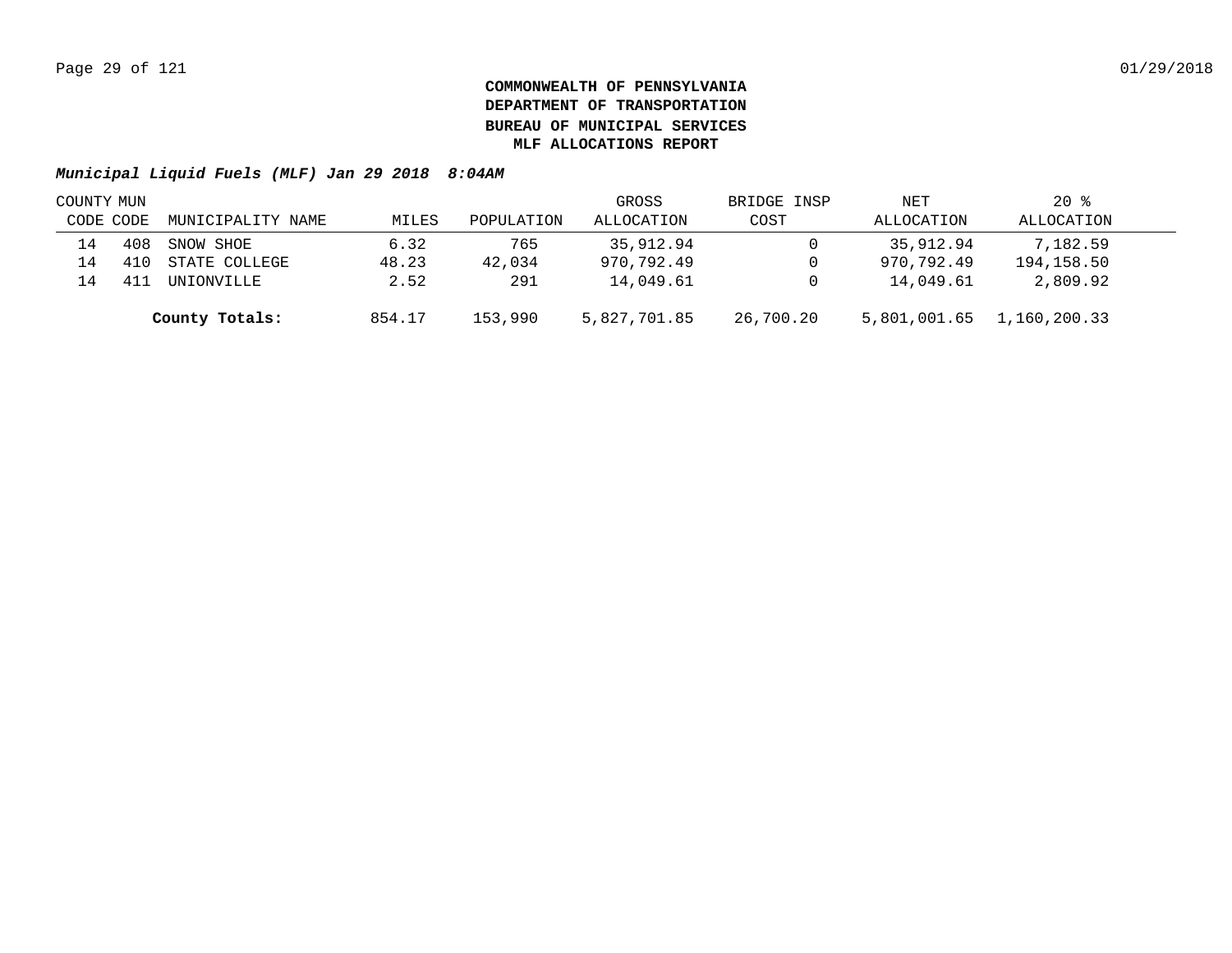**COMMONWEALTH OF PENNSYLVANIA**
**DEPARTMENT OF TRANSPORTATION**
**BUREAU OF MUNICIPAL SERVICES**
**MLF ALLOCATIONS REPORT**

***Municipal Liquid Fuels (MLF) Jan 29 2018 8:04AM***

| COUNTY CODE | MUN CODE | MUNICIPALITY NAME | MILES | POPULATION | GROSS ALLOCATION | BRIDGE INSP COST | NET ALLOCATION | 20 % ALLOCATION |
|---|---|---|---|---|---|---|---|---|
| 14 | 408 | SNOW SHOE | 6.32 | 765 | 35,912.94 | 0 | 35,912.94 | 7,182.59 |
| 14 | 410 | STATE COLLEGE | 48.23 | 42,034 | 970,792.49 | 0 | 970,792.49 | 194,158.50 |
| 14 | 411 | UNIONVILLE | 2.52 | 291 | 14,049.61 | 0 | 14,049.61 | 2,809.92 |
| | | **County Totals:** | 854.17 | 153,990 | 5,827,701.85 | 26,700.20 | 5,801,001.65 | 1,160,200.33 |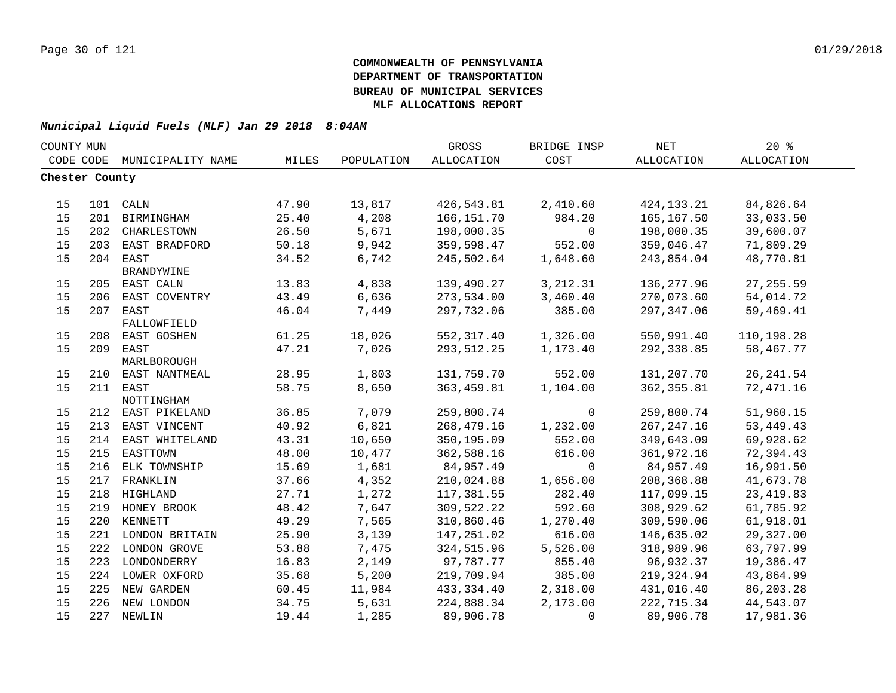**COMMONWEALTH OF PENNSYLVANIA**
**DEPARTMENT OF TRANSPORTATION**
**BUREAU OF MUNICIPAL SERVICES**
**MLF ALLOCATIONS REPORT**

***Municipal Liquid Fuels (MLF) Jan 29 2018 8:04AM***

| COUNTY CODE | MUN CODE | MUNICIPALITY NAME | MILES | POPULATION | GROSS ALLOCATION | BRIDGE INSP COST | NET ALLOCATION | 20 % ALLOCATION |
|---|---|---|---|---|---|---|---|---|
| **Chester County** | | | | | | | | |
| 15 | 101 | CALN | 47.90 | 13,817 | 426,543.81 | 2,410.60 | 424,133.21 | 84,826.64 |
| 15 | 201 | BIRMINGHAM | 25.40 | 4,208 | 166,151.70 | 984.20 | 165,167.50 | 33,033.50 |
| 15 | 202 | CHARLESTOWN | 26.50 | 5,671 | 198,000.35 | 0 | 198,000.35 | 39,600.07 |
| 15 | 203 | EAST BRADFORD | 50.18 | 9,942 | 359,598.47 | 552.00 | 359,046.47 | 71,809.29 |
| 15 | 204 | EAST BRANDYWINE | 34.52 | 6,742 | 245,502.64 | 1,648.60 | 243,854.04 | 48,770.81 |
| 15 | 205 | EAST CALN | 13.83 | 4,838 | 139,490.27 | 3,212.31 | 136,277.96 | 27,255.59 |
| 15 | 206 | EAST COVENTRY | 43.49 | 6,636 | 273,534.00 | 3,460.40 | 270,073.60 | 54,014.72 |
| 15 | 207 | EAST FALLOWFIELD | 46.04 | 7,449 | 297,732.06 | 385.00 | 297,347.06 | 59,469.41 |
| 15 | 208 | EAST GOSHEN | 61.25 | 18,026 | 552,317.40 | 1,326.00 | 550,991.40 | 110,198.28 |
| 15 | 209 | EAST MARLBOROUGH | 47.21 | 7,026 | 293,512.25 | 1,173.40 | 292,338.85 | 58,467.77 |
| 15 | 210 | EAST NANTMEAL | 28.95 | 1,803 | 131,759.70 | 552.00 | 131,207.70 | 26,241.54 |
| 15 | 211 | EAST NOTTINGHAM | 58.75 | 8,650 | 363,459.81 | 1,104.00 | 362,355.81 | 72,471.16 |
| 15 | 212 | EAST PIKELAND | 36.85 | 7,079 | 259,800.74 | 0 | 259,800.74 | 51,960.15 |
| 15 | 213 | EAST VINCENT | 40.92 | 6,821 | 268,479.16 | 1,232.00 | 267,247.16 | 53,449.43 |
| 15 | 214 | EAST WHITELAND | 43.31 | 10,650 | 350,195.09 | 552.00 | 349,643.09 | 69,928.62 |
| 15 | 215 | EASTTOWN | 48.00 | 10,477 | 362,588.16 | 616.00 | 361,972.16 | 72,394.43 |
| 15 | 216 | ELK TOWNSHIP | 15.69 | 1,681 | 84,957.49 | 0 | 84,957.49 | 16,991.50 |
| 15 | 217 | FRANKLIN | 37.66 | 4,352 | 210,024.88 | 1,656.00 | 208,368.88 | 41,673.78 |
| 15 | 218 | HIGHLAND | 27.71 | 1,272 | 117,381.55 | 282.40 | 117,099.15 | 23,419.83 |
| 15 | 219 | HONEY BROOK | 48.42 | 7,647 | 309,522.22 | 592.60 | 308,929.62 | 61,785.92 |
| 15 | 220 | KENNETT | 49.29 | 7,565 | 310,860.46 | 1,270.40 | 309,590.06 | 61,918.01 |
| 15 | 221 | LONDON BRITAIN | 25.90 | 3,139 | 147,251.02 | 616.00 | 146,635.02 | 29,327.00 |
| 15 | 222 | LONDON GROVE | 53.88 | 7,475 | 324,515.96 | 5,526.00 | 318,989.96 | 63,797.99 |
| 15 | 223 | LONDONDERRY | 16.83 | 2,149 | 97,787.77 | 855.40 | 96,932.37 | 19,386.47 |
| 15 | 224 | LOWER OXFORD | 35.68 | 5,200 | 219,709.94 | 385.00 | 219,324.94 | 43,864.99 |
| 15 | 225 | NEW GARDEN | 60.45 | 11,984 | 433,334.40 | 2,318.00 | 431,016.40 | 86,203.28 |
| 15 | 226 | NEW LONDON | 34.75 | 5,631 | 224,888.34 | 2,173.00 | 222,715.34 | 44,543.07 |
| 15 | 227 | NEWLIN | 19.44 | 1,285 | 89,906.78 | 0 | 89,906.78 | 17,981.36 |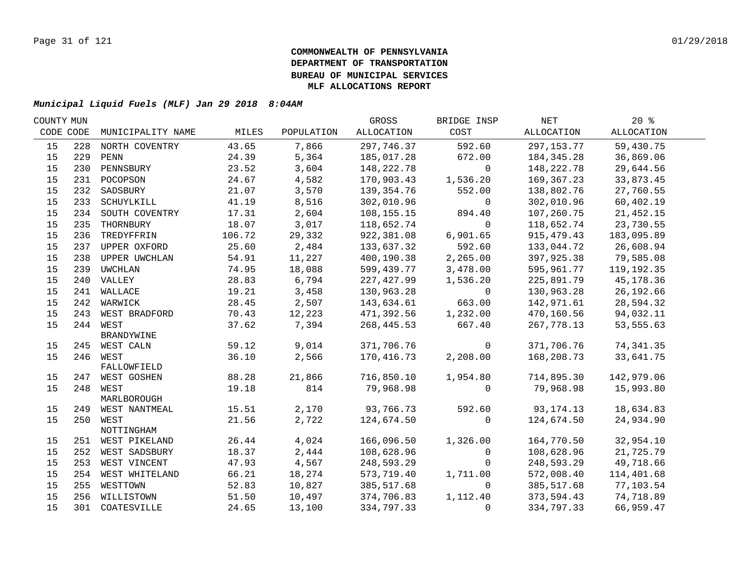**COMMONWEALTH OF PENNSYLVANIA**
**DEPARTMENT OF TRANSPORTATION**
**BUREAU OF MUNICIPAL SERVICES**
**MLF ALLOCATIONS REPORT**

***Municipal Liquid Fuels (MLF) Jan 29 2018 8:04AM***

| COUNTY CODE | MUN CODE | MUNICIPALITY NAME | MILES | POPULATION | GROSS ALLOCATION | BRIDGE INSP COST | NET ALLOCATION | 20 % ALLOCATION |
|---|---|---|---|---|---|---|---|---|
| 15 | 228 | NORTH COVENTRY | 43.65 | 7,866 | 297,746.37 | 592.60 | 297,153.77 | 59,430.75 |
| 15 | 229 | PENN | 24.39 | 5,364 | 185,017.28 | 672.00 | 184,345.28 | 36,869.06 |
| 15 | 230 | PENNSBURY | 23.52 | 3,604 | 148,222.78 | 0 | 148,222.78 | 29,644.56 |
| 15 | 231 | POCOPSON | 24.67 | 4,582 | 170,903.43 | 1,536.20 | 169,367.23 | 33,873.45 |
| 15 | 232 | SADSBURY | 21.07 | 3,570 | 139,354.76 | 552.00 | 138,802.76 | 27,760.55 |
| 15 | 233 | SCHUYLKILL | 41.19 | 8,516 | 302,010.96 | 0 | 302,010.96 | 60,402.19 |
| 15 | 234 | SOUTH COVENTRY | 17.31 | 2,604 | 108,155.15 | 894.40 | 107,260.75 | 21,452.15 |
| 15 | 235 | THORNBURY | 18.07 | 3,017 | 118,652.74 | 0 | 118,652.74 | 23,730.55 |
| 15 | 236 | TREDYFFRIN | 106.72 | 29,332 | 922,381.08 | 6,901.65 | 915,479.43 | 183,095.89 |
| 15 | 237 | UPPER OXFORD | 25.60 | 2,484 | 133,637.32 | 592.60 | 133,044.72 | 26,608.94 |
| 15 | 238 | UPPER UWCHLAN | 54.91 | 11,227 | 400,190.38 | 2,265.00 | 397,925.38 | 79,585.08 |
| 15 | 239 | UWCHLAN | 74.95 | 18,088 | 599,439.77 | 3,478.00 | 595,961.77 | 119,192.35 |
| 15 | 240 | VALLEY | 28.83 | 6,794 | 227,427.99 | 1,536.20 | 225,891.79 | 45,178.36 |
| 15 | 241 | WALLACE | 19.21 | 3,458 | 130,963.28 | 0 | 130,963.28 | 26,192.66 |
| 15 | 242 | WARWICK | 28.45 | 2,507 | 143,634.61 | 663.00 | 142,971.61 | 28,594.32 |
| 15 | 243 | WEST BRADFORD | 70.43 | 12,223 | 471,392.56 | 1,232.00 | 470,160.56 | 94,032.11 |
| 15 | 244 | WEST BRANDYWINE | 37.62 | 7,394 | 268,445.53 | 667.40 | 267,778.13 | 53,555.63 |
| 15 | 245 | WEST CALN | 59.12 | 9,014 | 371,706.76 | 0 | 371,706.76 | 74,341.35 |
| 15 | 246 | WEST FALLOWFIELD | 36.10 | 2,566 | 170,416.73 | 2,208.00 | 168,208.73 | 33,641.75 |
| 15 | 247 | WEST GOSHEN | 88.28 | 21,866 | 716,850.10 | 1,954.80 | 714,895.30 | 142,979.06 |
| 15 | 248 | WEST MARLBOROUGH | 19.18 | 814 | 79,968.98 | 0 | 79,968.98 | 15,993.80 |
| 15 | 249 | WEST NANTMEAL | 15.51 | 2,170 | 93,766.73 | 592.60 | 93,174.13 | 18,634.83 |
| 15 | 250 | WEST NOTTINGHAM | 21.56 | 2,722 | 124,674.50 | 0 | 124,674.50 | 24,934.90 |
| 15 | 251 | WEST PIKELAND | 26.44 | 4,024 | 166,096.50 | 1,326.00 | 164,770.50 | 32,954.10 |
| 15 | 252 | WEST SADSBURY | 18.37 | 2,444 | 108,628.96 | 0 | 108,628.96 | 21,725.79 |
| 15 | 253 | WEST VINCENT | 47.93 | 4,567 | 248,593.29 | 0 | 248,593.29 | 49,718.66 |
| 15 | 254 | WEST WHITELAND | 66.21 | 18,274 | 573,719.40 | 1,711.00 | 572,008.40 | 114,401.68 |
| 15 | 255 | WESTTOWN | 52.83 | 10,827 | 385,517.68 | 0 | 385,517.68 | 77,103.54 |
| 15 | 256 | WILLISTOWN | 51.50 | 10,497 | 374,706.83 | 1,112.40 | 373,594.43 | 74,718.89 |
| 15 | 301 | COATESVILLE | 24.65 | 13,100 | 334,797.33 | 0 | 334,797.33 | 66,959.47 |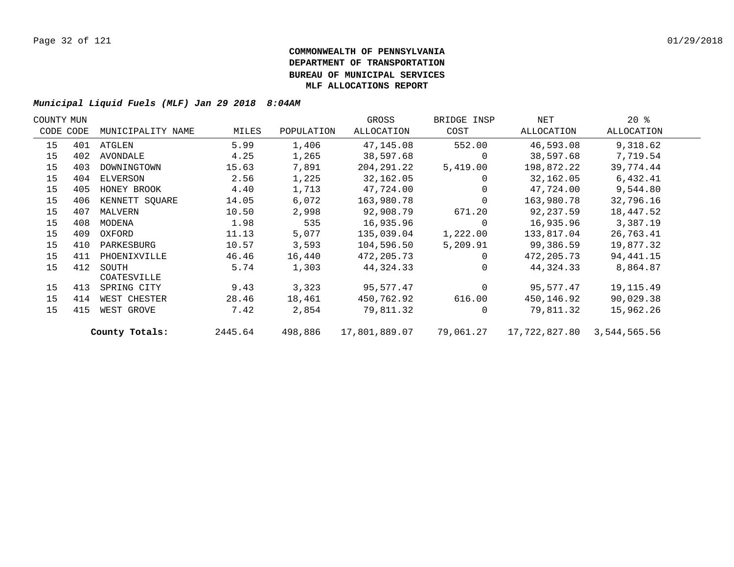**COMMONWEALTH OF PENNSYLVANIA**
**DEPARTMENT OF TRANSPORTATION**
**BUREAU OF MUNICIPAL SERVICES**
**MLF ALLOCATIONS REPORT**

***Municipal Liquid Fuels (MLF) Jan 29 2018 8:04AM***

| COUNTY CODE | MUN CODE | MUNICIPALITY NAME | MILES | POPULATION | GROSS ALLOCATION | BRIDGE INSP COST | NET ALLOCATION | 20 % ALLOCATION |
|---|---|---|---|---|---|---|---|---|
| 15 | 401 | ATGLEN | 5.99 | 1,406 | 47,145.08 | 552.00 | 46,593.08 | 9,318.62 |
| 15 | 402 | AVONDALE | 4.25 | 1,265 | 38,597.68 | 0 | 38,597.68 | 7,719.54 |
| 15 | 403 | DOWNINGTOWN | 15.63 | 7,891 | 204,291.22 | 5,419.00 | 198,872.22 | 39,774.44 |
| 15 | 404 | ELVERSON | 2.56 | 1,225 | 32,162.05 | 0 | 32,162.05 | 6,432.41 |
| 15 | 405 | HONEY BROOK | 4.40 | 1,713 | 47,724.00 | 0 | 47,724.00 | 9,544.80 |
| 15 | 406 | KENNETT SQUARE | 14.05 | 6,072 | 163,980.78 | 0 | 163,980.78 | 32,796.16 |
| 15 | 407 | MALVERN | 10.50 | 2,998 | 92,908.79 | 671.20 | 92,237.59 | 18,447.52 |
| 15 | 408 | MODENA | 1.98 | 535 | 16,935.96 | 0 | 16,935.96 | 3,387.19 |
| 15 | 409 | OXFORD | 11.13 | 5,077 | 135,039.04 | 1,222.00 | 133,817.04 | 26,763.41 |
| 15 | 410 | PARKESBURG | 10.57 | 3,593 | 104,596.50 | 5,209.91 | 99,386.59 | 19,877.32 |
| 15 | 411 | PHOENIXVILLE | 46.46 | 16,440 | 472,205.73 | 0 | 472,205.73 | 94,441.15 |
| 15 | 412 | SOUTH COATESVILLE | 5.74 | 1,303 | 44,324.33 | 0 | 44,324.33 | 8,864.87 |
| 15 | 413 | SPRING CITY | 9.43 | 3,323 | 95,577.47 | 0 | 95,577.47 | 19,115.49 |
| 15 | 414 | WEST CHESTER | 28.46 | 18,461 | 450,762.92 | 616.00 | 450,146.92 | 90,029.38 |
| 15 | 415 | WEST GROVE | 7.42 | 2,854 | 79,811.32 | 0 | 79,811.32 | 15,962.26 |
| | | **County Totals:** | 2445.64 | 498,886 | 17,801,889.07 | 79,061.27 | 17,722,827.80 | 3,544,565.56 |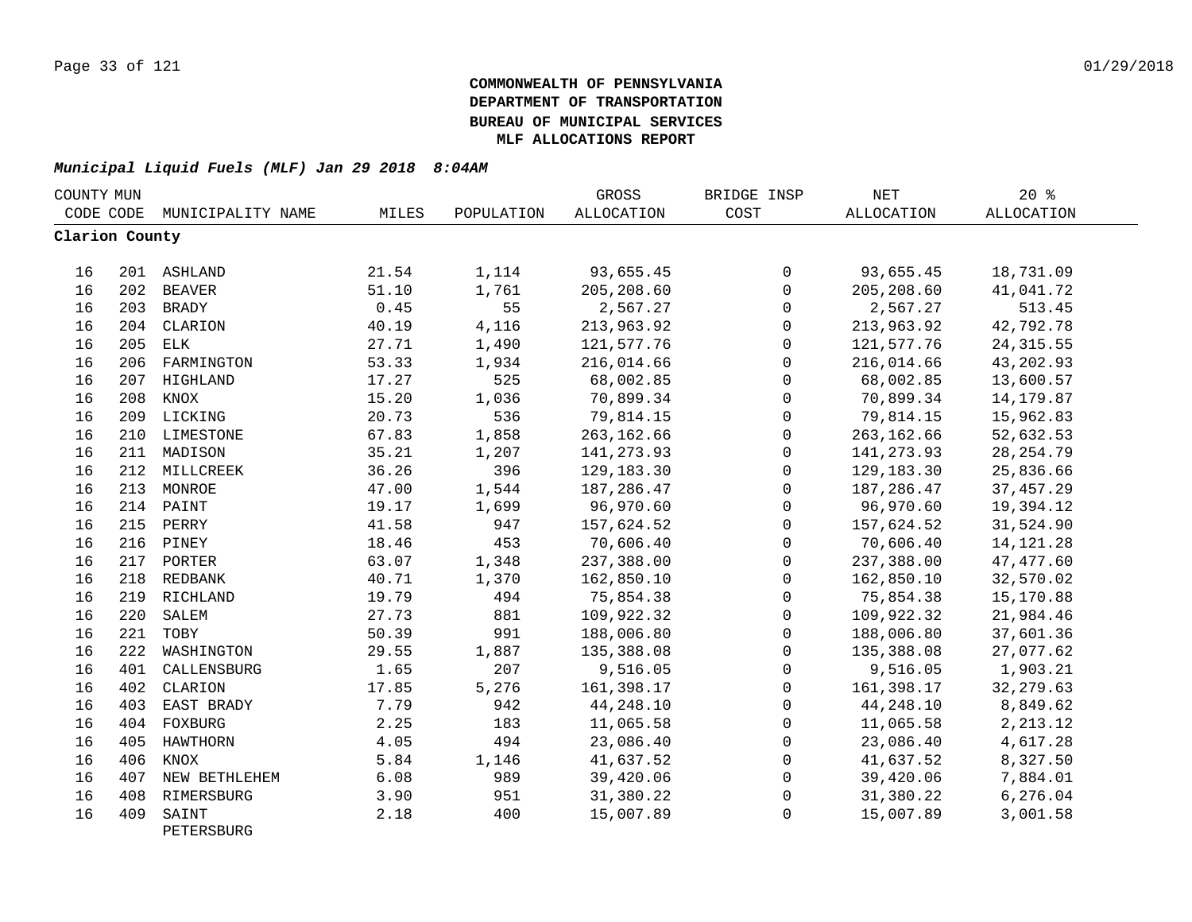**COMMONWEALTH OF PENNSYLVANIA**
**DEPARTMENT OF TRANSPORTATION**
**BUREAU OF MUNICIPAL SERVICES**
**MLF ALLOCATIONS REPORT**

***Municipal Liquid Fuels (MLF) Jan 29 2018 8:04AM***

| COUNTY CODE | MUN CODE | MUNICIPALITY NAME | MILES | POPULATION | GROSS ALLOCATION | BRIDGE INSP COST | NET ALLOCATION | 20 % ALLOCATION |
|---|---|---|---|---|---|---|---|---|
| **Clarion County** | | | | | | | | |
| 16 | 201 | ASHLAND | 21.54 | 1,114 | 93,655.45 | 0 | 93,655.45 | 18,731.09 |
| 16 | 202 | BEAVER | 51.10 | 1,761 | 205,208.60 | 0 | 205,208.60 | 41,041.72 |
| 16 | 203 | BRADY | 0.45 | 55 | 2,567.27 | 0 | 2,567.27 | 513.45 |
| 16 | 204 | CLARION | 40.19 | 4,116 | 213,963.92 | 0 | 213,963.92 | 42,792.78 |
| 16 | 205 | ELK | 27.71 | 1,490 | 121,577.76 | 0 | 121,577.76 | 24,315.55 |
| 16 | 206 | FARMINGTON | 53.33 | 1,934 | 216,014.66 | 0 | 216,014.66 | 43,202.93 |
| 16 | 207 | HIGHLAND | 17.27 | 525 | 68,002.85 | 0 | 68,002.85 | 13,600.57 |
| 16 | 208 | KNOX | 15.20 | 1,036 | 70,899.34 | 0 | 70,899.34 | 14,179.87 |
| 16 | 209 | LICKING | 20.73 | 536 | 79,814.15 | 0 | 79,814.15 | 15,962.83 |
| 16 | 210 | LIMESTONE | 67.83 | 1,858 | 263,162.66 | 0 | 263,162.66 | 52,632.53 |
| 16 | 211 | MADISON | 35.21 | 1,207 | 141,273.93 | 0 | 141,273.93 | 28,254.79 |
| 16 | 212 | MILLCREEK | 36.26 | 396 | 129,183.30 | 0 | 129,183.30 | 25,836.66 |
| 16 | 213 | MONROE | 47.00 | 1,544 | 187,286.47 | 0 | 187,286.47 | 37,457.29 |
| 16 | 214 | PAINT | 19.17 | 1,699 | 96,970.60 | 0 | 96,970.60 | 19,394.12 |
| 16 | 215 | PERRY | 41.58 | 947 | 157,624.52 | 0 | 157,624.52 | 31,524.90 |
| 16 | 216 | PINEY | 18.46 | 453 | 70,606.40 | 0 | 70,606.40 | 14,121.28 |
| 16 | 217 | PORTER | 63.07 | 1,348 | 237,388.00 | 0 | 237,388.00 | 47,477.60 |
| 16 | 218 | REDBANK | 40.71 | 1,370 | 162,850.10 | 0 | 162,850.10 | 32,570.02 |
| 16 | 219 | RICHLAND | 19.79 | 494 | 75,854.38 | 0 | 75,854.38 | 15,170.88 |
| 16 | 220 | SALEM | 27.73 | 881 | 109,922.32 | 0 | 109,922.32 | 21,984.46 |
| 16 | 221 | TOBY | 50.39 | 991 | 188,006.80 | 0 | 188,006.80 | 37,601.36 |
| 16 | 222 | WASHINGTON | 29.55 | 1,887 | 135,388.08 | 0 | 135,388.08 | 27,077.62 |
| 16 | 401 | CALLENSBURG | 1.65 | 207 | 9,516.05 | 0 | 9,516.05 | 1,903.21 |
| 16 | 402 | CLARION | 17.85 | 5,276 | 161,398.17 | 0 | 161,398.17 | 32,279.63 |
| 16 | 403 | EAST BRADY | 7.79 | 942 | 44,248.10 | 0 | 44,248.10 | 8,849.62 |
| 16 | 404 | FOXBURG | 2.25 | 183 | 11,065.58 | 0 | 11,065.58 | 2,213.12 |
| 16 | 405 | HAWTHORN | 4.05 | 494 | 23,086.40 | 0 | 23,086.40 | 4,617.28 |
| 16 | 406 | KNOX | 5.84 | 1,146 | 41,637.52 | 0 | 41,637.52 | 8,327.50 |
| 16 | 407 | NEW BETHLEHEM | 6.08 | 989 | 39,420.06 | 0 | 39,420.06 | 7,884.01 |
| 16 | 408 | RIMERSBURG | 3.90 | 951 | 31,380.22 | 0 | 31,380.22 | 6,276.04 |
| 16 | 409 | SAINT PETERSBURG | 2.18 | 400 | 15,007.89 | 0 | 15,007.89 | 3,001.58 |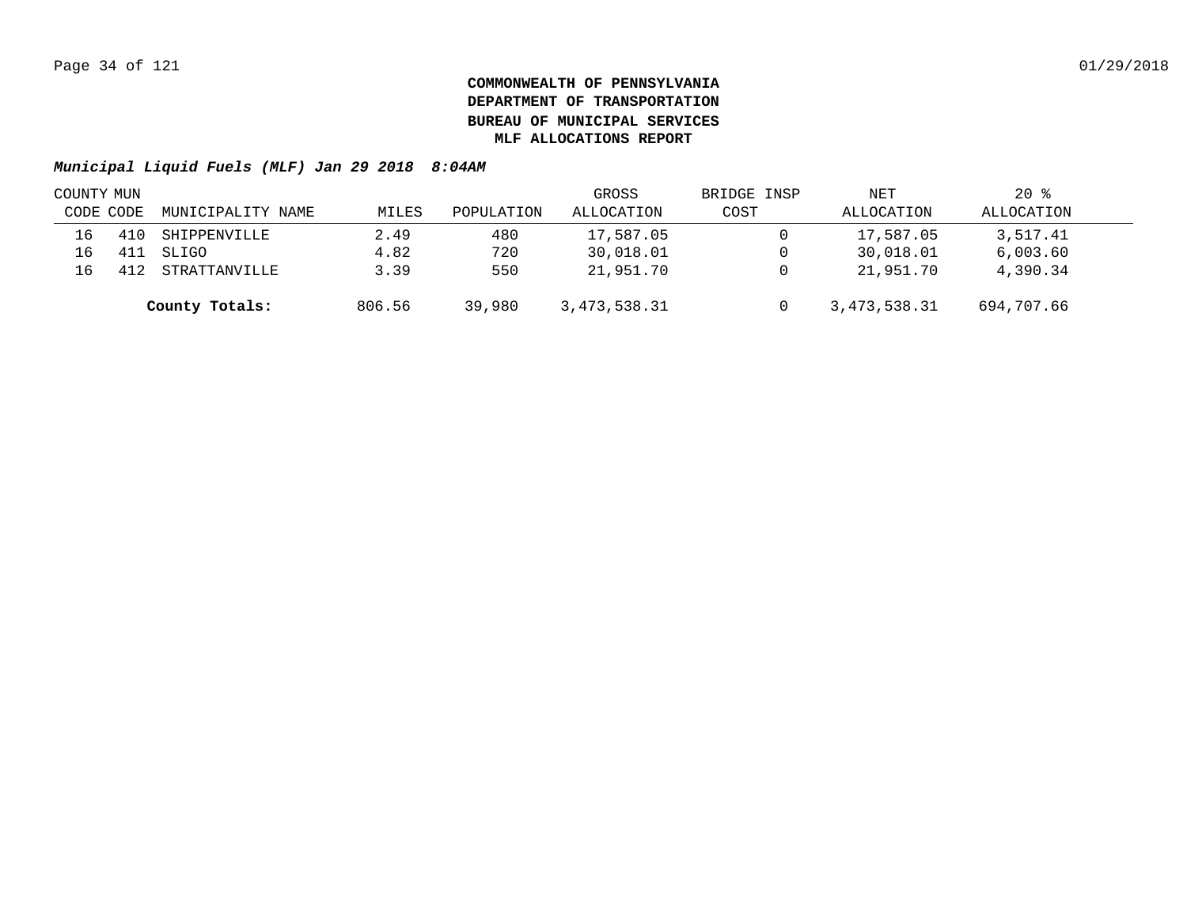**COMMONWEALTH OF PENNSYLVANIA**
**DEPARTMENT OF TRANSPORTATION**
**BUREAU OF MUNICIPAL SERVICES**
**MLF ALLOCATIONS REPORT**

***Municipal Liquid Fuels (MLF) Jan 29 2018 8:04AM***

| COUNTY CODE | MUN CODE | MUNICIPALITY NAME | MILES | POPULATION | GROSS ALLOCATION | BRIDGE INSP COST | NET ALLOCATION | 20 % ALLOCATION |
|---|---|---|---|---|---|---|---|---|
| 16 | 410 | SHIPPENVILLE | 2.49 | 480 | 17,587.05 | 0 | 17,587.05 | 3,517.41 |
| 16 | 411 | SLIGO | 4.82 | 720 | 30,018.01 | 0 | 30,018.01 | 6,003.60 |
| 16 | 412 | STRATTANVILLE | 3.39 | 550 | 21,951.70 | 0 | 21,951.70 | 4,390.34 |
| | | **County Totals:** | 806.56 | 39,980 | 3,473,538.31 | 0 | 3,473,538.31 | 694,707.66 |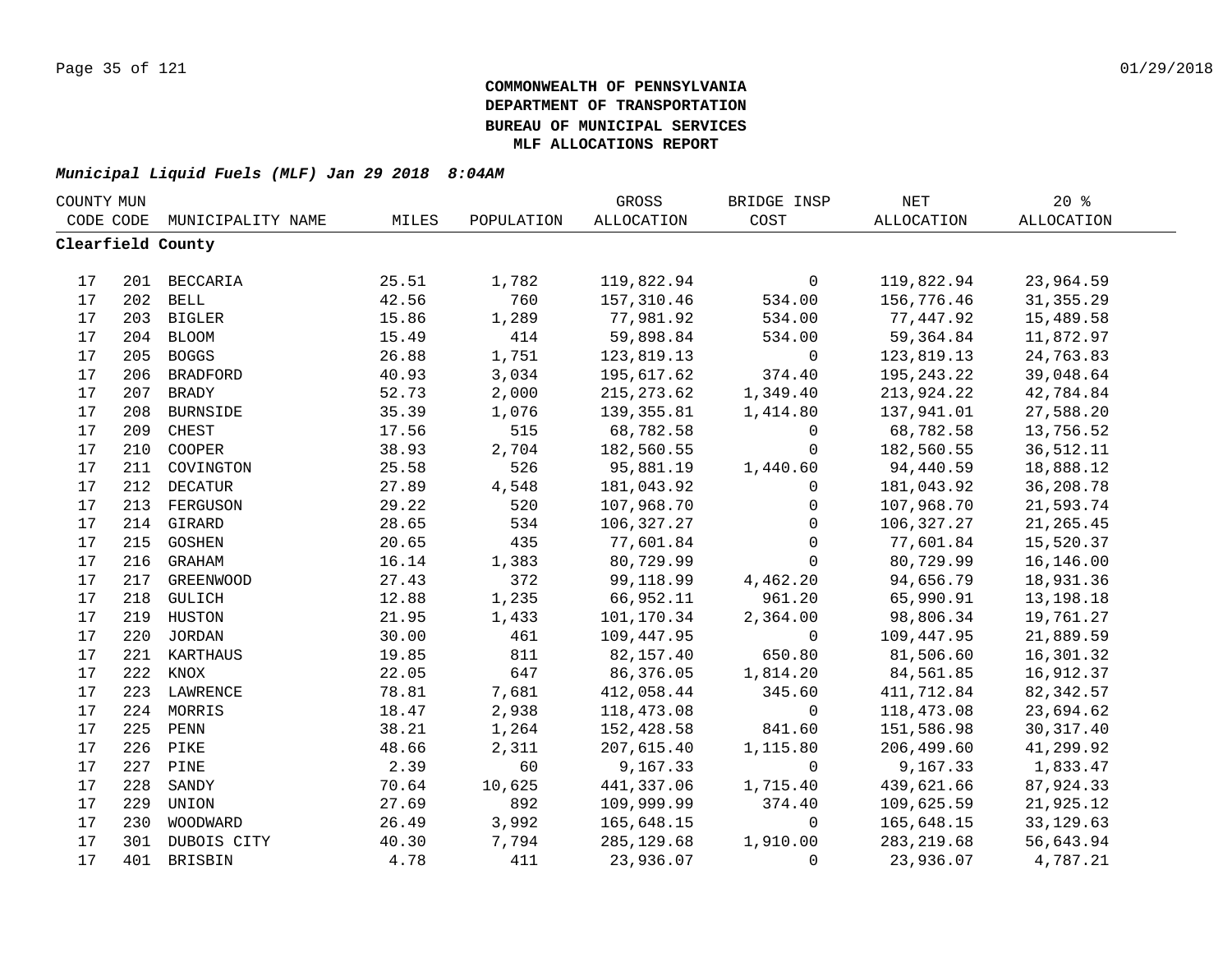**COMMONWEALTH OF PENNSYLVANIA**
**DEPARTMENT OF TRANSPORTATION**
**BUREAU OF MUNICIPAL SERVICES**
**MLF ALLOCATIONS REPORT**

***Municipal Liquid Fuels (MLF) Jan 29 2018 8:04AM***

| COUNTY CODE | MUN CODE | MUNICIPALITY NAME | MILES | POPULATION | GROSS ALLOCATION | BRIDGE INSP COST | NET ALLOCATION | 20 % ALLOCATION |
|---|---|---|---|---|---|---|---|---|
| **Clearfield County** | | | | | | | | |
| 17 | 201 | BECCARIA | 25.51 | 1,782 | 119,822.94 | 0 | 119,822.94 | 23,964.59 |
| 17 | 202 | BELL | 42.56 | 760 | 157,310.46 | 534.00 | 156,776.46 | 31,355.29 |
| 17 | 203 | BIGLER | 15.86 | 1,289 | 77,981.92 | 534.00 | 77,447.92 | 15,489.58 |
| 17 | 204 | BLOOM | 15.49 | 414 | 59,898.84 | 534.00 | 59,364.84 | 11,872.97 |
| 17 | 205 | BOGGS | 26.88 | 1,751 | 123,819.13 | 0 | 123,819.13 | 24,763.83 |
| 17 | 206 | BRADFORD | 40.93 | 3,034 | 195,617.62 | 374.40 | 195,243.22 | 39,048.64 |
| 17 | 207 | BRADY | 52.73 | 2,000 | 215,273.62 | 1,349.40 | 213,924.22 | 42,784.84 |
| 17 | 208 | BURNSIDE | 35.39 | 1,076 | 139,355.81 | 1,414.80 | 137,941.01 | 27,588.20 |
| 17 | 209 | CHEST | 17.56 | 515 | 68,782.58 | 0 | 68,782.58 | 13,756.52 |
| 17 | 210 | COOPER | 38.93 | 2,704 | 182,560.55 | 0 | 182,560.55 | 36,512.11 |
| 17 | 211 | COVINGTON | 25.58 | 526 | 95,881.19 | 1,440.60 | 94,440.59 | 18,888.12 |
| 17 | 212 | DECATUR | 27.89 | 4,548 | 181,043.92 | 0 | 181,043.92 | 36,208.78 |
| 17 | 213 | FERGUSON | 29.22 | 520 | 107,968.70 | 0 | 107,968.70 | 21,593.74 |
| 17 | 214 | GIRARD | 28.65 | 534 | 106,327.27 | 0 | 106,327.27 | 21,265.45 |
| 17 | 215 | GOSHEN | 20.65 | 435 | 77,601.84 | 0 | 77,601.84 | 15,520.37 |
| 17 | 216 | GRAHAM | 16.14 | 1,383 | 80,729.99 | 0 | 80,729.99 | 16,146.00 |
| 17 | 217 | GREENWOOD | 27.43 | 372 | 99,118.99 | 4,462.20 | 94,656.79 | 18,931.36 |
| 17 | 218 | GULICH | 12.88 | 1,235 | 66,952.11 | 961.20 | 65,990.91 | 13,198.18 |
| 17 | 219 | HUSTON | 21.95 | 1,433 | 101,170.34 | 2,364.00 | 98,806.34 | 19,761.27 |
| 17 | 220 | JORDAN | 30.00 | 461 | 109,447.95 | 0 | 109,447.95 | 21,889.59 |
| 17 | 221 | KARTHAUS | 19.85 | 811 | 82,157.40 | 650.80 | 81,506.60 | 16,301.32 |
| 17 | 222 | KNOX | 22.05 | 647 | 86,376.05 | 1,814.20 | 84,561.85 | 16,912.37 |
| 17 | 223 | LAWRENCE | 78.81 | 7,681 | 412,058.44 | 345.60 | 411,712.84 | 82,342.57 |
| 17 | 224 | MORRIS | 18.47 | 2,938 | 118,473.08 | 0 | 118,473.08 | 23,694.62 |
| 17 | 225 | PENN | 38.21 | 1,264 | 152,428.58 | 841.60 | 151,586.98 | 30,317.40 |
| 17 | 226 | PIKE | 48.66 | 2,311 | 207,615.40 | 1,115.80 | 206,499.60 | 41,299.92 |
| 17 | 227 | PINE | 2.39 | 60 | 9,167.33 | 0 | 9,167.33 | 1,833.47 |
| 17 | 228 | SANDY | 70.64 | 10,625 | 441,337.06 | 1,715.40 | 439,621.66 | 87,924.33 |
| 17 | 229 | UNION | 27.69 | 892 | 109,999.99 | 374.40 | 109,625.59 | 21,925.12 |
| 17 | 230 | WOODWARD | 26.49 | 3,992 | 165,648.15 | 0 | 165,648.15 | 33,129.63 |
| 17 | 301 | DUBOIS CITY | 40.30 | 7,794 | 285,129.68 | 1,910.00 | 283,219.68 | 56,643.94 |
| 17 | 401 | BRISBIN | 4.78 | 411 | 23,936.07 | 0 | 23,936.07 | 4,787.21 |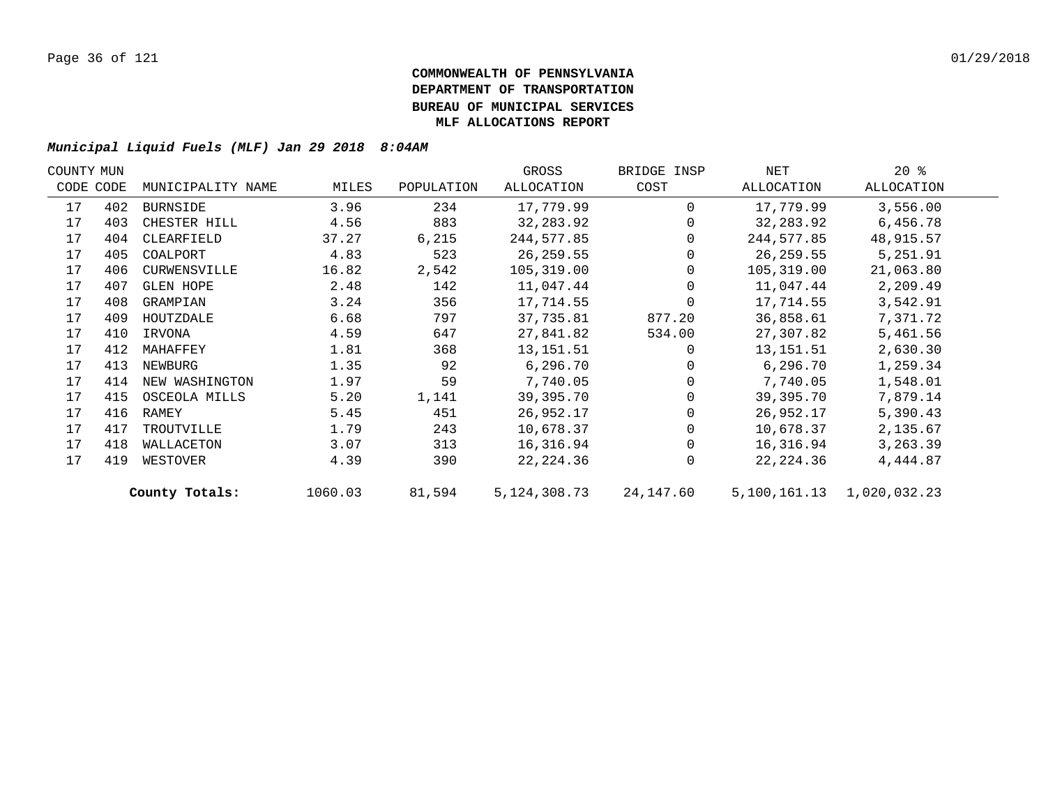**COMMONWEALTH OF PENNSYLVANIA**
**DEPARTMENT OF TRANSPORTATION**
**BUREAU OF MUNICIPAL SERVICES**
**MLF ALLOCATIONS REPORT**

***Municipal Liquid Fuels (MLF) Jan 29 2018 8:04AM***

| COUNTY CODE | MUN CODE | MUNICIPALITY NAME | MILES | POPULATION | GROSS ALLOCATION | BRIDGE INSP COST | NET ALLOCATION | 20 % ALLOCATION |
|---|---|---|---|---|---|---|---|---|
| 17 | 402 | BURNSIDE | 3.96 | 234 | 17,779.99 | 0 | 17,779.99 | 3,556.00 |
| 17 | 403 | CHESTER HILL | 4.56 | 883 | 32,283.92 | 0 | 32,283.92 | 6,456.78 |
| 17 | 404 | CLEARFIELD | 37.27 | 6,215 | 244,577.85 | 0 | 244,577.85 | 48,915.57 |
| 17 | 405 | COALPORT | 4.83 | 523 | 26,259.55 | 0 | 26,259.55 | 5,251.91 |
| 17 | 406 | CURWENSVILLE | 16.82 | 2,542 | 105,319.00 | 0 | 105,319.00 | 21,063.80 |
| 17 | 407 | GLEN HOPE | 2.48 | 142 | 11,047.44 | 0 | 11,047.44 | 2,209.49 |
| 17 | 408 | GRAMPIAN | 3.24 | 356 | 17,714.55 | 0 | 17,714.55 | 3,542.91 |
| 17 | 409 | HOUTZDALE | 6.68 | 797 | 37,735.81 | 877.20 | 36,858.61 | 7,371.72 |
| 17 | 410 | IRVONA | 4.59 | 647 | 27,841.82 | 534.00 | 27,307.82 | 5,461.56 |
| 17 | 412 | MAHAFFEY | 1.81 | 368 | 13,151.51 | 0 | 13,151.51 | 2,630.30 |
| 17 | 413 | NEWBURG | 1.35 | 92 | 6,296.70 | 0 | 6,296.70 | 1,259.34 |
| 17 | 414 | NEW WASHINGTON | 1.97 | 59 | 7,740.05 | 0 | 7,740.05 | 1,548.01 |
| 17 | 415 | OSCEOLA MILLS | 5.20 | 1,141 | 39,395.70 | 0 | 39,395.70 | 7,879.14 |
| 17 | 416 | RAMEY | 5.45 | 451 | 26,952.17 | 0 | 26,952.17 | 5,390.43 |
| 17 | 417 | TROUTVILLE | 1.79 | 243 | 10,678.37 | 0 | 10,678.37 | 2,135.67 |
| 17 | 418 | WALLACETON | 3.07 | 313 | 16,316.94 | 0 | 16,316.94 | 3,263.39 |
| 17 | 419 | WESTOVER | 4.39 | 390 | 22,224.36 | 0 | 22,224.36 | 4,444.87 |
| | | **County Totals:** | 1060.03 | 81,594 | 5,124,308.73 | 24,147.60 | 5,100,161.13 | 1,020,032.23 |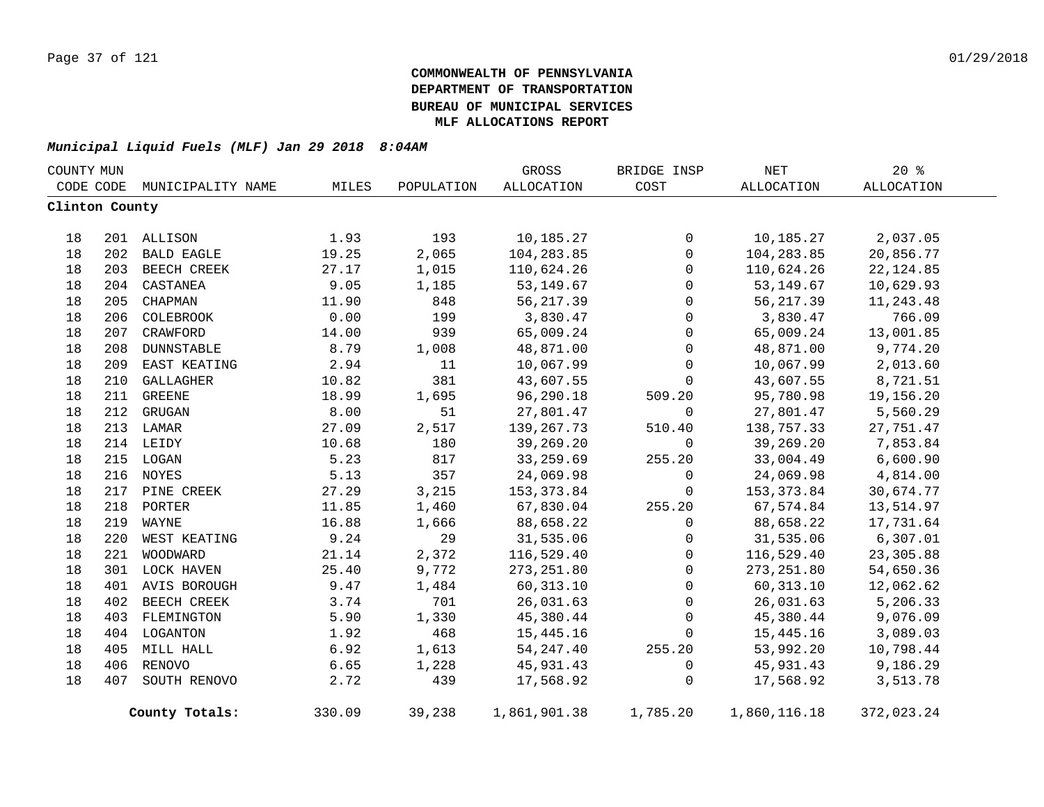**COMMONWEALTH OF PENNSYLVANIA**
**DEPARTMENT OF TRANSPORTATION**
**BUREAU OF MUNICIPAL SERVICES**
**MLF ALLOCATIONS REPORT**

***Municipal Liquid Fuels (MLF) Jan 29 2018 8:04AM***

| COUNTY CODE | MUN CODE | MUNICIPALITY NAME | MILES | POPULATION | GROSS ALLOCATION | BRIDGE INSP COST | NET ALLOCATION | 20 % ALLOCATION |
|---|---|---|---|---|---|---|---|---|
| **Clinton County** | | | | | | | | |
| 18 | 201 | ALLISON | 1.93 | 193 | 10,185.27 | 0 | 10,185.27 | 2,037.05 |
| 18 | 202 | BALD EAGLE | 19.25 | 2,065 | 104,283.85 | 0 | 104,283.85 | 20,856.77 |
| 18 | 203 | BEECH CREEK | 27.17 | 1,015 | 110,624.26 | 0 | 110,624.26 | 22,124.85 |
| 18 | 204 | CASTANEA | 9.05 | 1,185 | 53,149.67 | 0 | 53,149.67 | 10,629.93 |
| 18 | 205 | CHAPMAN | 11.90 | 848 | 56,217.39 | 0 | 56,217.39 | 11,243.48 |
| 18 | 206 | COLEBROOK | 0.00 | 199 | 3,830.47 | 0 | 3,830.47 | 766.09 |
| 18 | 207 | CRAWFORD | 14.00 | 939 | 65,009.24 | 0 | 65,009.24 | 13,001.85 |
| 18 | 208 | DUNNSTABLE | 8.79 | 1,008 | 48,871.00 | 0 | 48,871.00 | 9,774.20 |
| 18 | 209 | EAST KEATING | 2.94 | 11 | 10,067.99 | 0 | 10,067.99 | 2,013.60 |
| 18 | 210 | GALLAGHER | 10.82 | 381 | 43,607.55 | 0 | 43,607.55 | 8,721.51 |
| 18 | 211 | GREENE | 18.99 | 1,695 | 96,290.18 | 509.20 | 95,780.98 | 19,156.20 |
| 18 | 212 | GRUGAN | 8.00 | 51 | 27,801.47 | 0 | 27,801.47 | 5,560.29 |
| 18 | 213 | LAMAR | 27.09 | 2,517 | 139,267.73 | 510.40 | 138,757.33 | 27,751.47 |
| 18 | 214 | LEIDY | 10.68 | 180 | 39,269.20 | 0 | 39,269.20 | 7,853.84 |
| 18 | 215 | LOGAN | 5.23 | 817 | 33,259.69 | 255.20 | 33,004.49 | 6,600.90 |
| 18 | 216 | NOYES | 5.13 | 357 | 24,069.98 | 0 | 24,069.98 | 4,814.00 |
| 18 | 217 | PINE CREEK | 27.29 | 3,215 | 153,373.84 | 0 | 153,373.84 | 30,674.77 |
| 18 | 218 | PORTER | 11.85 | 1,460 | 67,830.04 | 255.20 | 67,574.84 | 13,514.97 |
| 18 | 219 | WAYNE | 16.88 | 1,666 | 88,658.22 | 0 | 88,658.22 | 17,731.64 |
| 18 | 220 | WEST KEATING | 9.24 | 29 | 31,535.06 | 0 | 31,535.06 | 6,307.01 |
| 18 | 221 | WOODWARD | 21.14 | 2,372 | 116,529.40 | 0 | 116,529.40 | 23,305.88 |
| 18 | 301 | LOCK HAVEN | 25.40 | 9,772 | 273,251.80 | 0 | 273,251.80 | 54,650.36 |
| 18 | 401 | AVIS BOROUGH | 9.47 | 1,484 | 60,313.10 | 0 | 60,313.10 | 12,062.62 |
| 18 | 402 | BEECH CREEK | 3.74 | 701 | 26,031.63 | 0 | 26,031.63 | 5,206.33 |
| 18 | 403 | FLEMINGTON | 5.90 | 1,330 | 45,380.44 | 0 | 45,380.44 | 9,076.09 |
| 18 | 404 | LOGANTON | 1.92 | 468 | 15,445.16 | 0 | 15,445.16 | 3,089.03 |
| 18 | 405 | MILL HALL | 6.92 | 1,613 | 54,247.40 | 255.20 | 53,992.20 | 10,798.44 |
| 18 | 406 | RENOVO | 6.65 | 1,228 | 45,931.43 | 0 | 45,931.43 | 9,186.29 |
| 18 | 407 | SOUTH RENOVO | 2.72 | 439 | 17,568.92 | 0 | 17,568.92 | 3,513.78 |
| | | **County Totals:** | 330.09 | 39,238 | 1,861,901.38 | 1,785.20 | 1,860,116.18 | 372,023.24 |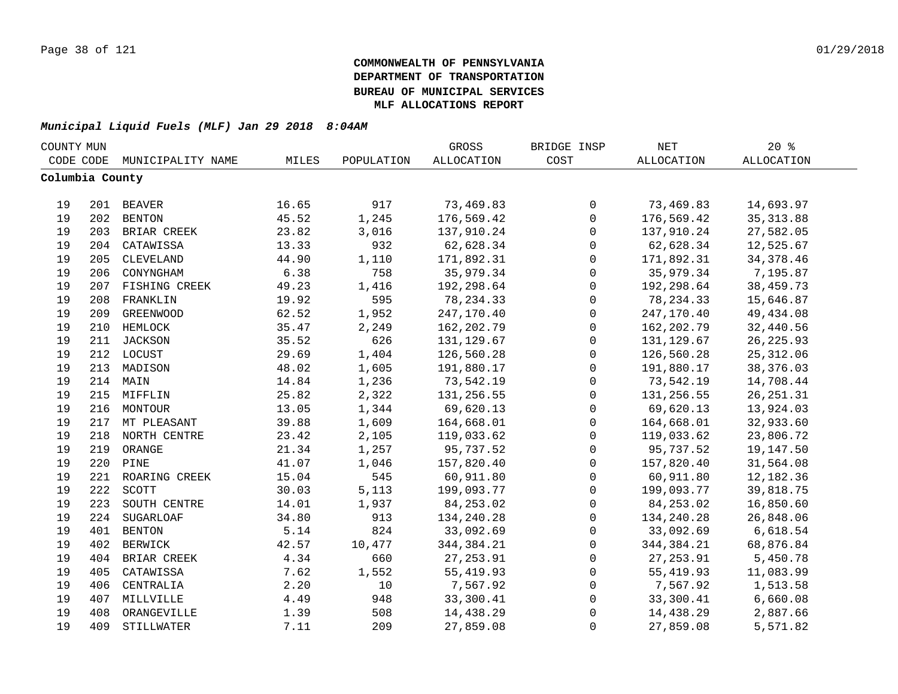**COMMONWEALTH OF PENNSYLVANIA**
**DEPARTMENT OF TRANSPORTATION**
**BUREAU OF MUNICIPAL SERVICES**
**MLF ALLOCATIONS REPORT**

***Municipal Liquid Fuels (MLF) Jan 29 2018 8:04AM***

| COUNTY CODE | MUN CODE | MUNICIPALITY NAME | MILES | POPULATION | GROSS ALLOCATION | BRIDGE INSP COST | NET ALLOCATION | 20 % ALLOCATION |
|---|---|---|---|---|---|---|---|---|
| **Columbia County** | | | | | | | | |
| 19 | 201 | BEAVER | 16.65 | 917 | 73,469.83 | 0 | 73,469.83 | 14,693.97 |
| 19 | 202 | BENTON | 45.52 | 1,245 | 176,569.42 | 0 | 176,569.42 | 35,313.88 |
| 19 | 203 | BRIAR CREEK | 23.82 | 3,016 | 137,910.24 | 0 | 137,910.24 | 27,582.05 |
| 19 | 204 | CATAWISSA | 13.33 | 932 | 62,628.34 | 0 | 62,628.34 | 12,525.67 |
| 19 | 205 | CLEVELAND | 44.90 | 1,110 | 171,892.31 | 0 | 171,892.31 | 34,378.46 |
| 19 | 206 | CONYNGHAM | 6.38 | 758 | 35,979.34 | 0 | 35,979.34 | 7,195.87 |
| 19 | 207 | FISHING CREEK | 49.23 | 1,416 | 192,298.64 | 0 | 192,298.64 | 38,459.73 |
| 19 | 208 | FRANKLIN | 19.92 | 595 | 78,234.33 | 0 | 78,234.33 | 15,646.87 |
| 19 | 209 | GREENWOOD | 62.52 | 1,952 | 247,170.40 | 0 | 247,170.40 | 49,434.08 |
| 19 | 210 | HEMLOCK | 35.47 | 2,249 | 162,202.79 | 0 | 162,202.79 | 32,440.56 |
| 19 | 211 | JACKSON | 35.52 | 626 | 131,129.67 | 0 | 131,129.67 | 26,225.93 |
| 19 | 212 | LOCUST | 29.69 | 1,404 | 126,560.28 | 0 | 126,560.28 | 25,312.06 |
| 19 | 213 | MADISON | 48.02 | 1,605 | 191,880.17 | 0 | 191,880.17 | 38,376.03 |
| 19 | 214 | MAIN | 14.84 | 1,236 | 73,542.19 | 0 | 73,542.19 | 14,708.44 |
| 19 | 215 | MIFFLIN | 25.82 | 2,322 | 131,256.55 | 0 | 131,256.55 | 26,251.31 |
| 19 | 216 | MONTOUR | 13.05 | 1,344 | 69,620.13 | 0 | 69,620.13 | 13,924.03 |
| 19 | 217 | MT PLEASANT | 39.88 | 1,609 | 164,668.01 | 0 | 164,668.01 | 32,933.60 |
| 19 | 218 | NORTH CENTRE | 23.42 | 2,105 | 119,033.62 | 0 | 119,033.62 | 23,806.72 |
| 19 | 219 | ORANGE | 21.34 | 1,257 | 95,737.52 | 0 | 95,737.52 | 19,147.50 |
| 19 | 220 | PINE | 41.07 | 1,046 | 157,820.40 | 0 | 157,820.40 | 31,564.08 |
| 19 | 221 | ROARING CREEK | 15.04 | 545 | 60,911.80 | 0 | 60,911.80 | 12,182.36 |
| 19 | 222 | SCOTT | 30.03 | 5,113 | 199,093.77 | 0 | 199,093.77 | 39,818.75 |
| 19 | 223 | SOUTH CENTRE | 14.01 | 1,937 | 84,253.02 | 0 | 84,253.02 | 16,850.60 |
| 19 | 224 | SUGARLOAF | 34.80 | 913 | 134,240.28 | 0 | 134,240.28 | 26,848.06 |
| 19 | 401 | BENTON | 5.14 | 824 | 33,092.69 | 0 | 33,092.69 | 6,618.54 |
| 19 | 402 | BERWICK | 42.57 | 10,477 | 344,384.21 | 0 | 344,384.21 | 68,876.84 |
| 19 | 404 | BRIAR CREEK | 4.34 | 660 | 27,253.91 | 0 | 27,253.91 | 5,450.78 |
| 19 | 405 | CATAWISSA | 7.62 | 1,552 | 55,419.93 | 0 | 55,419.93 | 11,083.99 |
| 19 | 406 | CENTRALIA | 2.20 | 10 | 7,567.92 | 0 | 7,567.92 | 1,513.58 |
| 19 | 407 | MILLVILLE | 4.49 | 948 | 33,300.41 | 0 | 33,300.41 | 6,660.08 |
| 19 | 408 | ORANGEVILLE | 1.39 | 508 | 14,438.29 | 0 | 14,438.29 | 2,887.66 |
| 19 | 409 | STILLWATER | 7.11 | 209 | 27,859.08 | 0 | 27,859.08 | 5,571.82 |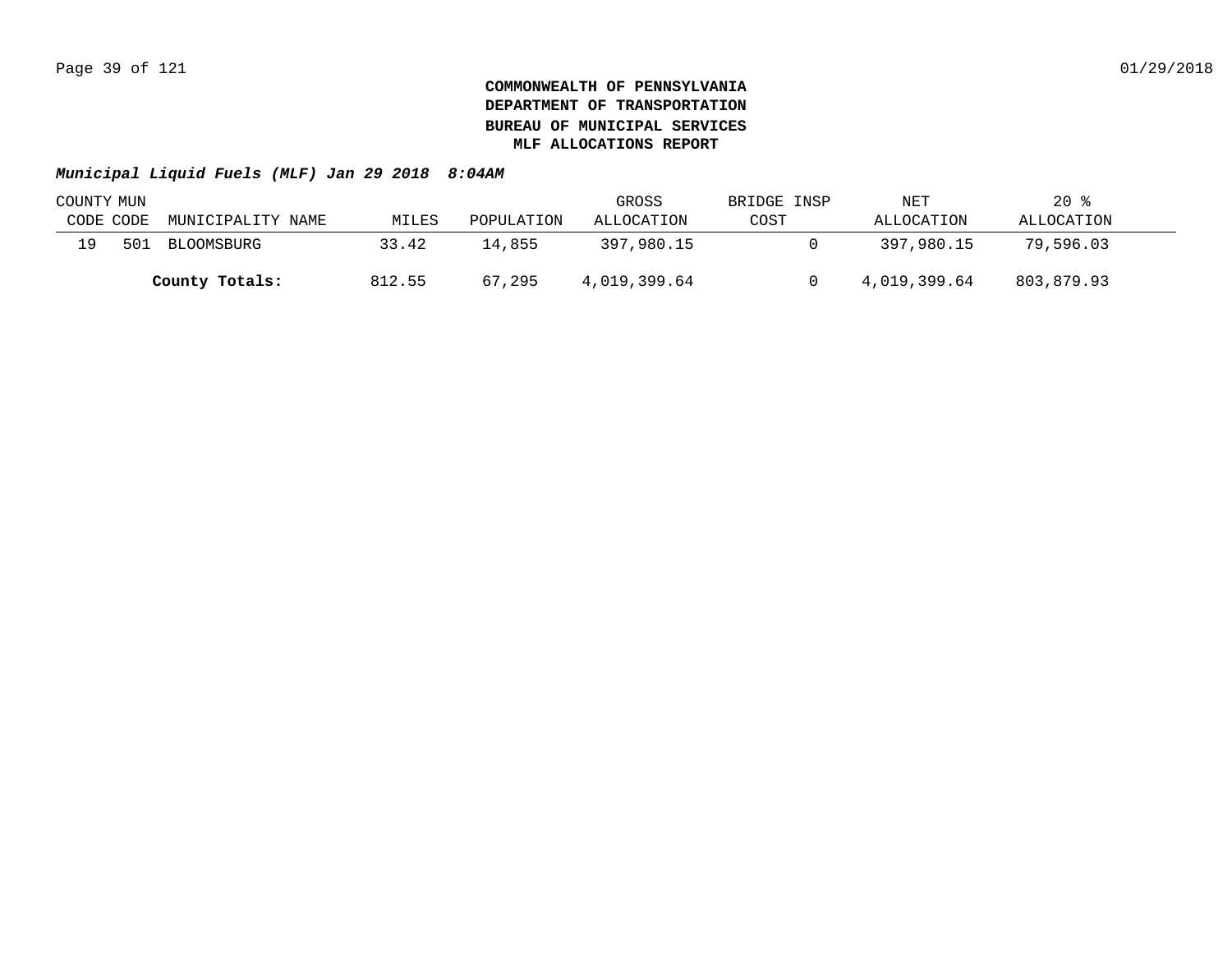**COMMONWEALTH OF PENNSYLVANIA**
**DEPARTMENT OF TRANSPORTATION**
**BUREAU OF MUNICIPAL SERVICES**
**MLF ALLOCATIONS REPORT**

***Municipal Liquid Fuels (MLF) Jan 29 2018 8:04AM***

| COUNTY CODE | MUN CODE | MUNICIPALITY NAME | MILES | POPULATION | GROSS ALLOCATION | BRIDGE INSP COST | NET ALLOCATION | 20 % ALLOCATION |
|---|---|---|---|---|---|---|---|---|
| 19 | 501 | BLOOMSBURG | 33.42 | 14,855 | 397,980.15 | 0 | 397,980.15 | 79,596.03 |
| | | **County Totals:** | 812.55 | 67,295 | 4,019,399.64 | 0 | 4,019,399.64 | 803,879.93 |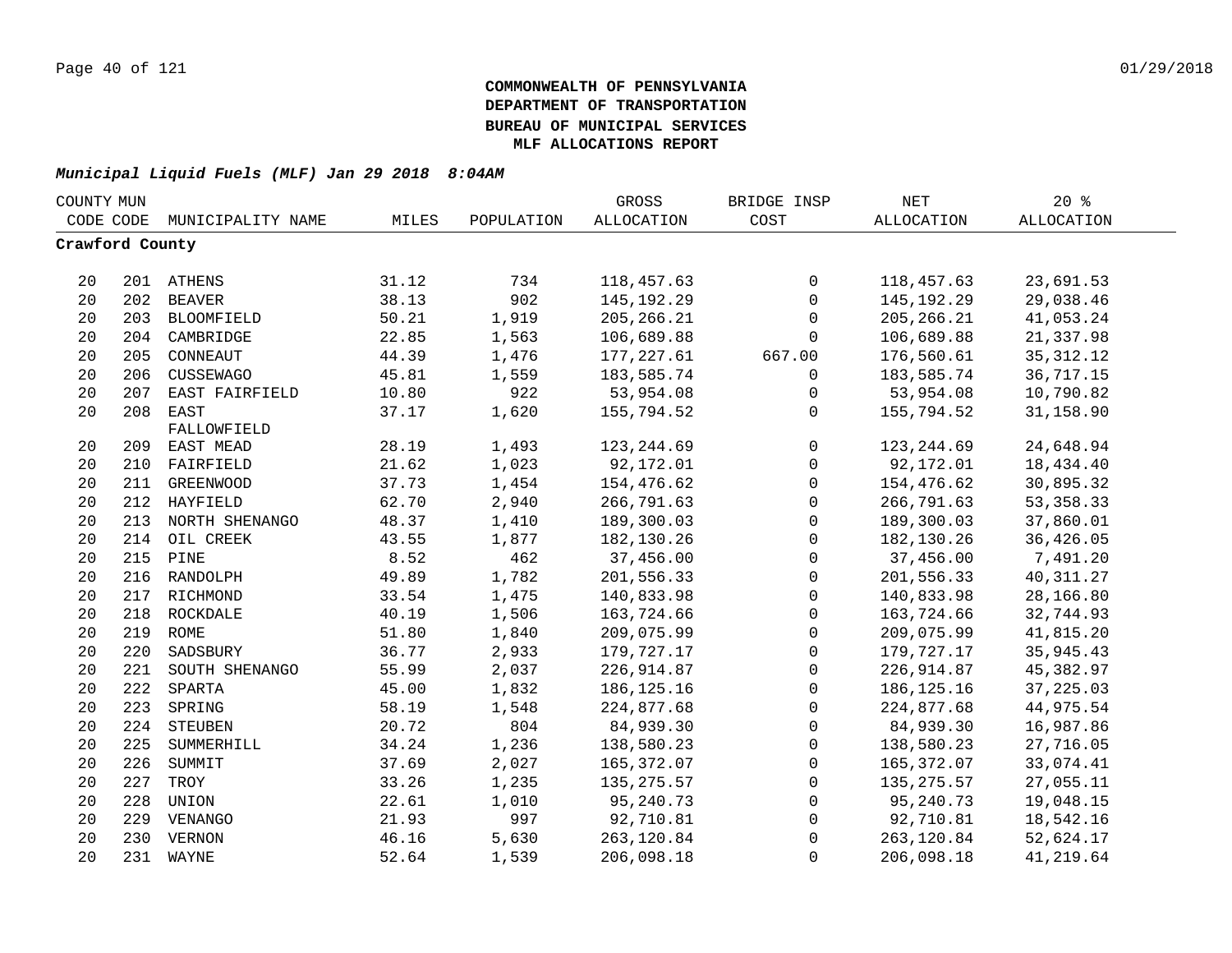**COMMONWEALTH OF PENNSYLVANIA**
**DEPARTMENT OF TRANSPORTATION**
**BUREAU OF MUNICIPAL SERVICES**
**MLF ALLOCATIONS REPORT**

***Municipal Liquid Fuels (MLF) Jan 29 2018 8:04AM***

| COUNTY CODE | MUN CODE | MUNICIPALITY NAME | MILES | POPULATION | GROSS ALLOCATION | BRIDGE INSP COST | NET ALLOCATION | 20 % ALLOCATION |
|---|---|---|---|---|---|---|---|---|
| **Crawford County** | | | | | | | | |
| 20 | 201 | ATHENS | 31.12 | 734 | 118,457.63 | 0 | 118,457.63 | 23,691.53 |
| 20 | 202 | BEAVER | 38.13 | 902 | 145,192.29 | 0 | 145,192.29 | 29,038.46 |
| 20 | 203 | BLOOMFIELD | 50.21 | 1,919 | 205,266.21 | 0 | 205,266.21 | 41,053.24 |
| 20 | 204 | CAMBRIDGE | 22.85 | 1,563 | 106,689.88 | 0 | 106,689.88 | 21,337.98 |
| 20 | 205 | CONNEAUT | 44.39 | 1,476 | 177,227.61 | 667.00 | 176,560.61 | 35,312.12 |
| 20 | 206 | CUSSEWAGO | 45.81 | 1,559 | 183,585.74 | 0 | 183,585.74 | 36,717.15 |
| 20 | 207 | EAST FAIRFIELD | 10.80 | 922 | 53,954.08 | 0 | 53,954.08 | 10,790.82 |
| 20 | 208 | EAST FALLOWFIELD | 37.17 | 1,620 | 155,794.52 | 0 | 155,794.52 | 31,158.90 |
| 20 | 209 | EAST MEAD | 28.19 | 1,493 | 123,244.69 | 0 | 123,244.69 | 24,648.94 |
| 20 | 210 | FAIRFIELD | 21.62 | 1,023 | 92,172.01 | 0 | 92,172.01 | 18,434.40 |
| 20 | 211 | GREENWOOD | 37.73 | 1,454 | 154,476.62 | 0 | 154,476.62 | 30,895.32 |
| 20 | 212 | HAYFIELD | 62.70 | 2,940 | 266,791.63 | 0 | 266,791.63 | 53,358.33 |
| 20 | 213 | NORTH SHENANGO | 48.37 | 1,410 | 189,300.03 | 0 | 189,300.03 | 37,860.01 |
| 20 | 214 | OIL CREEK | 43.55 | 1,877 | 182,130.26 | 0 | 182,130.26 | 36,426.05 |
| 20 | 215 | PINE | 8.52 | 462 | 37,456.00 | 0 | 37,456.00 | 7,491.20 |
| 20 | 216 | RANDOLPH | 49.89 | 1,782 | 201,556.33 | 0 | 201,556.33 | 40,311.27 |
| 20 | 217 | RICHMOND | 33.54 | 1,475 | 140,833.98 | 0 | 140,833.98 | 28,166.80 |
| 20 | 218 | ROCKDALE | 40.19 | 1,506 | 163,724.66 | 0 | 163,724.66 | 32,744.93 |
| 20 | 219 | ROME | 51.80 | 1,840 | 209,075.99 | 0 | 209,075.99 | 41,815.20 |
| 20 | 220 | SADSBURY | 36.77 | 2,933 | 179,727.17 | 0 | 179,727.17 | 35,945.43 |
| 20 | 221 | SOUTH SHENANGO | 55.99 | 2,037 | 226,914.87 | 0 | 226,914.87 | 45,382.97 |
| 20 | 222 | SPARTA | 45.00 | 1,832 | 186,125.16 | 0 | 186,125.16 | 37,225.03 |
| 20 | 223 | SPRING | 58.19 | 1,548 | 224,877.68 | 0 | 224,877.68 | 44,975.54 |
| 20 | 224 | STEUBEN | 20.72 | 804 | 84,939.30 | 0 | 84,939.30 | 16,987.86 |
| 20 | 225 | SUMMERHILL | 34.24 | 1,236 | 138,580.23 | 0 | 138,580.23 | 27,716.05 |
| 20 | 226 | SUMMIT | 37.69 | 2,027 | 165,372.07 | 0 | 165,372.07 | 33,074.41 |
| 20 | 227 | TROY | 33.26 | 1,235 | 135,275.57 | 0 | 135,275.57 | 27,055.11 |
| 20 | 228 | UNION | 22.61 | 1,010 | 95,240.73 | 0 | 95,240.73 | 19,048.15 |
| 20 | 229 | VENANGO | 21.93 | 997 | 92,710.81 | 0 | 92,710.81 | 18,542.16 |
| 20 | 230 | VERNON | 46.16 | 5,630 | 263,120.84 | 0 | 263,120.84 | 52,624.17 |
| 20 | 231 | WAYNE | 52.64 | 1,539 | 206,098.18 | 0 | 206,098.18 | 41,219.64 |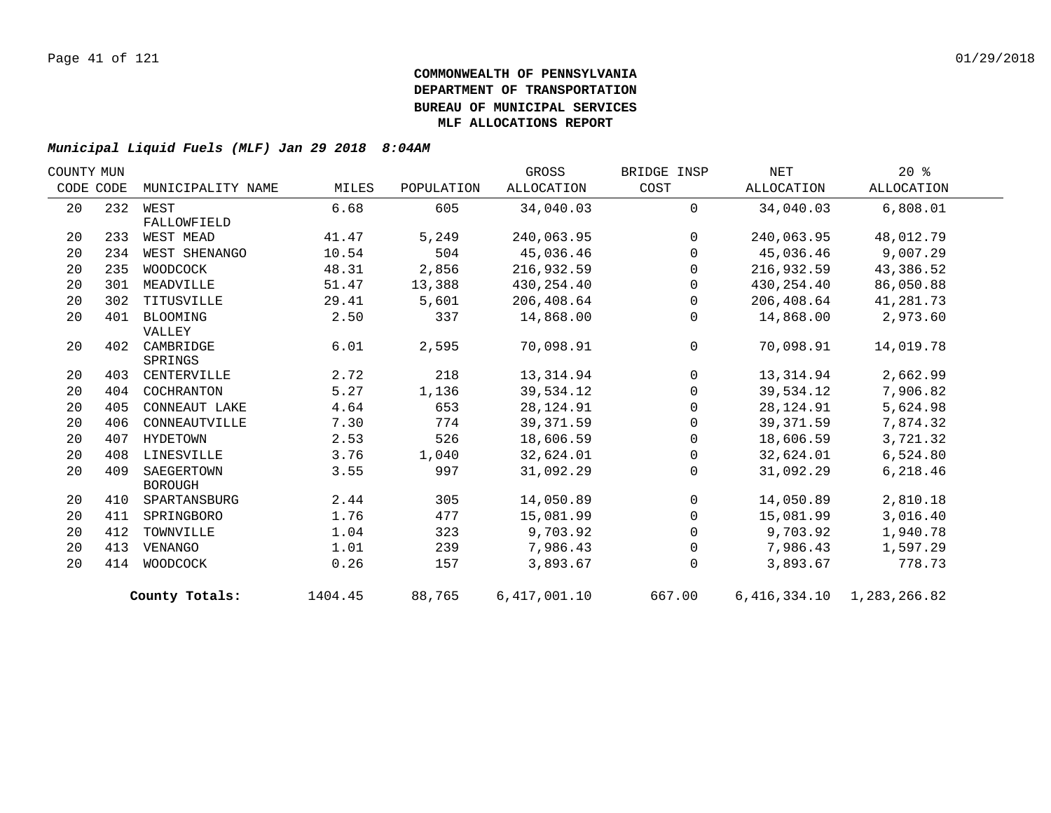**COMMONWEALTH OF PENNSYLVANIA**
**DEPARTMENT OF TRANSPORTATION**
**BUREAU OF MUNICIPAL SERVICES**
**MLF ALLOCATIONS REPORT**

***Municipal Liquid Fuels (MLF) Jan 29 2018 8:04AM***

| COUNTY CODE | MUN CODE | MUNICIPALITY NAME | MILES | POPULATION | GROSS ALLOCATION | BRIDGE INSP COST | NET ALLOCATION | 20 % ALLOCATION |
|---|---|---|---|---|---|---|---|---|
| 20 | 232 | WEST FALLOWFIELD | 6.68 | 605 | 34,040.03 | 0 | 34,040.03 | 6,808.01 |
| 20 | 233 | WEST MEAD | 41.47 | 5,249 | 240,063.95 | 0 | 240,063.95 | 48,012.79 |
| 20 | 234 | WEST SHENANGO | 10.54 | 504 | 45,036.46 | 0 | 45,036.46 | 9,007.29 |
| 20 | 235 | WOODCOCK | 48.31 | 2,856 | 216,932.59 | 0 | 216,932.59 | 43,386.52 |
| 20 | 301 | MEADVILLE | 51.47 | 13,388 | 430,254.40 | 0 | 430,254.40 | 86,050.88 |
| 20 | 302 | TITUSVILLE | 29.41 | 5,601 | 206,408.64 | 0 | 206,408.64 | 41,281.73 |
| 20 | 401 | BLOOMING VALLEY | 2.50 | 337 | 14,868.00 | 0 | 14,868.00 | 2,973.60 |
| 20 | 402 | CAMBRIDGE SPRINGS | 6.01 | 2,595 | 70,098.91 | 0 | 70,098.91 | 14,019.78 |
| 20 | 403 | CENTERVILLE | 2.72 | 218 | 13,314.94 | 0 | 13,314.94 | 2,662.99 |
| 20 | 404 | COCHRANTON | 5.27 | 1,136 | 39,534.12 | 0 | 39,534.12 | 7,906.82 |
| 20 | 405 | CONNEAUT LAKE | 4.64 | 653 | 28,124.91 | 0 | 28,124.91 | 5,624.98 |
| 20 | 406 | CONNEAUTVILLE | 7.30 | 774 | 39,371.59 | 0 | 39,371.59 | 7,874.32 |
| 20 | 407 | HYDETOWN | 2.53 | 526 | 18,606.59 | 0 | 18,606.59 | 3,721.32 |
| 20 | 408 | LINESVILLE | 3.76 | 1,040 | 32,624.01 | 0 | 32,624.01 | 6,524.80 |
| 20 | 409 | SAEGERTOWN BOROUGH | 3.55 | 997 | 31,092.29 | 0 | 31,092.29 | 6,218.46 |
| 20 | 410 | SPARTANSBURG | 2.44 | 305 | 14,050.89 | 0 | 14,050.89 | 2,810.18 |
| 20 | 411 | SPRINGBORO | 1.76 | 477 | 15,081.99 | 0 | 15,081.99 | 3,016.40 |
| 20 | 412 | TOWNVILLE | 1.04 | 323 | 9,703.92 | 0 | 9,703.92 | 1,940.78 |
| 20 | 413 | VENANGO | 1.01 | 239 | 7,986.43 | 0 | 7,986.43 | 1,597.29 |
| 20 | 414 | WOODCOCK | 0.26 | 157 | 3,893.67 | 0 | 3,893.67 | 778.73 |
| | | **County Totals:** | 1404.45 | 88,765 | 6,417,001.10 | 667.00 | 6,416,334.10 | 1,283,266.82 |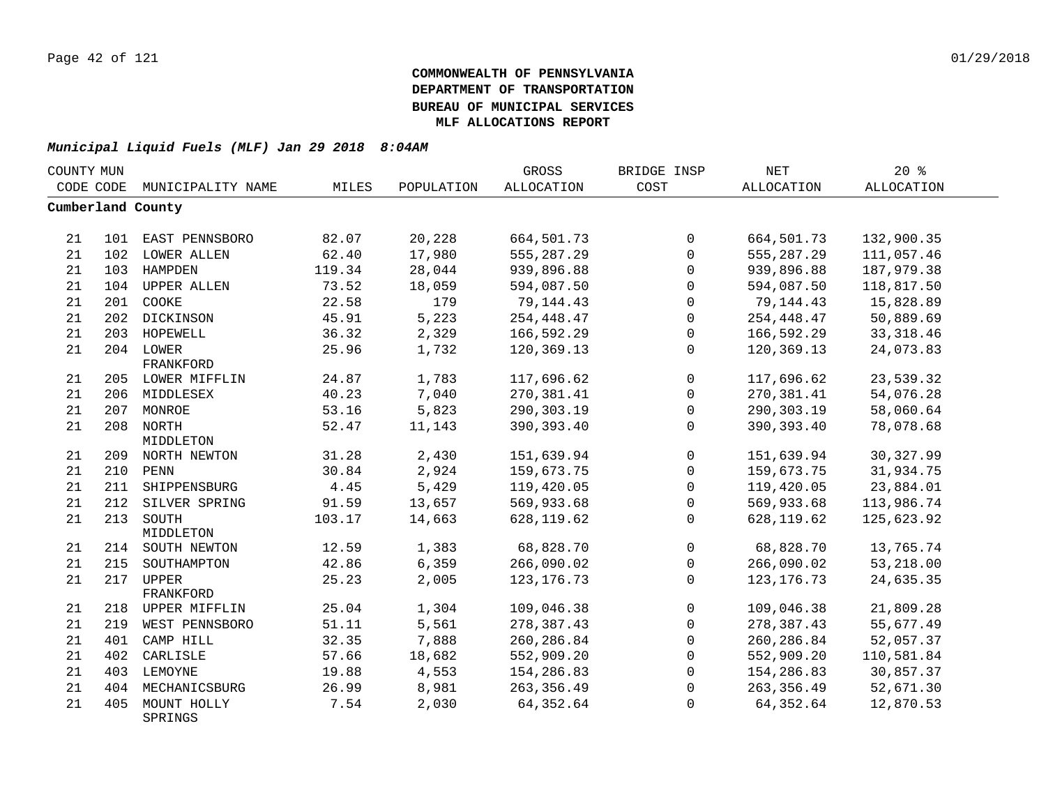**COMMONWEALTH OF PENNSYLVANIA**
**DEPARTMENT OF TRANSPORTATION**
**BUREAU OF MUNICIPAL SERVICES**
**MLF ALLOCATIONS REPORT**

***Municipal Liquid Fuels (MLF) Jan 29 2018 8:04AM***

| COUNTY CODE | MUN CODE | MUNICIPALITY NAME | MILES | POPULATION | GROSS ALLOCATION | BRIDGE INSP COST | NET ALLOCATION | 20 % ALLOCATION |
|---|---|---|---|---|---|---|---|---|
| **Cumberland County** | | | | | | | | |
| 21 | 101 | EAST PENNSBORO | 82.07 | 20,228 | 664,501.73 | 0 | 664,501.73 | 132,900.35 |
| 21 | 102 | LOWER ALLEN | 62.40 | 17,980 | 555,287.29 | 0 | 555,287.29 | 111,057.46 |
| 21 | 103 | HAMPDEN | 119.34 | 28,044 | 939,896.88 | 0 | 939,896.88 | 187,979.38 |
| 21 | 104 | UPPER ALLEN | 73.52 | 18,059 | 594,087.50 | 0 | 594,087.50 | 118,817.50 |
| 21 | 201 | COOKE | 22.58 | 179 | 79,144.43 | 0 | 79,144.43 | 15,828.89 |
| 21 | 202 | DICKINSON | 45.91 | 5,223 | 254,448.47 | 0 | 254,448.47 | 50,889.69 |
| 21 | 203 | HOPEWELL | 36.32 | 2,329 | 166,592.29 | 0 | 166,592.29 | 33,318.46 |
| 21 | 204 | LOWER FRANKFORD | 25.96 | 1,732 | 120,369.13 | 0 | 120,369.13 | 24,073.83 |
| 21 | 205 | LOWER MIFFLIN | 24.87 | 1,783 | 117,696.62 | 0 | 117,696.62 | 23,539.32 |
| 21 | 206 | MIDDLESEX | 40.23 | 7,040 | 270,381.41 | 0 | 270,381.41 | 54,076.28 |
| 21 | 207 | MONROE | 53.16 | 5,823 | 290,303.19 | 0 | 290,303.19 | 58,060.64 |
| 21 | 208 | NORTH MIDDLETON | 52.47 | 11,143 | 390,393.40 | 0 | 390,393.40 | 78,078.68 |
| 21 | 209 | NORTH NEWTON | 31.28 | 2,430 | 151,639.94 | 0 | 151,639.94 | 30,327.99 |
| 21 | 210 | PENN | 30.84 | 2,924 | 159,673.75 | 0 | 159,673.75 | 31,934.75 |
| 21 | 211 | SHIPPENSBURG | 4.45 | 5,429 | 119,420.05 | 0 | 119,420.05 | 23,884.01 |
| 21 | 212 | SILVER SPRING | 91.59 | 13,657 | 569,933.68 | 0 | 569,933.68 | 113,986.74 |
| 21 | 213 | SOUTH MIDDLETON | 103.17 | 14,663 | 628,119.62 | 0 | 628,119.62 | 125,623.92 |
| 21 | 214 | SOUTH NEWTON | 12.59 | 1,383 | 68,828.70 | 0 | 68,828.70 | 13,765.74 |
| 21 | 215 | SOUTHAMPTON | 42.86 | 6,359 | 266,090.02 | 0 | 266,090.02 | 53,218.00 |
| 21 | 217 | UPPER FRANKFORD | 25.23 | 2,005 | 123,176.73 | 0 | 123,176.73 | 24,635.35 |
| 21 | 218 | UPPER MIFFLIN | 25.04 | 1,304 | 109,046.38 | 0 | 109,046.38 | 21,809.28 |
| 21 | 219 | WEST PENNSBORO | 51.11 | 5,561 | 278,387.43 | 0 | 278,387.43 | 55,677.49 |
| 21 | 401 | CAMP HILL | 32.35 | 7,888 | 260,286.84 | 0 | 260,286.84 | 52,057.37 |
| 21 | 402 | CARLISLE | 57.66 | 18,682 | 552,909.20 | 0 | 552,909.20 | 110,581.84 |
| 21 | 403 | LEMOYNE | 19.88 | 4,553 | 154,286.83 | 0 | 154,286.83 | 30,857.37 |
| 21 | 404 | MECHANICSBURG | 26.99 | 8,981 | 263,356.49 | 0 | 263,356.49 | 52,671.30 |
| 21 | 405 | MOUNT HOLLY SPRINGS | 7.54 | 2,030 | 64,352.64 | 0 | 64,352.64 | 12,870.53 |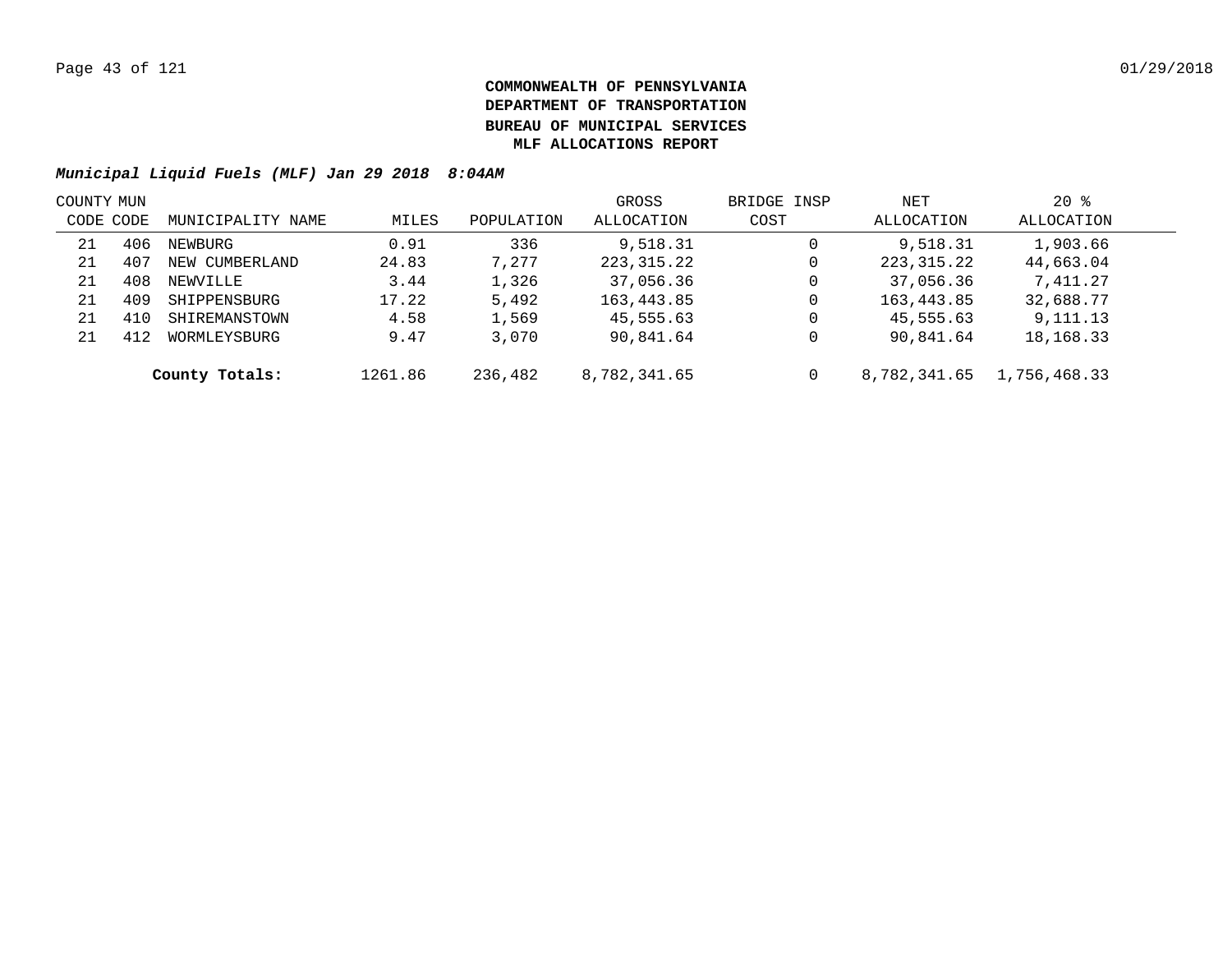**COMMONWEALTH OF PENNSYLVANIA**
**DEPARTMENT OF TRANSPORTATION**
**BUREAU OF MUNICIPAL SERVICES**
**MLF ALLOCATIONS REPORT**

***Municipal Liquid Fuels (MLF) Jan 29 2018 8:04AM***

| COUNTY CODE | MUN CODE | MUNICIPALITY NAME | MILES | POPULATION | GROSS ALLOCATION | BRIDGE INSP COST | NET ALLOCATION | 20 % ALLOCATION |
|---|---|---|---|---|---|---|---|---|
| 21 | 406 | NEWBURG | 0.91 | 336 | 9,518.31 | 0 | 9,518.31 | 1,903.66 |
| 21 | 407 | NEW CUMBERLAND | 24.83 | 7,277 | 223,315.22 | 0 | 223,315.22 | 44,663.04 |
| 21 | 408 | NEWVILLE | 3.44 | 1,326 | 37,056.36 | 0 | 37,056.36 | 7,411.27 |
| 21 | 409 | SHIPPENSBURG | 17.22 | 5,492 | 163,443.85 | 0 | 163,443.85 | 32,688.77 |
| 21 | 410 | SHIREMANSTOWN | 4.58 | 1,569 | 45,555.63 | 0 | 45,555.63 | 9,111.13 |
| 21 | 412 | WORMLEYSBURG | 9.47 | 3,070 | 90,841.64 | 0 | 90,841.64 | 18,168.33 |
| | | **County Totals:** | 1261.86 | 236,482 | 8,782,341.65 | 0 | 8,782,341.65 | 1,756,468.33 |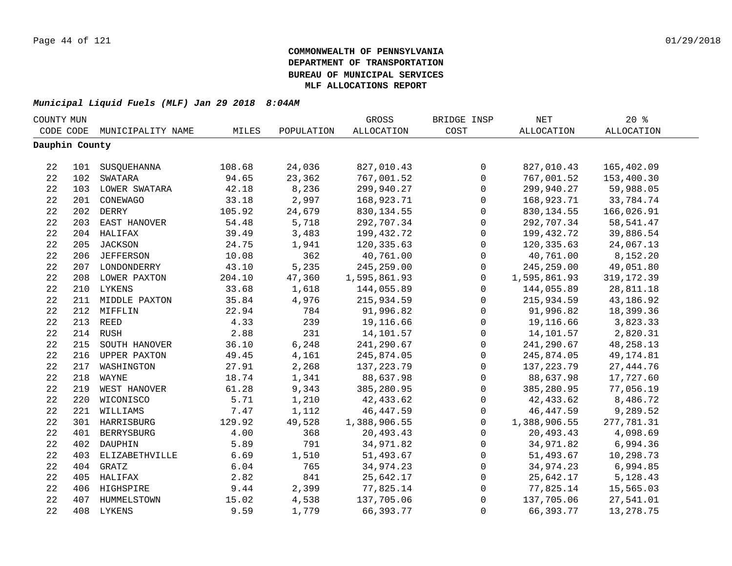**COMMONWEALTH OF PENNSYLVANIA**
**DEPARTMENT OF TRANSPORTATION**
**BUREAU OF MUNICIPAL SERVICES**
**MLF ALLOCATIONS REPORT**

***Municipal Liquid Fuels (MLF) Jan 29 2018 8:04AM***

| COUNTY CODE | MUN CODE | MUNICIPALITY NAME | MILES | POPULATION | GROSS ALLOCATION | BRIDGE INSP COST | NET ALLOCATION | 20 % ALLOCATION |
|---|---|---|---|---|---|---|---|---|
| **Dauphin County** | | | | | | | | |
| 22 | 101 | SUSQUEHANNA | 108.68 | 24,036 | 827,010.43 | 0 | 827,010.43 | 165,402.09 |
| 22 | 102 | SWATARA | 94.65 | 23,362 | 767,001.52 | 0 | 767,001.52 | 153,400.30 |
| 22 | 103 | LOWER SWATARA | 42.18 | 8,236 | 299,940.27 | 0 | 299,940.27 | 59,988.05 |
| 22 | 201 | CONEWAGO | 33.18 | 2,997 | 168,923.71 | 0 | 168,923.71 | 33,784.74 |
| 22 | 202 | DERRY | 105.92 | 24,679 | 830,134.55 | 0 | 830,134.55 | 166,026.91 |
| 22 | 203 | EAST HANOVER | 54.48 | 5,718 | 292,707.34 | 0 | 292,707.34 | 58,541.47 |
| 22 | 204 | HALIFAX | 39.49 | 3,483 | 199,432.72 | 0 | 199,432.72 | 39,886.54 |
| 22 | 205 | JACKSON | 24.75 | 1,941 | 120,335.63 | 0 | 120,335.63 | 24,067.13 |
| 22 | 206 | JEFFERSON | 10.08 | 362 | 40,761.00 | 0 | 40,761.00 | 8,152.20 |
| 22 | 207 | LONDONDERRY | 43.10 | 5,235 | 245,259.00 | 0 | 245,259.00 | 49,051.80 |
| 22 | 208 | LOWER PAXTON | 204.10 | 47,360 | 1,595,861.93 | 0 | 1,595,861.93 | 319,172.39 |
| 22 | 210 | LYKENS | 33.68 | 1,618 | 144,055.89 | 0 | 144,055.89 | 28,811.18 |
| 22 | 211 | MIDDLE PAXTON | 35.84 | 4,976 | 215,934.59 | 0 | 215,934.59 | 43,186.92 |
| 22 | 212 | MIFFLIN | 22.94 | 784 | 91,996.82 | 0 | 91,996.82 | 18,399.36 |
| 22 | 213 | REED | 4.33 | 239 | 19,116.66 | 0 | 19,116.66 | 3,823.33 |
| 22 | 214 | RUSH | 2.88 | 231 | 14,101.57 | 0 | 14,101.57 | 2,820.31 |
| 22 | 215 | SOUTH HANOVER | 36.10 | 6,248 | 241,290.67 | 0 | 241,290.67 | 48,258.13 |
| 22 | 216 | UPPER PAXTON | 49.45 | 4,161 | 245,874.05 | 0 | 245,874.05 | 49,174.81 |
| 22 | 217 | WASHINGTON | 27.91 | 2,268 | 137,223.79 | 0 | 137,223.79 | 27,444.76 |
| 22 | 218 | WAYNE | 18.74 | 1,341 | 88,637.98 | 0 | 88,637.98 | 17,727.60 |
| 22 | 219 | WEST HANOVER | 61.28 | 9,343 | 385,280.95 | 0 | 385,280.95 | 77,056.19 |
| 22 | 220 | WICONISCO | 5.71 | 1,210 | 42,433.62 | 0 | 42,433.62 | 8,486.72 |
| 22 | 221 | WILLIAMS | 7.47 | 1,112 | 46,447.59 | 0 | 46,447.59 | 9,289.52 |
| 22 | 301 | HARRISBURG | 129.92 | 49,528 | 1,388,906.55 | 0 | 1,388,906.55 | 277,781.31 |
| 22 | 401 | BERRYSBURG | 4.00 | 368 | 20,493.43 | 0 | 20,493.43 | 4,098.69 |
| 22 | 402 | DAUPHIN | 5.89 | 791 | 34,971.82 | 0 | 34,971.82 | 6,994.36 |
| 22 | 403 | ELIZABETHVILLE | 6.69 | 1,510 | 51,493.67 | 0 | 51,493.67 | 10,298.73 |
| 22 | 404 | GRATZ | 6.04 | 765 | 34,974.23 | 0 | 34,974.23 | 6,994.85 |
| 22 | 405 | HALIFAX | 2.82 | 841 | 25,642.17 | 0 | 25,642.17 | 5,128.43 |
| 22 | 406 | HIGHSPIRE | 9.44 | 2,399 | 77,825.14 | 0 | 77,825.14 | 15,565.03 |
| 22 | 407 | HUMMELSTOWN | 15.02 | 4,538 | 137,705.06 | 0 | 137,705.06 | 27,541.01 |
| 22 | 408 | LYKENS | 9.59 | 1,779 | 66,393.77 | 0 | 66,393.77 | 13,278.75 |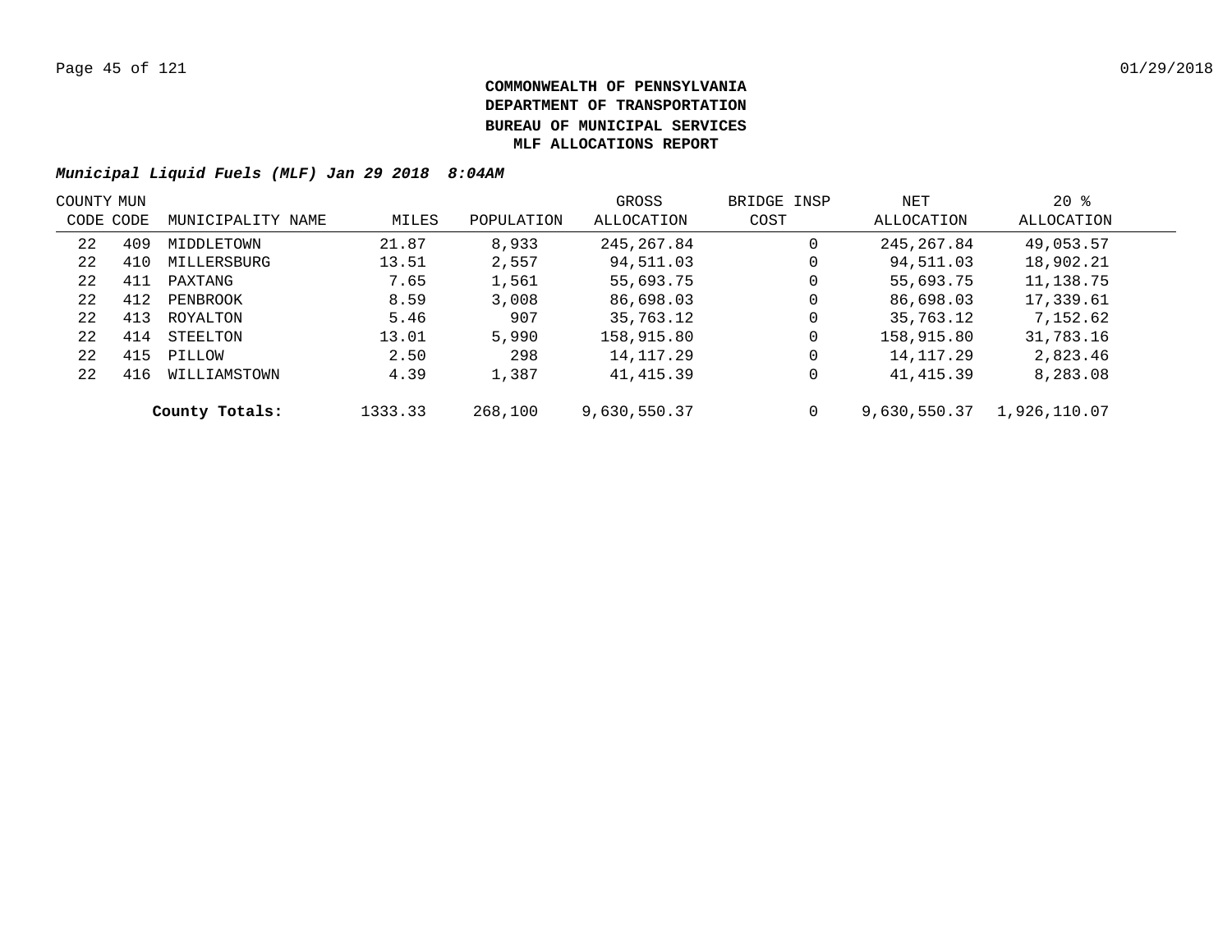**COMMONWEALTH OF PENNSYLVANIA**
**DEPARTMENT OF TRANSPORTATION**
**BUREAU OF MUNICIPAL SERVICES**
**MLF ALLOCATIONS REPORT**

***Municipal Liquid Fuels (MLF) Jan 29 2018 8:04AM***

| COUNTY CODE | MUN CODE | MUNICIPALITY NAME | MILES | POPULATION | GROSS ALLOCATION | BRIDGE INSP COST | NET ALLOCATION | 20 % ALLOCATION |
|---|---|---|---|---|---|---|---|---|
| 22 | 409 | MIDDLETOWN | 21.87 | 8,933 | 245,267.84 | 0 | 245,267.84 | 49,053.57 |
| 22 | 410 | MILLERSBURG | 13.51 | 2,557 | 94,511.03 | 0 | 94,511.03 | 18,902.21 |
| 22 | 411 | PAXTANG | 7.65 | 1,561 | 55,693.75 | 0 | 55,693.75 | 11,138.75 |
| 22 | 412 | PENBROOK | 8.59 | 3,008 | 86,698.03 | 0 | 86,698.03 | 17,339.61 |
| 22 | 413 | ROYALTON | 5.46 | 907 | 35,763.12 | 0 | 35,763.12 | 7,152.62 |
| 22 | 414 | STEELTON | 13.01 | 5,990 | 158,915.80 | 0 | 158,915.80 | 31,783.16 |
| 22 | 415 | PILLOW | 2.50 | 298 | 14,117.29 | 0 | 14,117.29 | 2,823.46 |
| 22 | 416 | WILLIAMSTOWN | 4.39 | 1,387 | 41,415.39 | 0 | 41,415.39 | 8,283.08 |
| | | **County Totals:** | 1333.33 | 268,100 | 9,630,550.37 | 0 | 9,630,550.37 | 1,926,110.07 |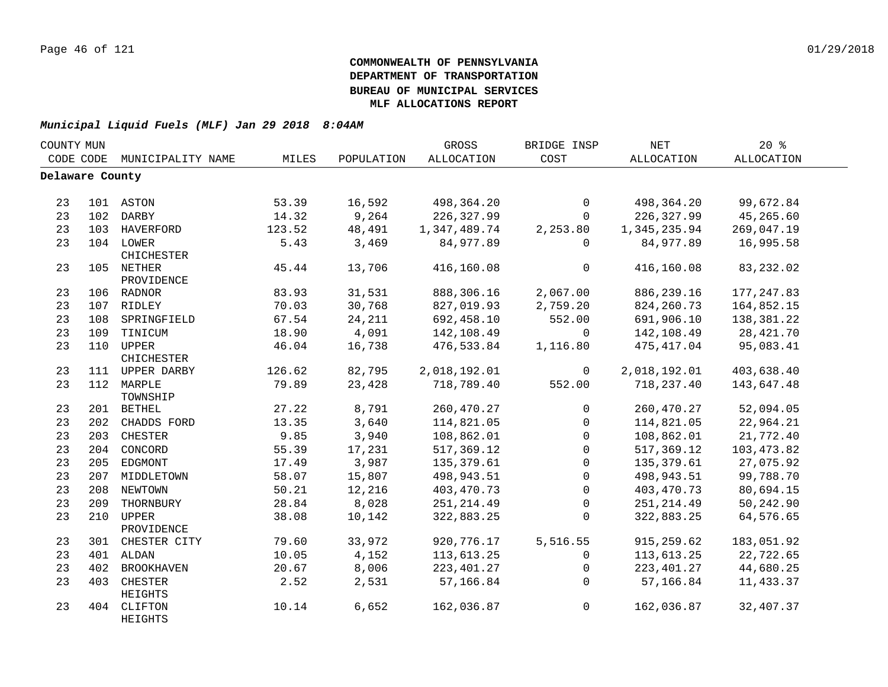**COMMONWEALTH OF PENNSYLVANIA**
**DEPARTMENT OF TRANSPORTATION**
**BUREAU OF MUNICIPAL SERVICES**
**MLF ALLOCATIONS REPORT**

***Municipal Liquid Fuels (MLF) Jan 29 2018 8:04AM***

| COUNTY CODE | MUN CODE | MUNICIPALITY NAME | MILES | POPULATION | GROSS ALLOCATION | BRIDGE INSP COST | NET ALLOCATION | 20 % ALLOCATION |
|---|---|---|---|---|---|---|---|---|
| **Delaware County** | | | | | | | | |
| 23 | 101 | ASTON | 53.39 | 16,592 | 498,364.20 | 0 | 498,364.20 | 99,672.84 |
| 23 | 102 | DARBY | 14.32 | 9,264 | 226,327.99 | 0 | 226,327.99 | 45,265.60 |
| 23 | 103 | HAVERFORD | 123.52 | 48,491 | 1,347,489.74 | 2,253.80 | 1,345,235.94 | 269,047.19 |
| 23 | 104 | LOWER CHICHESTER | 5.43 | 3,469 | 84,977.89 | 0 | 84,977.89 | 16,995.58 |
| 23 | 105 | NETHER PROVIDENCE | 45.44 | 13,706 | 416,160.08 | 0 | 416,160.08 | 83,232.02 |
| 23 | 106 | RADNOR | 83.93 | 31,531 | 888,306.16 | 2,067.00 | 886,239.16 | 177,247.83 |
| 23 | 107 | RIDLEY | 70.03 | 30,768 | 827,019.93 | 2,759.20 | 824,260.73 | 164,852.15 |
| 23 | 108 | SPRINGFIELD | 67.54 | 24,211 | 692,458.10 | 552.00 | 691,906.10 | 138,381.22 |
| 23 | 109 | TINICUM | 18.90 | 4,091 | 142,108.49 | 0 | 142,108.49 | 28,421.70 |
| 23 | 110 | UPPER CHICHESTER | 46.04 | 16,738 | 476,533.84 | 1,116.80 | 475,417.04 | 95,083.41 |
| 23 | 111 | UPPER DARBY | 126.62 | 82,795 | 2,018,192.01 | 0 | 2,018,192.01 | 403,638.40 |
| 23 | 112 | MARPLE TOWNSHIP | 79.89 | 23,428 | 718,789.40 | 552.00 | 718,237.40 | 143,647.48 |
| 23 | 201 | BETHEL | 27.22 | 8,791 | 260,470.27 | 0 | 260,470.27 | 52,094.05 |
| 23 | 202 | CHADDS FORD | 13.35 | 3,640 | 114,821.05 | 0 | 114,821.05 | 22,964.21 |
| 23 | 203 | CHESTER | 9.85 | 3,940 | 108,862.01 | 0 | 108,862.01 | 21,772.40 |
| 23 | 204 | CONCORD | 55.39 | 17,231 | 517,369.12 | 0 | 517,369.12 | 103,473.82 |
| 23 | 205 | EDGMONT | 17.49 | 3,987 | 135,379.61 | 0 | 135,379.61 | 27,075.92 |
| 23 | 207 | MIDDLETOWN | 58.07 | 15,807 | 498,943.51 | 0 | 498,943.51 | 99,788.70 |
| 23 | 208 | NEWTOWN | 50.21 | 12,216 | 403,470.73 | 0 | 403,470.73 | 80,694.15 |
| 23 | 209 | THORNBURY | 28.84 | 8,028 | 251,214.49 | 0 | 251,214.49 | 50,242.90 |
| 23 | 210 | UPPER PROVIDENCE | 38.08 | 10,142 | 322,883.25 | 0 | 322,883.25 | 64,576.65 |
| 23 | 301 | CHESTER CITY | 79.60 | 33,972 | 920,776.17 | 5,516.55 | 915,259.62 | 183,051.92 |
| 23 | 401 | ALDAN | 10.05 | 4,152 | 113,613.25 | 0 | 113,613.25 | 22,722.65 |
| 23 | 402 | BROOKHAVEN | 20.67 | 8,006 | 223,401.27 | 0 | 223,401.27 | 44,680.25 |
| 23 | 403 | CHESTER HEIGHTS | 2.52 | 2,531 | 57,166.84 | 0 | 57,166.84 | 11,433.37 |
| 23 | 404 | CLIFTON HEIGHTS | 10.14 | 6,652 | 162,036.87 | 0 | 162,036.87 | 32,407.37 |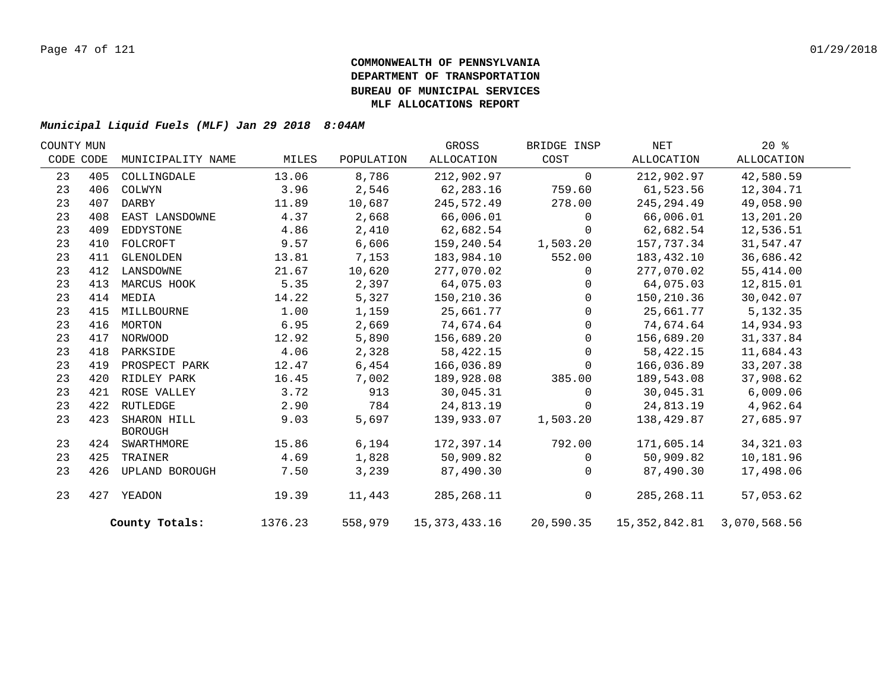**COMMONWEALTH OF PENNSYLVANIA**
**DEPARTMENT OF TRANSPORTATION**
**BUREAU OF MUNICIPAL SERVICES**
**MLF ALLOCATIONS REPORT**

***Municipal Liquid Fuels (MLF) Jan 29 2018 8:04AM***

| COUNTY CODE | MUN CODE | MUNICIPALITY NAME | MILES | POPULATION | GROSS ALLOCATION | BRIDGE INSP COST | NET ALLOCATION | 20 % ALLOCATION |
|---|---|---|---|---|---|---|---|---|
| 23 | 405 | COLLINGDALE | 13.06 | 8,786 | 212,902.97 | 0 | 212,902.97 | 42,580.59 |
| 23 | 406 | COLWYN | 3.96 | 2,546 | 62,283.16 | 759.60 | 61,523.56 | 12,304.71 |
| 23 | 407 | DARBY | 11.89 | 10,687 | 245,572.49 | 278.00 | 245,294.49 | 49,058.90 |
| 23 | 408 | EAST LANSDOWNE | 4.37 | 2,668 | 66,006.01 | 0 | 66,006.01 | 13,201.20 |
| 23 | 409 | EDDYSTONE | 4.86 | 2,410 | 62,682.54 | 0 | 62,682.54 | 12,536.51 |
| 23 | 410 | FOLCROFT | 9.57 | 6,606 | 159,240.54 | 1,503.20 | 157,737.34 | 31,547.47 |
| 23 | 411 | GLENOLDEN | 13.81 | 7,153 | 183,984.10 | 552.00 | 183,432.10 | 36,686.42 |
| 23 | 412 | LANSDOWNE | 21.67 | 10,620 | 277,070.02 | 0 | 277,070.02 | 55,414.00 |
| 23 | 413 | MARCUS HOOK | 5.35 | 2,397 | 64,075.03 | 0 | 64,075.03 | 12,815.01 |
| 23 | 414 | MEDIA | 14.22 | 5,327 | 150,210.36 | 0 | 150,210.36 | 30,042.07 |
| 23 | 415 | MILLBOURNE | 1.00 | 1,159 | 25,661.77 | 0 | 25,661.77 | 5,132.35 |
| 23 | 416 | MORTON | 6.95 | 2,669 | 74,674.64 | 0 | 74,674.64 | 14,934.93 |
| 23 | 417 | NORWOOD | 12.92 | 5,890 | 156,689.20 | 0 | 156,689.20 | 31,337.84 |
| 23 | 418 | PARKSIDE | 4.06 | 2,328 | 58,422.15 | 0 | 58,422.15 | 11,684.43 |
| 23 | 419 | PROSPECT PARK | 12.47 | 6,454 | 166,036.89 | 0 | 166,036.89 | 33,207.38 |
| 23 | 420 | RIDLEY PARK | 16.45 | 7,002 | 189,928.08 | 385.00 | 189,543.08 | 37,908.62 |
| 23 | 421 | ROSE VALLEY | 3.72 | 913 | 30,045.31 | 0 | 30,045.31 | 6,009.06 |
| 23 | 422 | RUTLEDGE | 2.90 | 784 | 24,813.19 | 0 | 24,813.19 | 4,962.64 |
| 23 | 423 | SHARON HILL BOROUGH | 9.03 | 5,697 | 139,933.07 | 1,503.20 | 138,429.87 | 27,685.97 |
| 23 | 424 | SWARTHMORE | 15.86 | 6,194 | 172,397.14 | 792.00 | 171,605.14 | 34,321.03 |
| 23 | 425 | TRAINER | 4.69 | 1,828 | 50,909.82 | 0 | 50,909.82 | 10,181.96 |
| 23 | 426 | UPLAND BOROUGH | 7.50 | 3,239 | 87,490.30 | 0 | 87,490.30 | 17,498.06 |
| 23 | 427 | YEADON | 19.39 | 11,443 | 285,268.11 | 0 | 285,268.11 | 57,053.62 |
| | | **County Totals:** | 1376.23 | 558,979 | 15,373,433.16 | 20,590.35 | 15,352,842.81 | 3,070,568.56 |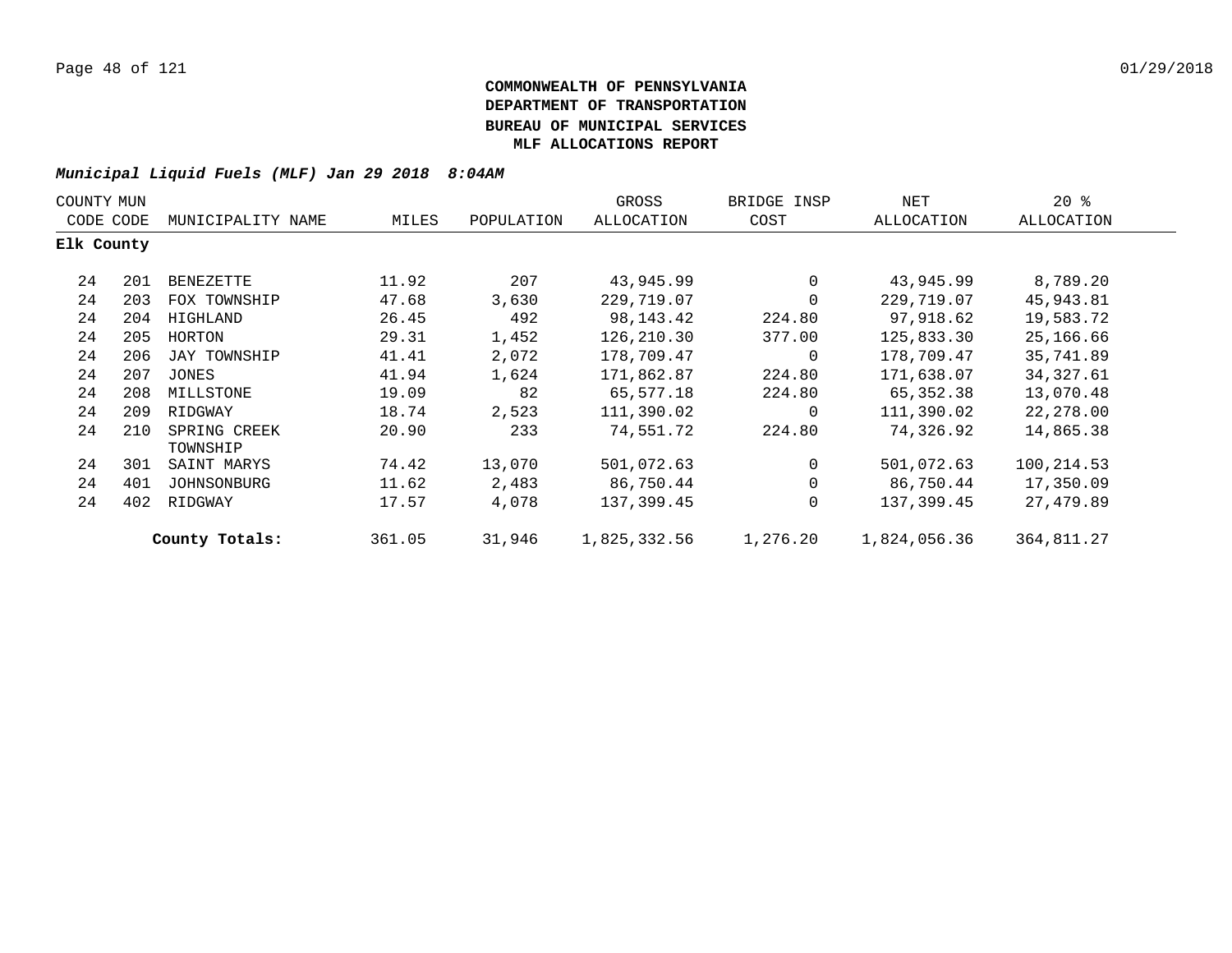**COMMONWEALTH OF PENNSYLVANIA**
**DEPARTMENT OF TRANSPORTATION**
**BUREAU OF MUNICIPAL SERVICES**
**MLF ALLOCATIONS REPORT**

***Municipal Liquid Fuels (MLF) Jan 29 2018 8:04AM***

| COUNTY CODE | MUN CODE | MUNICIPALITY NAME | MILES | POPULATION | GROSS ALLOCATION | BRIDGE INSP COST | NET ALLOCATION | 20 % ALLOCATION |
|---|---|---|---|---|---|---|---|---|
| **Elk County** | | | | | | | | |
| 24 | 201 | BENEZETTE | 11.92 | 207 | 43,945.99 | 0 | 43,945.99 | 8,789.20 |
| 24 | 203 | FOX TOWNSHIP | 47.68 | 3,630 | 229,719.07 | 0 | 229,719.07 | 45,943.81 |
| 24 | 204 | HIGHLAND | 26.45 | 492 | 98,143.42 | 224.80 | 97,918.62 | 19,583.72 |
| 24 | 205 | HORTON | 29.31 | 1,452 | 126,210.30 | 377.00 | 125,833.30 | 25,166.66 |
| 24 | 206 | JAY TOWNSHIP | 41.41 | 2,072 | 178,709.47 | 0 | 178,709.47 | 35,741.89 |
| 24 | 207 | JONES | 41.94 | 1,624 | 171,862.87 | 224.80 | 171,638.07 | 34,327.61 |
| 24 | 208 | MILLSTONE | 19.09 | 82 | 65,577.18 | 224.80 | 65,352.38 | 13,070.48 |
| 24 | 209 | RIDGWAY | 18.74 | 2,523 | 111,390.02 | 0 | 111,390.02 | 22,278.00 |
| 24 | 210 | SPRING CREEK TOWNSHIP | 20.90 | 233 | 74,551.72 | 224.80 | 74,326.92 | 14,865.38 |
| 24 | 301 | SAINT MARYS | 74.42 | 13,070 | 501,072.63 | 0 | 501,072.63 | 100,214.53 |
| 24 | 401 | JOHNSONBURG | 11.62 | 2,483 | 86,750.44 | 0 | 86,750.44 | 17,350.09 |
| 24 | 402 | RIDGWAY | 17.57 | 4,078 | 137,399.45 | 0 | 137,399.45 | 27,479.89 |
| | | **County Totals:** | 361.05 | 31,946 | 1,825,332.56 | 1,276.20 | 1,824,056.36 | 364,811.27 |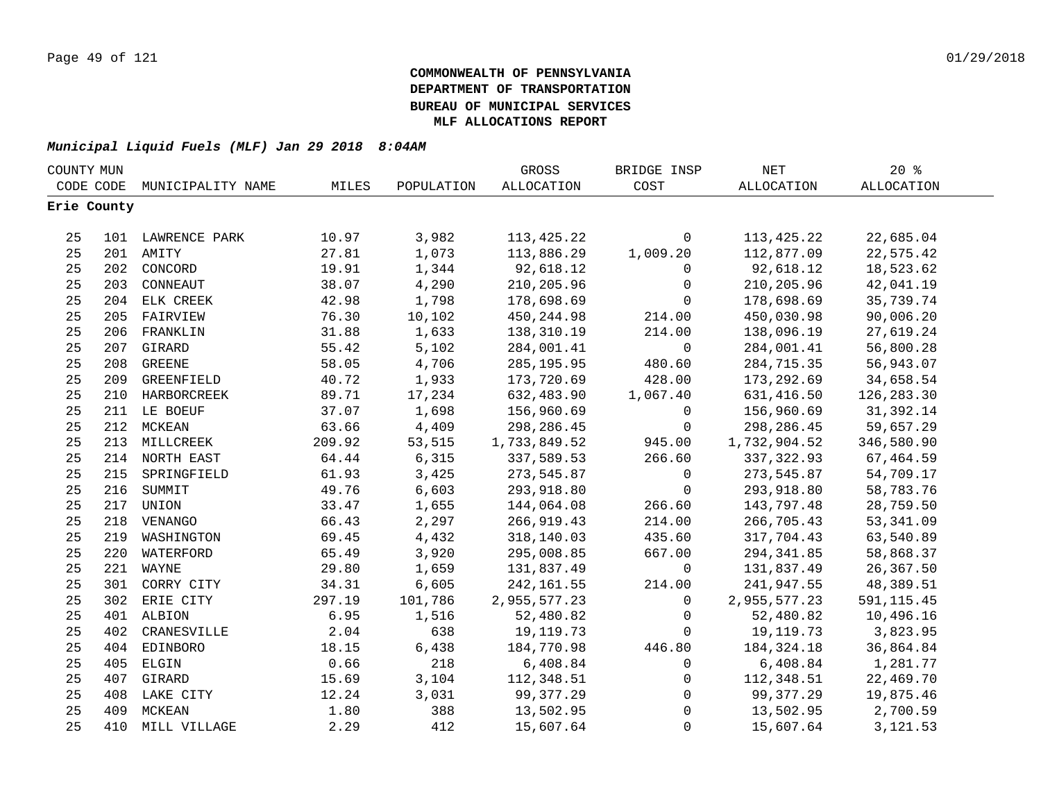**COMMONWEALTH OF PENNSYLVANIA**
**DEPARTMENT OF TRANSPORTATION**
**BUREAU OF MUNICIPAL SERVICES**
**MLF ALLOCATIONS REPORT**

***Municipal Liquid Fuels (MLF) Jan 29 2018 8:04AM***

| COUNTY CODE | MUN CODE | MUNICIPALITY NAME | MILES | POPULATION | GROSS ALLOCATION | BRIDGE INSP COST | NET ALLOCATION | 20 % ALLOCATION |
|---|---|---|---|---|---|---|---|---|
| **Erie County** | | | | | | | | |
| 25 | 101 | LAWRENCE PARK | 10.97 | 3,982 | 113,425.22 | 0 | 113,425.22 | 22,685.04 |
| 25 | 201 | AMITY | 27.81 | 1,073 | 113,886.29 | 1,009.20 | 112,877.09 | 22,575.42 |
| 25 | 202 | CONCORD | 19.91 | 1,344 | 92,618.12 | 0 | 92,618.12 | 18,523.62 |
| 25 | 203 | CONNEAUT | 38.07 | 4,290 | 210,205.96 | 0 | 210,205.96 | 42,041.19 |
| 25 | 204 | ELK CREEK | 42.98 | 1,798 | 178,698.69 | 0 | 178,698.69 | 35,739.74 |
| 25 | 205 | FAIRVIEW | 76.30 | 10,102 | 450,244.98 | 214.00 | 450,030.98 | 90,006.20 |
| 25 | 206 | FRANKLIN | 31.88 | 1,633 | 138,310.19 | 214.00 | 138,096.19 | 27,619.24 |
| 25 | 207 | GIRARD | 55.42 | 5,102 | 284,001.41 | 0 | 284,001.41 | 56,800.28 |
| 25 | 208 | GREENE | 58.05 | 4,706 | 285,195.95 | 480.60 | 284,715.35 | 56,943.07 |
| 25 | 209 | GREENFIELD | 40.72 | 1,933 | 173,720.69 | 428.00 | 173,292.69 | 34,658.54 |
| 25 | 210 | HARBORCREEK | 89.71 | 17,234 | 632,483.90 | 1,067.40 | 631,416.50 | 126,283.30 |
| 25 | 211 | LE BOEUF | 37.07 | 1,698 | 156,960.69 | 0 | 156,960.69 | 31,392.14 |
| 25 | 212 | MCKEAN | 63.66 | 4,409 | 298,286.45 | 0 | 298,286.45 | 59,657.29 |
| 25 | 213 | MILLCREEK | 209.92 | 53,515 | 1,733,849.52 | 945.00 | 1,732,904.52 | 346,580.90 |
| 25 | 214 | NORTH EAST | 64.44 | 6,315 | 337,589.53 | 266.60 | 337,322.93 | 67,464.59 |
| 25 | 215 | SPRINGFIELD | 61.93 | 3,425 | 273,545.87 | 0 | 273,545.87 | 54,709.17 |
| 25 | 216 | SUMMIT | 49.76 | 6,603 | 293,918.80 | 0 | 293,918.80 | 58,783.76 |
| 25 | 217 | UNION | 33.47 | 1,655 | 144,064.08 | 266.60 | 143,797.48 | 28,759.50 |
| 25 | 218 | VENANGO | 66.43 | 2,297 | 266,919.43 | 214.00 | 266,705.43 | 53,341.09 |
| 25 | 219 | WASHINGTON | 69.45 | 4,432 | 318,140.03 | 435.60 | 317,704.43 | 63,540.89 |
| 25 | 220 | WATERFORD | 65.49 | 3,920 | 295,008.85 | 667.00 | 294,341.85 | 58,868.37 |
| 25 | 221 | WAYNE | 29.80 | 1,659 | 131,837.49 | 0 | 131,837.49 | 26,367.50 |
| 25 | 301 | CORRY CITY | 34.31 | 6,605 | 242,161.55 | 214.00 | 241,947.55 | 48,389.51 |
| 25 | 302 | ERIE CITY | 297.19 | 101,786 | 2,955,577.23 | 0 | 2,955,577.23 | 591,115.45 |
| 25 | 401 | ALBION | 6.95 | 1,516 | 52,480.82 | 0 | 52,480.82 | 10,496.16 |
| 25 | 402 | CRANESVILLE | 2.04 | 638 | 19,119.73 | 0 | 19,119.73 | 3,823.95 |
| 25 | 404 | EDINBORO | 18.15 | 6,438 | 184,770.98 | 446.80 | 184,324.18 | 36,864.84 |
| 25 | 405 | ELGIN | 0.66 | 218 | 6,408.84 | 0 | 6,408.84 | 1,281.77 |
| 25 | 407 | GIRARD | 15.69 | 3,104 | 112,348.51 | 0 | 112,348.51 | 22,469.70 |
| 25 | 408 | LAKE CITY | 12.24 | 3,031 | 99,377.29 | 0 | 99,377.29 | 19,875.46 |
| 25 | 409 | MCKEAN | 1.80 | 388 | 13,502.95 | 0 | 13,502.95 | 2,700.59 |
| 25 | 410 | MILL VILLAGE | 2.29 | 412 | 15,607.64 | 0 | 15,607.64 | 3,121.53 |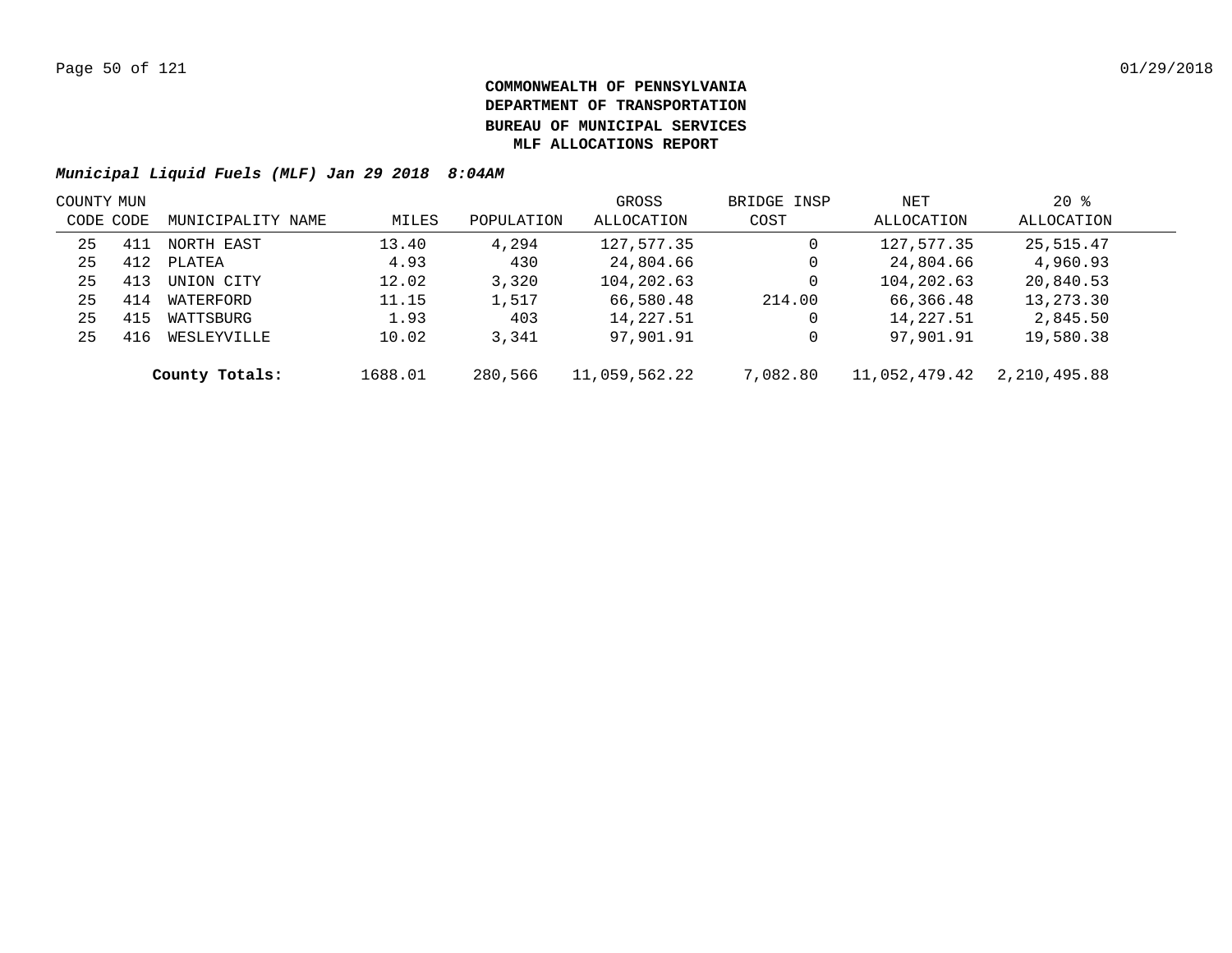**COMMONWEALTH OF PENNSYLVANIA**
**DEPARTMENT OF TRANSPORTATION**
**BUREAU OF MUNICIPAL SERVICES**
**MLF ALLOCATIONS REPORT**

***Municipal Liquid Fuels (MLF) Jan 29 2018 8:04AM***

| COUNTY CODE | MUN CODE | MUNICIPALITY NAME | MILES | POPULATION | GROSS ALLOCATION | BRIDGE INSP COST | NET ALLOCATION | 20 % ALLOCATION |
|---|---|---|---|---|---|---|---|---|
| 25 | 411 | NORTH EAST | 13.40 | 4,294 | 127,577.35 | 0 | 127,577.35 | 25,515.47 |
| 25 | 412 | PLATEA | 4.93 | 430 | 24,804.66 | 0 | 24,804.66 | 4,960.93 |
| 25 | 413 | UNION CITY | 12.02 | 3,320 | 104,202.63 | 0 | 104,202.63 | 20,840.53 |
| 25 | 414 | WATERFORD | 11.15 | 1,517 | 66,580.48 | 214.00 | 66,366.48 | 13,273.30 |
| 25 | 415 | WATTSBURG | 1.93 | 403 | 14,227.51 | 0 | 14,227.51 | 2,845.50 |
| 25 | 416 | WESLEYVILLE | 10.02 | 3,341 | 97,901.91 | 0 | 97,901.91 | 19,580.38 |
| | | **County Totals:** | 1688.01 | 280,566 | 11,059,562.22 | 7,082.80 | 11,052,479.42 | 2,210,495.88 |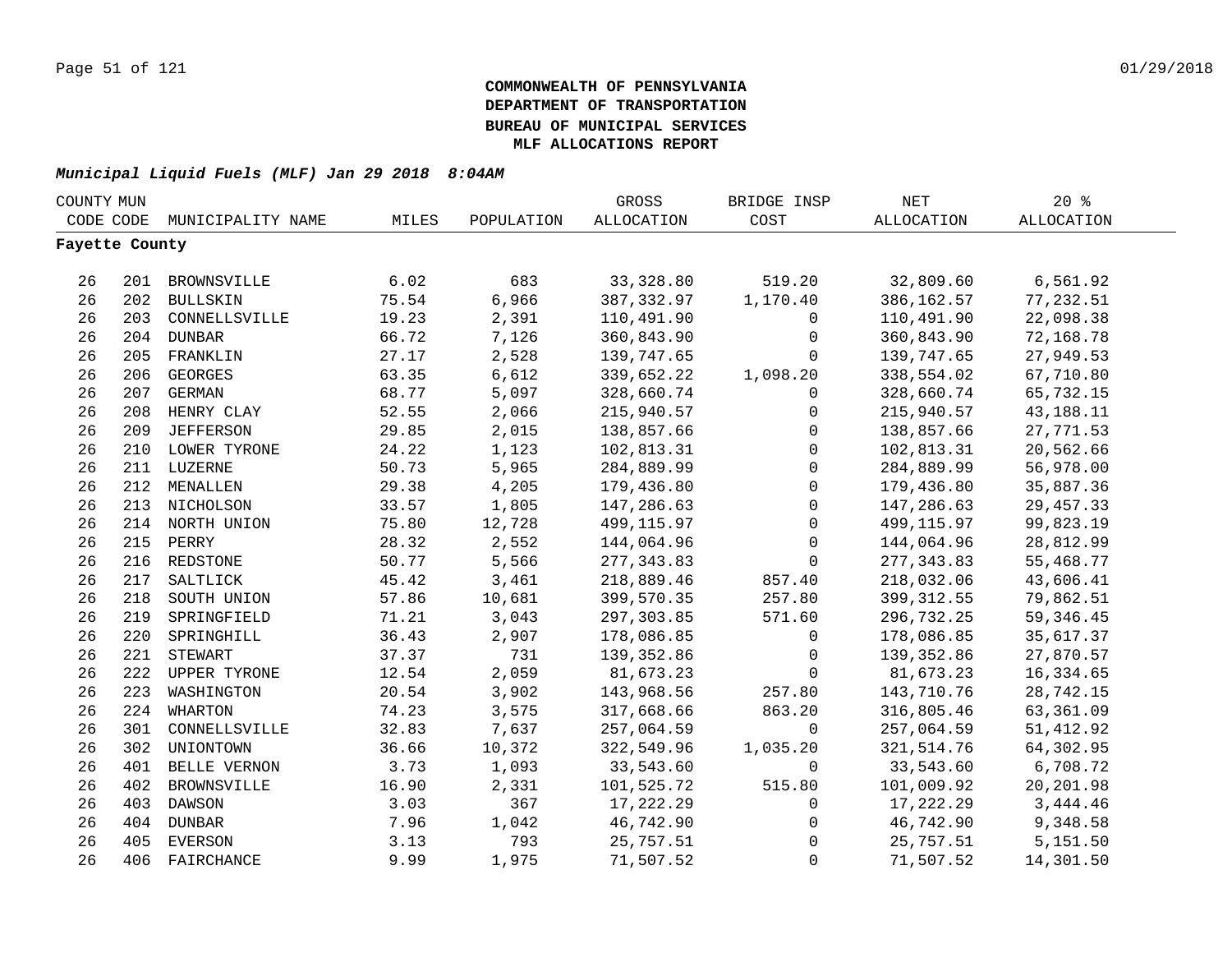**COMMONWEALTH OF PENNSYLVANIA**
**DEPARTMENT OF TRANSPORTATION**
**BUREAU OF MUNICIPAL SERVICES**
**MLF ALLOCATIONS REPORT**

***Municipal Liquid Fuels (MLF) Jan 29 2018 8:04AM***

| COUNTY CODE | MUN CODE | MUNICIPALITY NAME | MILES | POPULATION | GROSS ALLOCATION | BRIDGE INSP COST | NET ALLOCATION | 20 % ALLOCATION |
|---|---|---|---|---|---|---|---|---|
| **Fayette County** | | | | | | | | |
| 26 | 201 | BROWNSVILLE | 6.02 | 683 | 33,328.80 | 519.20 | 32,809.60 | 6,561.92 |
| 26 | 202 | BULLSKIN | 75.54 | 6,966 | 387,332.97 | 1,170.40 | 386,162.57 | 77,232.51 |
| 26 | 203 | CONNELLSVILLE | 19.23 | 2,391 | 110,491.90 | 0 | 110,491.90 | 22,098.38 |
| 26 | 204 | DUNBAR | 66.72 | 7,126 | 360,843.90 | 0 | 360,843.90 | 72,168.78 |
| 26 | 205 | FRANKLIN | 27.17 | 2,528 | 139,747.65 | 0 | 139,747.65 | 27,949.53 |
| 26 | 206 | GEORGES | 63.35 | 6,612 | 339,652.22 | 1,098.20 | 338,554.02 | 67,710.80 |
| 26 | 207 | GERMAN | 68.77 | 5,097 | 328,660.74 | 0 | 328,660.74 | 65,732.15 |
| 26 | 208 | HENRY CLAY | 52.55 | 2,066 | 215,940.57 | 0 | 215,940.57 | 43,188.11 |
| 26 | 209 | JEFFERSON | 29.85 | 2,015 | 138,857.66 | 0 | 138,857.66 | 27,771.53 |
| 26 | 210 | LOWER TYRONE | 24.22 | 1,123 | 102,813.31 | 0 | 102,813.31 | 20,562.66 |
| 26 | 211 | LUZERNE | 50.73 | 5,965 | 284,889.99 | 0 | 284,889.99 | 56,978.00 |
| 26 | 212 | MENALLEN | 29.38 | 4,205 | 179,436.80 | 0 | 179,436.80 | 35,887.36 |
| 26 | 213 | NICHOLSON | 33.57 | 1,805 | 147,286.63 | 0 | 147,286.63 | 29,457.33 |
| 26 | 214 | NORTH UNION | 75.80 | 12,728 | 499,115.97 | 0 | 499,115.97 | 99,823.19 |
| 26 | 215 | PERRY | 28.32 | 2,552 | 144,064.96 | 0 | 144,064.96 | 28,812.99 |
| 26 | 216 | REDSTONE | 50.77 | 5,566 | 277,343.83 | 0 | 277,343.83 | 55,468.77 |
| 26 | 217 | SALTLICK | 45.42 | 3,461 | 218,889.46 | 857.40 | 218,032.06 | 43,606.41 |
| 26 | 218 | SOUTH UNION | 57.86 | 10,681 | 399,570.35 | 257.80 | 399,312.55 | 79,862.51 |
| 26 | 219 | SPRINGFIELD | 71.21 | 3,043 | 297,303.85 | 571.60 | 296,732.25 | 59,346.45 |
| 26 | 220 | SPRINGHILL | 36.43 | 2,907 | 178,086.85 | 0 | 178,086.85 | 35,617.37 |
| 26 | 221 | STEWART | 37.37 | 731 | 139,352.86 | 0 | 139,352.86 | 27,870.57 |
| 26 | 222 | UPPER TYRONE | 12.54 | 2,059 | 81,673.23 | 0 | 81,673.23 | 16,334.65 |
| 26 | 223 | WASHINGTON | 20.54 | 3,902 | 143,968.56 | 257.80 | 143,710.76 | 28,742.15 |
| 26 | 224 | WHARTON | 74.23 | 3,575 | 317,668.66 | 863.20 | 316,805.46 | 63,361.09 |
| 26 | 301 | CONNELLSVILLE | 32.83 | 7,637 | 257,064.59 | 0 | 257,064.59 | 51,412.92 |
| 26 | 302 | UNIONTOWN | 36.66 | 10,372 | 322,549.96 | 1,035.20 | 321,514.76 | 64,302.95 |
| 26 | 401 | BELLE VERNON | 3.73 | 1,093 | 33,543.60 | 0 | 33,543.60 | 6,708.72 |
| 26 | 402 | BROWNSVILLE | 16.90 | 2,331 | 101,525.72 | 515.80 | 101,009.92 | 20,201.98 |
| 26 | 403 | DAWSON | 3.03 | 367 | 17,222.29 | 0 | 17,222.29 | 3,444.46 |
| 26 | 404 | DUNBAR | 7.96 | 1,042 | 46,742.90 | 0 | 46,742.90 | 9,348.58 |
| 26 | 405 | EVERSON | 3.13 | 793 | 25,757.51 | 0 | 25,757.51 | 5,151.50 |
| 26 | 406 | FAIRCHANCE | 9.99 | 1,975 | 71,507.52 | 0 | 71,507.52 | 14,301.50 |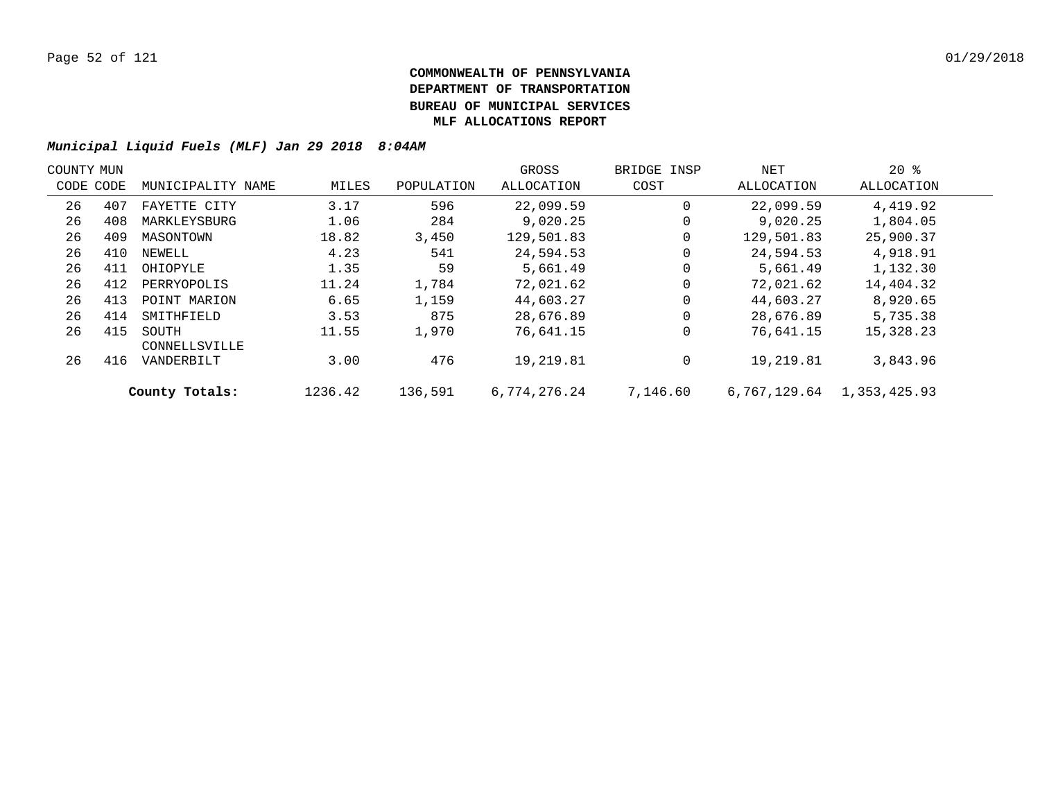**COMMONWEALTH OF PENNSYLVANIA**
**DEPARTMENT OF TRANSPORTATION**
**BUREAU OF MUNICIPAL SERVICES**
**MLF ALLOCATIONS REPORT**

***Municipal Liquid Fuels (MLF) Jan 29 2018 8:04AM***

| COUNTY CODE | MUN CODE | MUNICIPALITY NAME | MILES | POPULATION | GROSS ALLOCATION | BRIDGE INSP COST | NET ALLOCATION | 20 % ALLOCATION |
|---|---|---|---|---|---|---|---|---|
| 26 | 407 | FAYETTE CITY | 3.17 | 596 | 22,099.59 | 0 | 22,099.59 | 4,419.92 |
| 26 | 408 | MARKLEYSBURG | 1.06 | 284 | 9,020.25 | 0 | 9,020.25 | 1,804.05 |
| 26 | 409 | MASONTOWN | 18.82 | 3,450 | 129,501.83 | 0 | 129,501.83 | 25,900.37 |
| 26 | 410 | NEWELL | 4.23 | 541 | 24,594.53 | 0 | 24,594.53 | 4,918.91 |
| 26 | 411 | OHIOPYLE | 1.35 | 59 | 5,661.49 | 0 | 5,661.49 | 1,132.30 |
| 26 | 412 | PERRYOPOLIS | 11.24 | 1,784 | 72,021.62 | 0 | 72,021.62 | 14,404.32 |
| 26 | 413 | POINT MARION | 6.65 | 1,159 | 44,603.27 | 0 | 44,603.27 | 8,920.65 |
| 26 | 414 | SMITHFIELD | 3.53 | 875 | 28,676.89 | 0 | 28,676.89 | 5,735.38 |
| 26 | 415 | SOUTH CONNELLSVILLE | 11.55 | 1,970 | 76,641.15 | 0 | 76,641.15 | 15,328.23 |
| 26 | 416 | VANDERBILT | 3.00 | 476 | 19,219.81 | 0 | 19,219.81 | 3,843.96 |
| | | **County Totals:** | 1236.42 | 136,591 | 6,774,276.24 | 7,146.60 | 6,767,129.64 | 1,353,425.93 |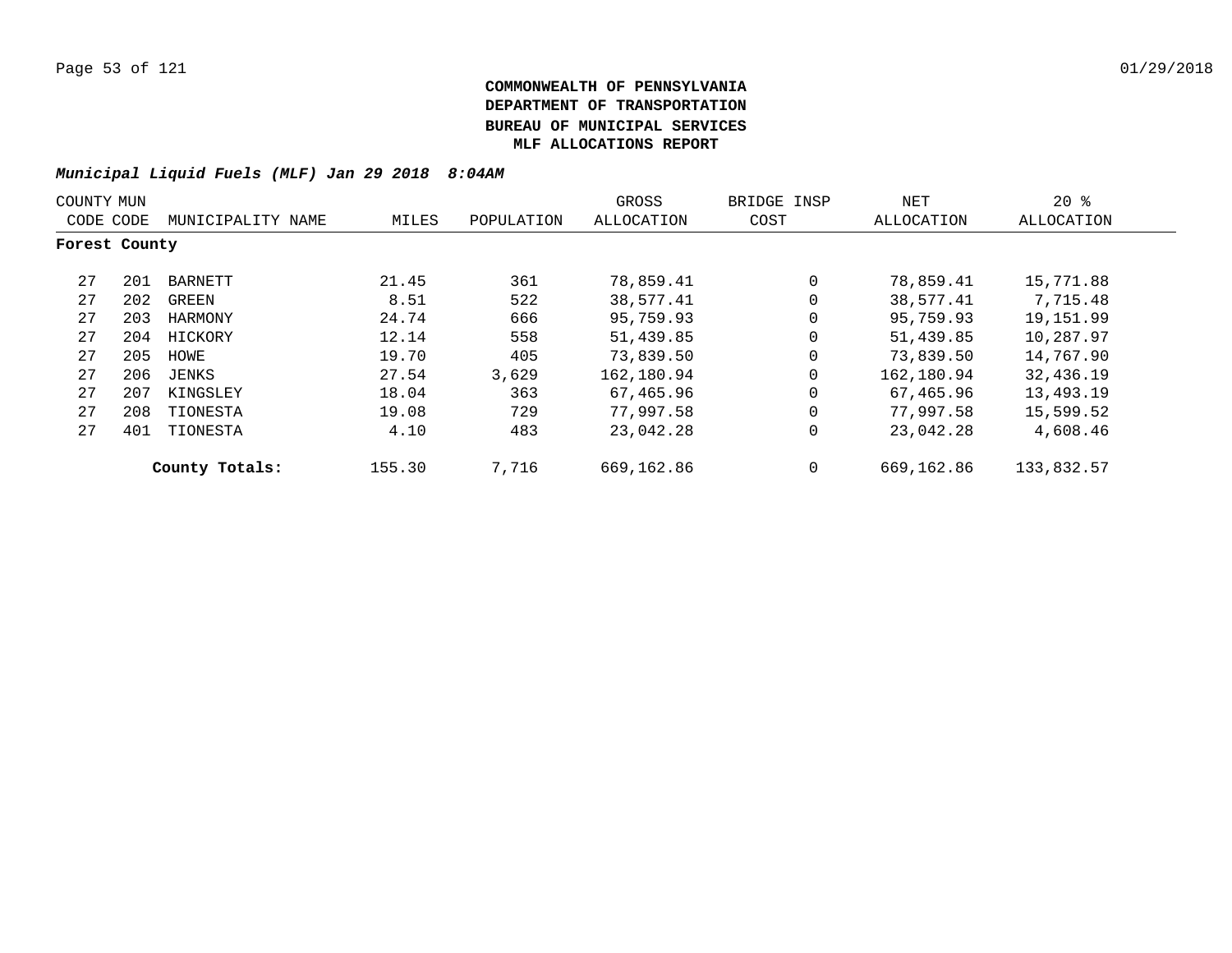**COMMONWEALTH OF PENNSYLVANIA**
**DEPARTMENT OF TRANSPORTATION**
**BUREAU OF MUNICIPAL SERVICES**
**MLF ALLOCATIONS REPORT**

***Municipal Liquid Fuels (MLF) Jan 29 2018 8:04AM***

| COUNTY CODE | MUN CODE | MUNICIPALITY NAME | MILES | POPULATION | GROSS ALLOCATION | BRIDGE INSP COST | NET ALLOCATION | 20 % ALLOCATION |
|---|---|---|---|---|---|---|---|---|
| **Forest County** | | | | | | | | |
| 27 | 201 | BARNETT | 21.45 | 361 | 78,859.41 | 0 | 78,859.41 | 15,771.88 |
| 27 | 202 | GREEN | 8.51 | 522 | 38,577.41 | 0 | 38,577.41 | 7,715.48 |
| 27 | 203 | HARMONY | 24.74 | 666 | 95,759.93 | 0 | 95,759.93 | 19,151.99 |
| 27 | 204 | HICKORY | 12.14 | 558 | 51,439.85 | 0 | 51,439.85 | 10,287.97 |
| 27 | 205 | HOWE | 19.70 | 405 | 73,839.50 | 0 | 73,839.50 | 14,767.90 |
| 27 | 206 | JENKS | 27.54 | 3,629 | 162,180.94 | 0 | 162,180.94 | 32,436.19 |
| 27 | 207 | KINGSLEY | 18.04 | 363 | 67,465.96 | 0 | 67,465.96 | 13,493.19 |
| 27 | 208 | TIONESTA | 19.08 | 729 | 77,997.58 | 0 | 77,997.58 | 15,599.52 |
| 27 | 401 | TIONESTA | 4.10 | 483 | 23,042.28 | 0 | 23,042.28 | 4,608.46 |
| | | **County Totals:** | 155.30 | 7,716 | 669,162.86 | 0 | 669,162.86 | 133,832.57 |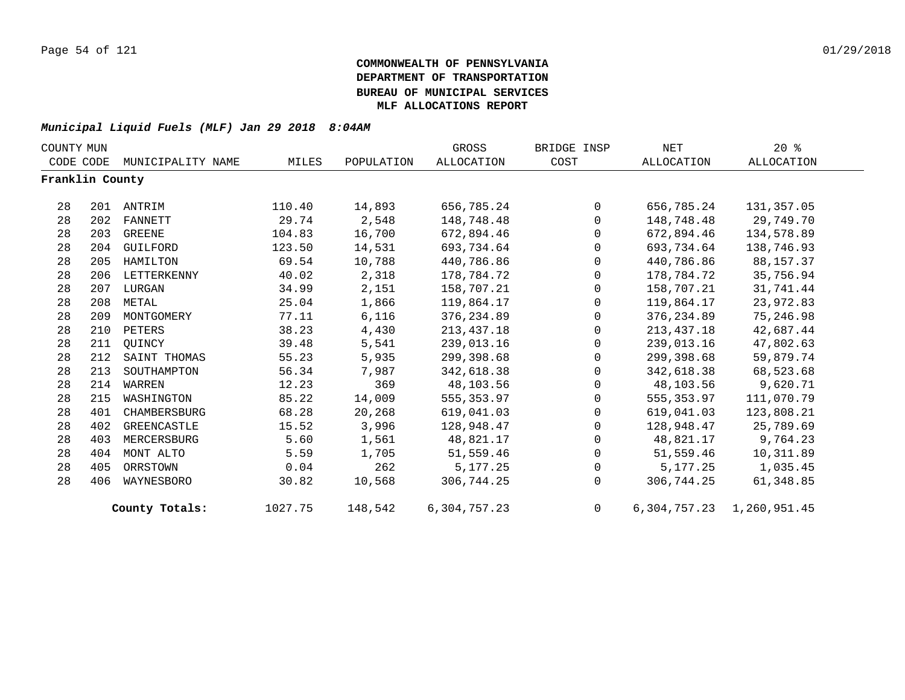**COMMONWEALTH OF PENNSYLVANIA**
**DEPARTMENT OF TRANSPORTATION**
**BUREAU OF MUNICIPAL SERVICES**
**MLF ALLOCATIONS REPORT**

*Municipal Liquid Fuels (MLF) Jan 29 2018 8:04AM*

| COUNTY CODE | MUN CODE | MUNICIPALITY NAME | MILES | POPULATION | GROSS ALLOCATION | BRIDGE INSP COST | NET ALLOCATION | 20 % ALLOCATION |
|---|---|---|---|---|---|---|---|---|
| **Franklin County** | | | | | | | | |
| 28 | 201 | ANTRIM | 110.40 | 14,893 | 656,785.24 | 0 | 656,785.24 | 131,357.05 |
| 28 | 202 | FANNETT | 29.74 | 2,548 | 148,748.48 | 0 | 148,748.48 | 29,749.70 |
| 28 | 203 | GREENE | 104.83 | 16,700 | 672,894.46 | 0 | 672,894.46 | 134,578.89 |
| 28 | 204 | GUILFORD | 123.50 | 14,531 | 693,734.64 | 0 | 693,734.64 | 138,746.93 |
| 28 | 205 | HAMILTON | 69.54 | 10,788 | 440,786.86 | 0 | 440,786.86 | 88,157.37 |
| 28 | 206 | LETTERKENNY | 40.02 | 2,318 | 178,784.72 | 0 | 178,784.72 | 35,756.94 |
| 28 | 207 | LURGAN | 34.99 | 2,151 | 158,707.21 | 0 | 158,707.21 | 31,741.44 |
| 28 | 208 | METAL | 25.04 | 1,866 | 119,864.17 | 0 | 119,864.17 | 23,972.83 |
| 28 | 209 | MONTGOMERY | 77.11 | 6,116 | 376,234.89 | 0 | 376,234.89 | 75,246.98 |
| 28 | 210 | PETERS | 38.23 | 4,430 | 213,437.18 | 0 | 213,437.18 | 42,687.44 |
| 28 | 211 | QUINCY | 39.48 | 5,541 | 239,013.16 | 0 | 239,013.16 | 47,802.63 |
| 28 | 212 | SAINT THOMAS | 55.23 | 5,935 | 299,398.68 | 0 | 299,398.68 | 59,879.74 |
| 28 | 213 | SOUTHAMPTON | 56.34 | 7,987 | 342,618.38 | 0 | 342,618.38 | 68,523.68 |
| 28 | 214 | WARREN | 12.23 | 369 | 48,103.56 | 0 | 48,103.56 | 9,620.71 |
| 28 | 215 | WASHINGTON | 85.22 | 14,009 | 555,353.97 | 0 | 555,353.97 | 111,070.79 |
| 28 | 401 | CHAMBERSBURG | 68.28 | 20,268 | 619,041.03 | 0 | 619,041.03 | 123,808.21 |
| 28 | 402 | GREENCASTLE | 15.52 | 3,996 | 128,948.47 | 0 | 128,948.47 | 25,789.69 |
| 28 | 403 | MERCERSBURG | 5.60 | 1,561 | 48,821.17 | 0 | 48,821.17 | 9,764.23 |
| 28 | 404 | MONT ALTO | 5.59 | 1,705 | 51,559.46 | 0 | 51,559.46 | 10,311.89 |
| 28 | 405 | ORRSTOWN | 0.04 | 262 | 5,177.25 | 0 | 5,177.25 | 1,035.45 |
| 28 | 406 | WAYNESBORO | 30.82 | 10,568 | 306,744.25 | 0 | 306,744.25 | 61,348.85 |
| | | **County Totals:** | 1027.75 | 148,542 | 6,304,757.23 | 0 | 6,304,757.23 | 1,260,951.45 |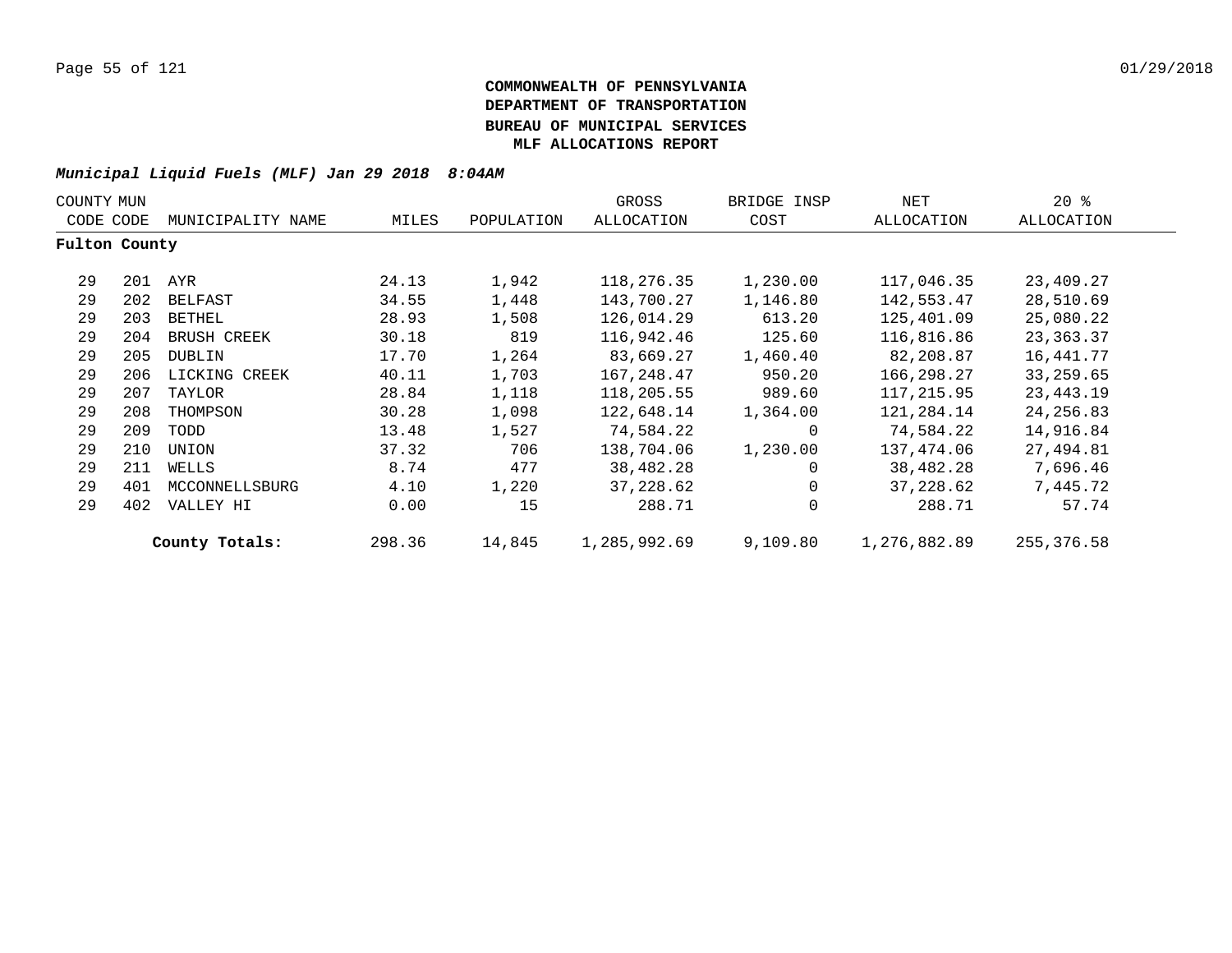**COMMONWEALTH OF PENNSYLVANIA**
**DEPARTMENT OF TRANSPORTATION**
**BUREAU OF MUNICIPAL SERVICES**
**MLF ALLOCATIONS REPORT**

***Municipal Liquid Fuels (MLF) Jan 29 2018 8:04AM***

| COUNTY CODE | MUN CODE | MUNICIPALITY NAME | MILES | POPULATION | GROSS ALLOCATION | BRIDGE INSP COST | NET ALLOCATION | 20 % ALLOCATION |
|---|---|---|---|---|---|---|---|---|
| **Fulton County** | | | | | | | | |
| 29 | 201 | AYR | 24.13 | 1,942 | 118,276.35 | 1,230.00 | 117,046.35 | 23,409.27 |
| 29 | 202 | BELFAST | 34.55 | 1,448 | 143,700.27 | 1,146.80 | 142,553.47 | 28,510.69 |
| 29 | 203 | BETHEL | 28.93 | 1,508 | 126,014.29 | 613.20 | 125,401.09 | 25,080.22 |
| 29 | 204 | BRUSH CREEK | 30.18 | 819 | 116,942.46 | 125.60 | 116,816.86 | 23,363.37 |
| 29 | 205 | DUBLIN | 17.70 | 1,264 | 83,669.27 | 1,460.40 | 82,208.87 | 16,441.77 |
| 29 | 206 | LICKING CREEK | 40.11 | 1,703 | 167,248.47 | 950.20 | 166,298.27 | 33,259.65 |
| 29 | 207 | TAYLOR | 28.84 | 1,118 | 118,205.55 | 989.60 | 117,215.95 | 23,443.19 |
| 29 | 208 | THOMPSON | 30.28 | 1,098 | 122,648.14 | 1,364.00 | 121,284.14 | 24,256.83 |
| 29 | 209 | TODD | 13.48 | 1,527 | 74,584.22 | 0 | 74,584.22 | 14,916.84 |
| 29 | 210 | UNION | 37.32 | 706 | 138,704.06 | 1,230.00 | 137,474.06 | 27,494.81 |
| 29 | 211 | WELLS | 8.74 | 477 | 38,482.28 | 0 | 38,482.28 | 7,696.46 |
| 29 | 401 | MCCONNELLSBURG | 4.10 | 1,220 | 37,228.62 | 0 | 37,228.62 | 7,445.72 |
| 29 | 402 | VALLEY HI | 0.00 | 15 | 288.71 | 0 | 288.71 | 57.74 |
| | | **County Totals:** | 298.36 | 14,845 | 1,285,992.69 | 9,109.80 | 1,276,882.89 | 255,376.58 |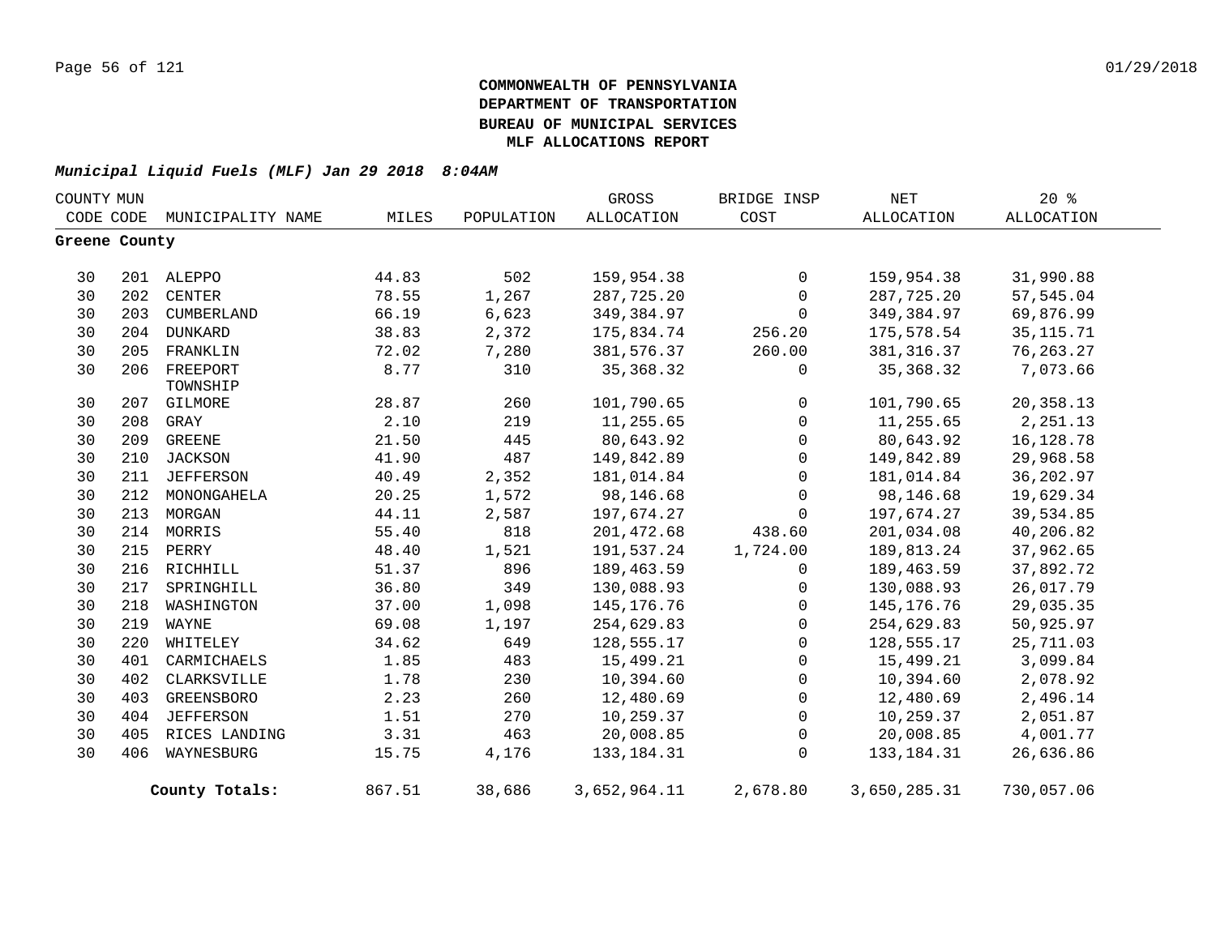**COMMONWEALTH OF PENNSYLVANIA**
**DEPARTMENT OF TRANSPORTATION**
**BUREAU OF MUNICIPAL SERVICES**
**MLF ALLOCATIONS REPORT**

*Municipal Liquid Fuels (MLF) Jan 29 2018 8:04AM*

| COUNTY CODE | MUN CODE | MUNICIPALITY NAME | MILES | POPULATION | GROSS ALLOCATION | BRIDGE INSP COST | NET ALLOCATION | 20 % ALLOCATION |
|---|---|---|---|---|---|---|---|---|
| **Greene County** | | | | | | | | |
| 30 | 201 | ALEPPO | 44.83 | 502 | 159,954.38 | 0 | 159,954.38 | 31,990.88 |
| 30 | 202 | CENTER | 78.55 | 1,267 | 287,725.20 | 0 | 287,725.20 | 57,545.04 |
| 30 | 203 | CUMBERLAND | 66.19 | 6,623 | 349,384.97 | 0 | 349,384.97 | 69,876.99 |
| 30 | 204 | DUNKARD | 38.83 | 2,372 | 175,834.74 | 256.20 | 175,578.54 | 35,115.71 |
| 30 | 205 | FRANKLIN | 72.02 | 7,280 | 381,576.37 | 260.00 | 381,316.37 | 76,263.27 |
| 30 | 206 | FREEPORT TOWNSHIP | 8.77 | 310 | 35,368.32 | 0 | 35,368.32 | 7,073.66 |
| 30 | 207 | GILMORE | 28.87 | 260 | 101,790.65 | 0 | 101,790.65 | 20,358.13 |
| 30 | 208 | GRAY | 2.10 | 219 | 11,255.65 | 0 | 11,255.65 | 2,251.13 |
| 30 | 209 | GREENE | 21.50 | 445 | 80,643.92 | 0 | 80,643.92 | 16,128.78 |
| 30 | 210 | JACKSON | 41.90 | 487 | 149,842.89 | 0 | 149,842.89 | 29,968.58 |
| 30 | 211 | JEFFERSON | 40.49 | 2,352 | 181,014.84 | 0 | 181,014.84 | 36,202.97 |
| 30 | 212 | MONONGAHELA | 20.25 | 1,572 | 98,146.68 | 0 | 98,146.68 | 19,629.34 |
| 30 | 213 | MORGAN | 44.11 | 2,587 | 197,674.27 | 0 | 197,674.27 | 39,534.85 |
| 30 | 214 | MORRIS | 55.40 | 818 | 201,472.68 | 438.60 | 201,034.08 | 40,206.82 |
| 30 | 215 | PERRY | 48.40 | 1,521 | 191,537.24 | 1,724.00 | 189,813.24 | 37,962.65 |
| 30 | 216 | RICHHILL | 51.37 | 896 | 189,463.59 | 0 | 189,463.59 | 37,892.72 |
| 30 | 217 | SPRINGHILL | 36.80 | 349 | 130,088.93 | 0 | 130,088.93 | 26,017.79 |
| 30 | 218 | WASHINGTON | 37.00 | 1,098 | 145,176.76 | 0 | 145,176.76 | 29,035.35 |
| 30 | 219 | WAYNE | 69.08 | 1,197 | 254,629.83 | 0 | 254,629.83 | 50,925.97 |
| 30 | 220 | WHITELEY | 34.62 | 649 | 128,555.17 | 0 | 128,555.17 | 25,711.03 |
| 30 | 401 | CARMICHAELS | 1.85 | 483 | 15,499.21 | 0 | 15,499.21 | 3,099.84 |
| 30 | 402 | CLARKSVILLE | 1.78 | 230 | 10,394.60 | 0 | 10,394.60 | 2,078.92 |
| 30 | 403 | GREENSBORO | 2.23 | 260 | 12,480.69 | 0 | 12,480.69 | 2,496.14 |
| 30 | 404 | JEFFERSON | 1.51 | 270 | 10,259.37 | 0 | 10,259.37 | 2,051.87 |
| 30 | 405 | RICES LANDING | 3.31 | 463 | 20,008.85 | 0 | 20,008.85 | 4,001.77 |
| 30 | 406 | WAYNESBURG | 15.75 | 4,176 | 133,184.31 | 0 | 133,184.31 | 26,636.86 |
| | | **County Totals:** | 867.51 | 38,686 | 3,652,964.11 | 2,678.80 | 3,650,285.31 | 730,057.06 |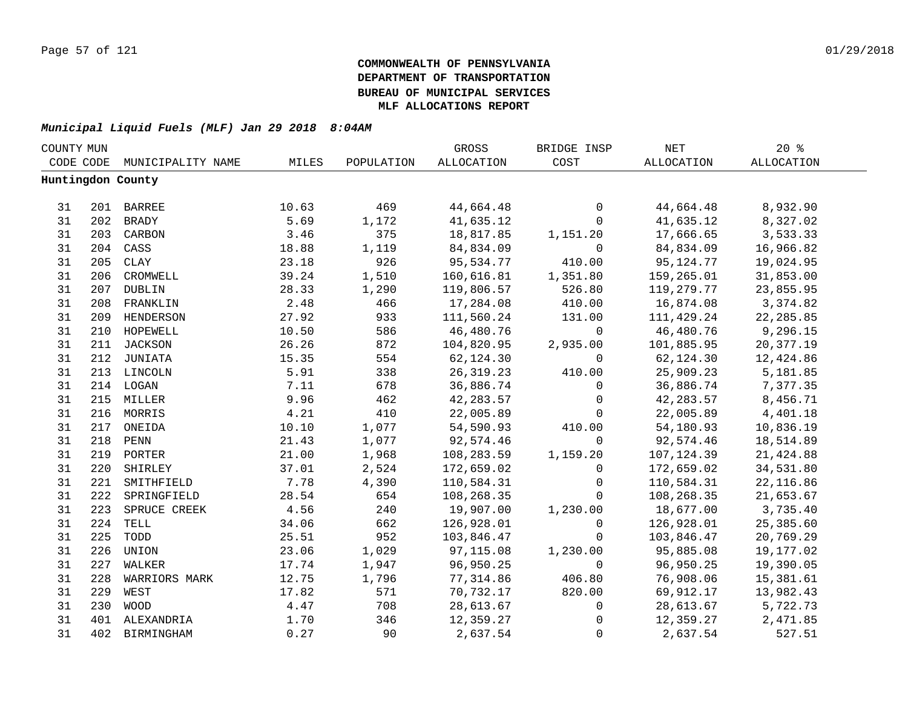**COMMONWEALTH OF PENNSYLVANIA**
**DEPARTMENT OF TRANSPORTATION**
**BUREAU OF MUNICIPAL SERVICES**
**MLF ALLOCATIONS REPORT**

***Municipal Liquid Fuels (MLF) Jan 29 2018 8:04AM***

| COUNTY CODE | MUN CODE | MUNICIPALITY NAME | MILES | POPULATION | GROSS ALLOCATION | BRIDGE INSP COST | NET ALLOCATION | 20 % ALLOCATION |
|---|---|---|---|---|---|---|---|---|
| **Huntingdon County** | | | | | | | | |
| 31 | 201 | BARREE | 10.63 | 469 | 44,664.48 | 0 | 44,664.48 | 8,932.90 |
| 31 | 202 | BRADY | 5.69 | 1,172 | 41,635.12 | 0 | 41,635.12 | 8,327.02 |
| 31 | 203 | CARBON | 3.46 | 375 | 18,817.85 | 1,151.20 | 17,666.65 | 3,533.33 |
| 31 | 204 | CASS | 18.88 | 1,119 | 84,834.09 | 0 | 84,834.09 | 16,966.82 |
| 31 | 205 | CLAY | 23.18 | 926 | 95,534.77 | 410.00 | 95,124.77 | 19,024.95 |
| 31 | 206 | CROMWELL | 39.24 | 1,510 | 160,616.81 | 1,351.80 | 159,265.01 | 31,853.00 |
| 31 | 207 | DUBLIN | 28.33 | 1,290 | 119,806.57 | 526.80 | 119,279.77 | 23,855.95 |
| 31 | 208 | FRANKLIN | 2.48 | 466 | 17,284.08 | 410.00 | 16,874.08 | 3,374.82 |
| 31 | 209 | HENDERSON | 27.92 | 933 | 111,560.24 | 131.00 | 111,429.24 | 22,285.85 |
| 31 | 210 | HOPEWELL | 10.50 | 586 | 46,480.76 | 0 | 46,480.76 | 9,296.15 |
| 31 | 211 | JACKSON | 26.26 | 872 | 104,820.95 | 2,935.00 | 101,885.95 | 20,377.19 |
| 31 | 212 | JUNIATA | 15.35 | 554 | 62,124.30 | 0 | 62,124.30 | 12,424.86 |
| 31 | 213 | LINCOLN | 5.91 | 338 | 26,319.23 | 410.00 | 25,909.23 | 5,181.85 |
| 31 | 214 | LOGAN | 7.11 | 678 | 36,886.74 | 0 | 36,886.74 | 7,377.35 |
| 31 | 215 | MILLER | 9.96 | 462 | 42,283.57 | 0 | 42,283.57 | 8,456.71 |
| 31 | 216 | MORRIS | 4.21 | 410 | 22,005.89 | 0 | 22,005.89 | 4,401.18 |
| 31 | 217 | ONEIDA | 10.10 | 1,077 | 54,590.93 | 410.00 | 54,180.93 | 10,836.19 |
| 31 | 218 | PENN | 21.43 | 1,077 | 92,574.46 | 0 | 92,574.46 | 18,514.89 |
| 31 | 219 | PORTER | 21.00 | 1,968 | 108,283.59 | 1,159.20 | 107,124.39 | 21,424.88 |
| 31 | 220 | SHIRLEY | 37.01 | 2,524 | 172,659.02 | 0 | 172,659.02 | 34,531.80 |
| 31 | 221 | SMITHFIELD | 7.78 | 4,390 | 110,584.31 | 0 | 110,584.31 | 22,116.86 |
| 31 | 222 | SPRINGFIELD | 28.54 | 654 | 108,268.35 | 0 | 108,268.35 | 21,653.67 |
| 31 | 223 | SPRUCE CREEK | 4.56 | 240 | 19,907.00 | 1,230.00 | 18,677.00 | 3,735.40 |
| 31 | 224 | TELL | 34.06 | 662 | 126,928.01 | 0 | 126,928.01 | 25,385.60 |
| 31 | 225 | TODD | 25.51 | 952 | 103,846.47 | 0 | 103,846.47 | 20,769.29 |
| 31 | 226 | UNION | 23.06 | 1,029 | 97,115.08 | 1,230.00 | 95,885.08 | 19,177.02 |
| 31 | 227 | WALKER | 17.74 | 1,947 | 96,950.25 | 0 | 96,950.25 | 19,390.05 |
| 31 | 228 | WARRIORS MARK | 12.75 | 1,796 | 77,314.86 | 406.80 | 76,908.06 | 15,381.61 |
| 31 | 229 | WEST | 17.82 | 571 | 70,732.17 | 820.00 | 69,912.17 | 13,982.43 |
| 31 | 230 | WOOD | 4.47 | 708 | 28,613.67 | 0 | 28,613.67 | 5,722.73 |
| 31 | 401 | ALEXANDRIA | 1.70 | 346 | 12,359.27 | 0 | 12,359.27 | 2,471.85 |
| 31 | 402 | BIRMINGHAM | 0.27 | 90 | 2,637.54 | 0 | 2,637.54 | 527.51 |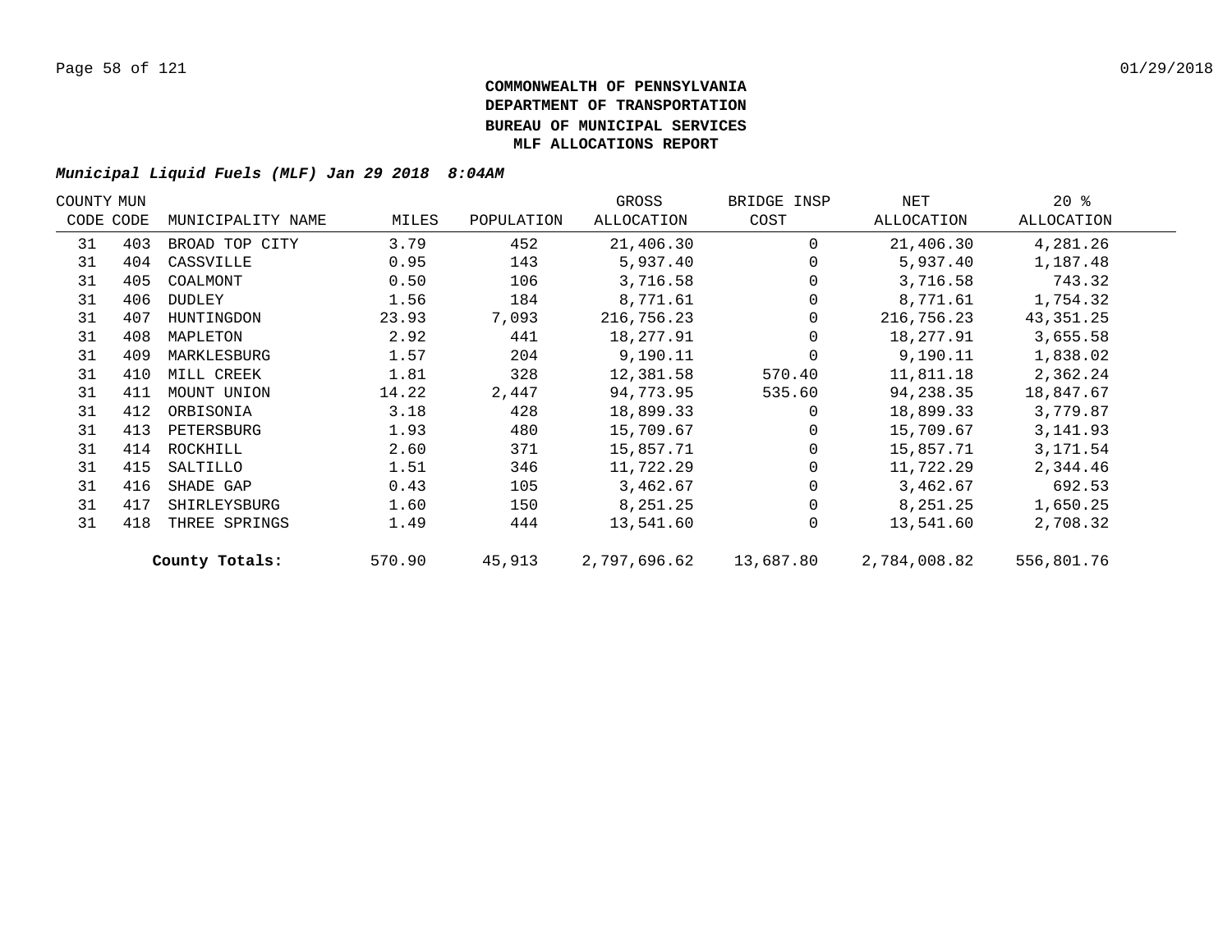**COMMONWEALTH OF PENNSYLVANIA**
**DEPARTMENT OF TRANSPORTATION**
**BUREAU OF MUNICIPAL SERVICES**
**MLF ALLOCATIONS REPORT**

***Municipal Liquid Fuels (MLF) Jan 29 2018 8:04AM***

| COUNTY CODE | MUN CODE | MUNICIPALITY NAME | MILES | POPULATION | GROSS ALLOCATION | BRIDGE INSP COST | NET ALLOCATION | 20 % ALLOCATION |
|---|---|---|---|---|---|---|---|---|
| 31 | 403 | BROAD TOP CITY | 3.79 | 452 | 21,406.30 | 0 | 21,406.30 | 4,281.26 |
| 31 | 404 | CASSVILLE | 0.95 | 143 | 5,937.40 | 0 | 5,937.40 | 1,187.48 |
| 31 | 405 | COALMONT | 0.50 | 106 | 3,716.58 | 0 | 3,716.58 | 743.32 |
| 31 | 406 | DUDLEY | 1.56 | 184 | 8,771.61 | 0 | 8,771.61 | 1,754.32 |
| 31 | 407 | HUNTINGDON | 23.93 | 7,093 | 216,756.23 | 0 | 216,756.23 | 43,351.25 |
| 31 | 408 | MAPLETON | 2.92 | 441 | 18,277.91 | 0 | 18,277.91 | 3,655.58 |
| 31 | 409 | MARKLESBURG | 1.57 | 204 | 9,190.11 | 0 | 9,190.11 | 1,838.02 |
| 31 | 410 | MILL CREEK | 1.81 | 328 | 12,381.58 | 570.40 | 11,811.18 | 2,362.24 |
| 31 | 411 | MOUNT UNION | 14.22 | 2,447 | 94,773.95 | 535.60 | 94,238.35 | 18,847.67 |
| 31 | 412 | ORBISONIA | 3.18 | 428 | 18,899.33 | 0 | 18,899.33 | 3,779.87 |
| 31 | 413 | PETERSBURG | 1.93 | 480 | 15,709.67 | 0 | 15,709.67 | 3,141.93 |
| 31 | 414 | ROCKHILL | 2.60 | 371 | 15,857.71 | 0 | 15,857.71 | 3,171.54 |
| 31 | 415 | SALTILLO | 1.51 | 346 | 11,722.29 | 0 | 11,722.29 | 2,344.46 |
| 31 | 416 | SHADE GAP | 0.43 | 105 | 3,462.67 | 0 | 3,462.67 | 692.53 |
| 31 | 417 | SHIRLEYSBURG | 1.60 | 150 | 8,251.25 | 0 | 8,251.25 | 1,650.25 |
| 31 | 418 | THREE SPRINGS | 1.49 | 444 | 13,541.60 | 0 | 13,541.60 | 2,708.32 |
| | | **County Totals:** | 570.90 | 45,913 | 2,797,696.62 | 13,687.80 | 2,784,008.82 | 556,801.76 |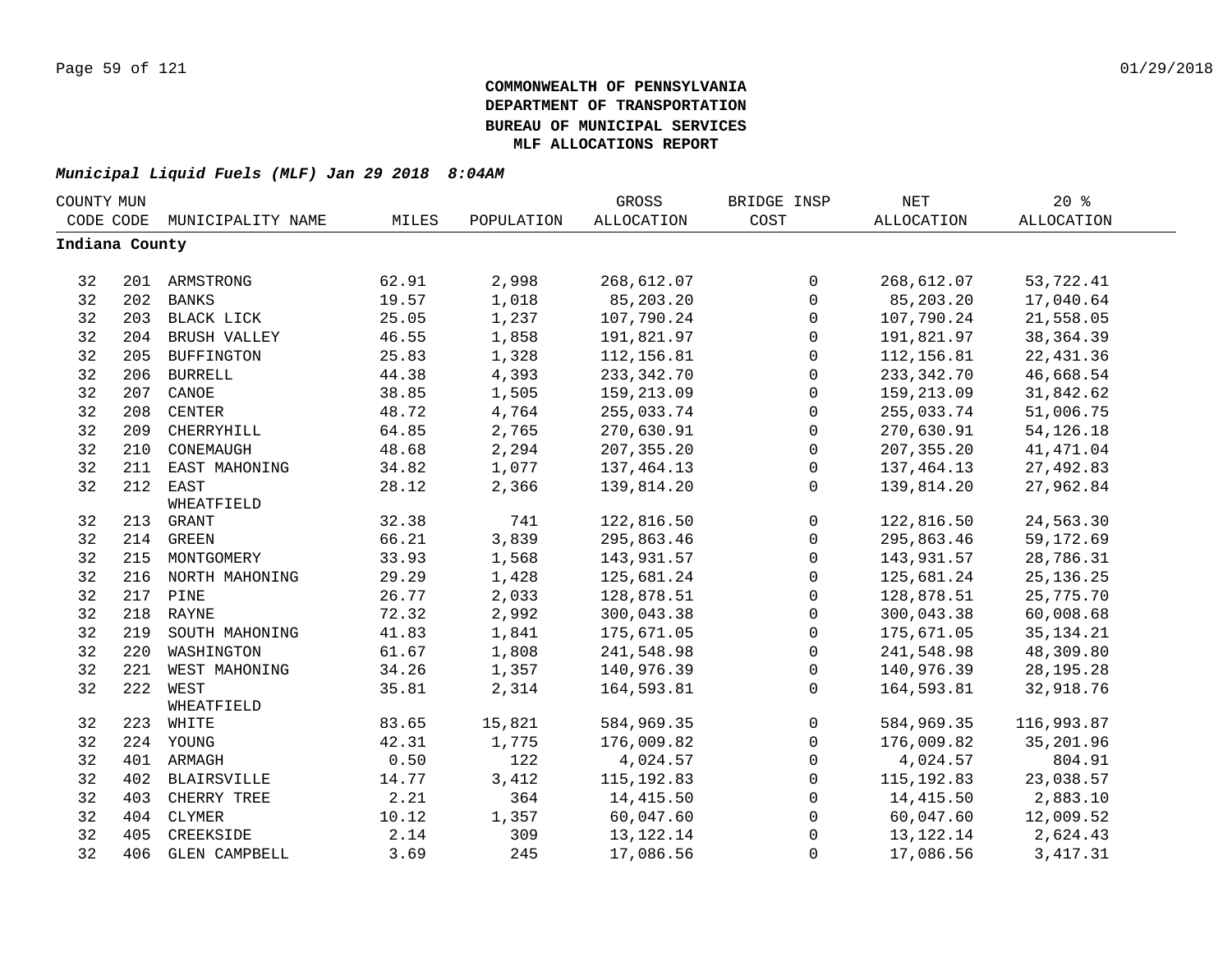**COMMONWEALTH OF PENNSYLVANIA**
**DEPARTMENT OF TRANSPORTATION**
**BUREAU OF MUNICIPAL SERVICES**
**MLF ALLOCATIONS REPORT**

***Municipal Liquid Fuels (MLF) Jan 29 2018 8:04AM***

| COUNTY CODE | MUN CODE | MUNICIPALITY NAME | MILES | POPULATION | GROSS ALLOCATION | BRIDGE INSP COST | NET ALLOCATION | 20 % ALLOCATION |
|---|---|---|---|---|---|---|---|---|
| **Indiana County** | | | | | | | | |
| 32 | 201 | ARMSTRONG | 62.91 | 2,998 | 268,612.07 | 0 | 268,612.07 | 53,722.41 |
| 32 | 202 | BANKS | 19.57 | 1,018 | 85,203.20 | 0 | 85,203.20 | 17,040.64 |
| 32 | 203 | BLACK LICK | 25.05 | 1,237 | 107,790.24 | 0 | 107,790.24 | 21,558.05 |
| 32 | 204 | BRUSH VALLEY | 46.55 | 1,858 | 191,821.97 | 0 | 191,821.97 | 38,364.39 |
| 32 | 205 | BUFFINGTON | 25.83 | 1,328 | 112,156.81 | 0 | 112,156.81 | 22,431.36 |
| 32 | 206 | BURRELL | 44.38 | 4,393 | 233,342.70 | 0 | 233,342.70 | 46,668.54 |
| 32 | 207 | CANOE | 38.85 | 1,505 | 159,213.09 | 0 | 159,213.09 | 31,842.62 |
| 32 | 208 | CENTER | 48.72 | 4,764 | 255,033.74 | 0 | 255,033.74 | 51,006.75 |
| 32 | 209 | CHERRYHILL | 64.85 | 2,765 | 270,630.91 | 0 | 270,630.91 | 54,126.18 |
| 32 | 210 | CONEMAUGH | 48.68 | 2,294 | 207,355.20 | 0 | 207,355.20 | 41,471.04 |
| 32 | 211 | EAST MAHONING | 34.82 | 1,077 | 137,464.13 | 0 | 137,464.13 | 27,492.83 |
| 32 | 212 | EAST WHEATFIELD | 28.12 | 2,366 | 139,814.20 | 0 | 139,814.20 | 27,962.84 |
| 32 | 213 | GRANT | 32.38 | 741 | 122,816.50 | 0 | 122,816.50 | 24,563.30 |
| 32 | 214 | GREEN | 66.21 | 3,839 | 295,863.46 | 0 | 295,863.46 | 59,172.69 |
| 32 | 215 | MONTGOMERY | 33.93 | 1,568 | 143,931.57 | 0 | 143,931.57 | 28,786.31 |
| 32 | 216 | NORTH MAHONING | 29.29 | 1,428 | 125,681.24 | 0 | 125,681.24 | 25,136.25 |
| 32 | 217 | PINE | 26.77 | 2,033 | 128,878.51 | 0 | 128,878.51 | 25,775.70 |
| 32 | 218 | RAYNE | 72.32 | 2,992 | 300,043.38 | 0 | 300,043.38 | 60,008.68 |
| 32 | 219 | SOUTH MAHONING | 41.83 | 1,841 | 175,671.05 | 0 | 175,671.05 | 35,134.21 |
| 32 | 220 | WASHINGTON | 61.67 | 1,808 | 241,548.98 | 0 | 241,548.98 | 48,309.80 |
| 32 | 221 | WEST MAHONING | 34.26 | 1,357 | 140,976.39 | 0 | 140,976.39 | 28,195.28 |
| 32 | 222 | WEST WHEATFIELD | 35.81 | 2,314 | 164,593.81 | 0 | 164,593.81 | 32,918.76 |
| 32 | 223 | WHITE | 83.65 | 15,821 | 584,969.35 | 0 | 584,969.35 | 116,993.87 |
| 32 | 224 | YOUNG | 42.31 | 1,775 | 176,009.82 | 0 | 176,009.82 | 35,201.96 |
| 32 | 401 | ARMAGH | 0.50 | 122 | 4,024.57 | 0 | 4,024.57 | 804.91 |
| 32 | 402 | BLAIRSVILLE | 14.77 | 3,412 | 115,192.83 | 0 | 115,192.83 | 23,038.57 |
| 32 | 403 | CHERRY TREE | 2.21 | 364 | 14,415.50 | 0 | 14,415.50 | 2,883.10 |
| 32 | 404 | CLYMER | 10.12 | 1,357 | 60,047.60 | 0 | 60,047.60 | 12,009.52 |
| 32 | 405 | CREEKSIDE | 2.14 | 309 | 13,122.14 | 0 | 13,122.14 | 2,624.43 |
| 32 | 406 | GLEN CAMPBELL | 3.69 | 245 | 17,086.56 | 0 | 17,086.56 | 3,417.31 |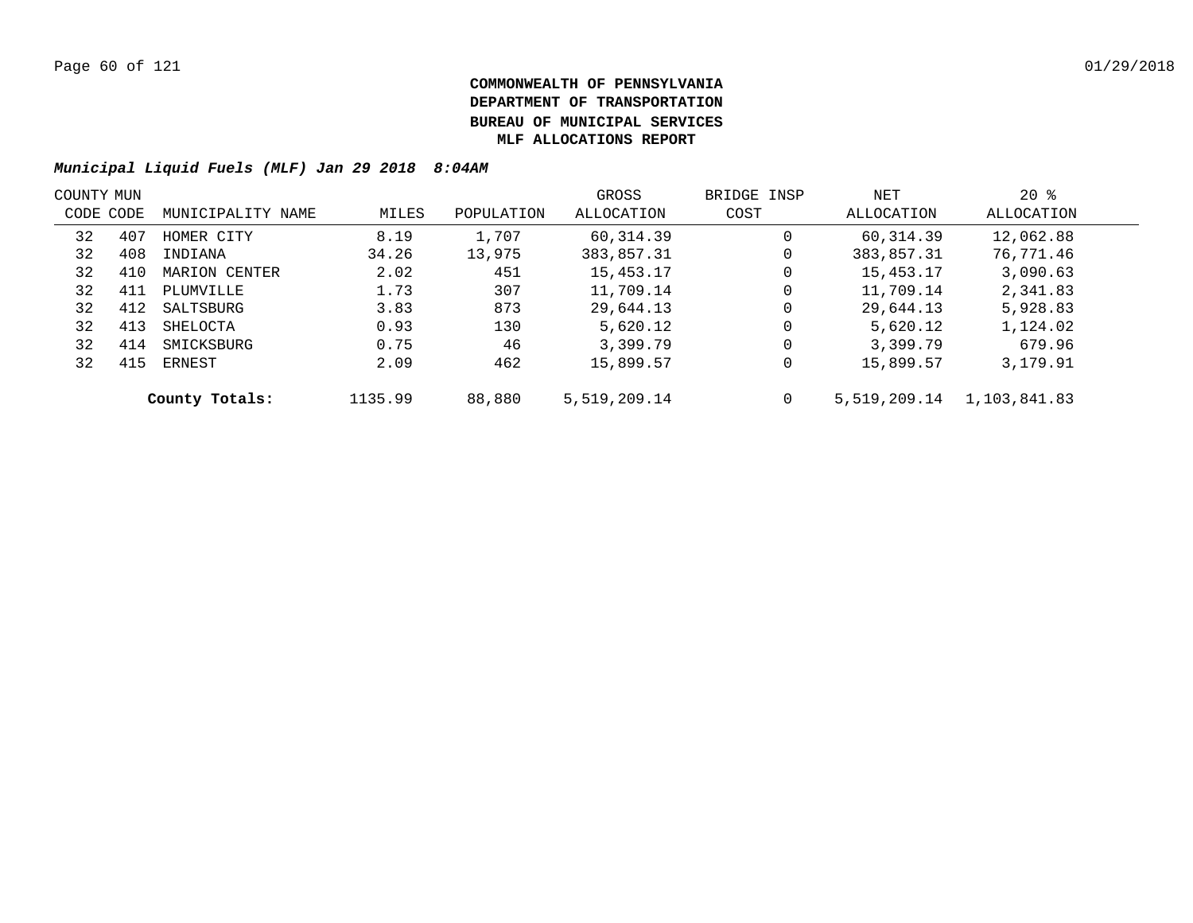**COMMONWEALTH OF PENNSYLVANIA**
**DEPARTMENT OF TRANSPORTATION**
**BUREAU OF MUNICIPAL SERVICES**
**MLF ALLOCATIONS REPORT**

***Municipal Liquid Fuels (MLF) Jan 29 2018 8:04AM***

| COUNTY CODE | MUN CODE | MUNICIPALITY NAME | MILES | POPULATION | GROSS ALLOCATION | BRIDGE INSP COST | NET ALLOCATION | 20 % ALLOCATION |
|---|---|---|---|---|---|---|---|---|
| 32 | 407 | HOMER CITY | 8.19 | 1,707 | 60,314.39 | 0 | 60,314.39 | 12,062.88 |
| 32 | 408 | INDIANA | 34.26 | 13,975 | 383,857.31 | 0 | 383,857.31 | 76,771.46 |
| 32 | 410 | MARION CENTER | 2.02 | 451 | 15,453.17 | 0 | 15,453.17 | 3,090.63 |
| 32 | 411 | PLUMVILLE | 1.73 | 307 | 11,709.14 | 0 | 11,709.14 | 2,341.83 |
| 32 | 412 | SALTSBURG | 3.83 | 873 | 29,644.13 | 0 | 29,644.13 | 5,928.83 |
| 32 | 413 | SHELOCTA | 0.93 | 130 | 5,620.12 | 0 | 5,620.12 | 1,124.02 |
| 32 | 414 | SMICKSBURG | 0.75 | 46 | 3,399.79 | 0 | 3,399.79 | 679.96 |
| 32 | 415 | ERNEST | 2.09 | 462 | 15,899.57 | 0 | 15,899.57 | 3,179.91 |
| | | **County Totals:** | 1135.99 | 88,880 | 5,519,209.14 | 0 | 5,519,209.14 | 1,103,841.83 |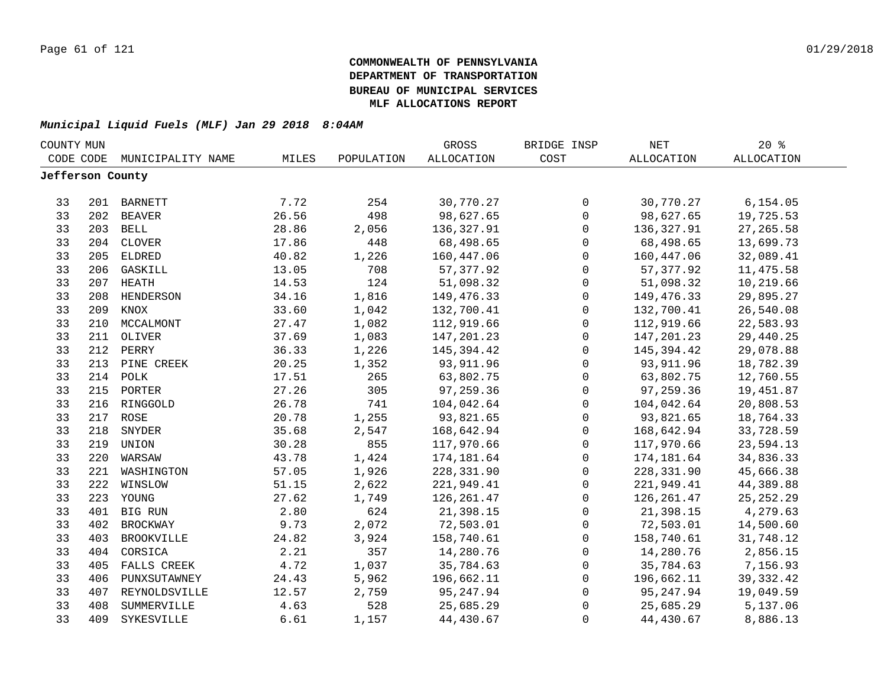# COMMONWEALTH OF PENNSYLVANIA
## DEPARTMENT OF TRANSPORTATION
## BUREAU OF MUNICIPAL SERVICES
## MLF ALLOCATIONS REPORT

***Municipal Liquid Fuels (MLF) Jan 29 2018 8:04AM***

| COUNTY CODE | MUN CODE | MUNICIPALITY NAME | MILES | POPULATION | GROSS ALLOCATION | BRIDGE INSP COST | NET ALLOCATION | 20 % ALLOCATION |
|---|---|---|---|---|---|---|---|---|
| **Jefferson County** | | | | | | | | |
| 33 | 201 | BARNETT | 7.72 | 254 | 30,770.27 | 0 | 30,770.27 | 6,154.05 |
| 33 | 202 | BEAVER | 26.56 | 498 | 98,627.65 | 0 | 98,627.65 | 19,725.53 |
| 33 | 203 | BELL | 28.86 | 2,056 | 136,327.91 | 0 | 136,327.91 | 27,265.58 |
| 33 | 204 | CLOVER | 17.86 | 448 | 68,498.65 | 0 | 68,498.65 | 13,699.73 |
| 33 | 205 | ELDRED | 40.82 | 1,226 | 160,447.06 | 0 | 160,447.06 | 32,089.41 |
| 33 | 206 | GASKILL | 13.05 | 708 | 57,377.92 | 0 | 57,377.92 | 11,475.58 |
| 33 | 207 | HEATH | 14.53 | 124 | 51,098.32 | 0 | 51,098.32 | 10,219.66 |
| 33 | 208 | HENDERSON | 34.16 | 1,816 | 149,476.33 | 0 | 149,476.33 | 29,895.27 |
| 33 | 209 | KNOX | 33.60 | 1,042 | 132,700.41 | 0 | 132,700.41 | 26,540.08 |
| 33 | 210 | MCCALMONT | 27.47 | 1,082 | 112,919.66 | 0 | 112,919.66 | 22,583.93 |
| 33 | 211 | OLIVER | 37.69 | 1,083 | 147,201.23 | 0 | 147,201.23 | 29,440.25 |
| 33 | 212 | PERRY | 36.33 | 1,226 | 145,394.42 | 0 | 145,394.42 | 29,078.88 |
| 33 | 213 | PINE CREEK | 20.25 | 1,352 | 93,911.96 | 0 | 93,911.96 | 18,782.39 |
| 33 | 214 | POLK | 17.51 | 265 | 63,802.75 | 0 | 63,802.75 | 12,760.55 |
| 33 | 215 | PORTER | 27.26 | 305 | 97,259.36 | 0 | 97,259.36 | 19,451.87 |
| 33 | 216 | RINGGOLD | 26.78 | 741 | 104,042.64 | 0 | 104,042.64 | 20,808.53 |
| 33 | 217 | ROSE | 20.78 | 1,255 | 93,821.65 | 0 | 93,821.65 | 18,764.33 |
| 33 | 218 | SNYDER | 35.68 | 2,547 | 168,642.94 | 0 | 168,642.94 | 33,728.59 |
| 33 | 219 | UNION | 30.28 | 855 | 117,970.66 | 0 | 117,970.66 | 23,594.13 |
| 33 | 220 | WARSAW | 43.78 | 1,424 | 174,181.64 | 0 | 174,181.64 | 34,836.33 |
| 33 | 221 | WASHINGTON | 57.05 | 1,926 | 228,331.90 | 0 | 228,331.90 | 45,666.38 |
| 33 | 222 | WINSLOW | 51.15 | 2,622 | 221,949.41 | 0 | 221,949.41 | 44,389.88 |
| 33 | 223 | YOUNG | 27.62 | 1,749 | 126,261.47 | 0 | 126,261.47 | 25,252.29 |
| 33 | 401 | BIG RUN | 2.80 | 624 | 21,398.15 | 0 | 21,398.15 | 4,279.63 |
| 33 | 402 | BROCKWAY | 9.73 | 2,072 | 72,503.01 | 0 | 72,503.01 | 14,500.60 |
| 33 | 403 | BROOKVILLE | 24.82 | 3,924 | 158,740.61 | 0 | 158,740.61 | 31,748.12 |
| 33 | 404 | CORSICA | 2.21 | 357 | 14,280.76 | 0 | 14,280.76 | 2,856.15 |
| 33 | 405 | FALLS CREEK | 4.72 | 1,037 | 35,784.63 | 0 | 35,784.63 | 7,156.93 |
| 33 | 406 | PUNXSUTAWNEY | 24.43 | 5,962 | 196,662.11 | 0 | 196,662.11 | 39,332.42 |
| 33 | 407 | REYNOLDSVILLE | 12.57 | 2,759 | 95,247.94 | 0 | 95,247.94 | 19,049.59 |
| 33 | 408 | SUMMERVILLE | 4.63 | 528 | 25,685.29 | 0 | 25,685.29 | 5,137.06 |
| 33 | 409 | SYKESVILLE | 6.61 | 1,157 | 44,430.67 | 0 | 44,430.67 | 8,886.13 |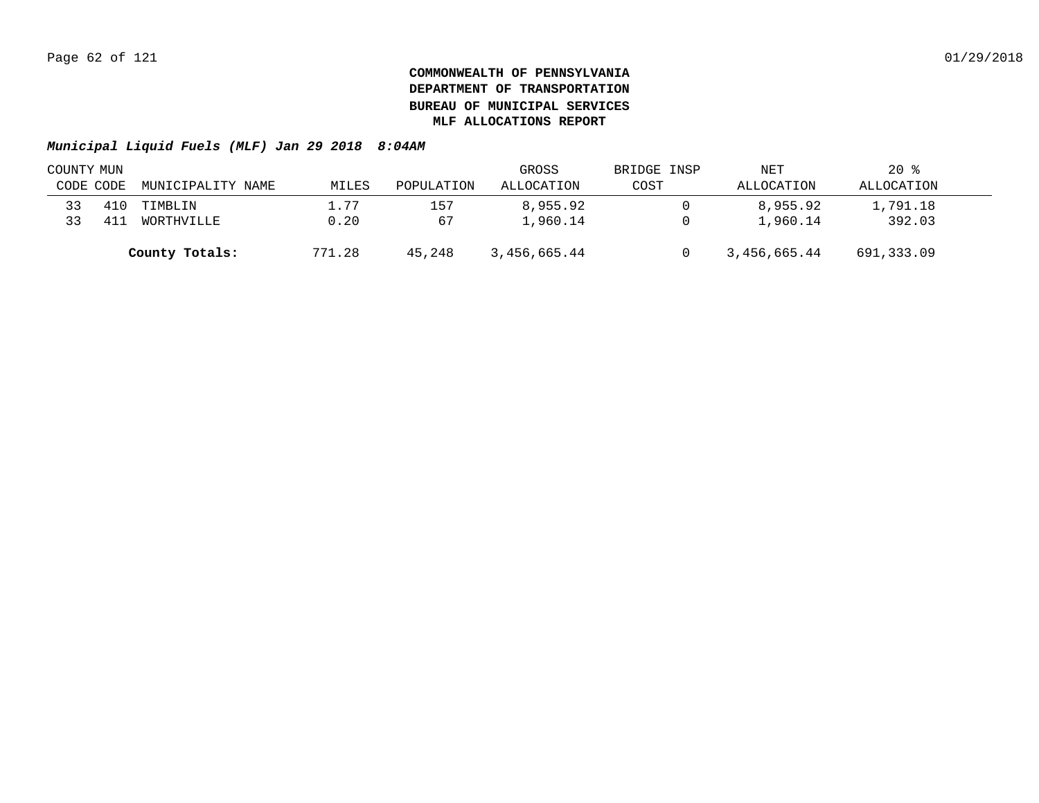**COMMONWEALTH OF PENNSYLVANIA**
**DEPARTMENT OF TRANSPORTATION**
**BUREAU OF MUNICIPAL SERVICES**
**MLF ALLOCATIONS REPORT**

***Municipal Liquid Fuels (MLF) Jan 29 2018 8:04AM***

| COUNTY CODE | MUN CODE | MUNICIPALITY NAME | MILES | POPULATION | GROSS ALLOCATION | BRIDGE INSP COST | NET ALLOCATION | 20 % ALLOCATION |
|---|---|---|---|---|---|---|---|---|
| 33 | 410 | TIMBLIN | 1.77 | 157 | 8,955.92 | 0 | 8,955.92 | 1,791.18 |
| 33 | 411 | WORTHVILLE | 0.20 | 67 | 1,960.14 | 0 | 1,960.14 | 392.03 |
| | | **County Totals:** | 771.28 | 45,248 | 3,456,665.44 | 0 | 3,456,665.44 | 691,333.09 |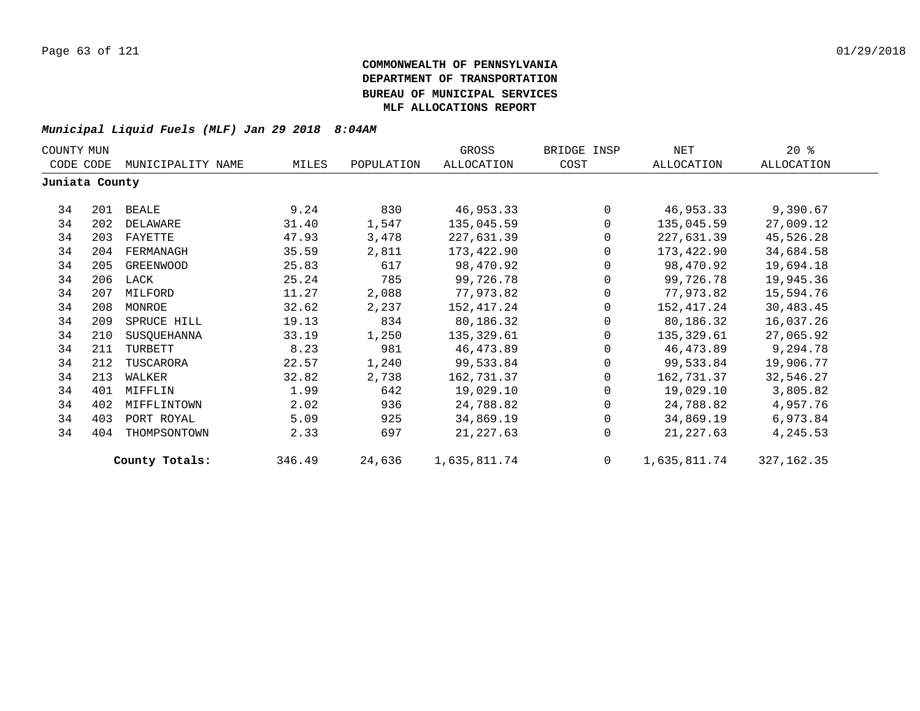**COMMONWEALTH OF PENNSYLVANIA**
**DEPARTMENT OF TRANSPORTATION**
**BUREAU OF MUNICIPAL SERVICES**
**MLF ALLOCATIONS REPORT**

*Municipal Liquid Fuels (MLF) Jan 29 2018 8:04AM*

| COUNTY CODE | MUN CODE | MUNICIPALITY NAME | MILES | POPULATION | GROSS ALLOCATION | BRIDGE INSP COST | NET ALLOCATION | 20 % ALLOCATION |
|---|---|---|---|---|---|---|---|---|
| **Juniata County** | | | | | | | | |
| 34 | 201 | BEALE | 9.24 | 830 | 46,953.33 | 0 | 46,953.33 | 9,390.67 |
| 34 | 202 | DELAWARE | 31.40 | 1,547 | 135,045.59 | 0 | 135,045.59 | 27,009.12 |
| 34 | 203 | FAYETTE | 47.93 | 3,478 | 227,631.39 | 0 | 227,631.39 | 45,526.28 |
| 34 | 204 | FERMANAGH | 35.59 | 2,811 | 173,422.90 | 0 | 173,422.90 | 34,684.58 |
| 34 | 205 | GREENWOOD | 25.83 | 617 | 98,470.92 | 0 | 98,470.92 | 19,694.18 |
| 34 | 206 | LACK | 25.24 | 785 | 99,726.78 | 0 | 99,726.78 | 19,945.36 |
| 34 | 207 | MILFORD | 11.27 | 2,088 | 77,973.82 | 0 | 77,973.82 | 15,594.76 |
| 34 | 208 | MONROE | 32.62 | 2,237 | 152,417.24 | 0 | 152,417.24 | 30,483.45 |
| 34 | 209 | SPRUCE HILL | 19.13 | 834 | 80,186.32 | 0 | 80,186.32 | 16,037.26 |
| 34 | 210 | SUSQUEHANNA | 33.19 | 1,250 | 135,329.61 | 0 | 135,329.61 | 27,065.92 |
| 34 | 211 | TURBETT | 8.23 | 981 | 46,473.89 | 0 | 46,473.89 | 9,294.78 |
| 34 | 212 | TUSCARORA | 22.57 | 1,240 | 99,533.84 | 0 | 99,533.84 | 19,906.77 |
| 34 | 213 | WALKER | 32.82 | 2,738 | 162,731.37 | 0 | 162,731.37 | 32,546.27 |
| 34 | 401 | MIFFLIN | 1.99 | 642 | 19,029.10 | 0 | 19,029.10 | 3,805.82 |
| 34 | 402 | MIFFLINTOWN | 2.02 | 936 | 24,788.82 | 0 | 24,788.82 | 4,957.76 |
| 34 | 403 | PORT ROYAL | 5.09 | 925 | 34,869.19 | 0 | 34,869.19 | 6,973.84 |
| 34 | 404 | THOMPSONTOWN | 2.33 | 697 | 21,227.63 | 0 | 21,227.63 | 4,245.53 |
| | | **County Totals:** | 346.49 | 24,636 | 1,635,811.74 | 0 | 1,635,811.74 | 327,162.35 |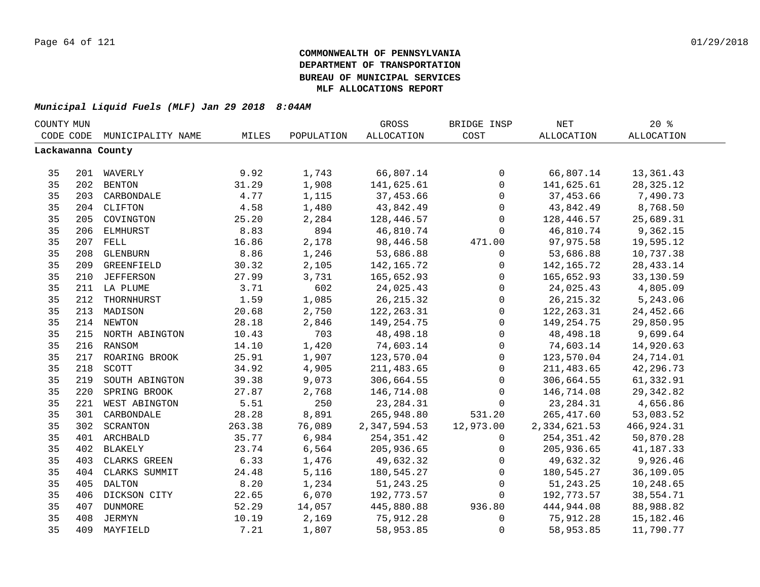**COMMONWEALTH OF PENNSYLVANIA**
**DEPARTMENT OF TRANSPORTATION**
**BUREAU OF MUNICIPAL SERVICES**
**MLF ALLOCATIONS REPORT**

***Municipal Liquid Fuels (MLF) Jan 29 2018 8:04AM***

| COUNTY CODE | MUN CODE | MUNICIPALITY NAME | MILES | POPULATION | GROSS ALLOCATION | BRIDGE INSP COST | NET ALLOCATION | 20 % ALLOCATION |
|---|---|---|---|---|---|---|---|---|
| **Lackawanna County** | | | | | | | | |
| 35 | 201 | WAVERLY | 9.92 | 1,743 | 66,807.14 | 0 | 66,807.14 | 13,361.43 |
| 35 | 202 | BENTON | 31.29 | 1,908 | 141,625.61 | 0 | 141,625.61 | 28,325.12 |
| 35 | 203 | CARBONDALE | 4.77 | 1,115 | 37,453.66 | 0 | 37,453.66 | 7,490.73 |
| 35 | 204 | CLIFTON | 4.58 | 1,480 | 43,842.49 | 0 | 43,842.49 | 8,768.50 |
| 35 | 205 | COVINGTON | 25.20 | 2,284 | 128,446.57 | 0 | 128,446.57 | 25,689.31 |
| 35 | 206 | ELMHURST | 8.83 | 894 | 46,810.74 | 0 | 46,810.74 | 9,362.15 |
| 35 | 207 | FELL | 16.86 | 2,178 | 98,446.58 | 471.00 | 97,975.58 | 19,595.12 |
| 35 | 208 | GLENBURN | 8.86 | 1,246 | 53,686.88 | 0 | 53,686.88 | 10,737.38 |
| 35 | 209 | GREENFIELD | 30.32 | 2,105 | 142,165.72 | 0 | 142,165.72 | 28,433.14 |
| 35 | 210 | JEFFERSON | 27.99 | 3,731 | 165,652.93 | 0 | 165,652.93 | 33,130.59 |
| 35 | 211 | LA PLUME | 3.71 | 602 | 24,025.43 | 0 | 24,025.43 | 4,805.09 |
| 35 | 212 | THORNHURST | 1.59 | 1,085 | 26,215.32 | 0 | 26,215.32 | 5,243.06 |
| 35 | 213 | MADISON | 20.68 | 2,750 | 122,263.31 | 0 | 122,263.31 | 24,452.66 |
| 35 | 214 | NEWTON | 28.18 | 2,846 | 149,254.75 | 0 | 149,254.75 | 29,850.95 |
| 35 | 215 | NORTH ABINGTON | 10.43 | 703 | 48,498.18 | 0 | 48,498.18 | 9,699.64 |
| 35 | 216 | RANSOM | 14.10 | 1,420 | 74,603.14 | 0 | 74,603.14 | 14,920.63 |
| 35 | 217 | ROARING BROOK | 25.91 | 1,907 | 123,570.04 | 0 | 123,570.04 | 24,714.01 |
| 35 | 218 | SCOTT | 34.92 | 4,905 | 211,483.65 | 0 | 211,483.65 | 42,296.73 |
| 35 | 219 | SOUTH ABINGTON | 39.38 | 9,073 | 306,664.55 | 0 | 306,664.55 | 61,332.91 |
| 35 | 220 | SPRING BROOK | 27.87 | 2,768 | 146,714.08 | 0 | 146,714.08 | 29,342.82 |
| 35 | 221 | WEST ABINGTON | 5.51 | 250 | 23,284.31 | 0 | 23,284.31 | 4,656.86 |
| 35 | 301 | CARBONDALE | 28.28 | 8,891 | 265,948.80 | 531.20 | 265,417.60 | 53,083.52 |
| 35 | 302 | SCRANTON | 263.38 | 76,089 | 2,347,594.53 | 12,973.00 | 2,334,621.53 | 466,924.31 |
| 35 | 401 | ARCHBALD | 35.77 | 6,984 | 254,351.42 | 0 | 254,351.42 | 50,870.28 |
| 35 | 402 | BLAKELY | 23.74 | 6,564 | 205,936.65 | 0 | 205,936.65 | 41,187.33 |
| 35 | 403 | CLARKS GREEN | 6.33 | 1,476 | 49,632.32 | 0 | 49,632.32 | 9,926.46 |
| 35 | 404 | CLARKS SUMMIT | 24.48 | 5,116 | 180,545.27 | 0 | 180,545.27 | 36,109.05 |
| 35 | 405 | DALTON | 8.20 | 1,234 | 51,243.25 | 0 | 51,243.25 | 10,248.65 |
| 35 | 406 | DICKSON CITY | 22.65 | 6,070 | 192,773.57 | 0 | 192,773.57 | 38,554.71 |
| 35 | 407 | DUNMORE | 52.29 | 14,057 | 445,880.88 | 936.80 | 444,944.08 | 88,988.82 |
| 35 | 408 | JERMYN | 10.19 | 2,169 | 75,912.28 | 0 | 75,912.28 | 15,182.46 |
| 35 | 409 | MAYFIELD | 7.21 | 1,807 | 58,953.85 | 0 | 58,953.85 | 11,790.77 |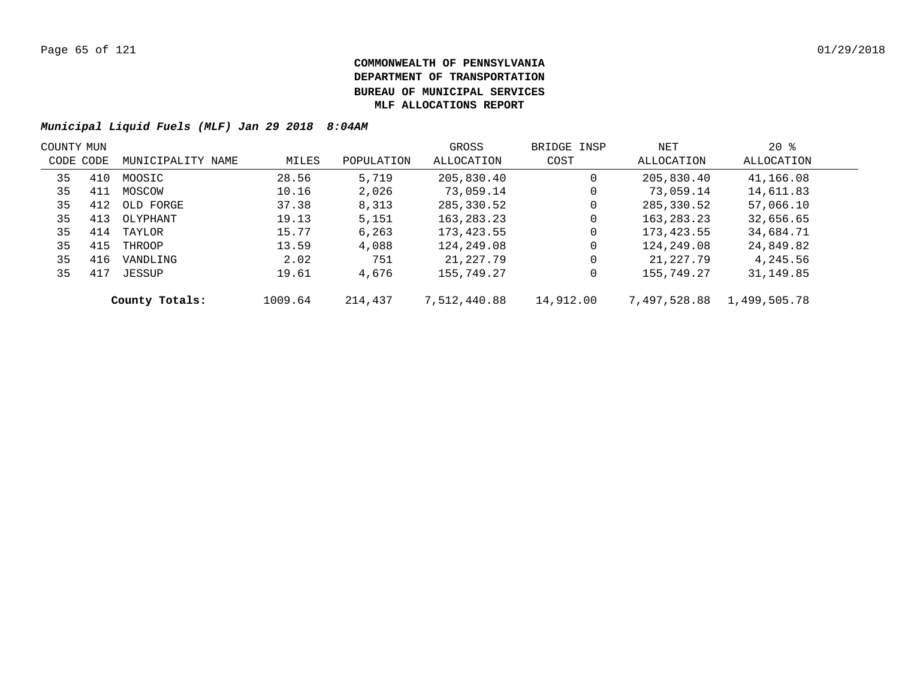**COMMONWEALTH OF PENNSYLVANIA**
**DEPARTMENT OF TRANSPORTATION**
**BUREAU OF MUNICIPAL SERVICES**
**MLF ALLOCATIONS REPORT**

***Municipal Liquid Fuels (MLF) Jan 29 2018 8:04AM***

| COUNTY CODE | MUN CODE | MUNICIPALITY NAME | MILES | POPULATION | GROSS ALLOCATION | BRIDGE INSP COST | NET ALLOCATION | 20 % ALLOCATION |
|---|---|---|---|---|---|---|---|---|
| 35 | 410 | MOOSIC | 28.56 | 5,719 | 205,830.40 | 0 | 205,830.40 | 41,166.08 |
| 35 | 411 | MOSCOW | 10.16 | 2,026 | 73,059.14 | 0 | 73,059.14 | 14,611.83 |
| 35 | 412 | OLD FORGE | 37.38 | 8,313 | 285,330.52 | 0 | 285,330.52 | 57,066.10 |
| 35 | 413 | OLYPHANT | 19.13 | 5,151 | 163,283.23 | 0 | 163,283.23 | 32,656.65 |
| 35 | 414 | TAYLOR | 15.77 | 6,263 | 173,423.55 | 0 | 173,423.55 | 34,684.71 |
| 35 | 415 | THROOP | 13.59 | 4,088 | 124,249.08 | 0 | 124,249.08 | 24,849.82 |
| 35 | 416 | VANDLING | 2.02 | 751 | 21,227.79 | 0 | 21,227.79 | 4,245.56 |
| 35 | 417 | JESSUP | 19.61 | 4,676 | 155,749.27 | 0 | 155,749.27 | 31,149.85 |
| | | **County Totals:** | 1009.64 | 214,437 | 7,512,440.88 | 14,912.00 | 7,497,528.88 | 1,499,505.78 |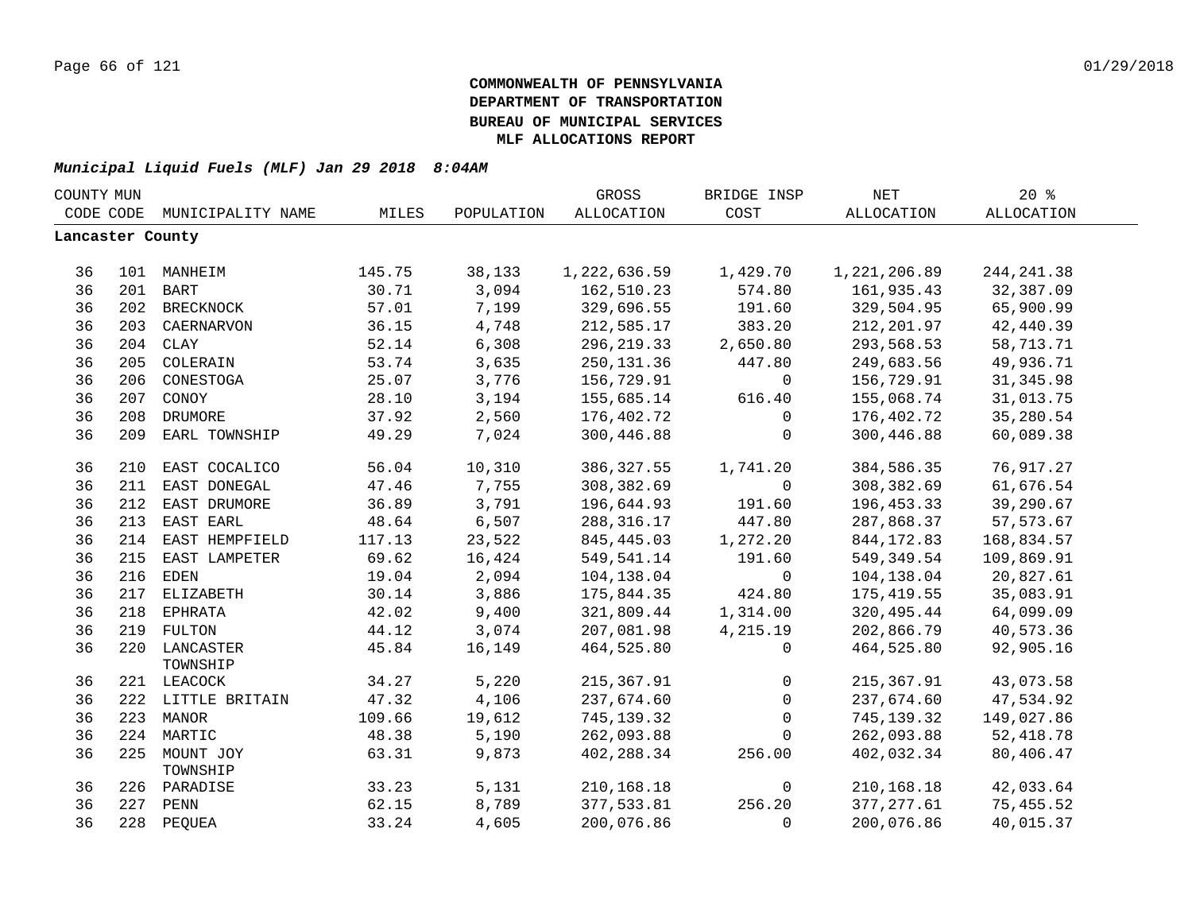**COMMONWEALTH OF PENNSYLVANIA**
**DEPARTMENT OF TRANSPORTATION**
**BUREAU OF MUNICIPAL SERVICES**
**MLF ALLOCATIONS REPORT**

***Municipal Liquid Fuels (MLF) Jan 29 2018 8:04AM***

| COUNTY CODE | MUN CODE | MUNICIPALITY NAME | MILES | POPULATION | GROSS ALLOCATION | BRIDGE INSP COST | NET ALLOCATION | 20 % ALLOCATION |
|---|---|---|---|---|---|---|---|---|
| **Lancaster County** | | | | | | | | |
| 36 | 101 | MANHEIM | 145.75 | 38,133 | 1,222,636.59 | 1,429.70 | 1,221,206.89 | 244,241.38 |
| 36 | 201 | BART | 30.71 | 3,094 | 162,510.23 | 574.80 | 161,935.43 | 32,387.09 |
| 36 | 202 | BRECKNOCK | 57.01 | 7,199 | 329,696.55 | 191.60 | 329,504.95 | 65,900.99 |
| 36 | 203 | CAERNARVON | 36.15 | 4,748 | 212,585.17 | 383.20 | 212,201.97 | 42,440.39 |
| 36 | 204 | CLAY | 52.14 | 6,308 | 296,219.33 | 2,650.80 | 293,568.53 | 58,713.71 |
| 36 | 205 | COLERAIN | 53.74 | 3,635 | 250,131.36 | 447.80 | 249,683.56 | 49,936.71 |
| 36 | 206 | CONESTOGA | 25.07 | 3,776 | 156,729.91 | 0 | 156,729.91 | 31,345.98 |
| 36 | 207 | CONOY | 28.10 | 3,194 | 155,685.14 | 616.40 | 155,068.74 | 31,013.75 |
| 36 | 208 | DRUMORE | 37.92 | 2,560 | 176,402.72 | 0 | 176,402.72 | 35,280.54 |
| 36 | 209 | EARL TOWNSHIP | 49.29 | 7,024 | 300,446.88 | 0 | 300,446.88 | 60,089.38 |
| 36 | 210 | EAST COCALICO | 56.04 | 10,310 | 386,327.55 | 1,741.20 | 384,586.35 | 76,917.27 |
| 36 | 211 | EAST DONEGAL | 47.46 | 7,755 | 308,382.69 | 0 | 308,382.69 | 61,676.54 |
| 36 | 212 | EAST DRUMORE | 36.89 | 3,791 | 196,644.93 | 191.60 | 196,453.33 | 39,290.67 |
| 36 | 213 | EAST EARL | 48.64 | 6,507 | 288,316.17 | 447.80 | 287,868.37 | 57,573.67 |
| 36 | 214 | EAST HEMPFIELD | 117.13 | 23,522 | 845,445.03 | 1,272.20 | 844,172.83 | 168,834.57 |
| 36 | 215 | EAST LAMPETER | 69.62 | 16,424 | 549,541.14 | 191.60 | 549,349.54 | 109,869.91 |
| 36 | 216 | EDEN | 19.04 | 2,094 | 104,138.04 | 0 | 104,138.04 | 20,827.61 |
| 36 | 217 | ELIZABETH | 30.14 | 3,886 | 175,844.35 | 424.80 | 175,419.55 | 35,083.91 |
| 36 | 218 | EPHRATA | 42.02 | 9,400 | 321,809.44 | 1,314.00 | 320,495.44 | 64,099.09 |
| 36 | 219 | FULTON | 44.12 | 3,074 | 207,081.98 | 4,215.19 | 202,866.79 | 40,573.36 |
| 36 | 220 | LANCASTER TOWNSHIP | 45.84 | 16,149 | 464,525.80 | 0 | 464,525.80 | 92,905.16 |
| 36 | 221 | LEACOCK | 34.27 | 5,220 | 215,367.91 | 0 | 215,367.91 | 43,073.58 |
| 36 | 222 | LITTLE BRITAIN | 47.32 | 4,106 | 237,674.60 | 0 | 237,674.60 | 47,534.92 |
| 36 | 223 | MANOR | 109.66 | 19,612 | 745,139.32 | 0 | 745,139.32 | 149,027.86 |
| 36 | 224 | MARTIC | 48.38 | 5,190 | 262,093.88 | 0 | 262,093.88 | 52,418.78 |
| 36 | 225 | MOUNT JOY TOWNSHIP | 63.31 | 9,873 | 402,288.34 | 256.00 | 402,032.34 | 80,406.47 |
| 36 | 226 | PARADISE | 33.23 | 5,131 | 210,168.18 | 0 | 210,168.18 | 42,033.64 |
| 36 | 227 | PENN | 62.15 | 8,789 | 377,533.81 | 256.20 | 377,277.61 | 75,455.52 |
| 36 | 228 | PEQUEA | 33.24 | 4,605 | 200,076.86 | 0 | 200,076.86 | 40,015.37 |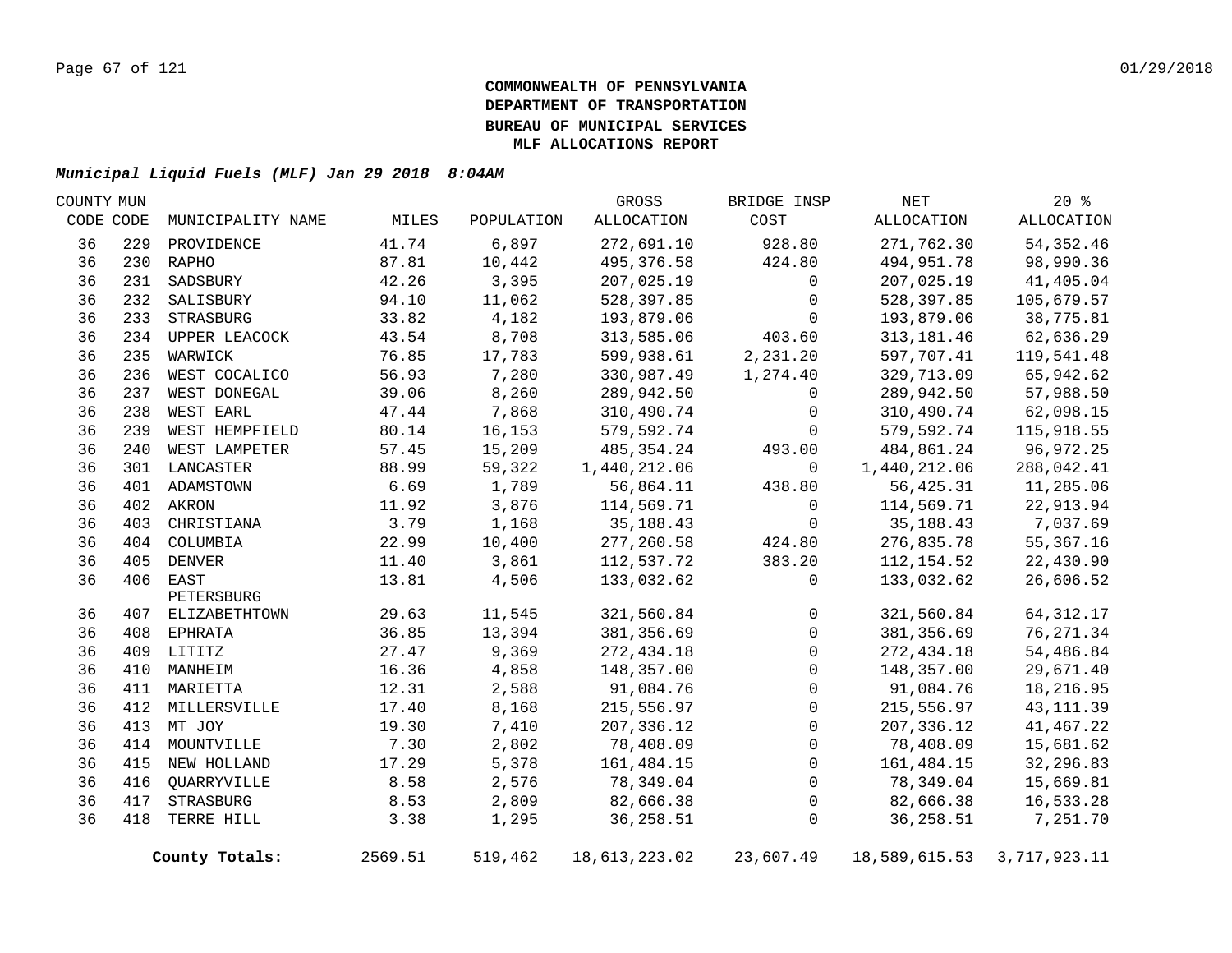**COMMONWEALTH OF PENNSYLVANIA**
**DEPARTMENT OF TRANSPORTATION**
**BUREAU OF MUNICIPAL SERVICES**
**MLF ALLOCATIONS REPORT**

***Municipal Liquid Fuels (MLF) Jan 29 2018 8:04AM***

| COUNTY CODE | MUN CODE | MUNICIPALITY NAME | MILES | POPULATION | GROSS ALLOCATION | BRIDGE INSP COST | NET ALLOCATION | 20 % ALLOCATION |
|---|---|---|---|---|---|---|---|---|
| 36 | 229 | PROVIDENCE | 41.74 | 6,897 | 272,691.10 | 928.80 | 271,762.30 | 54,352.46 |
| 36 | 230 | RAPHO | 87.81 | 10,442 | 495,376.58 | 424.80 | 494,951.78 | 98,990.36 |
| 36 | 231 | SADSBURY | 42.26 | 3,395 | 207,025.19 | 0 | 207,025.19 | 41,405.04 |
| 36 | 232 | SALISBURY | 94.10 | 11,062 | 528,397.85 | 0 | 528,397.85 | 105,679.57 |
| 36 | 233 | STRASBURG | 33.82 | 4,182 | 193,879.06 | 0 | 193,879.06 | 38,775.81 |
| 36 | 234 | UPPER LEACOCK | 43.54 | 8,708 | 313,585.06 | 403.60 | 313,181.46 | 62,636.29 |
| 36 | 235 | WARWICK | 76.85 | 17,783 | 599,938.61 | 2,231.20 | 597,707.41 | 119,541.48 |
| 36 | 236 | WEST COCALICO | 56.93 | 7,280 | 330,987.49 | 1,274.40 | 329,713.09 | 65,942.62 |
| 36 | 237 | WEST DONEGAL | 39.06 | 8,260 | 289,942.50 | 0 | 289,942.50 | 57,988.50 |
| 36 | 238 | WEST EARL | 47.44 | 7,868 | 310,490.74 | 0 | 310,490.74 | 62,098.15 |
| 36 | 239 | WEST HEMPFIELD | 80.14 | 16,153 | 579,592.74 | 0 | 579,592.74 | 115,918.55 |
| 36 | 240 | WEST LAMPETER | 57.45 | 15,209 | 485,354.24 | 493.00 | 484,861.24 | 96,972.25 |
| 36 | 301 | LANCASTER | 88.99 | 59,322 | 1,440,212.06 | 0 | 1,440,212.06 | 288,042.41 |
| 36 | 401 | ADAMSTOWN | 6.69 | 1,789 | 56,864.11 | 438.80 | 56,425.31 | 11,285.06 |
| 36 | 402 | AKRON | 11.92 | 3,876 | 114,569.71 | 0 | 114,569.71 | 22,913.94 |
| 36 | 403 | CHRISTIANA | 3.79 | 1,168 | 35,188.43 | 0 | 35,188.43 | 7,037.69 |
| 36 | 404 | COLUMBIA | 22.99 | 10,400 | 277,260.58 | 424.80 | 276,835.78 | 55,367.16 |
| 36 | 405 | DENVER | 11.40 | 3,861 | 112,537.72 | 383.20 | 112,154.52 | 22,430.90 |
| 36 | 406 | EAST PETERSBURG | 13.81 | 4,506 | 133,032.62 | 0 | 133,032.62 | 26,606.52 |
| 36 | 407 | ELIZABETHTOWN | 29.63 | 11,545 | 321,560.84 | 0 | 321,560.84 | 64,312.17 |
| 36 | 408 | EPHRATA | 36.85 | 13,394 | 381,356.69 | 0 | 381,356.69 | 76,271.34 |
| 36 | 409 | LITITZ | 27.47 | 9,369 | 272,434.18 | 0 | 272,434.18 | 54,486.84 |
| 36 | 410 | MANHEIM | 16.36 | 4,858 | 148,357.00 | 0 | 148,357.00 | 29,671.40 |
| 36 | 411 | MARIETTA | 12.31 | 2,588 | 91,084.76 | 0 | 91,084.76 | 18,216.95 |
| 36 | 412 | MILLERSVILLE | 17.40 | 8,168 | 215,556.97 | 0 | 215,556.97 | 43,111.39 |
| 36 | 413 | MT JOY | 19.30 | 7,410 | 207,336.12 | 0 | 207,336.12 | 41,467.22 |
| 36 | 414 | MOUNTVILLE | 7.30 | 2,802 | 78,408.09 | 0 | 78,408.09 | 15,681.62 |
| 36 | 415 | NEW HOLLAND | 17.29 | 5,378 | 161,484.15 | 0 | 161,484.15 | 32,296.83 |
| 36 | 416 | QUARRYVILLE | 8.58 | 2,576 | 78,349.04 | 0 | 78,349.04 | 15,669.81 |
| 36 | 417 | STRASBURG | 8.53 | 2,809 | 82,666.38 | 0 | 82,666.38 | 16,533.28 |
| 36 | 418 | TERRE HILL | 3.38 | 1,295 | 36,258.51 | 0 | 36,258.51 | 7,251.70 |
| | | **County Totals:** | 2569.51 | 519,462 | 18,613,223.02 | 23,607.49 | 18,589,615.53 | 3,717,923.11 |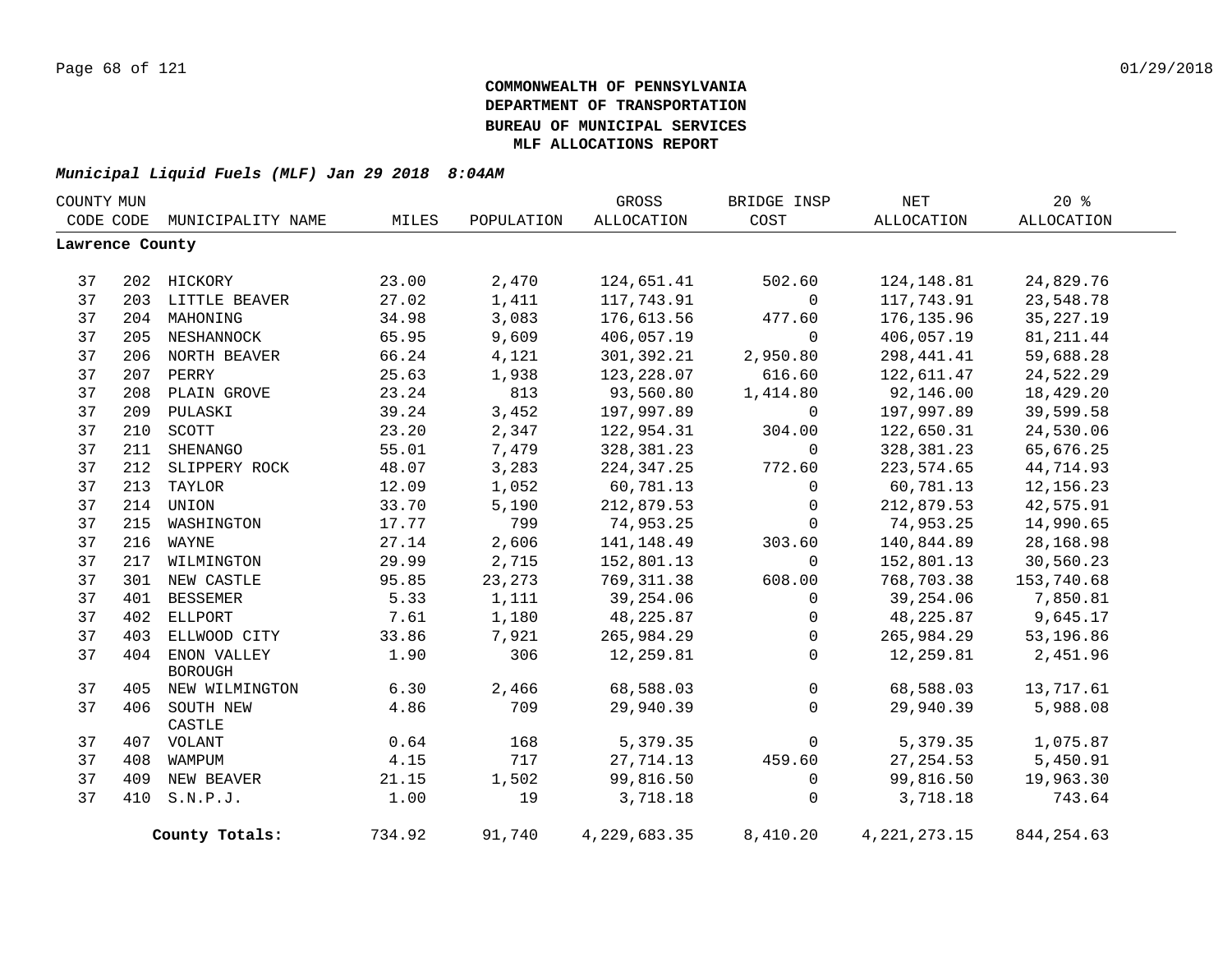**COMMONWEALTH OF PENNSYLVANIA**
**DEPARTMENT OF TRANSPORTATION**
**BUREAU OF MUNICIPAL SERVICES**
**MLF ALLOCATIONS REPORT**

***Municipal Liquid Fuels (MLF) Jan 29 2018 8:04AM***

| COUNTY CODE | MUN CODE | MUNICIPALITY NAME | MILES | POPULATION | GROSS ALLOCATION | BRIDGE INSP COST | NET ALLOCATION | 20 % ALLOCATION |
|---|---|---|---|---|---|---|---|---|
| **Lawrence County** | | | | | | | | |
| 37 | 202 | HICKORY | 23.00 | 2,470 | 124,651.41 | 502.60 | 124,148.81 | 24,829.76 |
| 37 | 203 | LITTLE BEAVER | 27.02 | 1,411 | 117,743.91 | 0 | 117,743.91 | 23,548.78 |
| 37 | 204 | MAHONING | 34.98 | 3,083 | 176,613.56 | 477.60 | 176,135.96 | 35,227.19 |
| 37 | 205 | NESHANNOCK | 65.95 | 9,609 | 406,057.19 | 0 | 406,057.19 | 81,211.44 |
| 37 | 206 | NORTH BEAVER | 66.24 | 4,121 | 301,392.21 | 2,950.80 | 298,441.41 | 59,688.28 |
| 37 | 207 | PERRY | 25.63 | 1,938 | 123,228.07 | 616.60 | 122,611.47 | 24,522.29 |
| 37 | 208 | PLAIN GROVE | 23.24 | 813 | 93,560.80 | 1,414.80 | 92,146.00 | 18,429.20 |
| 37 | 209 | PULASKI | 39.24 | 3,452 | 197,997.89 | 0 | 197,997.89 | 39,599.58 |
| 37 | 210 | SCOTT | 23.20 | 2,347 | 122,954.31 | 304.00 | 122,650.31 | 24,530.06 |
| 37 | 211 | SHENANGO | 55.01 | 7,479 | 328,381.23 | 0 | 328,381.23 | 65,676.25 |
| 37 | 212 | SLIPPERY ROCK | 48.07 | 3,283 | 224,347.25 | 772.60 | 223,574.65 | 44,714.93 |
| 37 | 213 | TAYLOR | 12.09 | 1,052 | 60,781.13 | 0 | 60,781.13 | 12,156.23 |
| 37 | 214 | UNION | 33.70 | 5,190 | 212,879.53 | 0 | 212,879.53 | 42,575.91 |
| 37 | 215 | WASHINGTON | 17.77 | 799 | 74,953.25 | 0 | 74,953.25 | 14,990.65 |
| 37 | 216 | WAYNE | 27.14 | 2,606 | 141,148.49 | 303.60 | 140,844.89 | 28,168.98 |
| 37 | 217 | WILMINGTON | 29.99 | 2,715 | 152,801.13 | 0 | 152,801.13 | 30,560.23 |
| 37 | 301 | NEW CASTLE | 95.85 | 23,273 | 769,311.38 | 608.00 | 768,703.38 | 153,740.68 |
| 37 | 401 | BESSEMER | 5.33 | 1,111 | 39,254.06 | 0 | 39,254.06 | 7,850.81 |
| 37 | 402 | ELLPORT | 7.61 | 1,180 | 48,225.87 | 0 | 48,225.87 | 9,645.17 |
| 37 | 403 | ELLWOOD CITY | 33.86 | 7,921 | 265,984.29 | 0 | 265,984.29 | 53,196.86 |
| 37 | 404 | ENON VALLEY BOROUGH | 1.90 | 306 | 12,259.81 | 0 | 12,259.81 | 2,451.96 |
| 37 | 405 | NEW WILMINGTON | 6.30 | 2,466 | 68,588.03 | 0 | 68,588.03 | 13,717.61 |
| 37 | 406 | SOUTH NEW CASTLE | 4.86 | 709 | 29,940.39 | 0 | 29,940.39 | 5,988.08 |
| 37 | 407 | VOLANT | 0.64 | 168 | 5,379.35 | 0 | 5,379.35 | 1,075.87 |
| 37 | 408 | WAMPUM | 4.15 | 717 | 27,714.13 | 459.60 | 27,254.53 | 5,450.91 |
| 37 | 409 | NEW BEAVER | 21.15 | 1,502 | 99,816.50 | 0 | 99,816.50 | 19,963.30 |
| 37 | 410 | S.N.P.J. | 1.00 | 19 | 3,718.18 | 0 | 3,718.18 | 743.64 |
| | | **County Totals:** | 734.92 | 91,740 | 4,229,683.35 | 8,410.20 | 4,221,273.15 | 844,254.63 |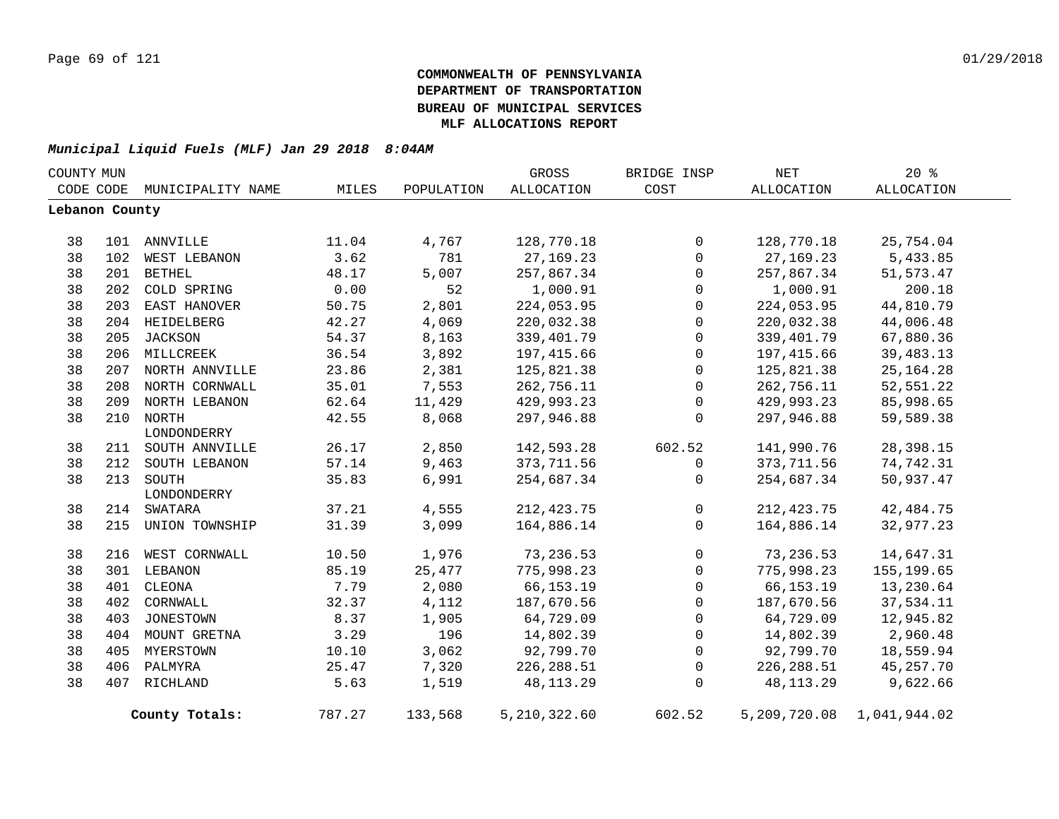**COMMONWEALTH OF PENNSYLVANIA**
**DEPARTMENT OF TRANSPORTATION**
**BUREAU OF MUNICIPAL SERVICES**
**MLF ALLOCATIONS REPORT**

***Municipal Liquid Fuels (MLF) Jan 29 2018 8:04AM***

| COUNTY CODE | MUN CODE | MUNICIPALITY NAME | MILES | POPULATION | GROSS ALLOCATION | BRIDGE INSP COST | NET ALLOCATION | 20 % ALLOCATION |
|---|---|---|---|---|---|---|---|---|
| **Lebanon County** | | | | | | | | |
| 38 | 101 | ANNVILLE | 11.04 | 4,767 | 128,770.18 | 0 | 128,770.18 | 25,754.04 |
| 38 | 102 | WEST LEBANON | 3.62 | 781 | 27,169.23 | 0 | 27,169.23 | 5,433.85 |
| 38 | 201 | BETHEL | 48.17 | 5,007 | 257,867.34 | 0 | 257,867.34 | 51,573.47 |
| 38 | 202 | COLD SPRING | 0.00 | 52 | 1,000.91 | 0 | 1,000.91 | 200.18 |
| 38 | 203 | EAST HANOVER | 50.75 | 2,801 | 224,053.95 | 0 | 224,053.95 | 44,810.79 |
| 38 | 204 | HEIDELBERG | 42.27 | 4,069 | 220,032.38 | 0 | 220,032.38 | 44,006.48 |
| 38 | 205 | JACKSON | 54.37 | 8,163 | 339,401.79 | 0 | 339,401.79 | 67,880.36 |
| 38 | 206 | MILLCREEK | 36.54 | 3,892 | 197,415.66 | 0 | 197,415.66 | 39,483.13 |
| 38 | 207 | NORTH ANNVILLE | 23.86 | 2,381 | 125,821.38 | 0 | 125,821.38 | 25,164.28 |
| 38 | 208 | NORTH CORNWALL | 35.01 | 7,553 | 262,756.11 | 0 | 262,756.11 | 52,551.22 |
| 38 | 209 | NORTH LEBANON | 62.64 | 11,429 | 429,993.23 | 0 | 429,993.23 | 85,998.65 |
| 38 | 210 | NORTH LONDONDERRY | 42.55 | 8,068 | 297,946.88 | 0 | 297,946.88 | 59,589.38 |
| 38 | 211 | SOUTH ANNVILLE | 26.17 | 2,850 | 142,593.28 | 602.52 | 141,990.76 | 28,398.15 |
| 38 | 212 | SOUTH LEBANON | 57.14 | 9,463 | 373,711.56 | 0 | 373,711.56 | 74,742.31 |
| 38 | 213 | SOUTH LONDONDERRY | 35.83 | 6,991 | 254,687.34 | 0 | 254,687.34 | 50,937.47 |
| 38 | 214 | SWATARA | 37.21 | 4,555 | 212,423.75 | 0 | 212,423.75 | 42,484.75 |
| 38 | 215 | UNION TOWNSHIP | 31.39 | 3,099 | 164,886.14 | 0 | 164,886.14 | 32,977.23 |
| 38 | 216 | WEST CORNWALL | 10.50 | 1,976 | 73,236.53 | 0 | 73,236.53 | 14,647.31 |
| 38 | 301 | LEBANON | 85.19 | 25,477 | 775,998.23 | 0 | 775,998.23 | 155,199.65 |
| 38 | 401 | CLEONA | 7.79 | 2,080 | 66,153.19 | 0 | 66,153.19 | 13,230.64 |
| 38 | 402 | CORNWALL | 32.37 | 4,112 | 187,670.56 | 0 | 187,670.56 | 37,534.11 |
| 38 | 403 | JONESTOWN | 8.37 | 1,905 | 64,729.09 | 0 | 64,729.09 | 12,945.82 |
| 38 | 404 | MOUNT GRETNA | 3.29 | 196 | 14,802.39 | 0 | 14,802.39 | 2,960.48 |
| 38 | 405 | MYERSTOWN | 10.10 | 3,062 | 92,799.70 | 0 | 92,799.70 | 18,559.94 |
| 38 | 406 | PALMYRA | 25.47 | 7,320 | 226,288.51 | 0 | 226,288.51 | 45,257.70 |
| 38 | 407 | RICHLAND | 5.63 | 1,519 | 48,113.29 | 0 | 48,113.29 | 9,622.66 |
| | | **County Totals:** | 787.27 | 133,568 | 5,210,322.60 | 602.52 | 5,209,720.08 | 1,041,944.02 |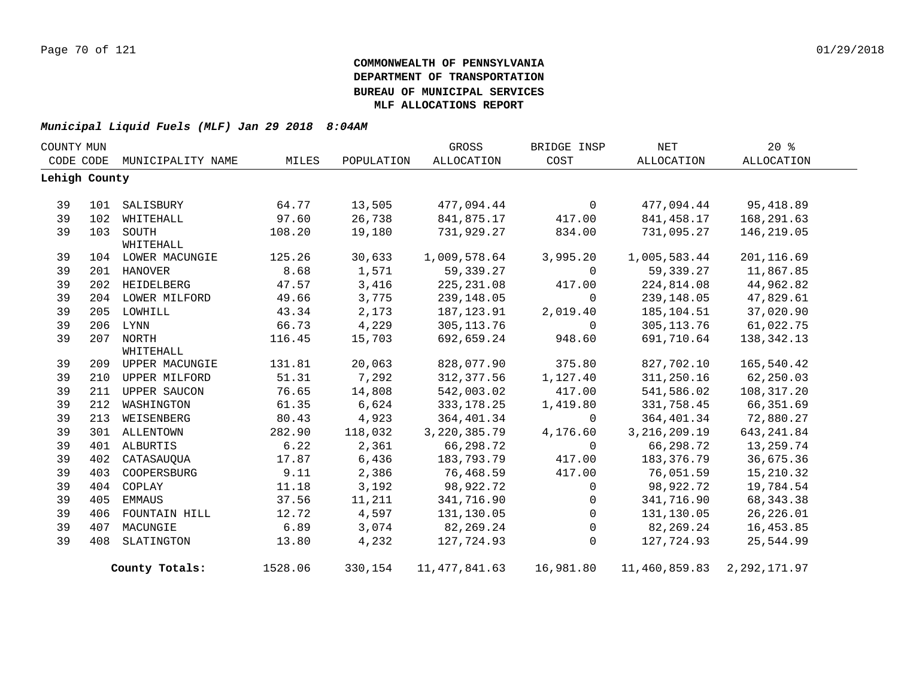**COMMONWEALTH OF PENNSYLVANIA**
**DEPARTMENT OF TRANSPORTATION**
**BUREAU OF MUNICIPAL SERVICES**
**MLF ALLOCATIONS REPORT**

***Municipal Liquid Fuels (MLF) Jan 29 2018 8:04AM***

| COUNTY CODE | MUN CODE | MUNICIPALITY NAME | MILES | POPULATION | GROSS ALLOCATION | BRIDGE INSP COST | NET ALLOCATION | 20 % ALLOCATION |
|---|---|---|---|---|---|---|---|---|
| **Lehigh County** | | | | | | | | |
| 39 | 101 | SALISBURY | 64.77 | 13,505 | 477,094.44 | 0 | 477,094.44 | 95,418.89 |
| 39 | 102 | WHITEHALL | 97.60 | 26,738 | 841,875.17 | 417.00 | 841,458.17 | 168,291.63 |
| 39 | 103 | SOUTH WHITEHALL | 108.20 | 19,180 | 731,929.27 | 834.00 | 731,095.27 | 146,219.05 |
| 39 | 104 | LOWER MACUNGIE | 125.26 | 30,633 | 1,009,578.64 | 3,995.20 | 1,005,583.44 | 201,116.69 |
| 39 | 201 | HANOVER | 8.68 | 1,571 | 59,339.27 | 0 | 59,339.27 | 11,867.85 |
| 39 | 202 | HEIDELBERG | 47.57 | 3,416 | 225,231.08 | 417.00 | 224,814.08 | 44,962.82 |
| 39 | 204 | LOWER MILFORD | 49.66 | 3,775 | 239,148.05 | 0 | 239,148.05 | 47,829.61 |
| 39 | 205 | LOWHILL | 43.34 | 2,173 | 187,123.91 | 2,019.40 | 185,104.51 | 37,020.90 |
| 39 | 206 | LYNN | 66.73 | 4,229 | 305,113.76 | 0 | 305,113.76 | 61,022.75 |
| 39 | 207 | NORTH WHITEHALL | 116.45 | 15,703 | 692,659.24 | 948.60 | 691,710.64 | 138,342.13 |
| 39 | 209 | UPPER MACUNGIE | 131.81 | 20,063 | 828,077.90 | 375.80 | 827,702.10 | 165,540.42 |
| 39 | 210 | UPPER MILFORD | 51.31 | 7,292 | 312,377.56 | 1,127.40 | 311,250.16 | 62,250.03 |
| 39 | 211 | UPPER SAUCON | 76.65 | 14,808 | 542,003.02 | 417.00 | 541,586.02 | 108,317.20 |
| 39 | 212 | WASHINGTON | 61.35 | 6,624 | 333,178.25 | 1,419.80 | 331,758.45 | 66,351.69 |
| 39 | 213 | WEISENBERG | 80.43 | 4,923 | 364,401.34 | 0 | 364,401.34 | 72,880.27 |
| 39 | 301 | ALLENTOWN | 282.90 | 118,032 | 3,220,385.79 | 4,176.60 | 3,216,209.19 | 643,241.84 |
| 39 | 401 | ALBURTIS | 6.22 | 2,361 | 66,298.72 | 0 | 66,298.72 | 13,259.74 |
| 39 | 402 | CATASAUQUA | 17.87 | 6,436 | 183,793.79 | 417.00 | 183,376.79 | 36,675.36 |
| 39 | 403 | COOPERSBURG | 9.11 | 2,386 | 76,468.59 | 417.00 | 76,051.59 | 15,210.32 |
| 39 | 404 | COPLAY | 11.18 | 3,192 | 98,922.72 | 0 | 98,922.72 | 19,784.54 |
| 39 | 405 | EMMAUS | 37.56 | 11,211 | 341,716.90 | 0 | 341,716.90 | 68,343.38 |
| 39 | 406 | FOUNTAIN HILL | 12.72 | 4,597 | 131,130.05 | 0 | 131,130.05 | 26,226.01 |
| 39 | 407 | MACUNGIE | 6.89 | 3,074 | 82,269.24 | 0 | 82,269.24 | 16,453.85 |
| 39 | 408 | SLATINGTON | 13.80 | 4,232 | 127,724.93 | 0 | 127,724.93 | 25,544.99 |
| | | **County Totals:** | 1528.06 | 330,154 | 11,477,841.63 | 16,981.80 | 11,460,859.83 | 2,292,171.97 |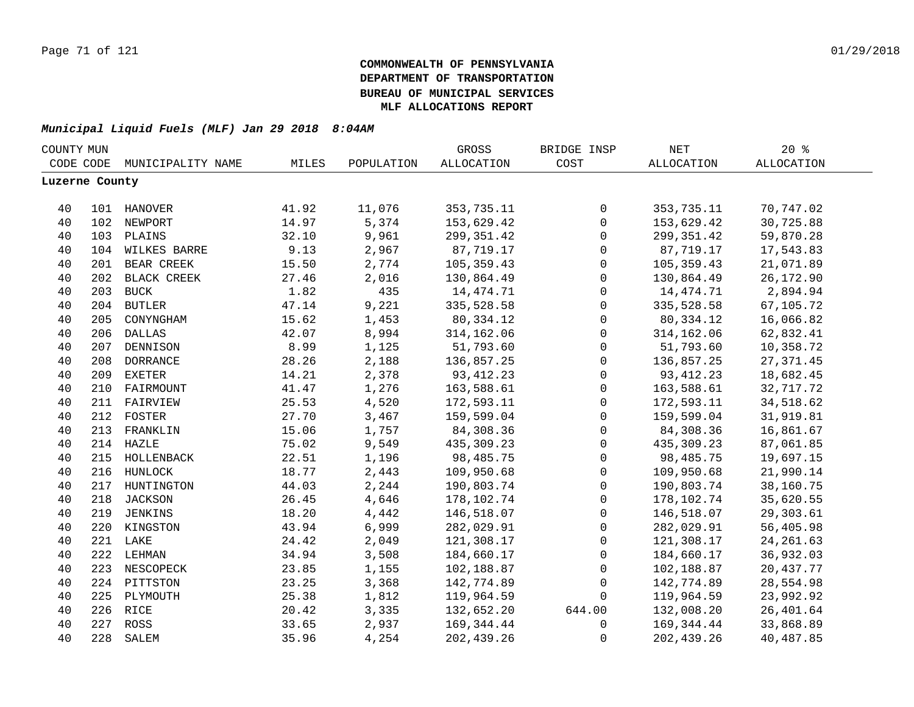**COMMONWEALTH OF PENNSYLVANIA**
**DEPARTMENT OF TRANSPORTATION**
**BUREAU OF MUNICIPAL SERVICES**
**MLF ALLOCATIONS REPORT**

***Municipal Liquid Fuels (MLF) Jan 29 2018 8:04AM***

| COUNTY CODE | MUN CODE | MUNICIPALITY NAME | MILES | POPULATION | GROSS ALLOCATION | BRIDGE INSP COST | NET ALLOCATION | 20 % ALLOCATION |
|---|---|---|---|---|---|---|---|---|
| **Luzerne County** | | | | | | | | |
| 40 | 101 | HANOVER | 41.92 | 11,076 | 353,735.11 | 0 | 353,735.11 | 70,747.02 |
| 40 | 102 | NEWPORT | 14.97 | 5,374 | 153,629.42 | 0 | 153,629.42 | 30,725.88 |
| 40 | 103 | PLAINS | 32.10 | 9,961 | 299,351.42 | 0 | 299,351.42 | 59,870.28 |
| 40 | 104 | WILKES BARRE | 9.13 | 2,967 | 87,719.17 | 0 | 87,719.17 | 17,543.83 |
| 40 | 201 | BEAR CREEK | 15.50 | 2,774 | 105,359.43 | 0 | 105,359.43 | 21,071.89 |
| 40 | 202 | BLACK CREEK | 27.46 | 2,016 | 130,864.49 | 0 | 130,864.49 | 26,172.90 |
| 40 | 203 | BUCK | 1.82 | 435 | 14,474.71 | 0 | 14,474.71 | 2,894.94 |
| 40 | 204 | BUTLER | 47.14 | 9,221 | 335,528.58 | 0 | 335,528.58 | 67,105.72 |
| 40 | 205 | CONYNGHAM | 15.62 | 1,453 | 80,334.12 | 0 | 80,334.12 | 16,066.82 |
| 40 | 206 | DALLAS | 42.07 | 8,994 | 314,162.06 | 0 | 314,162.06 | 62,832.41 |
| 40 | 207 | DENNISON | 8.99 | 1,125 | 51,793.60 | 0 | 51,793.60 | 10,358.72 |
| 40 | 208 | DORRANCE | 28.26 | 2,188 | 136,857.25 | 0 | 136,857.25 | 27,371.45 |
| 40 | 209 | EXETER | 14.21 | 2,378 | 93,412.23 | 0 | 93,412.23 | 18,682.45 |
| 40 | 210 | FAIRMOUNT | 41.47 | 1,276 | 163,588.61 | 0 | 163,588.61 | 32,717.72 |
| 40 | 211 | FAIRVIEW | 25.53 | 4,520 | 172,593.11 | 0 | 172,593.11 | 34,518.62 |
| 40 | 212 | FOSTER | 27.70 | 3,467 | 159,599.04 | 0 | 159,599.04 | 31,919.81 |
| 40 | 213 | FRANKLIN | 15.06 | 1,757 | 84,308.36 | 0 | 84,308.36 | 16,861.67 |
| 40 | 214 | HAZLE | 75.02 | 9,549 | 435,309.23 | 0 | 435,309.23 | 87,061.85 |
| 40 | 215 | HOLLENBACK | 22.51 | 1,196 | 98,485.75 | 0 | 98,485.75 | 19,697.15 |
| 40 | 216 | HUNLOCK | 18.77 | 2,443 | 109,950.68 | 0 | 109,950.68 | 21,990.14 |
| 40 | 217 | HUNTINGTON | 44.03 | 2,244 | 190,803.74 | 0 | 190,803.74 | 38,160.75 |
| 40 | 218 | JACKSON | 26.45 | 4,646 | 178,102.74 | 0 | 178,102.74 | 35,620.55 |
| 40 | 219 | JENKINS | 18.20 | 4,442 | 146,518.07 | 0 | 146,518.07 | 29,303.61 |
| 40 | 220 | KINGSTON | 43.94 | 6,999 | 282,029.91 | 0 | 282,029.91 | 56,405.98 |
| 40 | 221 | LAKE | 24.42 | 2,049 | 121,308.17 | 0 | 121,308.17 | 24,261.63 |
| 40 | 222 | LEHMAN | 34.94 | 3,508 | 184,660.17 | 0 | 184,660.17 | 36,932.03 |
| 40 | 223 | NESCOPECK | 23.85 | 1,155 | 102,188.87 | 0 | 102,188.87 | 20,437.77 |
| 40 | 224 | PITTSTON | 23.25 | 3,368 | 142,774.89 | 0 | 142,774.89 | 28,554.98 |
| 40 | 225 | PLYMOUTH | 25.38 | 1,812 | 119,964.59 | 0 | 119,964.59 | 23,992.92 |
| 40 | 226 | RICE | 20.42 | 3,335 | 132,652.20 | 644.00 | 132,008.20 | 26,401.64 |
| 40 | 227 | ROSS | 33.65 | 2,937 | 169,344.44 | 0 | 169,344.44 | 33,868.89 |
| 40 | 228 | SALEM | 35.96 | 4,254 | 202,439.26 | 0 | 202,439.26 | 40,487.85 |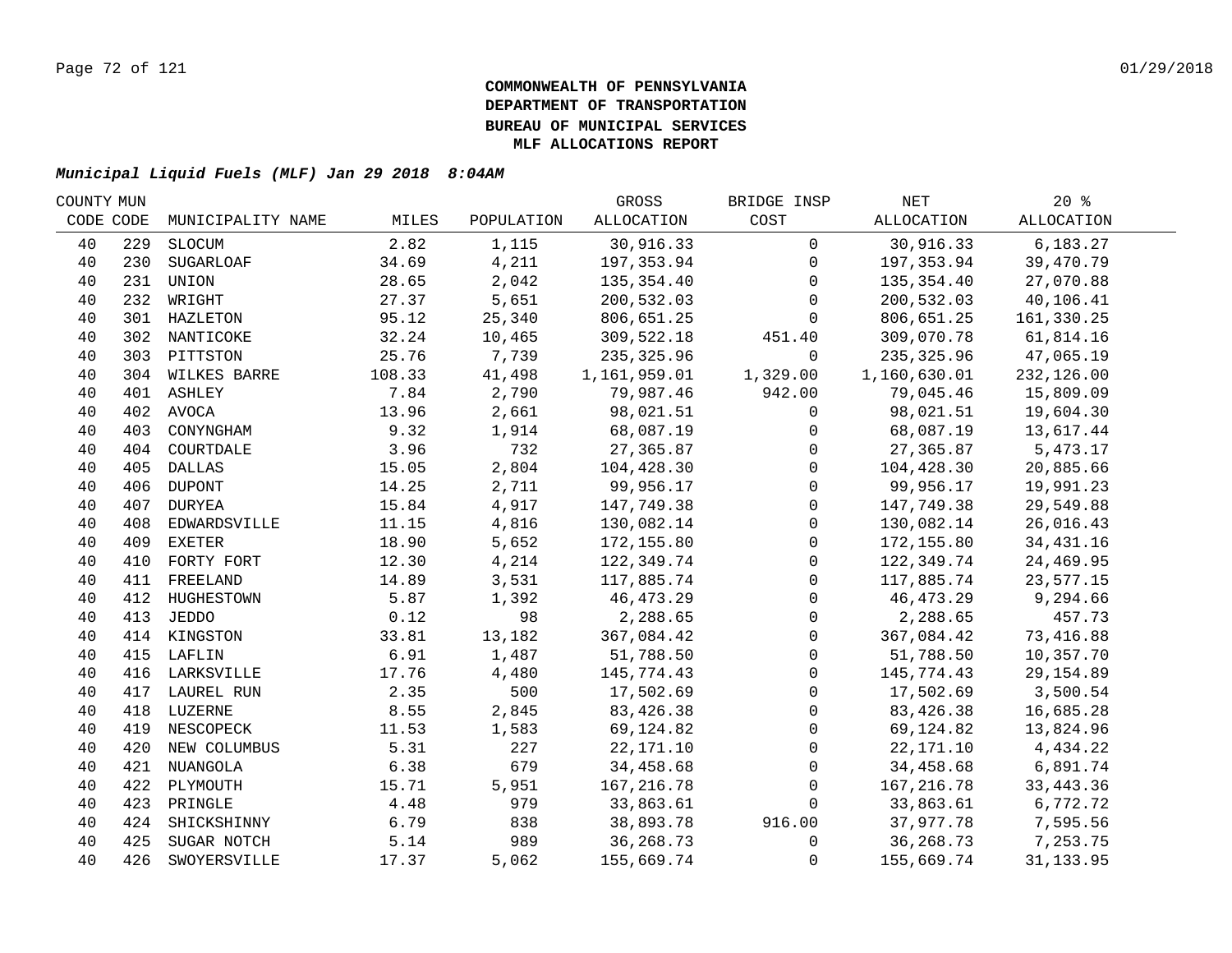**COMMONWEALTH OF PENNSYLVANIA**
**DEPARTMENT OF TRANSPORTATION**
**BUREAU OF MUNICIPAL SERVICES**
**MLF ALLOCATIONS REPORT**

***Municipal Liquid Fuels (MLF) Jan 29 2018 8:04AM***

| COUNTY CODE | MUN CODE | MUNICIPALITY NAME | MILES | POPULATION | GROSS ALLOCATION | BRIDGE INSP COST | NET ALLOCATION | 20 % ALLOCATION |
|---|---|---|---|---|---|---|---|---|
| 40 | 229 | SLOCUM | 2.82 | 1,115 | 30,916.33 | 0 | 30,916.33 | 6,183.27 |
| 40 | 230 | SUGARLOAF | 34.69 | 4,211 | 197,353.94 | 0 | 197,353.94 | 39,470.79 |
| 40 | 231 | UNION | 28.65 | 2,042 | 135,354.40 | 0 | 135,354.40 | 27,070.88 |
| 40 | 232 | WRIGHT | 27.37 | 5,651 | 200,532.03 | 0 | 200,532.03 | 40,106.41 |
| 40 | 301 | HAZLETON | 95.12 | 25,340 | 806,651.25 | 0 | 806,651.25 | 161,330.25 |
| 40 | 302 | NANTICOKE | 32.24 | 10,465 | 309,522.18 | 451.40 | 309,070.78 | 61,814.16 |
| 40 | 303 | PITTSTON | 25.76 | 7,739 | 235,325.96 | 0 | 235,325.96 | 47,065.19 |
| 40 | 304 | WILKES BARRE | 108.33 | 41,498 | 1,161,959.01 | 1,329.00 | 1,160,630.01 | 232,126.00 |
| 40 | 401 | ASHLEY | 7.84 | 2,790 | 79,987.46 | 942.00 | 79,045.46 | 15,809.09 |
| 40 | 402 | AVOCA | 13.96 | 2,661 | 98,021.51 | 0 | 98,021.51 | 19,604.30 |
| 40 | 403 | CONYNGHAM | 9.32 | 1,914 | 68,087.19 | 0 | 68,087.19 | 13,617.44 |
| 40 | 404 | COURTDALE | 3.96 | 732 | 27,365.87 | 0 | 27,365.87 | 5,473.17 |
| 40 | 405 | DALLAS | 15.05 | 2,804 | 104,428.30 | 0 | 104,428.30 | 20,885.66 |
| 40 | 406 | DUPONT | 14.25 | 2,711 | 99,956.17 | 0 | 99,956.17 | 19,991.23 |
| 40 | 407 | DURYEA | 15.84 | 4,917 | 147,749.38 | 0 | 147,749.38 | 29,549.88 |
| 40 | 408 | EDWARDSVILLE | 11.15 | 4,816 | 130,082.14 | 0 | 130,082.14 | 26,016.43 |
| 40 | 409 | EXETER | 18.90 | 5,652 | 172,155.80 | 0 | 172,155.80 | 34,431.16 |
| 40 | 410 | FORTY FORT | 12.30 | 4,214 | 122,349.74 | 0 | 122,349.74 | 24,469.95 |
| 40 | 411 | FREELAND | 14.89 | 3,531 | 117,885.74 | 0 | 117,885.74 | 23,577.15 |
| 40 | 412 | HUGHESTOWN | 5.87 | 1,392 | 46,473.29 | 0 | 46,473.29 | 9,294.66 |
| 40 | 413 | JEDDO | 0.12 | 98 | 2,288.65 | 0 | 2,288.65 | 457.73 |
| 40 | 414 | KINGSTON | 33.81 | 13,182 | 367,084.42 | 0 | 367,084.42 | 73,416.88 |
| 40 | 415 | LAFLIN | 6.91 | 1,487 | 51,788.50 | 0 | 51,788.50 | 10,357.70 |
| 40 | 416 | LARKSVILLE | 17.76 | 4,480 | 145,774.43 | 0 | 145,774.43 | 29,154.89 |
| 40 | 417 | LAUREL RUN | 2.35 | 500 | 17,502.69 | 0 | 17,502.69 | 3,500.54 |
| 40 | 418 | LUZERNE | 8.55 | 2,845 | 83,426.38 | 0 | 83,426.38 | 16,685.28 |
| 40 | 419 | NESCOPECK | 11.53 | 1,583 | 69,124.82 | 0 | 69,124.82 | 13,824.96 |
| 40 | 420 | NEW COLUMBUS | 5.31 | 227 | 22,171.10 | 0 | 22,171.10 | 4,434.22 |
| 40 | 421 | NUANGOLA | 6.38 | 679 | 34,458.68 | 0 | 34,458.68 | 6,891.74 |
| 40 | 422 | PLYMOUTH | 15.71 | 5,951 | 167,216.78 | 0 | 167,216.78 | 33,443.36 |
| 40 | 423 | PRINGLE | 4.48 | 979 | 33,863.61 | 0 | 33,863.61 | 6,772.72 |
| 40 | 424 | SHICKSHINNY | 6.79 | 838 | 38,893.78 | 916.00 | 37,977.78 | 7,595.56 |
| 40 | 425 | SUGAR NOTCH | 5.14 | 989 | 36,268.73 | 0 | 36,268.73 | 7,253.75 |
| 40 | 426 | SWOYERSVILLE | 17.37 | 5,062 | 155,669.74 | 0 | 155,669.74 | 31,133.95 |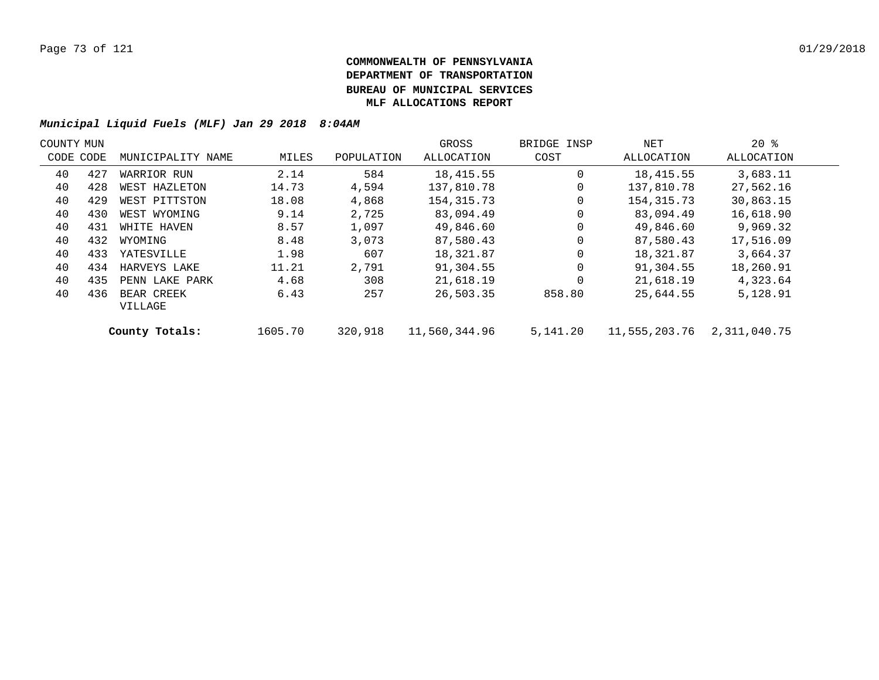**COMMONWEALTH OF PENNSYLVANIA**
**DEPARTMENT OF TRANSPORTATION**
**BUREAU OF MUNICIPAL SERVICES**
**MLF ALLOCATIONS REPORT**

***Municipal Liquid Fuels (MLF) Jan 29 2018 8:04AM***

| COUNTY CODE | MUN CODE | MUNICIPALITY NAME | MILES | POPULATION | GROSS ALLOCATION | BRIDGE INSP COST | NET ALLOCATION | 20 % ALLOCATION |
|---|---|---|---|---|---|---|---|---|
| 40 | 427 | WARRIOR RUN | 2.14 | 584 | 18,415.55 | 0 | 18,415.55 | 3,683.11 |
| 40 | 428 | WEST HAZLETON | 14.73 | 4,594 | 137,810.78 | 0 | 137,810.78 | 27,562.16 |
| 40 | 429 | WEST PITTSTON | 18.08 | 4,868 | 154,315.73 | 0 | 154,315.73 | 30,863.15 |
| 40 | 430 | WEST WYOMING | 9.14 | 2,725 | 83,094.49 | 0 | 83,094.49 | 16,618.90 |
| 40 | 431 | WHITE HAVEN | 8.57 | 1,097 | 49,846.60 | 0 | 49,846.60 | 9,969.32 |
| 40 | 432 | WYOMING | 8.48 | 3,073 | 87,580.43 | 0 | 87,580.43 | 17,516.09 |
| 40 | 433 | YATESVILLE | 1.98 | 607 | 18,321.87 | 0 | 18,321.87 | 3,664.37 |
| 40 | 434 | HARVEYS LAKE | 11.21 | 2,791 | 91,304.55 | 0 | 91,304.55 | 18,260.91 |
| 40 | 435 | PENN LAKE PARK | 4.68 | 308 | 21,618.19 | 0 | 21,618.19 | 4,323.64 |
| 40 | 436 | BEAR CREEK VILLAGE | 6.43 | 257 | 26,503.35 | 858.80 | 25,644.55 | 5,128.91 |
| | | **County Totals:** | 1605.70 | 320,918 | 11,560,344.96 | 5,141.20 | 11,555,203.76 | 2,311,040.75 |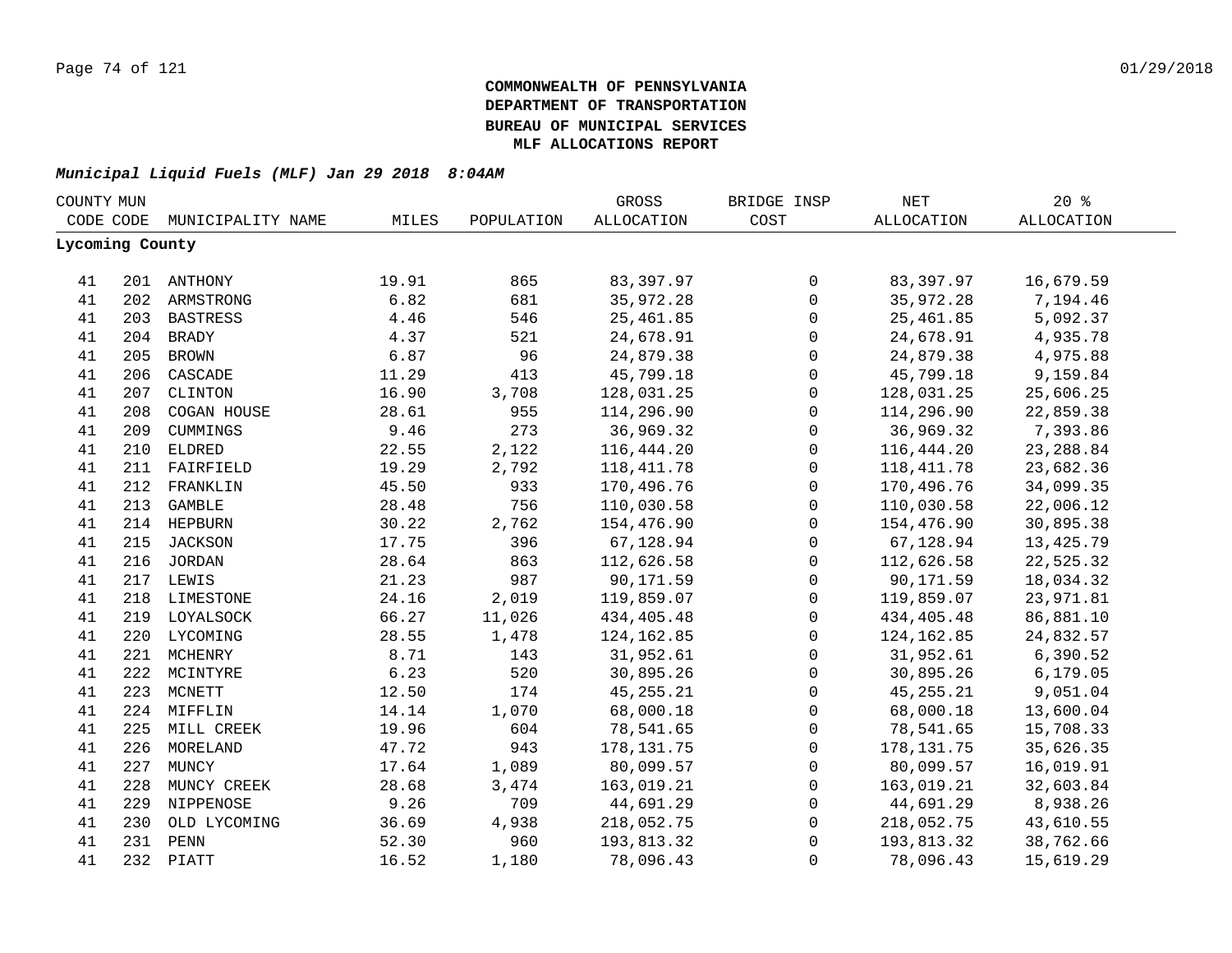**COMMONWEALTH OF PENNSYLVANIA**
**DEPARTMENT OF TRANSPORTATION**
**BUREAU OF MUNICIPAL SERVICES**
**MLF ALLOCATIONS REPORT**

***Municipal Liquid Fuels (MLF) Jan 29 2018 8:04AM***

| COUNTY CODE | MUN CODE | MUNICIPALITY NAME | MILES | POPULATION | GROSS ALLOCATION | BRIDGE INSP COST | NET ALLOCATION | 20 % ALLOCATION |
|---|---|---|---|---|---|---|---|---|
| **Lycoming County** | | | | | | | | |
| 41 | 201 | ANTHONY | 19.91 | 865 | 83,397.97 | 0 | 83,397.97 | 16,679.59 |
| 41 | 202 | ARMSTRONG | 6.82 | 681 | 35,972.28 | 0 | 35,972.28 | 7,194.46 |
| 41 | 203 | BASTRESS | 4.46 | 546 | 25,461.85 | 0 | 25,461.85 | 5,092.37 |
| 41 | 204 | BRADY | 4.37 | 521 | 24,678.91 | 0 | 24,678.91 | 4,935.78 |
| 41 | 205 | BROWN | 6.87 | 96 | 24,879.38 | 0 | 24,879.38 | 4,975.88 |
| 41 | 206 | CASCADE | 11.29 | 413 | 45,799.18 | 0 | 45,799.18 | 9,159.84 |
| 41 | 207 | CLINTON | 16.90 | 3,708 | 128,031.25 | 0 | 128,031.25 | 25,606.25 |
| 41 | 208 | COGAN HOUSE | 28.61 | 955 | 114,296.90 | 0 | 114,296.90 | 22,859.38 |
| 41 | 209 | CUMMINGS | 9.46 | 273 | 36,969.32 | 0 | 36,969.32 | 7,393.86 |
| 41 | 210 | ELDRED | 22.55 | 2,122 | 116,444.20 | 0 | 116,444.20 | 23,288.84 |
| 41 | 211 | FAIRFIELD | 19.29 | 2,792 | 118,411.78 | 0 | 118,411.78 | 23,682.36 |
| 41 | 212 | FRANKLIN | 45.50 | 933 | 170,496.76 | 0 | 170,496.76 | 34,099.35 |
| 41 | 213 | GAMBLE | 28.48 | 756 | 110,030.58 | 0 | 110,030.58 | 22,006.12 |
| 41 | 214 | HEPBURN | 30.22 | 2,762 | 154,476.90 | 0 | 154,476.90 | 30,895.38 |
| 41 | 215 | JACKSON | 17.75 | 396 | 67,128.94 | 0 | 67,128.94 | 13,425.79 |
| 41 | 216 | JORDAN | 28.64 | 863 | 112,626.58 | 0 | 112,626.58 | 22,525.32 |
| 41 | 217 | LEWIS | 21.23 | 987 | 90,171.59 | 0 | 90,171.59 | 18,034.32 |
| 41 | 218 | LIMESTONE | 24.16 | 2,019 | 119,859.07 | 0 | 119,859.07 | 23,971.81 |
| 41 | 219 | LOYALSOCK | 66.27 | 11,026 | 434,405.48 | 0 | 434,405.48 | 86,881.10 |
| 41 | 220 | LYCOMING | 28.55 | 1,478 | 124,162.85 | 0 | 124,162.85 | 24,832.57 |
| 41 | 221 | MCHENRY | 8.71 | 143 | 31,952.61 | 0 | 31,952.61 | 6,390.52 |
| 41 | 222 | MCINTYRE | 6.23 | 520 | 30,895.26 | 0 | 30,895.26 | 6,179.05 |
| 41 | 223 | MCNETT | 12.50 | 174 | 45,255.21 | 0 | 45,255.21 | 9,051.04 |
| 41 | 224 | MIFFLIN | 14.14 | 1,070 | 68,000.18 | 0 | 68,000.18 | 13,600.04 |
| 41 | 225 | MILL CREEK | 19.96 | 604 | 78,541.65 | 0 | 78,541.65 | 15,708.33 |
| 41 | 226 | MORELAND | 47.72 | 943 | 178,131.75 | 0 | 178,131.75 | 35,626.35 |
| 41 | 227 | MUNCY | 17.64 | 1,089 | 80,099.57 | 0 | 80,099.57 | 16,019.91 |
| 41 | 228 | MUNCY CREEK | 28.68 | 3,474 | 163,019.21 | 0 | 163,019.21 | 32,603.84 |
| 41 | 229 | NIPPENOSE | 9.26 | 709 | 44,691.29 | 0 | 44,691.29 | 8,938.26 |
| 41 | 230 | OLD LYCOMING | 36.69 | 4,938 | 218,052.75 | 0 | 218,052.75 | 43,610.55 |
| 41 | 231 | PENN | 52.30 | 960 | 193,813.32 | 0 | 193,813.32 | 38,762.66 |
| 41 | 232 | PIATT | 16.52 | 1,180 | 78,096.43 | 0 | 78,096.43 | 15,619.29 |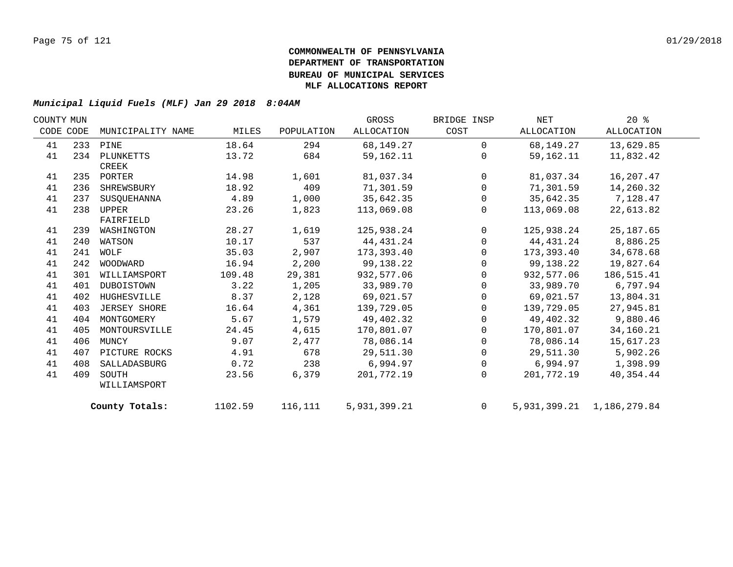**COMMONWEALTH OF PENNSYLVANIA**
**DEPARTMENT OF TRANSPORTATION**
**BUREAU OF MUNICIPAL SERVICES**
**MLF ALLOCATIONS REPORT**

***Municipal Liquid Fuels (MLF) Jan 29 2018 8:04AM***

| COUNTY CODE | MUN CODE | MUNICIPALITY NAME | MILES | POPULATION | GROSS ALLOCATION | BRIDGE INSP COST | NET ALLOCATION | 20 % ALLOCATION |
|---|---|---|---|---|---|---|---|---|
| 41 | 233 | PINE | 18.64 | 294 | 68,149.27 | 0 | 68,149.27 | 13,629.85 |
| 41 | 234 | PLUNKETTS CREEK | 13.72 | 684 | 59,162.11 | 0 | 59,162.11 | 11,832.42 |
| 41 | 235 | PORTER | 14.98 | 1,601 | 81,037.34 | 0 | 81,037.34 | 16,207.47 |
| 41 | 236 | SHREWSBURY | 18.92 | 409 | 71,301.59 | 0 | 71,301.59 | 14,260.32 |
| 41 | 237 | SUSQUEHANNA | 4.89 | 1,000 | 35,642.35 | 0 | 35,642.35 | 7,128.47 |
| 41 | 238 | UPPER FAIRFIELD | 23.26 | 1,823 | 113,069.08 | 0 | 113,069.08 | 22,613.82 |
| 41 | 239 | WASHINGTON | 28.27 | 1,619 | 125,938.24 | 0 | 125,938.24 | 25,187.65 |
| 41 | 240 | WATSON | 10.17 | 537 | 44,431.24 | 0 | 44,431.24 | 8,886.25 |
| 41 | 241 | WOLF | 35.03 | 2,907 | 173,393.40 | 0 | 173,393.40 | 34,678.68 |
| 41 | 242 | WOODWARD | 16.94 | 2,200 | 99,138.22 | 0 | 99,138.22 | 19,827.64 |
| 41 | 301 | WILLIAMSPORT | 109.48 | 29,381 | 932,577.06 | 0 | 932,577.06 | 186,515.41 |
| 41 | 401 | DUBOISTOWN | 3.22 | 1,205 | 33,989.70 | 0 | 33,989.70 | 6,797.94 |
| 41 | 402 | HUGHESVILLE | 8.37 | 2,128 | 69,021.57 | 0 | 69,021.57 | 13,804.31 |
| 41 | 403 | JERSEY SHORE | 16.64 | 4,361 | 139,729.05 | 0 | 139,729.05 | 27,945.81 |
| 41 | 404 | MONTGOMERY | 5.67 | 1,579 | 49,402.32 | 0 | 49,402.32 | 9,880.46 |
| 41 | 405 | MONTOURSVILLE | 24.45 | 4,615 | 170,801.07 | 0 | 170,801.07 | 34,160.21 |
| 41 | 406 | MUNCY | 9.07 | 2,477 | 78,086.14 | 0 | 78,086.14 | 15,617.23 |
| 41 | 407 | PICTURE ROCKS | 4.91 | 678 | 29,511.30 | 0 | 29,511.30 | 5,902.26 |
| 41 | 408 | SALLADASBURG | 0.72 | 238 | 6,994.97 | 0 | 6,994.97 | 1,398.99 |
| 41 | 409 | SOUTH WILLIAMSPORT | 23.56 | 6,379 | 201,772.19 | 0 | 201,772.19 | 40,354.44 |
| | | **County Totals:** | 1102.59 | 116,111 | 5,931,399.21 | 0 | 5,931,399.21 | 1,186,279.84 |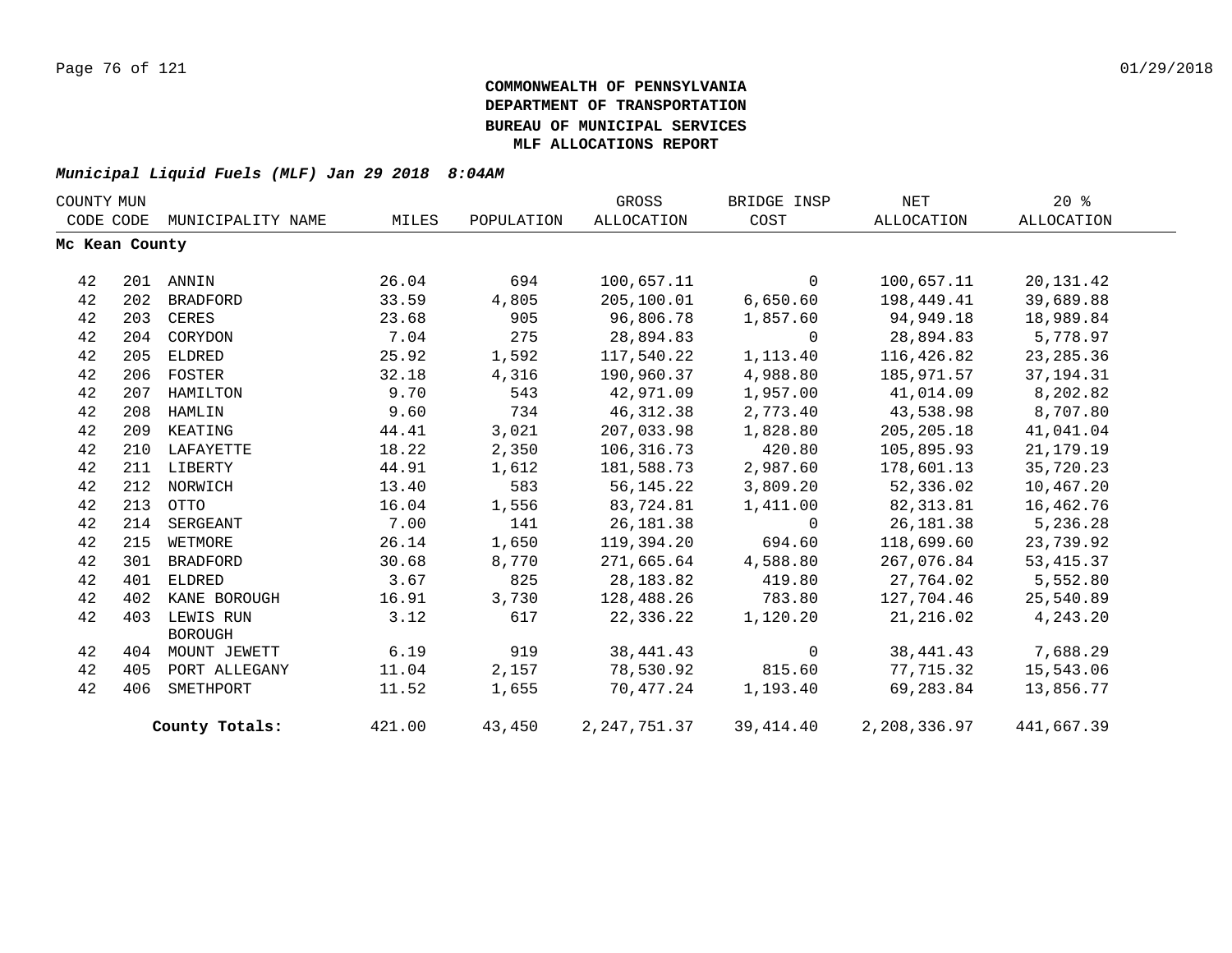**COMMONWEALTH OF PENNSYLVANIA**
**DEPARTMENT OF TRANSPORTATION**
**BUREAU OF MUNICIPAL SERVICES**
**MLF ALLOCATIONS REPORT**

*Municipal Liquid Fuels (MLF) Jan 29 2018 8:04AM*

| COUNTY CODE | MUN CODE | MUNICIPALITY NAME | MILES | POPULATION | GROSS ALLOCATION | BRIDGE INSP COST | NET ALLOCATION | 20 % ALLOCATION |
|---|---|---|---|---|---|---|---|---|
| **Mc Kean County** | | | | | | | | |
| 42 | 201 | ANNIN | 26.04 | 694 | 100,657.11 | 0 | 100,657.11 | 20,131.42 |
| 42 | 202 | BRADFORD | 33.59 | 4,805 | 205,100.01 | 6,650.60 | 198,449.41 | 39,689.88 |
| 42 | 203 | CERES | 23.68 | 905 | 96,806.78 | 1,857.60 | 94,949.18 | 18,989.84 |
| 42 | 204 | CORYDON | 7.04 | 275 | 28,894.83 | 0 | 28,894.83 | 5,778.97 |
| 42 | 205 | ELDRED | 25.92 | 1,592 | 117,540.22 | 1,113.40 | 116,426.82 | 23,285.36 |
| 42 | 206 | FOSTER | 32.18 | 4,316 | 190,960.37 | 4,988.80 | 185,971.57 | 37,194.31 |
| 42 | 207 | HAMILTON | 9.70 | 543 | 42,971.09 | 1,957.00 | 41,014.09 | 8,202.82 |
| 42 | 208 | HAMLIN | 9.60 | 734 | 46,312.38 | 2,773.40 | 43,538.98 | 8,707.80 |
| 42 | 209 | KEATING | 44.41 | 3,021 | 207,033.98 | 1,828.80 | 205,205.18 | 41,041.04 |
| 42 | 210 | LAFAYETTE | 18.22 | 2,350 | 106,316.73 | 420.80 | 105,895.93 | 21,179.19 |
| 42 | 211 | LIBERTY | 44.91 | 1,612 | 181,588.73 | 2,987.60 | 178,601.13 | 35,720.23 |
| 42 | 212 | NORWICH | 13.40 | 583 | 56,145.22 | 3,809.20 | 52,336.02 | 10,467.20 |
| 42 | 213 | OTTO | 16.04 | 1,556 | 83,724.81 | 1,411.00 | 82,313.81 | 16,462.76 |
| 42 | 214 | SERGEANT | 7.00 | 141 | 26,181.38 | 0 | 26,181.38 | 5,236.28 |
| 42 | 215 | WETMORE | 26.14 | 1,650 | 119,394.20 | 694.60 | 118,699.60 | 23,739.92 |
| 42 | 301 | BRADFORD | 30.68 | 8,770 | 271,665.64 | 4,588.80 | 267,076.84 | 53,415.37 |
| 42 | 401 | ELDRED | 3.67 | 825 | 28,183.82 | 419.80 | 27,764.02 | 5,552.80 |
| 42 | 402 | KANE BOROUGH | 16.91 | 3,730 | 128,488.26 | 783.80 | 127,704.46 | 25,540.89 |
| 42 | 403 | LEWIS RUN BOROUGH | 3.12 | 617 | 22,336.22 | 1,120.20 | 21,216.02 | 4,243.20 |
| 42 | 404 | MOUNT JEWETT | 6.19 | 919 | 38,441.43 | 0 | 38,441.43 | 7,688.29 |
| 42 | 405 | PORT ALLEGANY | 11.04 | 2,157 | 78,530.92 | 815.60 | 77,715.32 | 15,543.06 |
| 42 | 406 | SMETHPORT | 11.52 | 1,655 | 70,477.24 | 1,193.40 | 69,283.84 | 13,856.77 |
| | | **County Totals:** | 421.00 | 43,450 | 2,247,751.37 | 39,414.40 | 2,208,336.97 | 441,667.39 |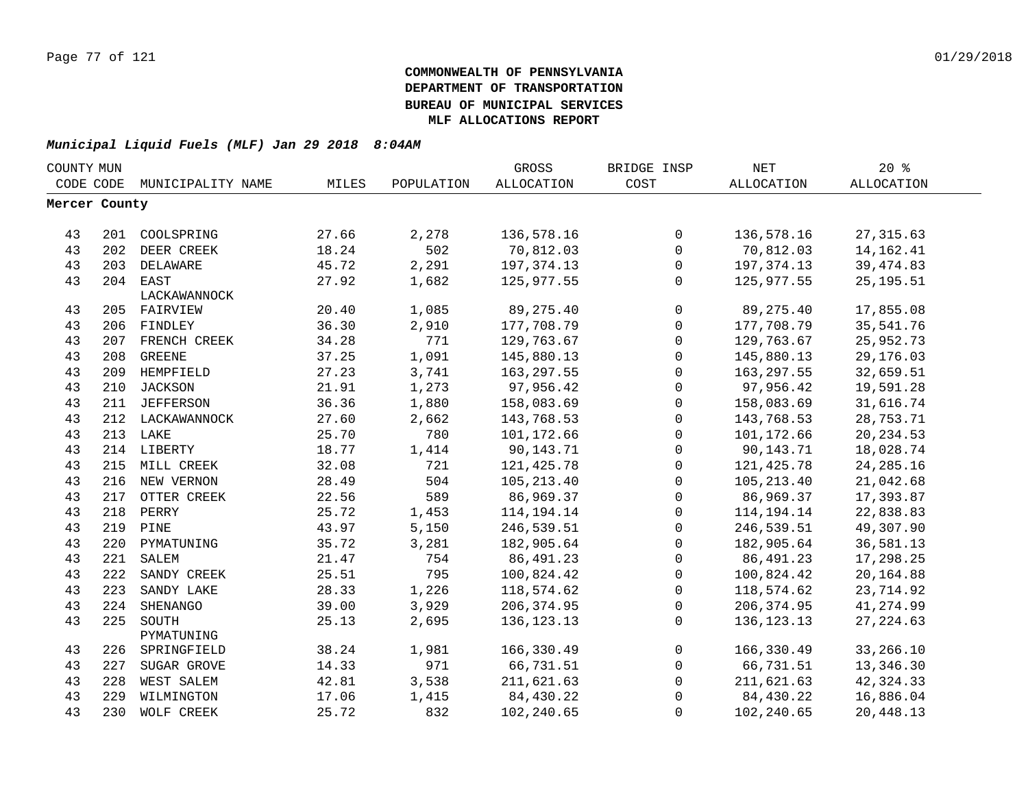# COMMONWEALTH OF PENNSYLVANIA
# DEPARTMENT OF TRANSPORTATION
# BUREAU OF MUNICIPAL SERVICES
# MLF ALLOCATIONS REPORT

***Municipal Liquid Fuels (MLF) Jan 29 2018 8:04AM***

| COUNTY CODE | MUN CODE | MUNICIPALITY NAME | MILES | POPULATION | GROSS ALLOCATION | BRIDGE INSP COST | NET ALLOCATION | 20 % ALLOCATION |
|---|---|---|---|---|---|---|---|---|
| **Mercer County** | | | | | | | | |
| 43 | 201 | COOLSPRING | 27.66 | 2,278 | 136,578.16 | 0 | 136,578.16 | 27,315.63 |
| 43 | 202 | DEER CREEK | 18.24 | 502 | 70,812.03 | 0 | 70,812.03 | 14,162.41 |
| 43 | 203 | DELAWARE | 45.72 | 2,291 | 197,374.13 | 0 | 197,374.13 | 39,474.83 |
| 43 | 204 | EAST LACKAWANNOCK | 27.92 | 1,682 | 125,977.55 | 0 | 125,977.55 | 25,195.51 |
| 43 | 205 | FAIRVIEW | 20.40 | 1,085 | 89,275.40 | 0 | 89,275.40 | 17,855.08 |
| 43 | 206 | FINDLEY | 36.30 | 2,910 | 177,708.79 | 0 | 177,708.79 | 35,541.76 |
| 43 | 207 | FRENCH CREEK | 34.28 | 771 | 129,763.67 | 0 | 129,763.67 | 25,952.73 |
| 43 | 208 | GREENE | 37.25 | 1,091 | 145,880.13 | 0 | 145,880.13 | 29,176.03 |
| 43 | 209 | HEMPFIELD | 27.23 | 3,741 | 163,297.55 | 0 | 163,297.55 | 32,659.51 |
| 43 | 210 | JACKSON | 21.91 | 1,273 | 97,956.42 | 0 | 97,956.42 | 19,591.28 |
| 43 | 211 | JEFFERSON | 36.36 | 1,880 | 158,083.69 | 0 | 158,083.69 | 31,616.74 |
| 43 | 212 | LACKAWANNOCK | 27.60 | 2,662 | 143,768.53 | 0 | 143,768.53 | 28,753.71 |
| 43 | 213 | LAKE | 25.70 | 780 | 101,172.66 | 0 | 101,172.66 | 20,234.53 |
| 43 | 214 | LIBERTY | 18.77 | 1,414 | 90,143.71 | 0 | 90,143.71 | 18,028.74 |
| 43 | 215 | MILL CREEK | 32.08 | 721 | 121,425.78 | 0 | 121,425.78 | 24,285.16 |
| 43 | 216 | NEW VERNON | 28.49 | 504 | 105,213.40 | 0 | 105,213.40 | 21,042.68 |
| 43 | 217 | OTTER CREEK | 22.56 | 589 | 86,969.37 | 0 | 86,969.37 | 17,393.87 |
| 43 | 218 | PERRY | 25.72 | 1,453 | 114,194.14 | 0 | 114,194.14 | 22,838.83 |
| 43 | 219 | PINE | 43.97 | 5,150 | 246,539.51 | 0 | 246,539.51 | 49,307.90 |
| 43 | 220 | PYMATUNING | 35.72 | 3,281 | 182,905.64 | 0 | 182,905.64 | 36,581.13 |
| 43 | 221 | SALEM | 21.47 | 754 | 86,491.23 | 0 | 86,491.23 | 17,298.25 |
| 43 | 222 | SANDY CREEK | 25.51 | 795 | 100,824.42 | 0 | 100,824.42 | 20,164.88 |
| 43 | 223 | SANDY LAKE | 28.33 | 1,226 | 118,574.62 | 0 | 118,574.62 | 23,714.92 |
| 43 | 224 | SHENANGO | 39.00 | 3,929 | 206,374.95 | 0 | 206,374.95 | 41,274.99 |
| 43 | 225 | SOUTH PYMATUNING | 25.13 | 2,695 | 136,123.13 | 0 | 136,123.13 | 27,224.63 |
| 43 | 226 | SPRINGFIELD | 38.24 | 1,981 | 166,330.49 | 0 | 166,330.49 | 33,266.10 |
| 43 | 227 | SUGAR GROVE | 14.33 | 971 | 66,731.51 | 0 | 66,731.51 | 13,346.30 |
| 43 | 228 | WEST SALEM | 42.81 | 3,538 | 211,621.63 | 0 | 211,621.63 | 42,324.33 |
| 43 | 229 | WILMINGTON | 17.06 | 1,415 | 84,430.22 | 0 | 84,430.22 | 16,886.04 |
| 43 | 230 | WOLF CREEK | 25.72 | 832 | 102,240.65 | 0 | 102,240.65 | 20,448.13 |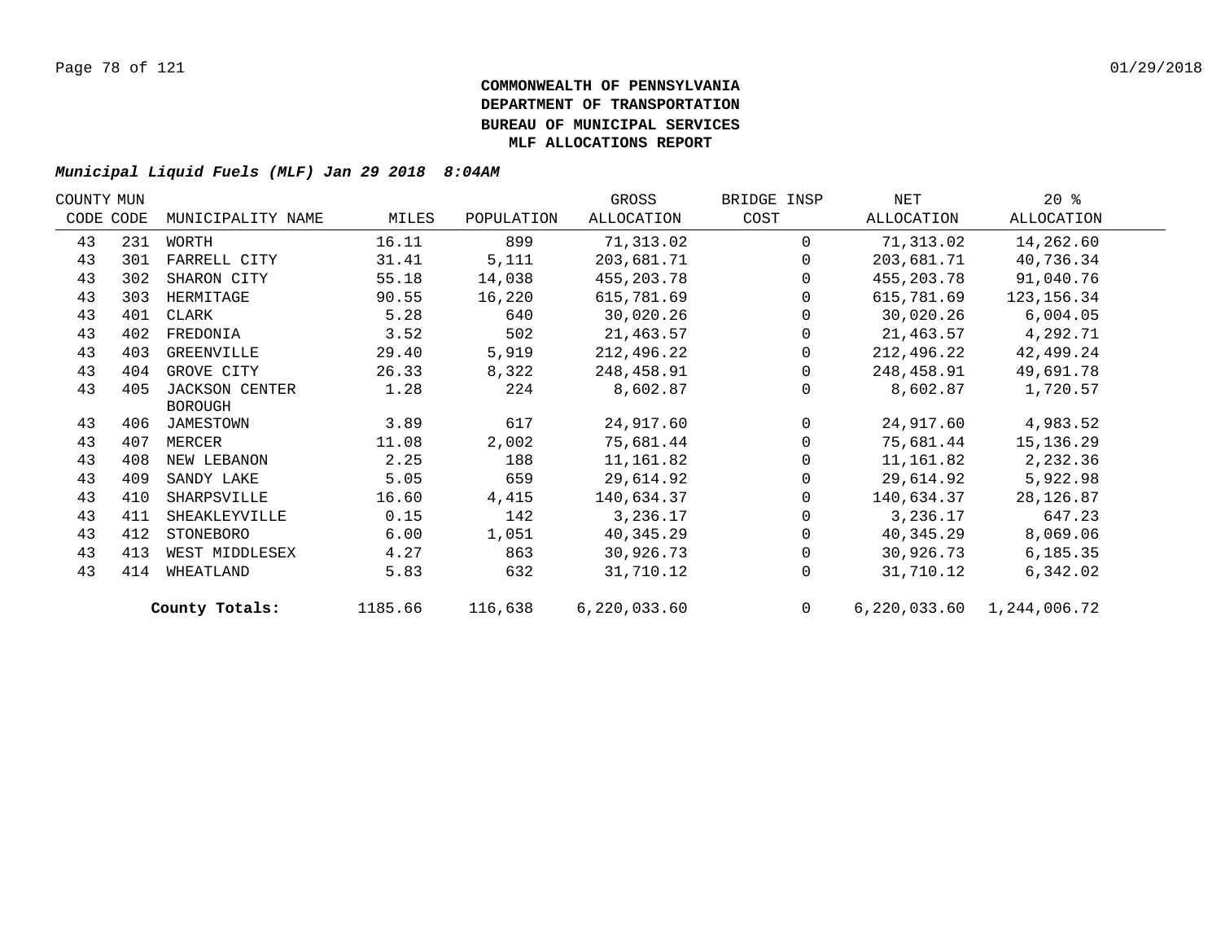**COMMONWEALTH OF PENNSYLVANIA**
**DEPARTMENT OF TRANSPORTATION**
**BUREAU OF MUNICIPAL SERVICES**
**MLF ALLOCATIONS REPORT**

***Municipal Liquid Fuels (MLF) Jan 29 2018 8:04AM***

| COUNTY CODE | MUN CODE | MUNICIPALITY NAME | MILES | POPULATION | GROSS ALLOCATION | BRIDGE INSP COST | NET ALLOCATION | 20 % ALLOCATION |
|---|---|---|---|---|---|---|---|---|
| 43 | 231 | WORTH | 16.11 | 899 | 71,313.02 | 0 | 71,313.02 | 14,262.60 |
| 43 | 301 | FARRELL CITY | 31.41 | 5,111 | 203,681.71 | 0 | 203,681.71 | 40,736.34 |
| 43 | 302 | SHARON CITY | 55.18 | 14,038 | 455,203.78 | 0 | 455,203.78 | 91,040.76 |
| 43 | 303 | HERMITAGE | 90.55 | 16,220 | 615,781.69 | 0 | 615,781.69 | 123,156.34 |
| 43 | 401 | CLARK | 5.28 | 640 | 30,020.26 | 0 | 30,020.26 | 6,004.05 |
| 43 | 402 | FREDONIA | 3.52 | 502 | 21,463.57 | 0 | 21,463.57 | 4,292.71 |
| 43 | 403 | GREENVILLE | 29.40 | 5,919 | 212,496.22 | 0 | 212,496.22 | 42,499.24 |
| 43 | 404 | GROVE CITY | 26.33 | 8,322 | 248,458.91 | 0 | 248,458.91 | 49,691.78 |
| 43 | 405 | JACKSON CENTER BOROUGH | 1.28 | 224 | 8,602.87 | 0 | 8,602.87 | 1,720.57 |
| 43 | 406 | JAMESTOWN | 3.89 | 617 | 24,917.60 | 0 | 24,917.60 | 4,983.52 |
| 43 | 407 | MERCER | 11.08 | 2,002 | 75,681.44 | 0 | 75,681.44 | 15,136.29 |
| 43 | 408 | NEW LEBANON | 2.25 | 188 | 11,161.82 | 0 | 11,161.82 | 2,232.36 |
| 43 | 409 | SANDY LAKE | 5.05 | 659 | 29,614.92 | 0 | 29,614.92 | 5,922.98 |
| 43 | 410 | SHARPSVILLE | 16.60 | 4,415 | 140,634.37 | 0 | 140,634.37 | 28,126.87 |
| 43 | 411 | SHEAKLEYVILLE | 0.15 | 142 | 3,236.17 | 0 | 3,236.17 | 647.23 |
| 43 | 412 | STONEBORO | 6.00 | 1,051 | 40,345.29 | 0 | 40,345.29 | 8,069.06 |
| 43 | 413 | WEST MIDDLESEX | 4.27 | 863 | 30,926.73 | 0 | 30,926.73 | 6,185.35 |
| 43 | 414 | WHEATLAND | 5.83 | 632 | 31,710.12 | 0 | 31,710.12 | 6,342.02 |
| | | **County Totals:** | 1185.66 | 116,638 | 6,220,033.60 | 0 | 6,220,033.60 | 1,244,006.72 |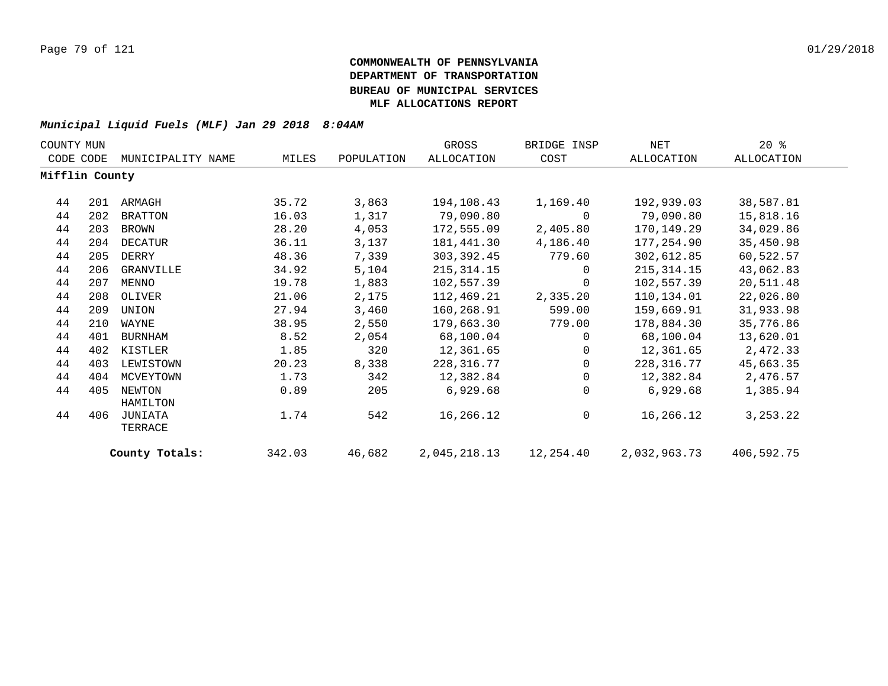**COMMONWEALTH OF PENNSYLVANIA**
**DEPARTMENT OF TRANSPORTATION**
**BUREAU OF MUNICIPAL SERVICES**
**MLF ALLOCATIONS REPORT**

***Municipal Liquid Fuels (MLF) Jan 29 2018 8:04AM***

| COUNTY CODE | MUN CODE | MUNICIPALITY NAME | MILES | POPULATION | GROSS ALLOCATION | BRIDGE INSP COST | NET ALLOCATION | 20 % ALLOCATION |
|---|---|---|---|---|---|---|---|---|
| **Mifflin County** | | | | | | | | |
| 44 | 201 | ARMAGH | 35.72 | 3,863 | 194,108.43 | 1,169.40 | 192,939.03 | 38,587.81 |
| 44 | 202 | BRATTON | 16.03 | 1,317 | 79,090.80 | 0 | 79,090.80 | 15,818.16 |
| 44 | 203 | BROWN | 28.20 | 4,053 | 172,555.09 | 2,405.80 | 170,149.29 | 34,029.86 |
| 44 | 204 | DECATUR | 36.11 | 3,137 | 181,441.30 | 4,186.40 | 177,254.90 | 35,450.98 |
| 44 | 205 | DERRY | 48.36 | 7,339 | 303,392.45 | 779.60 | 302,612.85 | 60,522.57 |
| 44 | 206 | GRANVILLE | 34.92 | 5,104 | 215,314.15 | 0 | 215,314.15 | 43,062.83 |
| 44 | 207 | MENNO | 19.78 | 1,883 | 102,557.39 | 0 | 102,557.39 | 20,511.48 |
| 44 | 208 | OLIVER | 21.06 | 2,175 | 112,469.21 | 2,335.20 | 110,134.01 | 22,026.80 |
| 44 | 209 | UNION | 27.94 | 3,460 | 160,268.91 | 599.00 | 159,669.91 | 31,933.98 |
| 44 | 210 | WAYNE | 38.95 | 2,550 | 179,663.30 | 779.00 | 178,884.30 | 35,776.86 |
| 44 | 401 | BURNHAM | 8.52 | 2,054 | 68,100.04 | 0 | 68,100.04 | 13,620.01 |
| 44 | 402 | KISTLER | 1.85 | 320 | 12,361.65 | 0 | 12,361.65 | 2,472.33 |
| 44 | 403 | LEWISTOWN | 20.23 | 8,338 | 228,316.77 | 0 | 228,316.77 | 45,663.35 |
| 44 | 404 | MCVEYTOWN | 1.73 | 342 | 12,382.84 | 0 | 12,382.84 | 2,476.57 |
| 44 | 405 | NEWTON HAMILTON | 0.89 | 205 | 6,929.68 | 0 | 6,929.68 | 1,385.94 |
| 44 | 406 | JUNIATA TERRACE | 1.74 | 542 | 16,266.12 | 0 | 16,266.12 | 3,253.22 |
| | | **County Totals:** | 342.03 | 46,682 | 2,045,218.13 | 12,254.40 | 2,032,963.73 | 406,592.75 |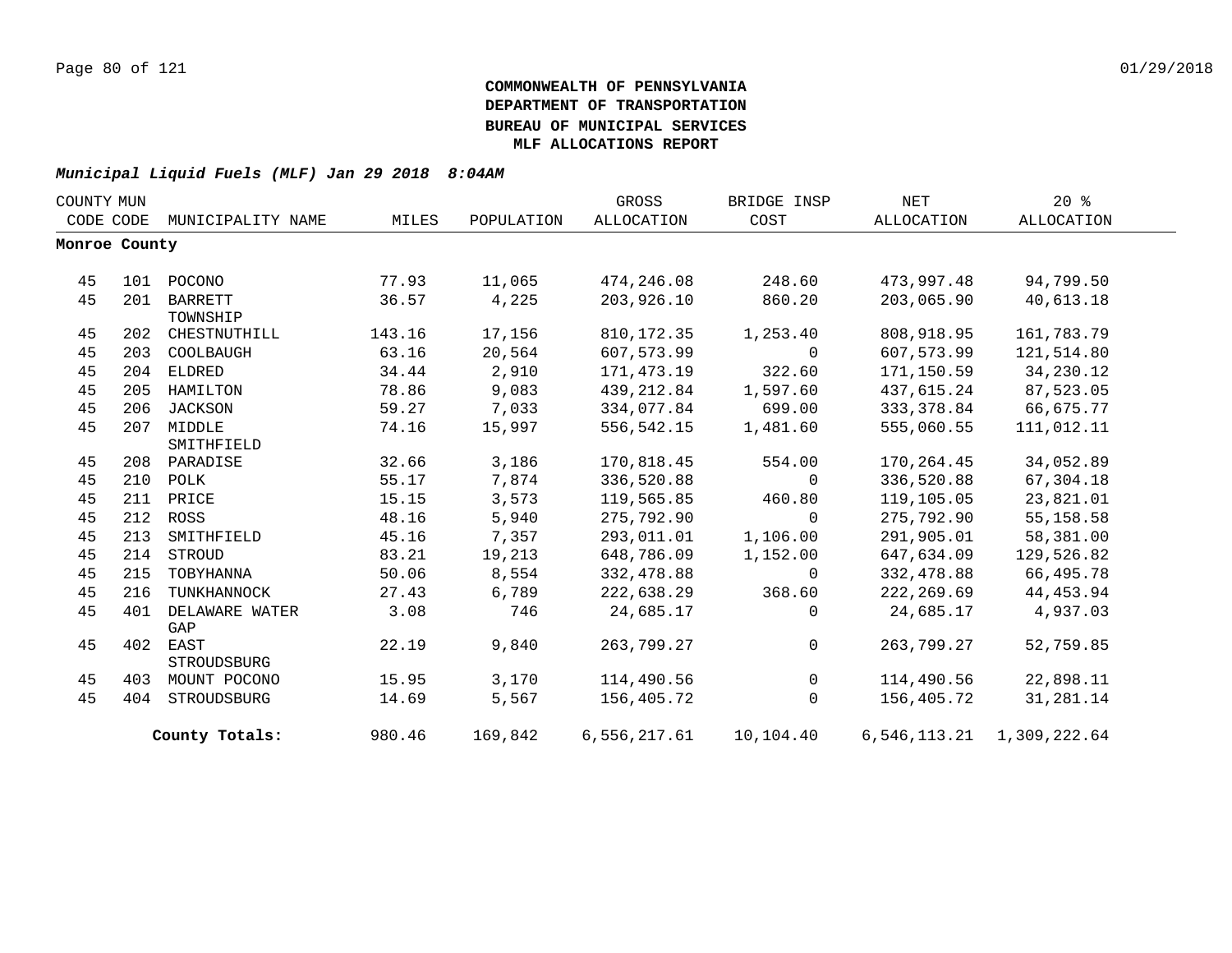**COMMONWEALTH OF PENNSYLVANIA**
**DEPARTMENT OF TRANSPORTATION**
**BUREAU OF MUNICIPAL SERVICES**
**MLF ALLOCATIONS REPORT**

***Municipal Liquid Fuels (MLF) Jan 29 2018 8:04AM***

| COUNTY CODE | MUN CODE | MUNICIPALITY NAME | MILES | POPULATION | GROSS ALLOCATION | BRIDGE INSP COST | NET ALLOCATION | 20 % ALLOCATION |
|---|---|---|---|---|---|---|---|---|
| **Monroe County** | | | | | | | | |
| 45 | 101 | POCONO | 77.93 | 11,065 | 474,246.08 | 248.60 | 473,997.48 | 94,799.50 |
| 45 | 201 | BARRETT TOWNSHIP | 36.57 | 4,225 | 203,926.10 | 860.20 | 203,065.90 | 40,613.18 |
| 45 | 202 | CHESTNUTHILL | 143.16 | 17,156 | 810,172.35 | 1,253.40 | 808,918.95 | 161,783.79 |
| 45 | 203 | COOLBAUGH | 63.16 | 20,564 | 607,573.99 | 0 | 607,573.99 | 121,514.80 |
| 45 | 204 | ELDRED | 34.44 | 2,910 | 171,473.19 | 322.60 | 171,150.59 | 34,230.12 |
| 45 | 205 | HAMILTON | 78.86 | 9,083 | 439,212.84 | 1,597.60 | 437,615.24 | 87,523.05 |
| 45 | 206 | JACKSON | 59.27 | 7,033 | 334,077.84 | 699.00 | 333,378.84 | 66,675.77 |
| 45 | 207 | MIDDLE SMITHFIELD | 74.16 | 15,997 | 556,542.15 | 1,481.60 | 555,060.55 | 111,012.11 |
| 45 | 208 | PARADISE | 32.66 | 3,186 | 170,818.45 | 554.00 | 170,264.45 | 34,052.89 |
| 45 | 210 | POLK | 55.17 | 7,874 | 336,520.88 | 0 | 336,520.88 | 67,304.18 |
| 45 | 211 | PRICE | 15.15 | 3,573 | 119,565.85 | 460.80 | 119,105.05 | 23,821.01 |
| 45 | 212 | ROSS | 48.16 | 5,940 | 275,792.90 | 0 | 275,792.90 | 55,158.58 |
| 45 | 213 | SMITHFIELD | 45.16 | 7,357 | 293,011.01 | 1,106.00 | 291,905.01 | 58,381.00 |
| 45 | 214 | STROUD | 83.21 | 19,213 | 648,786.09 | 1,152.00 | 647,634.09 | 129,526.82 |
| 45 | 215 | TOBYHANNA | 50.06 | 8,554 | 332,478.88 | 0 | 332,478.88 | 66,495.78 |
| 45 | 216 | TUNKHANNOCK | 27.43 | 6,789 | 222,638.29 | 368.60 | 222,269.69 | 44,453.94 |
| 45 | 401 | DELAWARE WATER GAP | 3.08 | 746 | 24,685.17 | 0 | 24,685.17 | 4,937.03 |
| 45 | 402 | EAST STROUDSBURG | 22.19 | 9,840 | 263,799.27 | 0 | 263,799.27 | 52,759.85 |
| 45 | 403 | MOUNT POCONO | 15.95 | 3,170 | 114,490.56 | 0 | 114,490.56 | 22,898.11 |
| 45 | 404 | STROUDSBURG | 14.69 | 5,567 | 156,405.72 | 0 | 156,405.72 | 31,281.14 |
| | | **County Totals:** | 980.46 | 169,842 | 6,556,217.61 | 10,104.40 | 6,546,113.21 | 1,309,222.64 |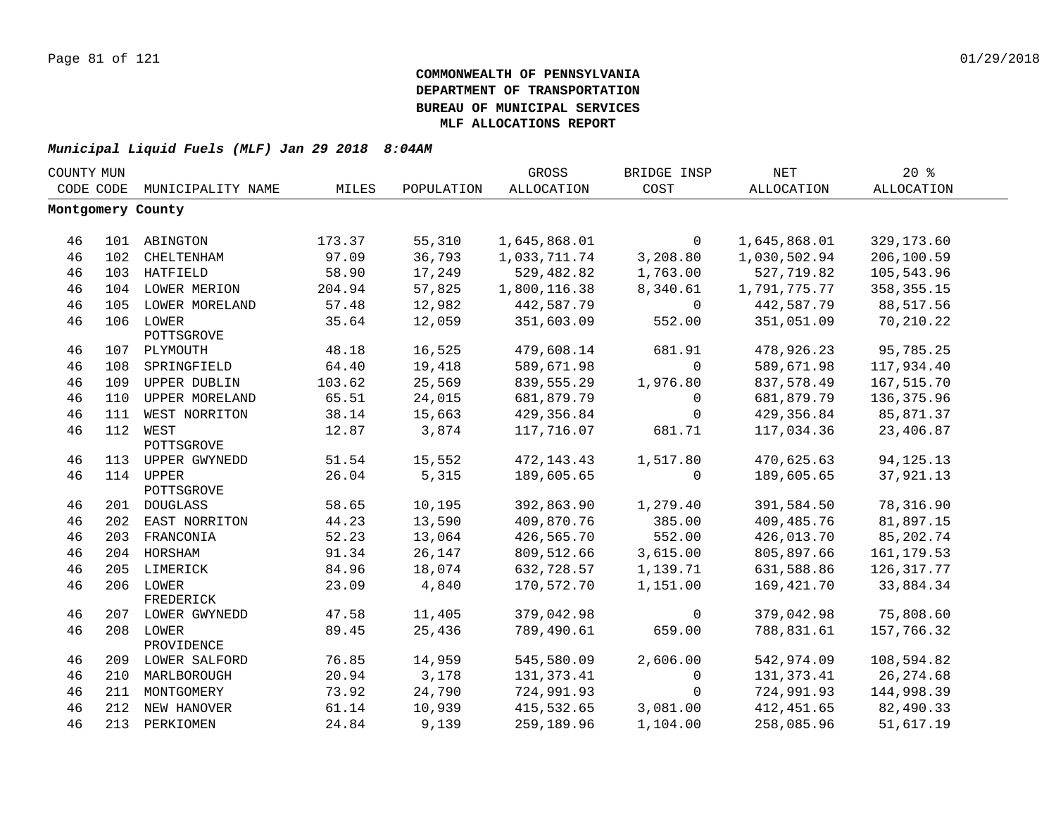**COMMONWEALTH OF PENNSYLVANIA**
**DEPARTMENT OF TRANSPORTATION**
**BUREAU OF MUNICIPAL SERVICES**
**MLF ALLOCATIONS REPORT**

***Municipal Liquid Fuels (MLF) Jan 29 2018 8:04AM***

| COUNTY CODE | MUN CODE | MUNICIPALITY NAME | MILES | POPULATION | GROSS ALLOCATION | BRIDGE INSP COST | NET ALLOCATION | 20 % ALLOCATION |
|---|---|---|---|---|---|---|---|---|
| **Montgomery County** | | | | | | | | |
| 46 | 101 | ABINGTON | 173.37 | 55,310 | 1,645,868.01 | 0 | 1,645,868.01 | 329,173.60 |
| 46 | 102 | CHELTENHAM | 97.09 | 36,793 | 1,033,711.74 | 3,208.80 | 1,030,502.94 | 206,100.59 |
| 46 | 103 | HATFIELD | 58.90 | 17,249 | 529,482.82 | 1,763.00 | 527,719.82 | 105,543.96 |
| 46 | 104 | LOWER MERION | 204.94 | 57,825 | 1,800,116.38 | 8,340.61 | 1,791,775.77 | 358,355.15 |
| 46 | 105 | LOWER MORELAND | 57.48 | 12,982 | 442,587.79 | 0 | 442,587.79 | 88,517.56 |
| 46 | 106 | LOWER POTTSGROVE | 35.64 | 12,059 | 351,603.09 | 552.00 | 351,051.09 | 70,210.22 |
| 46 | 107 | PLYMOUTH | 48.18 | 16,525 | 479,608.14 | 681.91 | 478,926.23 | 95,785.25 |
| 46 | 108 | SPRINGFIELD | 64.40 | 19,418 | 589,671.98 | 0 | 589,671.98 | 117,934.40 |
| 46 | 109 | UPPER DUBLIN | 103.62 | 25,569 | 839,555.29 | 1,976.80 | 837,578.49 | 167,515.70 |
| 46 | 110 | UPPER MORELAND | 65.51 | 24,015 | 681,879.79 | 0 | 681,879.79 | 136,375.96 |
| 46 | 111 | WEST NORRITON | 38.14 | 15,663 | 429,356.84 | 0 | 429,356.84 | 85,871.37 |
| 46 | 112 | WEST POTTSGROVE | 12.87 | 3,874 | 117,716.07 | 681.71 | 117,034.36 | 23,406.87 |
| 46 | 113 | UPPER GWYNEDD | 51.54 | 15,552 | 472,143.43 | 1,517.80 | 470,625.63 | 94,125.13 |
| 46 | 114 | UPPER POTTSGROVE | 26.04 | 5,315 | 189,605.65 | 0 | 189,605.65 | 37,921.13 |
| 46 | 201 | DOUGLASS | 58.65 | 10,195 | 392,863.90 | 1,279.40 | 391,584.50 | 78,316.90 |
| 46 | 202 | EAST NORRITON | 44.23 | 13,590 | 409,870.76 | 385.00 | 409,485.76 | 81,897.15 |
| 46 | 203 | FRANCONIA | 52.23 | 13,064 | 426,565.70 | 552.00 | 426,013.70 | 85,202.74 |
| 46 | 204 | HORSHAM | 91.34 | 26,147 | 809,512.66 | 3,615.00 | 805,897.66 | 161,179.53 |
| 46 | 205 | LIMERICK | 84.96 | 18,074 | 632,728.57 | 1,139.71 | 631,588.86 | 126,317.77 |
| 46 | 206 | LOWER FREDERICK | 23.09 | 4,840 | 170,572.70 | 1,151.00 | 169,421.70 | 33,884.34 |
| 46 | 207 | LOWER GWYNEDD | 47.58 | 11,405 | 379,042.98 | 0 | 379,042.98 | 75,808.60 |
| 46 | 208 | LOWER PROVIDENCE | 89.45 | 25,436 | 789,490.61 | 659.00 | 788,831.61 | 157,766.32 |
| 46 | 209 | LOWER SALFORD | 76.85 | 14,959 | 545,580.09 | 2,606.00 | 542,974.09 | 108,594.82 |
| 46 | 210 | MARLBOROUGH | 20.94 | 3,178 | 131,373.41 | 0 | 131,373.41 | 26,274.68 |
| 46 | 211 | MONTGOMERY | 73.92 | 24,790 | 724,991.93 | 0 | 724,991.93 | 144,998.39 |
| 46 | 212 | NEW HANOVER | 61.14 | 10,939 | 415,532.65 | 3,081.00 | 412,451.65 | 82,490.33 |
| 46 | 213 | PERKIOMEN | 24.84 | 9,139 | 259,189.96 | 1,104.00 | 258,085.96 | 51,617.19 |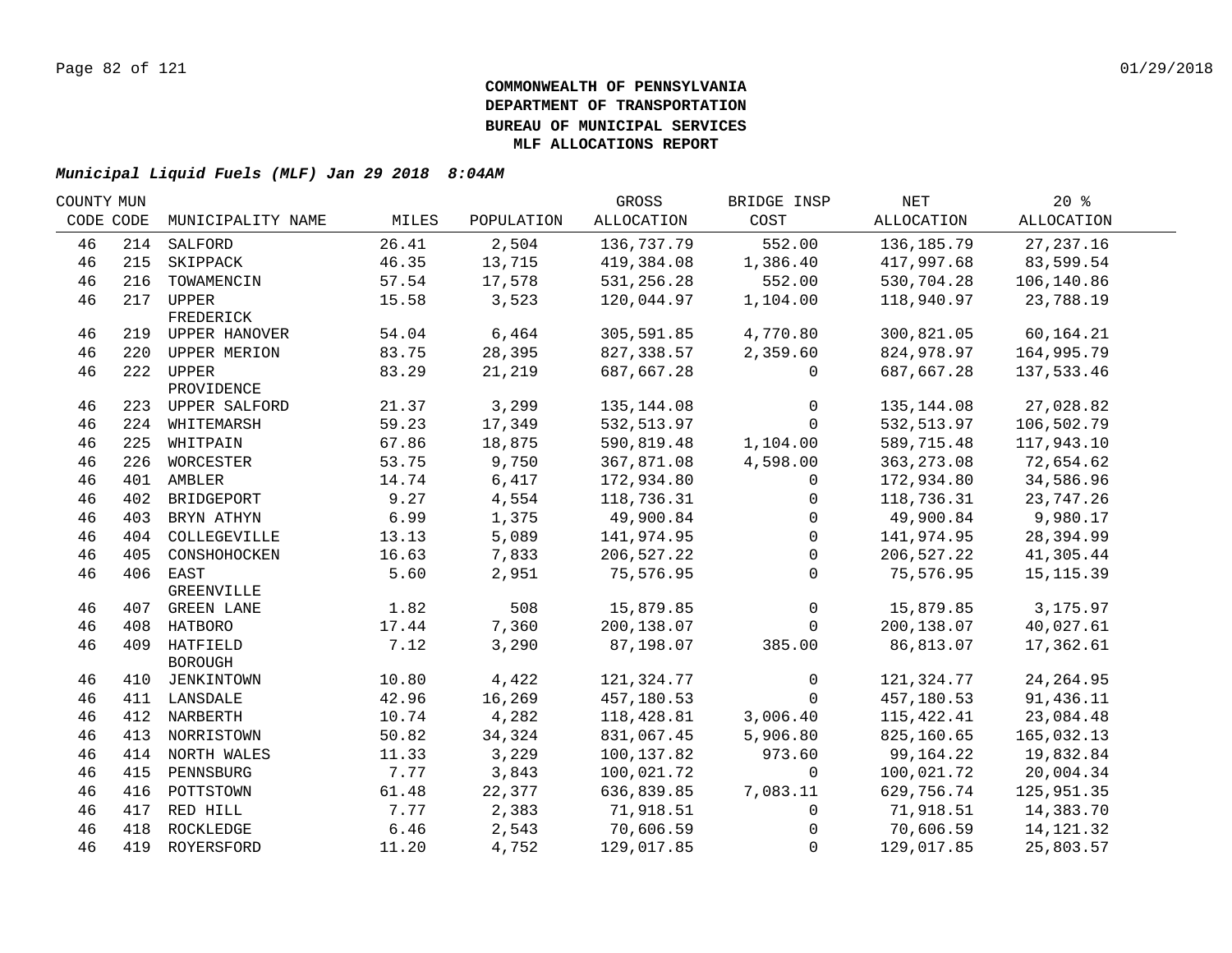**COMMONWEALTH OF PENNSYLVANIA**
**DEPARTMENT OF TRANSPORTATION**
**BUREAU OF MUNICIPAL SERVICES**
**MLF ALLOCATIONS REPORT**

***Municipal Liquid Fuels (MLF) Jan 29 2018 8:04AM***

| COUNTY CODE | MUN CODE | MUNICIPALITY NAME | MILES | POPULATION | GROSS ALLOCATION | BRIDGE INSP COST | NET ALLOCATION | 20 % ALLOCATION |
|---|---|---|---|---|---|---|---|---|
| 46 | 214 | SALFORD | 26.41 | 2,504 | 136,737.79 | 552.00 | 136,185.79 | 27,237.16 |
| 46 | 215 | SKIPPACK | 46.35 | 13,715 | 419,384.08 | 1,386.40 | 417,997.68 | 83,599.54 |
| 46 | 216 | TOWAMENCIN | 57.54 | 17,578 | 531,256.28 | 552.00 | 530,704.28 | 106,140.86 |
| 46 | 217 | UPPER FREDERICK | 15.58 | 3,523 | 120,044.97 | 1,104.00 | 118,940.97 | 23,788.19 |
| 46 | 219 | UPPER HANOVER | 54.04 | 6,464 | 305,591.85 | 4,770.80 | 300,821.05 | 60,164.21 |
| 46 | 220 | UPPER MERION | 83.75 | 28,395 | 827,338.57 | 2,359.60 | 824,978.97 | 164,995.79 |
| 46 | 222 | UPPER PROVIDENCE | 83.29 | 21,219 | 687,667.28 | 0 | 687,667.28 | 137,533.46 |
| 46 | 223 | UPPER SALFORD | 21.37 | 3,299 | 135,144.08 | 0 | 135,144.08 | 27,028.82 |
| 46 | 224 | WHITEMARSH | 59.23 | 17,349 | 532,513.97 | 0 | 532,513.97 | 106,502.79 |
| 46 | 225 | WHITPAIN | 67.86 | 18,875 | 590,819.48 | 1,104.00 | 589,715.48 | 117,943.10 |
| 46 | 226 | WORCESTER | 53.75 | 9,750 | 367,871.08 | 4,598.00 | 363,273.08 | 72,654.62 |
| 46 | 401 | AMBLER | 14.74 | 6,417 | 172,934.80 | 0 | 172,934.80 | 34,586.96 |
| 46 | 402 | BRIDGEPORT | 9.27 | 4,554 | 118,736.31 | 0 | 118,736.31 | 23,747.26 |
| 46 | 403 | BRYN ATHYN | 6.99 | 1,375 | 49,900.84 | 0 | 49,900.84 | 9,980.17 |
| 46 | 404 | COLLEGEVILLE | 13.13 | 5,089 | 141,974.95 | 0 | 141,974.95 | 28,394.99 |
| 46 | 405 | CONSHOHOCKEN | 16.63 | 7,833 | 206,527.22 | 0 | 206,527.22 | 41,305.44 |
| 46 | 406 | EAST GREENVILLE | 5.60 | 2,951 | 75,576.95 | 0 | 75,576.95 | 15,115.39 |
| 46 | 407 | GREEN LANE | 1.82 | 508 | 15,879.85 | 0 | 15,879.85 | 3,175.97 |
| 46 | 408 | HATBORO | 17.44 | 7,360 | 200,138.07 | 0 | 200,138.07 | 40,027.61 |
| 46 | 409 | HATFIELD BOROUGH | 7.12 | 3,290 | 87,198.07 | 385.00 | 86,813.07 | 17,362.61 |
| 46 | 410 | JENKINTOWN | 10.80 | 4,422 | 121,324.77 | 0 | 121,324.77 | 24,264.95 |
| 46 | 411 | LANSDALE | 42.96 | 16,269 | 457,180.53 | 0 | 457,180.53 | 91,436.11 |
| 46 | 412 | NARBERTH | 10.74 | 4,282 | 118,428.81 | 3,006.40 | 115,422.41 | 23,084.48 |
| 46 | 413 | NORRISTOWN | 50.82 | 34,324 | 831,067.45 | 5,906.80 | 825,160.65 | 165,032.13 |
| 46 | 414 | NORTH WALES | 11.33 | 3,229 | 100,137.82 | 973.60 | 99,164.22 | 19,832.84 |
| 46 | 415 | PENNSBURG | 7.77 | 3,843 | 100,021.72 | 0 | 100,021.72 | 20,004.34 |
| 46 | 416 | POTTSTOWN | 61.48 | 22,377 | 636,839.85 | 7,083.11 | 629,756.74 | 125,951.35 |
| 46 | 417 | RED HILL | 7.77 | 2,383 | 71,918.51 | 0 | 71,918.51 | 14,383.70 |
| 46 | 418 | ROCKLEDGE | 6.46 | 2,543 | 70,606.59 | 0 | 70,606.59 | 14,121.32 |
| 46 | 419 | ROYERSFORD | 11.20 | 4,752 | 129,017.85 | 0 | 129,017.85 | 25,803.57 |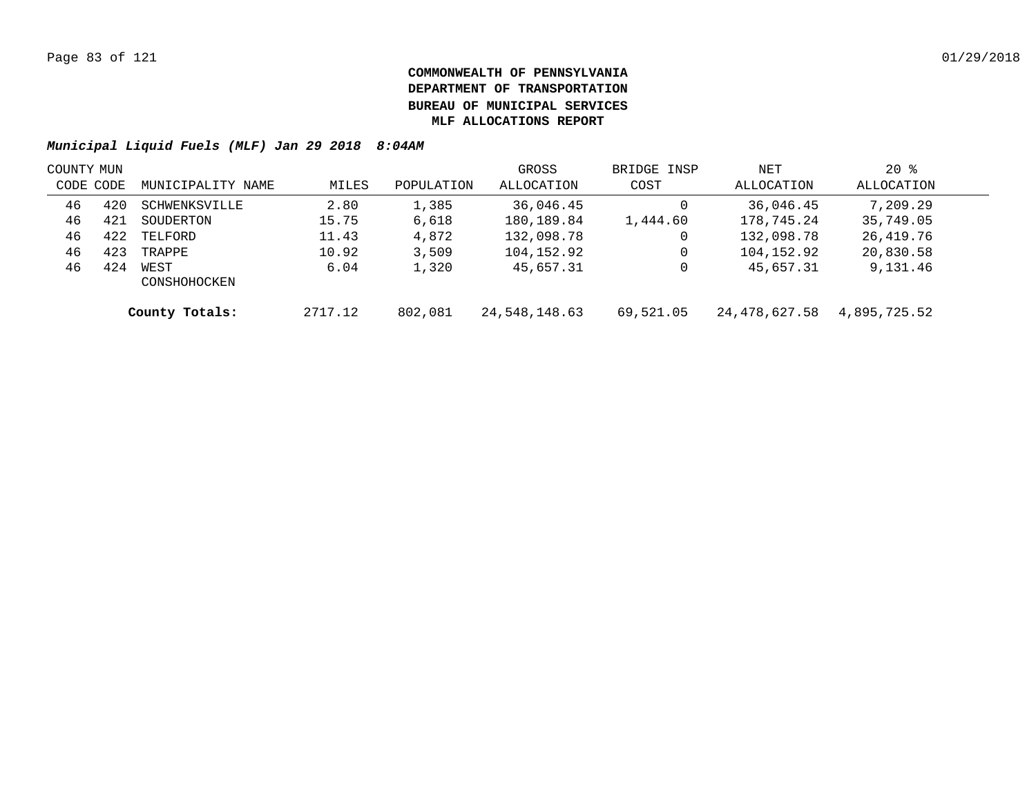**COMMONWEALTH OF PENNSYLVANIA**
**DEPARTMENT OF TRANSPORTATION**
**BUREAU OF MUNICIPAL SERVICES**
**MLF ALLOCATIONS REPORT**

***Municipal Liquid Fuels (MLF) Jan 29 2018 8:04AM***

| COUNTY CODE | MUN CODE | MUNICIPALITY NAME | MILES | POPULATION | GROSS ALLOCATION | BRIDGE INSP COST | NET ALLOCATION | 20 % ALLOCATION |
|---|---|---|---|---|---|---|---|---|
| 46 | 420 | SCHWENKSVILLE | 2.80 | 1,385 | 36,046.45 | 0 | 36,046.45 | 7,209.29 |
| 46 | 421 | SOUDERTON | 15.75 | 6,618 | 180,189.84 | 1,444.60 | 178,745.24 | 35,749.05 |
| 46 | 422 | TELFORD | 11.43 | 4,872 | 132,098.78 | 0 | 132,098.78 | 26,419.76 |
| 46 | 423 | TRAPPE | 10.92 | 3,509 | 104,152.92 | 0 | 104,152.92 | 20,830.58 |
| 46 | 424 | WEST CONSHOHOCKEN | 6.04 | 1,320 | 45,657.31 | 0 | 45,657.31 | 9,131.46 |
| | | **County Totals:** | 2717.12 | 802,081 | 24,548,148.63 | 69,521.05 | 24,478,627.58 | 4,895,725.52 |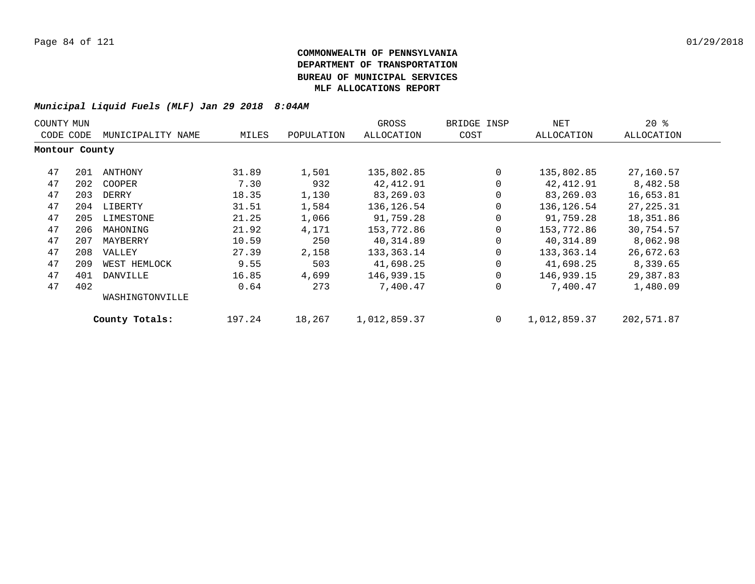**COMMONWEALTH OF PENNSYLVANIA**
**DEPARTMENT OF TRANSPORTATION**
**BUREAU OF MUNICIPAL SERVICES**
**MLF ALLOCATIONS REPORT**

***Municipal Liquid Fuels (MLF) Jan 29 2018 8:04AM***

| COUNTY CODE | MUN CODE | MUNICIPALITY NAME | MILES | POPULATION | GROSS ALLOCATION | BRIDGE INSP COST | NET ALLOCATION | 20 % ALLOCATION |
|---|---|---|---|---|---|---|---|---|
| **Montour County** | | | | | | | | |
| 47 | 201 | ANTHONY | 31.89 | 1,501 | 135,802.85 | 0 | 135,802.85 | 27,160.57 |
| 47 | 202 | COOPER | 7.30 | 932 | 42,412.91 | 0 | 42,412.91 | 8,482.58 |
| 47 | 203 | DERRY | 18.35 | 1,130 | 83,269.03 | 0 | 83,269.03 | 16,653.81 |
| 47 | 204 | LIBERTY | 31.51 | 1,584 | 136,126.54 | 0 | 136,126.54 | 27,225.31 |
| 47 | 205 | LIMESTONE | 21.25 | 1,066 | 91,759.28 | 0 | 91,759.28 | 18,351.86 |
| 47 | 206 | MAHONING | 21.92 | 4,171 | 153,772.86 | 0 | 153,772.86 | 30,754.57 |
| 47 | 207 | MAYBERRY | 10.59 | 250 | 40,314.89 | 0 | 40,314.89 | 8,062.98 |
| 47 | 208 | VALLEY | 27.39 | 2,158 | 133,363.14 | 0 | 133,363.14 | 26,672.63 |
| 47 | 209 | WEST HEMLOCK | 9.55 | 503 | 41,698.25 | 0 | 41,698.25 | 8,339.65 |
| 47 | 401 | DANVILLE | 16.85 | 4,699 | 146,939.15 | 0 | 146,939.15 | 29,387.83 |
| 47 | 402 | WASHINGTONVILLE | 0.64 | 273 | 7,400.47 | 0 | 7,400.47 | 1,480.09 |
| | | **County Totals:** | 197.24 | 18,267 | 1,012,859.37 | 0 | 1,012,859.37 | 202,571.87 |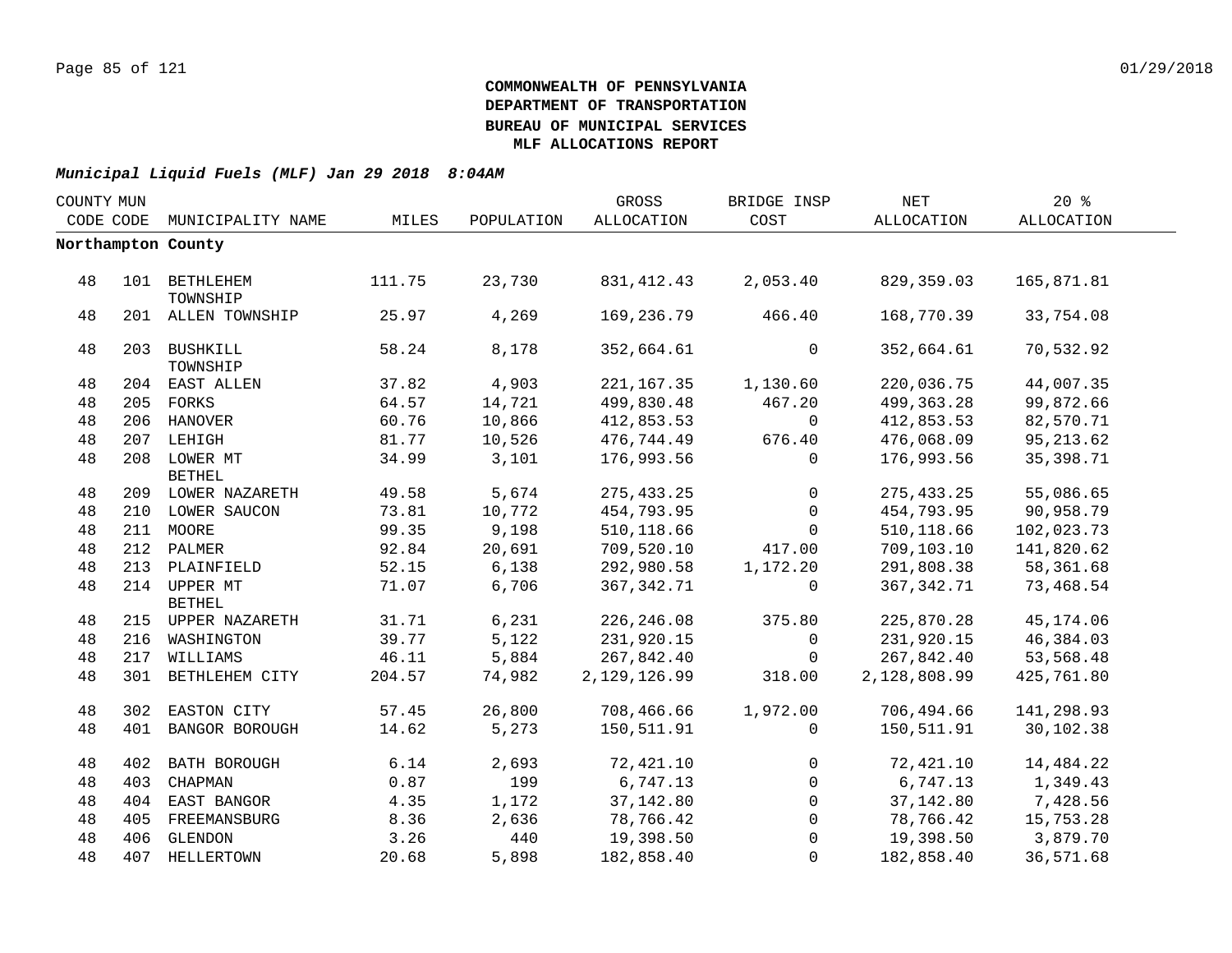**COMMONWEALTH OF PENNSYLVANIA**
**DEPARTMENT OF TRANSPORTATION**
**BUREAU OF MUNICIPAL SERVICES**
**MLF ALLOCATIONS REPORT**

***Municipal Liquid Fuels (MLF) Jan 29 2018 8:04AM***

| COUNTY CODE | MUN CODE | MUNICIPALITY NAME | MILES | POPULATION | GROSS ALLOCATION | BRIDGE INSP COST | NET ALLOCATION | 20 % ALLOCATION |
|---|---|---|---|---|---|---|---|---|
| **Northampton County** | | | | | | | | |
| 48 | 101 | BETHLEHEM TOWNSHIP | 111.75 | 23,730 | 831,412.43 | 2,053.40 | 829,359.03 | 165,871.81 |
| 48 | 201 | ALLEN TOWNSHIP | 25.97 | 4,269 | 169,236.79 | 466.40 | 168,770.39 | 33,754.08 |
| 48 | 203 | BUSHKILL TOWNSHIP | 58.24 | 8,178 | 352,664.61 | 0 | 352,664.61 | 70,532.92 |
| 48 | 204 | EAST ALLEN | 37.82 | 4,903 | 221,167.35 | 1,130.60 | 220,036.75 | 44,007.35 |
| 48 | 205 | FORKS | 64.57 | 14,721 | 499,830.48 | 467.20 | 499,363.28 | 99,872.66 |
| 48 | 206 | HANOVER | 60.76 | 10,866 | 412,853.53 | 0 | 412,853.53 | 82,570.71 |
| 48 | 207 | LEHIGH | 81.77 | 10,526 | 476,744.49 | 676.40 | 476,068.09 | 95,213.62 |
| 48 | 208 | LOWER MT BETHEL | 34.99 | 3,101 | 176,993.56 | 0 | 176,993.56 | 35,398.71 |
| 48 | 209 | LOWER NAZARETH | 49.58 | 5,674 | 275,433.25 | 0 | 275,433.25 | 55,086.65 |
| 48 | 210 | LOWER SAUCON | 73.81 | 10,772 | 454,793.95 | 0 | 454,793.95 | 90,958.79 |
| 48 | 211 | MOORE | 99.35 | 9,198 | 510,118.66 | 0 | 510,118.66 | 102,023.73 |
| 48 | 212 | PALMER | 92.84 | 20,691 | 709,520.10 | 417.00 | 709,103.10 | 141,820.62 |
| 48 | 213 | PLAINFIELD | 52.15 | 6,138 | 292,980.58 | 1,172.20 | 291,808.38 | 58,361.68 |
| 48 | 214 | UPPER MT BETHEL | 71.07 | 6,706 | 367,342.71 | 0 | 367,342.71 | 73,468.54 |
| 48 | 215 | UPPER NAZARETH | 31.71 | 6,231 | 226,246.08 | 375.80 | 225,870.28 | 45,174.06 |
| 48 | 216 | WASHINGTON | 39.77 | 5,122 | 231,920.15 | 0 | 231,920.15 | 46,384.03 |
| 48 | 217 | WILLIAMS | 46.11 | 5,884 | 267,842.40 | 0 | 267,842.40 | 53,568.48 |
| 48 | 301 | BETHLEHEM CITY | 204.57 | 74,982 | 2,129,126.99 | 318.00 | 2,128,808.99 | 425,761.80 |
| 48 | 302 | EASTON CITY | 57.45 | 26,800 | 708,466.66 | 1,972.00 | 706,494.66 | 141,298.93 |
| 48 | 401 | BANGOR BOROUGH | 14.62 | 5,273 | 150,511.91 | 0 | 150,511.91 | 30,102.38 |
| 48 | 402 | BATH BOROUGH | 6.14 | 2,693 | 72,421.10 | 0 | 72,421.10 | 14,484.22 |
| 48 | 403 | CHAPMAN | 0.87 | 199 | 6,747.13 | 0 | 6,747.13 | 1,349.43 |
| 48 | 404 | EAST BANGOR | 4.35 | 1,172 | 37,142.80 | 0 | 37,142.80 | 7,428.56 |
| 48 | 405 | FREEMANSBURG | 8.36 | 2,636 | 78,766.42 | 0 | 78,766.42 | 15,753.28 |
| 48 | 406 | GLENDON | 3.26 | 440 | 19,398.50 | 0 | 19,398.50 | 3,879.70 |
| 48 | 407 | HELLERTOWN | 20.68 | 5,898 | 182,858.40 | 0 | 182,858.40 | 36,571.68 |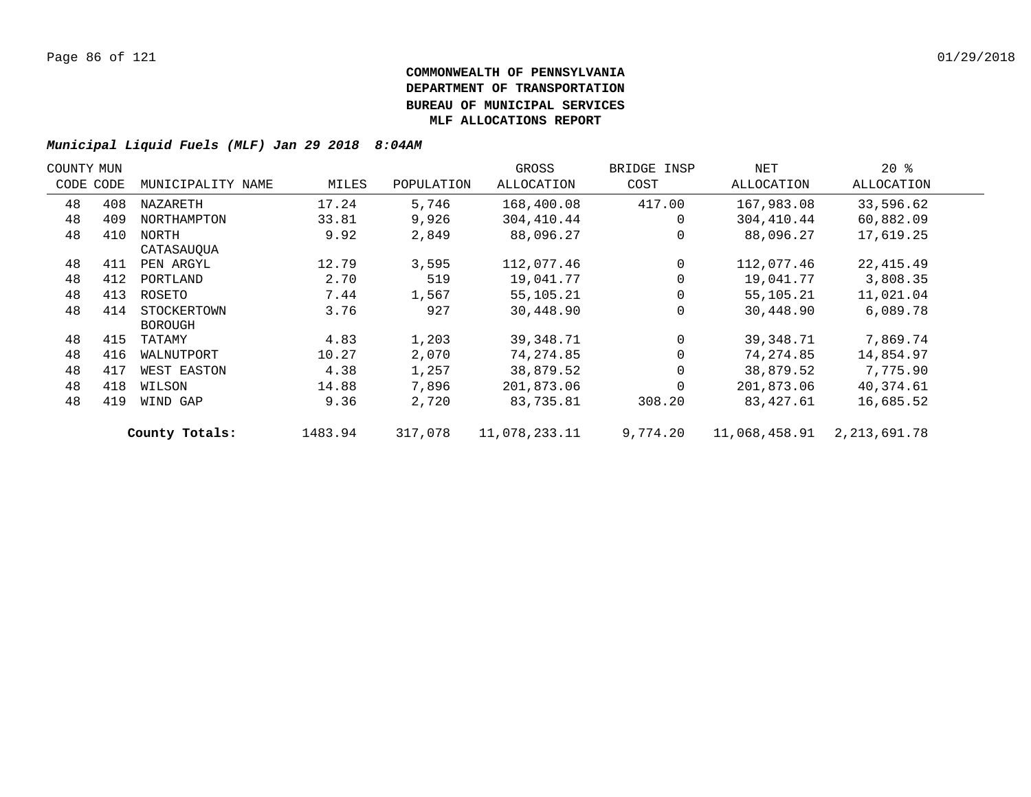**COMMONWEALTH OF PENNSYLVANIA**
**DEPARTMENT OF TRANSPORTATION**
**BUREAU OF MUNICIPAL SERVICES**
**MLF ALLOCATIONS REPORT**

***Municipal Liquid Fuels (MLF) Jan 29 2018 8:04AM***

| COUNTY CODE | MUN CODE | MUNICIPALITY NAME | MILES | POPULATION | GROSS ALLOCATION | BRIDGE INSP COST | NET ALLOCATION | 20 % ALLOCATION |
|---|---|---|---|---|---|---|---|---|
| 48 | 408 | NAZARETH | 17.24 | 5,746 | 168,400.08 | 417.00 | 167,983.08 | 33,596.62 |
| 48 | 409 | NORTHAMPTON | 33.81 | 9,926 | 304,410.44 | 0 | 304,410.44 | 60,882.09 |
| 48 | 410 | NORTH CATASAUQUA | 9.92 | 2,849 | 88,096.27 | 0 | 88,096.27 | 17,619.25 |
| 48 | 411 | PEN ARGYL | 12.79 | 3,595 | 112,077.46 | 0 | 112,077.46 | 22,415.49 |
| 48 | 412 | PORTLAND | 2.70 | 519 | 19,041.77 | 0 | 19,041.77 | 3,808.35 |
| 48 | 413 | ROSETO | 7.44 | 1,567 | 55,105.21 | 0 | 55,105.21 | 11,021.04 |
| 48 | 414 | STOCKERTOWN BOROUGH | 3.76 | 927 | 30,448.90 | 0 | 30,448.90 | 6,089.78 |
| 48 | 415 | TATAMY | 4.83 | 1,203 | 39,348.71 | 0 | 39,348.71 | 7,869.74 |
| 48 | 416 | WALNUTPORT | 10.27 | 2,070 | 74,274.85 | 0 | 74,274.85 | 14,854.97 |
| 48 | 417 | WEST EASTON | 4.38 | 1,257 | 38,879.52 | 0 | 38,879.52 | 7,775.90 |
| 48 | 418 | WILSON | 14.88 | 7,896 | 201,873.06 | 0 | 201,873.06 | 40,374.61 |
| 48 | 419 | WIND GAP | 9.36 | 2,720 | 83,735.81 | 308.20 | 83,427.61 | 16,685.52 |
| | | **County Totals:** | 1483.94 | 317,078 | 11,078,233.11 | 9,774.20 | 11,068,458.91 | 2,213,691.78 |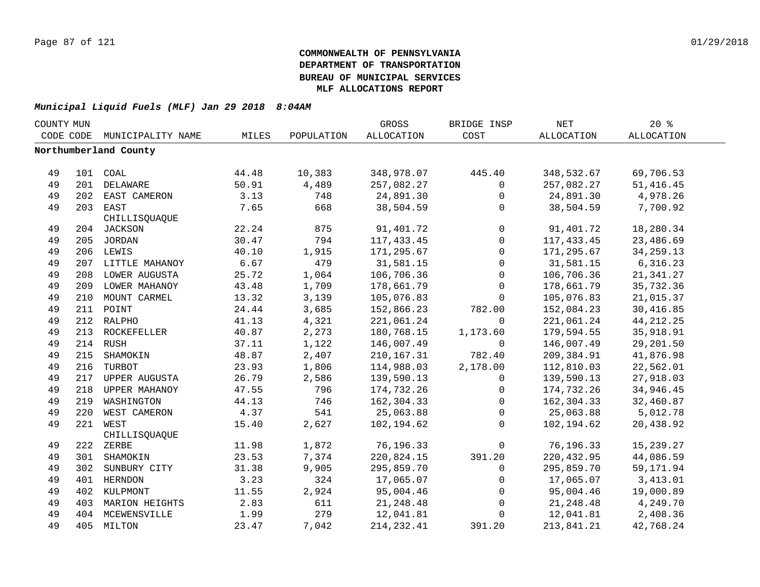**COMMONWEALTH OF PENNSYLVANIA**
**DEPARTMENT OF TRANSPORTATION**
**BUREAU OF MUNICIPAL SERVICES**
**MLF ALLOCATIONS REPORT**

***Municipal Liquid Fuels (MLF) Jan 29 2018 8:04AM***

| COUNTY CODE | MUN CODE | MUNICIPALITY NAME | MILES | POPULATION | GROSS ALLOCATION | BRIDGE INSP COST | NET ALLOCATION | 20 % ALLOCATION |
|---|---|---|---|---|---|---|---|---|
| **Northumberland County** | | | | | | | | |
| 49 | 101 | COAL | 44.48 | 10,383 | 348,978.07 | 445.40 | 348,532.67 | 69,706.53 |
| 49 | 201 | DELAWARE | 50.91 | 4,489 | 257,082.27 | 0 | 257,082.27 | 51,416.45 |
| 49 | 202 | EAST CAMERON | 3.13 | 748 | 24,891.30 | 0 | 24,891.30 | 4,978.26 |
| 49 | 203 | EAST CHILLISQUAQUE | 7.65 | 668 | 38,504.59 | 0 | 38,504.59 | 7,700.92 |
| 49 | 204 | JACKSON | 22.24 | 875 | 91,401.72 | 0 | 91,401.72 | 18,280.34 |
| 49 | 205 | JORDAN | 30.47 | 794 | 117,433.45 | 0 | 117,433.45 | 23,486.69 |
| 49 | 206 | LEWIS | 40.10 | 1,915 | 171,295.67 | 0 | 171,295.67 | 34,259.13 |
| 49 | 207 | LITTLE MAHANOY | 6.67 | 479 | 31,581.15 | 0 | 31,581.15 | 6,316.23 |
| 49 | 208 | LOWER AUGUSTA | 25.72 | 1,064 | 106,706.36 | 0 | 106,706.36 | 21,341.27 |
| 49 | 209 | LOWER MAHANOY | 43.48 | 1,709 | 178,661.79 | 0 | 178,661.79 | 35,732.36 |
| 49 | 210 | MOUNT CARMEL | 13.32 | 3,139 | 105,076.83 | 0 | 105,076.83 | 21,015.37 |
| 49 | 211 | POINT | 24.44 | 3,685 | 152,866.23 | 782.00 | 152,084.23 | 30,416.85 |
| 49 | 212 | RALPHO | 41.13 | 4,321 | 221,061.24 | 0 | 221,061.24 | 44,212.25 |
| 49 | 213 | ROCKEFELLER | 40.87 | 2,273 | 180,768.15 | 1,173.60 | 179,594.55 | 35,918.91 |
| 49 | 214 | RUSH | 37.11 | 1,122 | 146,007.49 | 0 | 146,007.49 | 29,201.50 |
| 49 | 215 | SHAMOKIN | 48.87 | 2,407 | 210,167.31 | 782.40 | 209,384.91 | 41,876.98 |
| 49 | 216 | TURBOT | 23.93 | 1,806 | 114,988.03 | 2,178.00 | 112,810.03 | 22,562.01 |
| 49 | 217 | UPPER AUGUSTA | 26.79 | 2,586 | 139,590.13 | 0 | 139,590.13 | 27,918.03 |
| 49 | 218 | UPPER MAHANOY | 47.55 | 796 | 174,732.26 | 0 | 174,732.26 | 34,946.45 |
| 49 | 219 | WASHINGTON | 44.13 | 746 | 162,304.33 | 0 | 162,304.33 | 32,460.87 |
| 49 | 220 | WEST CAMERON | 4.37 | 541 | 25,063.88 | 0 | 25,063.88 | 5,012.78 |
| 49 | 221 | WEST CHILLISQUAQUE | 15.40 | 2,627 | 102,194.62 | 0 | 102,194.62 | 20,438.92 |
| 49 | 222 | ZERBE | 11.98 | 1,872 | 76,196.33 | 0 | 76,196.33 | 15,239.27 |
| 49 | 301 | SHAMOKIN | 23.53 | 7,374 | 220,824.15 | 391.20 | 220,432.95 | 44,086.59 |
| 49 | 302 | SUNBURY CITY | 31.38 | 9,905 | 295,859.70 | 0 | 295,859.70 | 59,171.94 |
| 49 | 401 | HERNDON | 3.23 | 324 | 17,065.07 | 0 | 17,065.07 | 3,413.01 |
| 49 | 402 | KULPMONT | 11.55 | 2,924 | 95,004.46 | 0 | 95,004.46 | 19,000.89 |
| 49 | 403 | MARION HEIGHTS | 2.83 | 611 | 21,248.48 | 0 | 21,248.48 | 4,249.70 |
| 49 | 404 | MCEWENSVILLE | 1.99 | 279 | 12,041.81 | 0 | 12,041.81 | 2,408.36 |
| 49 | 405 | MILTON | 23.47 | 7,042 | 214,232.41 | 391.20 | 213,841.21 | 42,768.24 |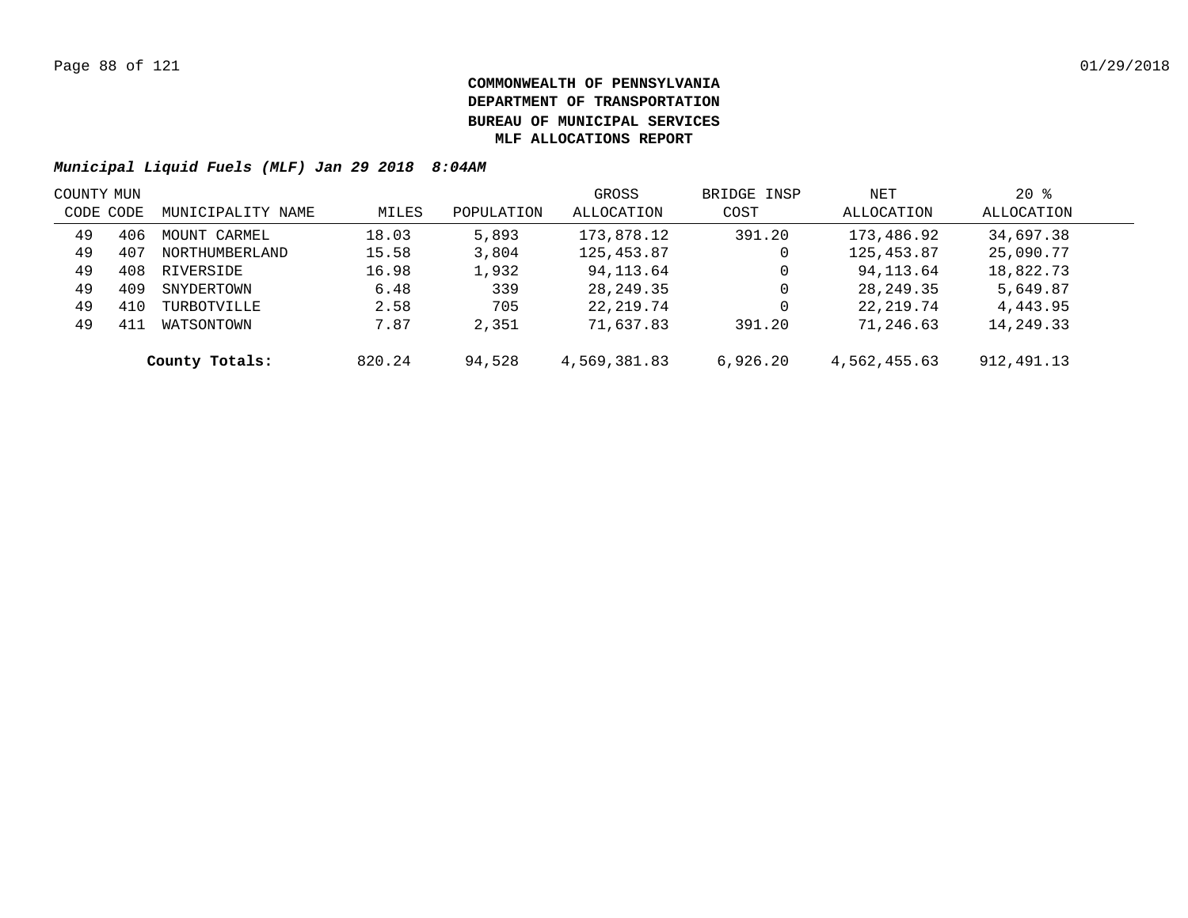**COMMONWEALTH OF PENNSYLVANIA**
**DEPARTMENT OF TRANSPORTATION**
**BUREAU OF MUNICIPAL SERVICES**
**MLF ALLOCATIONS REPORT**

***Municipal Liquid Fuels (MLF) Jan 29 2018 8:04AM***

| COUNTY CODE | MUN CODE | MUNICIPALITY NAME | MILES | POPULATION | GROSS ALLOCATION | BRIDGE INSP COST | NET ALLOCATION | 20 % ALLOCATION |
|---|---|---|---|---|---|---|---|---|
| 49 | 406 | MOUNT CARMEL | 18.03 | 5,893 | 173,878.12 | 391.20 | 173,486.92 | 34,697.38 |
| 49 | 407 | NORTHUMBERLAND | 15.58 | 3,804 | 125,453.87 | 0 | 125,453.87 | 25,090.77 |
| 49 | 408 | RIVERSIDE | 16.98 | 1,932 | 94,113.64 | 0 | 94,113.64 | 18,822.73 |
| 49 | 409 | SNYDERTOWN | 6.48 | 339 | 28,249.35 | 0 | 28,249.35 | 5,649.87 |
| 49 | 410 | TURBOTVILLE | 2.58 | 705 | 22,219.74 | 0 | 22,219.74 | 4,443.95 |
| 49 | 411 | WATSONTOWN | 7.87 | 2,351 | 71,637.83 | 391.20 | 71,246.63 | 14,249.33 |
| | | **County Totals:** | 820.24 | 94,528 | 4,569,381.83 | 6,926.20 | 4,562,455.63 | 912,491.13 |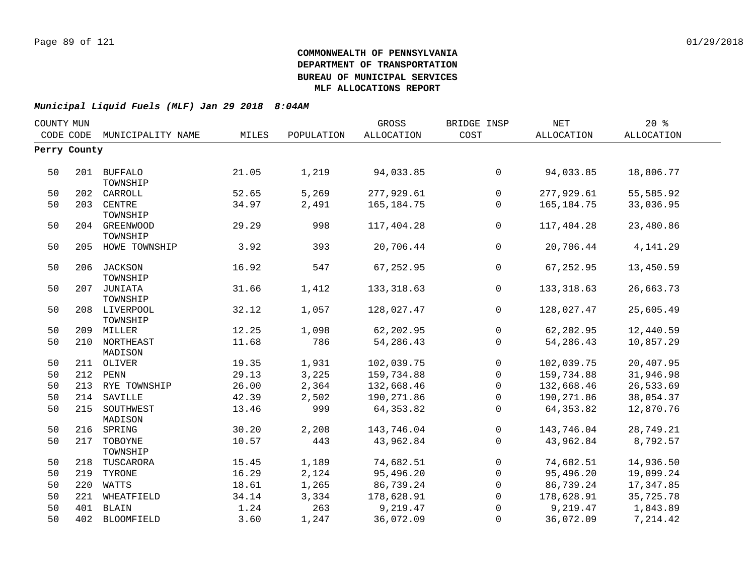**COMMONWEALTH OF PENNSYLVANIA**
**DEPARTMENT OF TRANSPORTATION**
**BUREAU OF MUNICIPAL SERVICES**
**MLF ALLOCATIONS REPORT**

***Municipal Liquid Fuels (MLF) Jan 29 2018 8:04AM***

| COUNTY CODE | MUN CODE | MUNICIPALITY NAME | MILES | POPULATION | GROSS ALLOCATION | BRIDGE INSP COST | NET ALLOCATION | 20 % ALLOCATION |
|---|---|---|---|---|---|---|---|---|
| **Perry County** | | | | | | | | |
| 50 | 201 | BUFFALO TOWNSHIP | 21.05 | 1,219 | 94,033.85 | 0 | 94,033.85 | 18,806.77 |
| 50 | 202 | CARROLL | 52.65 | 5,269 | 277,929.61 | 0 | 277,929.61 | 55,585.92 |
| 50 | 203 | CENTRE TOWNSHIP | 34.97 | 2,491 | 165,184.75 | 0 | 165,184.75 | 33,036.95 |
| 50 | 204 | GREENWOOD TOWNSHIP | 29.29 | 998 | 117,404.28 | 0 | 117,404.28 | 23,480.86 |
| 50 | 205 | HOWE TOWNSHIP | 3.92 | 393 | 20,706.44 | 0 | 20,706.44 | 4,141.29 |
| 50 | 206 | JACKSON TOWNSHIP | 16.92 | 547 | 67,252.95 | 0 | 67,252.95 | 13,450.59 |
| 50 | 207 | JUNIATA TOWNSHIP | 31.66 | 1,412 | 133,318.63 | 0 | 133,318.63 | 26,663.73 |
| 50 | 208 | LIVERPOOL TOWNSHIP | 32.12 | 1,057 | 128,027.47 | 0 | 128,027.47 | 25,605.49 |
| 50 | 209 | MILLER | 12.25 | 1,098 | 62,202.95 | 0 | 62,202.95 | 12,440.59 |
| 50 | 210 | NORTHEAST MADISON | 11.68 | 786 | 54,286.43 | 0 | 54,286.43 | 10,857.29 |
| 50 | 211 | OLIVER | 19.35 | 1,931 | 102,039.75 | 0 | 102,039.75 | 20,407.95 |
| 50 | 212 | PENN | 29.13 | 3,225 | 159,734.88 | 0 | 159,734.88 | 31,946.98 |
| 50 | 213 | RYE TOWNSHIP | 26.00 | 2,364 | 132,668.46 | 0 | 132,668.46 | 26,533.69 |
| 50 | 214 | SAVILLE | 42.39 | 2,502 | 190,271.86 | 0 | 190,271.86 | 38,054.37 |
| 50 | 215 | SOUTHWEST MADISON | 13.46 | 999 | 64,353.82 | 0 | 64,353.82 | 12,870.76 |
| 50 | 216 | SPRING | 30.20 | 2,208 | 143,746.04 | 0 | 143,746.04 | 28,749.21 |
| 50 | 217 | TOBOYNE TOWNSHIP | 10.57 | 443 | 43,962.84 | 0 | 43,962.84 | 8,792.57 |
| 50 | 218 | TUSCARORA | 15.45 | 1,189 | 74,682.51 | 0 | 74,682.51 | 14,936.50 |
| 50 | 219 | TYRONE | 16.29 | 2,124 | 95,496.20 | 0 | 95,496.20 | 19,099.24 |
| 50 | 220 | WATTS | 18.61 | 1,265 | 86,739.24 | 0 | 86,739.24 | 17,347.85 |
| 50 | 221 | WHEATFIELD | 34.14 | 3,334 | 178,628.91 | 0 | 178,628.91 | 35,725.78 |
| 50 | 401 | BLAIN | 1.24 | 263 | 9,219.47 | 0 | 9,219.47 | 1,843.89 |
| 50 | 402 | BLOOMFIELD | 3.60 | 1,247 | 36,072.09 | 0 | 36,072.09 | 7,214.42 |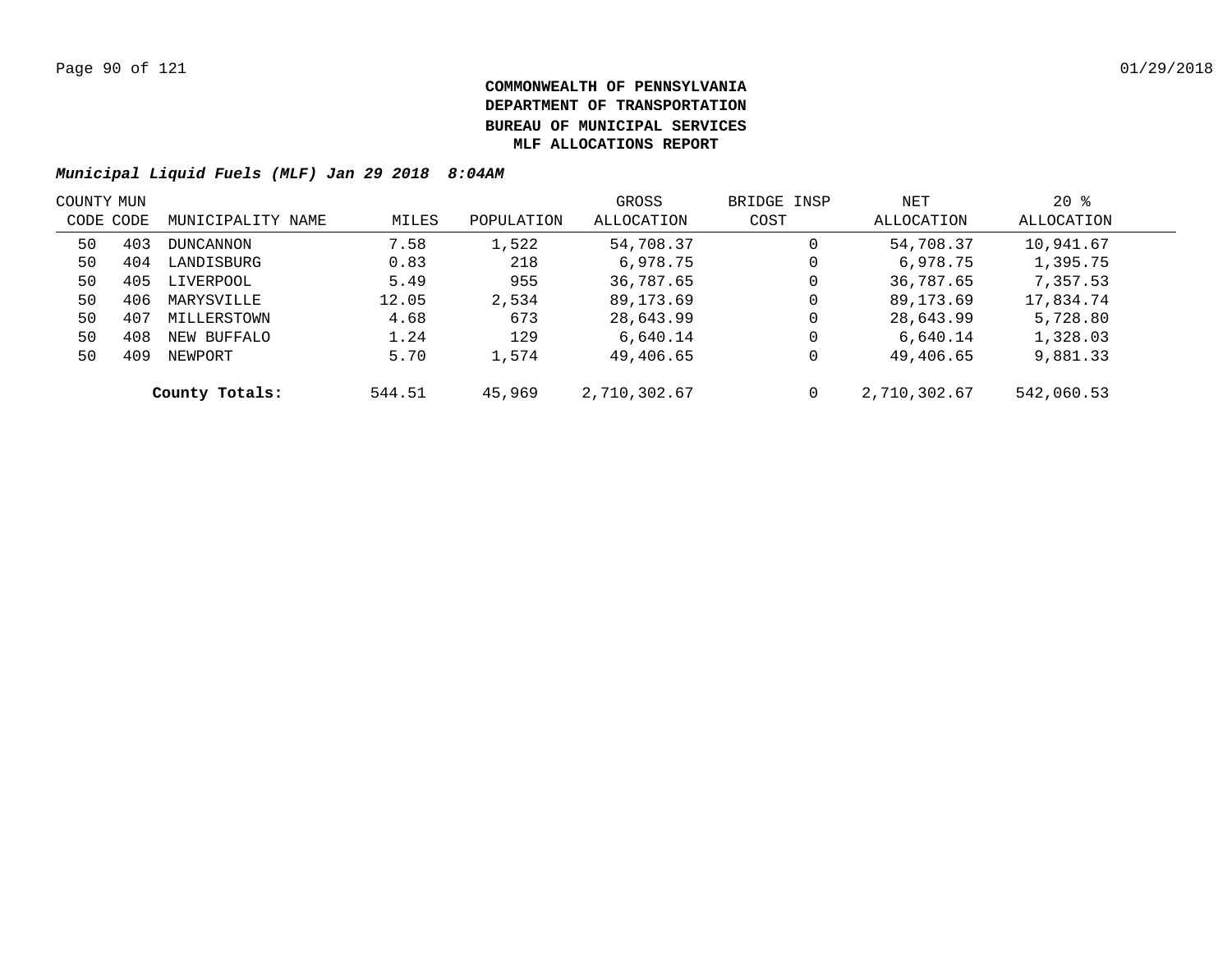**COMMONWEALTH OF PENNSYLVANIA**
**DEPARTMENT OF TRANSPORTATION**
**BUREAU OF MUNICIPAL SERVICES**
**MLF ALLOCATIONS REPORT**

***Municipal Liquid Fuels (MLF) Jan 29 2018 8:04AM***

| COUNTY CODE | MUN CODE | MUNICIPALITY NAME | MILES | POPULATION | GROSS ALLOCATION | BRIDGE INSP COST | NET ALLOCATION | 20 % ALLOCATION |
|---|---|---|---|---|---|---|---|---|
| 50 | 403 | DUNCANNON | 7.58 | 1,522 | 54,708.37 | 0 | 54,708.37 | 10,941.67 |
| 50 | 404 | LANDISBURG | 0.83 | 218 | 6,978.75 | 0 | 6,978.75 | 1,395.75 |
| 50 | 405 | LIVERPOOL | 5.49 | 955 | 36,787.65 | 0 | 36,787.65 | 7,357.53 |
| 50 | 406 | MARYSVILLE | 12.05 | 2,534 | 89,173.69 | 0 | 89,173.69 | 17,834.74 |
| 50 | 407 | MILLERSTOWN | 4.68 | 673 | 28,643.99 | 0 | 28,643.99 | 5,728.80 |
| 50 | 408 | NEW BUFFALO | 1.24 | 129 | 6,640.14 | 0 | 6,640.14 | 1,328.03 |
| 50 | 409 | NEWPORT | 5.70 | 1,574 | 49,406.65 | 0 | 49,406.65 | 9,881.33 |
| | | **County Totals:** | 544.51 | 45,969 | 2,710,302.67 | 0 | 2,710,302.67 | 542,060.53 |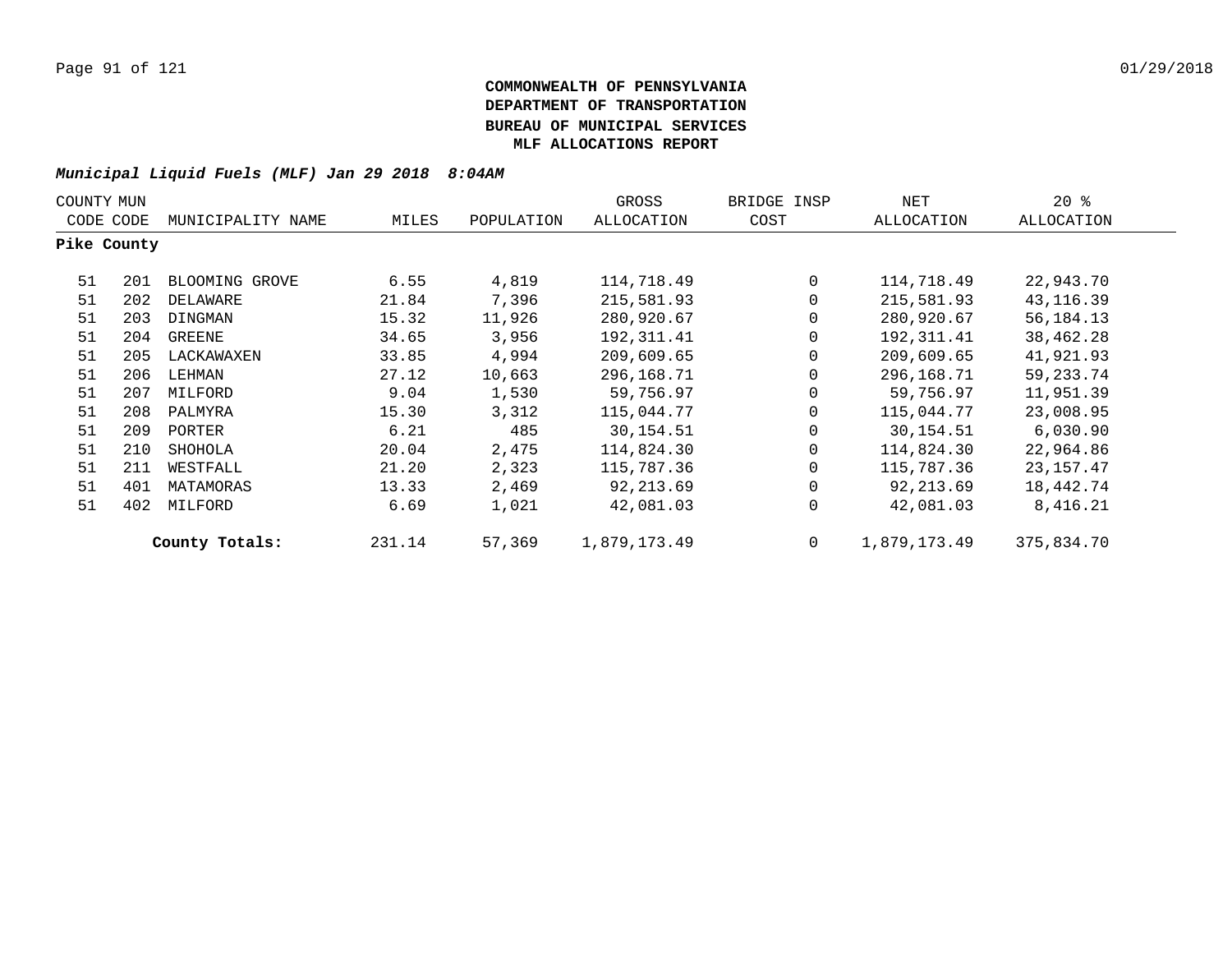**COMMONWEALTH OF PENNSYLVANIA**
**DEPARTMENT OF TRANSPORTATION**
**BUREAU OF MUNICIPAL SERVICES**
**MLF ALLOCATIONS REPORT**

***Municipal Liquid Fuels (MLF) Jan 29 2018 8:04AM***

| COUNTY CODE | MUN CODE | MUNICIPALITY NAME | MILES | POPULATION | GROSS ALLOCATION | BRIDGE INSP COST | NET ALLOCATION | 20 % ALLOCATION |
|---|---|---|---|---|---|---|---|---|
| **Pike County** | | | | | | | | |
| 51 | 201 | BLOOMING GROVE | 6.55 | 4,819 | 114,718.49 | 0 | 114,718.49 | 22,943.70 |
| 51 | 202 | DELAWARE | 21.84 | 7,396 | 215,581.93 | 0 | 215,581.93 | 43,116.39 |
| 51 | 203 | DINGMAN | 15.32 | 11,926 | 280,920.67 | 0 | 280,920.67 | 56,184.13 |
| 51 | 204 | GREENE | 34.65 | 3,956 | 192,311.41 | 0 | 192,311.41 | 38,462.28 |
| 51 | 205 | LACKAWAXEN | 33.85 | 4,994 | 209,609.65 | 0 | 209,609.65 | 41,921.93 |
| 51 | 206 | LEHMAN | 27.12 | 10,663 | 296,168.71 | 0 | 296,168.71 | 59,233.74 |
| 51 | 207 | MILFORD | 9.04 | 1,530 | 59,756.97 | 0 | 59,756.97 | 11,951.39 |
| 51 | 208 | PALMYRA | 15.30 | 3,312 | 115,044.77 | 0 | 115,044.77 | 23,008.95 |
| 51 | 209 | PORTER | 6.21 | 485 | 30,154.51 | 0 | 30,154.51 | 6,030.90 |
| 51 | 210 | SHOHOLA | 20.04 | 2,475 | 114,824.30 | 0 | 114,824.30 | 22,964.86 |
| 51 | 211 | WESTFALL | 21.20 | 2,323 | 115,787.36 | 0 | 115,787.36 | 23,157.47 |
| 51 | 401 | MATAMORAS | 13.33 | 2,469 | 92,213.69 | 0 | 92,213.69 | 18,442.74 |
| 51 | 402 | MILFORD | 6.69 | 1,021 | 42,081.03 | 0 | 42,081.03 | 8,416.21 |
| | | **County Totals:** | 231.14 | 57,369 | 1,879,173.49 | 0 | 1,879,173.49 | 375,834.70 |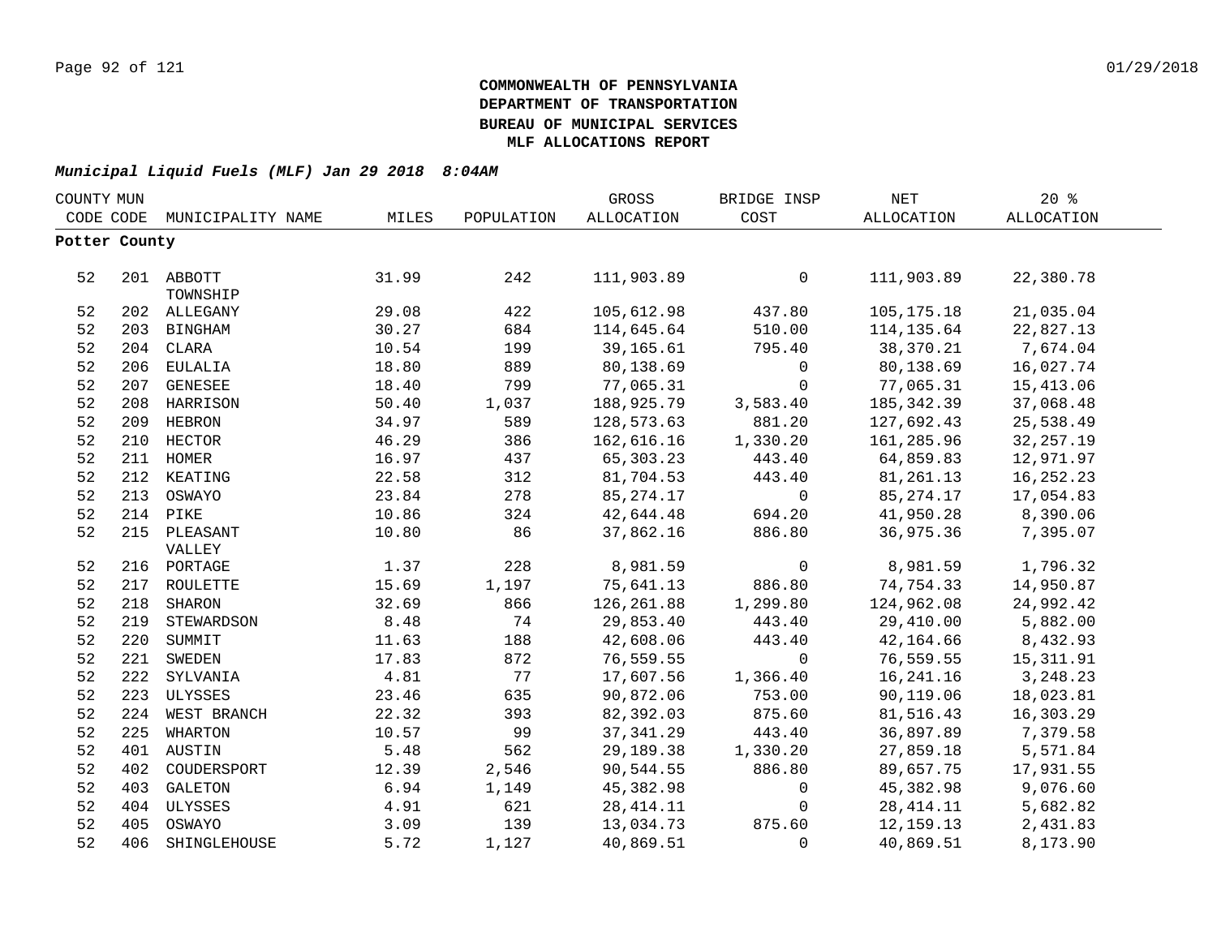**COMMONWEALTH OF PENNSYLVANIA**
**DEPARTMENT OF TRANSPORTATION**
**BUREAU OF MUNICIPAL SERVICES**
**MLF ALLOCATIONS REPORT**

***Municipal Liquid Fuels (MLF) Jan 29 2018 8:04AM***

| COUNTY CODE | MUN CODE | MUNICIPALITY NAME | MILES | POPULATION | GROSS ALLOCATION | BRIDGE INSP COST | NET ALLOCATION | 20 % ALLOCATION |
|---|---|---|---|---|---|---|---|---|
| **Potter County** | | | | | | | | |
| 52 | 201 | ABBOTT TOWNSHIP | 31.99 | 242 | 111,903.89 | 0 | 111,903.89 | 22,380.78 |
| 52 | 202 | ALLEGANY | 29.08 | 422 | 105,612.98 | 437.80 | 105,175.18 | 21,035.04 |
| 52 | 203 | BINGHAM | 30.27 | 684 | 114,645.64 | 510.00 | 114,135.64 | 22,827.13 |
| 52 | 204 | CLARA | 10.54 | 199 | 39,165.61 | 795.40 | 38,370.21 | 7,674.04 |
| 52 | 206 | EULALIA | 18.80 | 889 | 80,138.69 | 0 | 80,138.69 | 16,027.74 |
| 52 | 207 | GENESEE | 18.40 | 799 | 77,065.31 | 0 | 77,065.31 | 15,413.06 |
| 52 | 208 | HARRISON | 50.40 | 1,037 | 188,925.79 | 3,583.40 | 185,342.39 | 37,068.48 |
| 52 | 209 | HEBRON | 34.97 | 589 | 128,573.63 | 881.20 | 127,692.43 | 25,538.49 |
| 52 | 210 | HECTOR | 46.29 | 386 | 162,616.16 | 1,330.20 | 161,285.96 | 32,257.19 |
| 52 | 211 | HOMER | 16.97 | 437 | 65,303.23 | 443.40 | 64,859.83 | 12,971.97 |
| 52 | 212 | KEATING | 22.58 | 312 | 81,704.53 | 443.40 | 81,261.13 | 16,252.23 |
| 52 | 213 | OSWAYO | 23.84 | 278 | 85,274.17 | 0 | 85,274.17 | 17,054.83 |
| 52 | 214 | PIKE | 10.86 | 324 | 42,644.48 | 694.20 | 41,950.28 | 8,390.06 |
| 52 | 215 | PLEASANT VALLEY | 10.80 | 86 | 37,862.16 | 886.80 | 36,975.36 | 7,395.07 |
| 52 | 216 | PORTAGE | 1.37 | 228 | 8,981.59 | 0 | 8,981.59 | 1,796.32 |
| 52 | 217 | ROULETTE | 15.69 | 1,197 | 75,641.13 | 886.80 | 74,754.33 | 14,950.87 |
| 52 | 218 | SHARON | 32.69 | 866 | 126,261.88 | 1,299.80 | 124,962.08 | 24,992.42 |
| 52 | 219 | STEWARDSON | 8.48 | 74 | 29,853.40 | 443.40 | 29,410.00 | 5,882.00 |
| 52 | 220 | SUMMIT | 11.63 | 188 | 42,608.06 | 443.40 | 42,164.66 | 8,432.93 |
| 52 | 221 | SWEDEN | 17.83 | 872 | 76,559.55 | 0 | 76,559.55 | 15,311.91 |
| 52 | 222 | SYLVANIA | 4.81 | 77 | 17,607.56 | 1,366.40 | 16,241.16 | 3,248.23 |
| 52 | 223 | ULYSSES | 23.46 | 635 | 90,872.06 | 753.00 | 90,119.06 | 18,023.81 |
| 52 | 224 | WEST BRANCH | 22.32 | 393 | 82,392.03 | 875.60 | 81,516.43 | 16,303.29 |
| 52 | 225 | WHARTON | 10.57 | 99 | 37,341.29 | 443.40 | 36,897.89 | 7,379.58 |
| 52 | 401 | AUSTIN | 5.48 | 562 | 29,189.38 | 1,330.20 | 27,859.18 | 5,571.84 |
| 52 | 402 | COUDERSPORT | 12.39 | 2,546 | 90,544.55 | 886.80 | 89,657.75 | 17,931.55 |
| 52 | 403 | GALETON | 6.94 | 1,149 | 45,382.98 | 0 | 45,382.98 | 9,076.60 |
| 52 | 404 | ULYSSES | 4.91 | 621 | 28,414.11 | 0 | 28,414.11 | 5,682.82 |
| 52 | 405 | OSWAYO | 3.09 | 139 | 13,034.73 | 875.60 | 12,159.13 | 2,431.83 |
| 52 | 406 | SHINGLEHOUSE | 5.72 | 1,127 | 40,869.51 | 0 | 40,869.51 | 8,173.90 |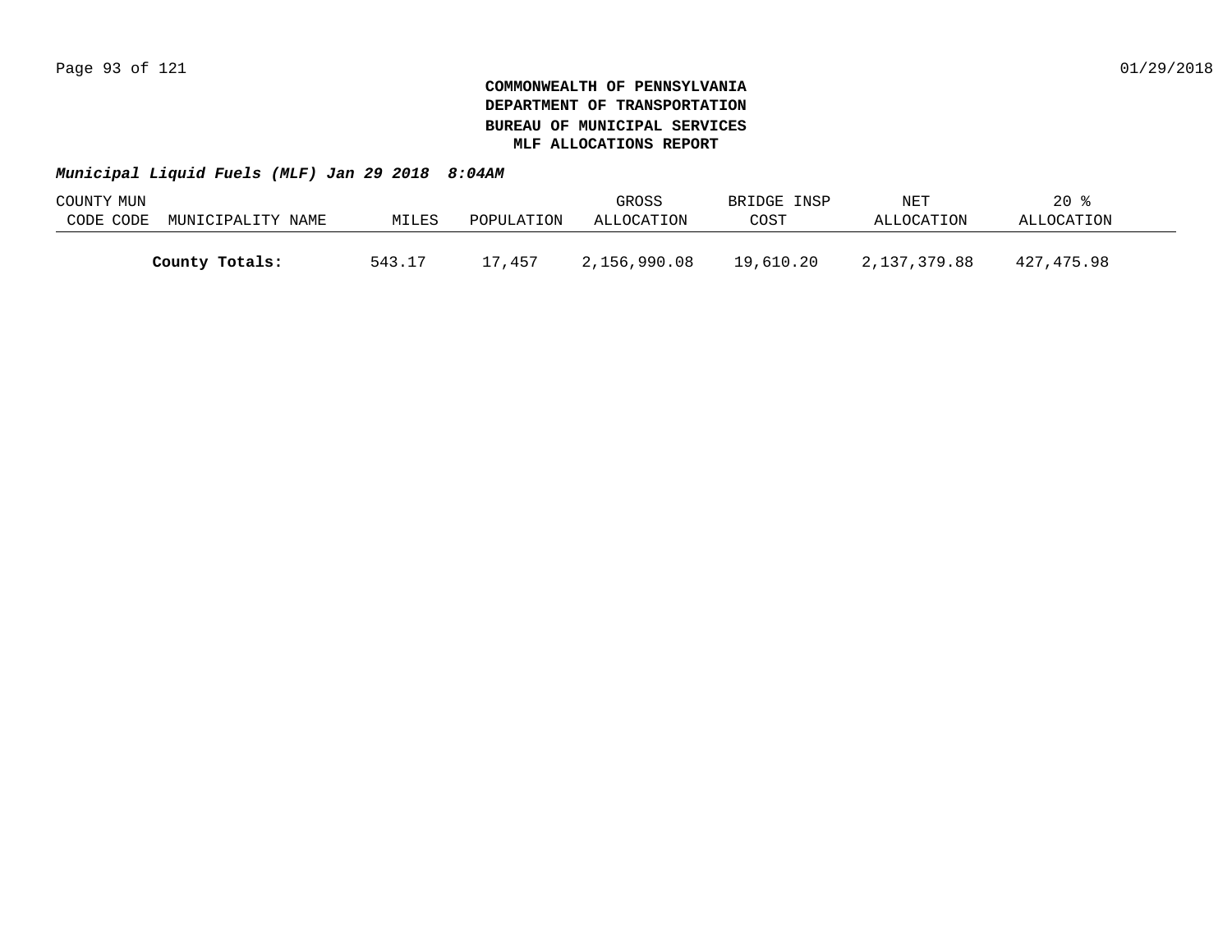**COMMONWEALTH OF PENNSYLVANIA**
**DEPARTMENT OF TRANSPORTATION**
**BUREAU OF MUNICIPAL SERVICES**
**MLF ALLOCATIONS REPORT**

***Municipal Liquid Fuels (MLF) Jan 29 2018 8:04AM***

| COUNTY CODE | MUN CODE | MUNICIPALITY NAME | MILES | POPULATION | GROSS ALLOCATION | BRIDGE INSP COST | NET ALLOCATION | 20 % ALLOCATION |
|---|---|---|---|---|---|---|---|---|
| | | **County Totals:** | 543.17 | 17,457 | 2,156,990.08 | 19,610.20 | 2,137,379.88 | 427,475.98 |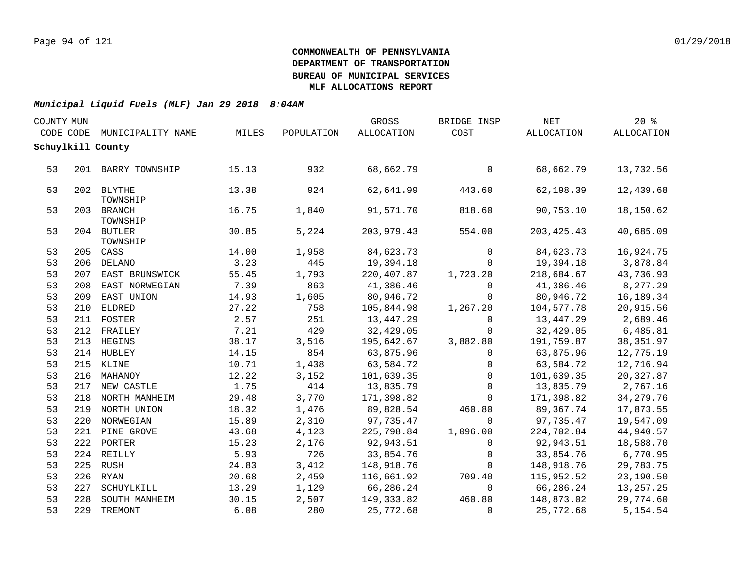**COMMONWEALTH OF PENNSYLVANIA**
**DEPARTMENT OF TRANSPORTATION**
**BUREAU OF MUNICIPAL SERVICES**
**MLF ALLOCATIONS REPORT**

***Municipal Liquid Fuels (MLF) Jan 29 2018 8:04AM***

| COUNTY CODE | MUN CODE | MUNICIPALITY NAME | MILES | POPULATION | GROSS ALLOCATION | BRIDGE INSP COST | NET ALLOCATION | 20 % ALLOCATION |
|---|---|---|---|---|---|---|---|---|
| **Schuylkill County** | | | | | | | | |
| 53 | 201 | BARRY TOWNSHIP | 15.13 | 932 | 68,662.79 | 0 | 68,662.79 | 13,732.56 |
| 53 | 202 | BLYTHE TOWNSHIP | 13.38 | 924 | 62,641.99 | 443.60 | 62,198.39 | 12,439.68 |
| 53 | 203 | BRANCH TOWNSHIP | 16.75 | 1,840 | 91,571.70 | 818.60 | 90,753.10 | 18,150.62 |
| 53 | 204 | BUTLER TOWNSHIP | 30.85 | 5,224 | 203,979.43 | 554.00 | 203,425.43 | 40,685.09 |
| 53 | 205 | CASS | 14.00 | 1,958 | 84,623.73 | 0 | 84,623.73 | 16,924.75 |
| 53 | 206 | DELANO | 3.23 | 445 | 19,394.18 | 0 | 19,394.18 | 3,878.84 |
| 53 | 207 | EAST BRUNSWICK | 55.45 | 1,793 | 220,407.87 | 1,723.20 | 218,684.67 | 43,736.93 |
| 53 | 208 | EAST NORWEGIAN | 7.39 | 863 | 41,386.46 | 0 | 41,386.46 | 8,277.29 |
| 53 | 209 | EAST UNION | 14.93 | 1,605 | 80,946.72 | 0 | 80,946.72 | 16,189.34 |
| 53 | 210 | ELDRED | 27.22 | 758 | 105,844.98 | 1,267.20 | 104,577.78 | 20,915.56 |
| 53 | 211 | FOSTER | 2.57 | 251 | 13,447.29 | 0 | 13,447.29 | 2,689.46 |
| 53 | 212 | FRAILEY | 7.21 | 429 | 32,429.05 | 0 | 32,429.05 | 6,485.81 |
| 53 | 213 | HEGINS | 38.17 | 3,516 | 195,642.67 | 3,882.80 | 191,759.87 | 38,351.97 |
| 53 | 214 | HUBLEY | 14.15 | 854 | 63,875.96 | 0 | 63,875.96 | 12,775.19 |
| 53 | 215 | KLINE | 10.71 | 1,438 | 63,584.72 | 0 | 63,584.72 | 12,716.94 |
| 53 | 216 | MAHANOY | 12.22 | 3,152 | 101,639.35 | 0 | 101,639.35 | 20,327.87 |
| 53 | 217 | NEW CASTLE | 1.75 | 414 | 13,835.79 | 0 | 13,835.79 | 2,767.16 |
| 53 | 218 | NORTH MANHEIM | 29.48 | 3,770 | 171,398.82 | 0 | 171,398.82 | 34,279.76 |
| 53 | 219 | NORTH UNION | 18.32 | 1,476 | 89,828.54 | 460.80 | 89,367.74 | 17,873.55 |
| 53 | 220 | NORWEGIAN | 15.89 | 2,310 | 97,735.47 | 0 | 97,735.47 | 19,547.09 |
| 53 | 221 | PINE GROVE | 43.68 | 4,123 | 225,798.84 | 1,096.00 | 224,702.84 | 44,940.57 |
| 53 | 222 | PORTER | 15.23 | 2,176 | 92,943.51 | 0 | 92,943.51 | 18,588.70 |
| 53 | 224 | REILLY | 5.93 | 726 | 33,854.76 | 0 | 33,854.76 | 6,770.95 |
| 53 | 225 | RUSH | 24.83 | 3,412 | 148,918.76 | 0 | 148,918.76 | 29,783.75 |
| 53 | 226 | RYAN | 20.68 | 2,459 | 116,661.92 | 709.40 | 115,952.52 | 23,190.50 |
| 53 | 227 | SCHUYLKILL | 13.29 | 1,129 | 66,286.24 | 0 | 66,286.24 | 13,257.25 |
| 53 | 228 | SOUTH MANHEIM | 30.15 | 2,507 | 149,333.82 | 460.80 | 148,873.02 | 29,774.60 |
| 53 | 229 | TREMONT | 6.08 | 280 | 25,772.68 | 0 | 25,772.68 | 5,154.54 |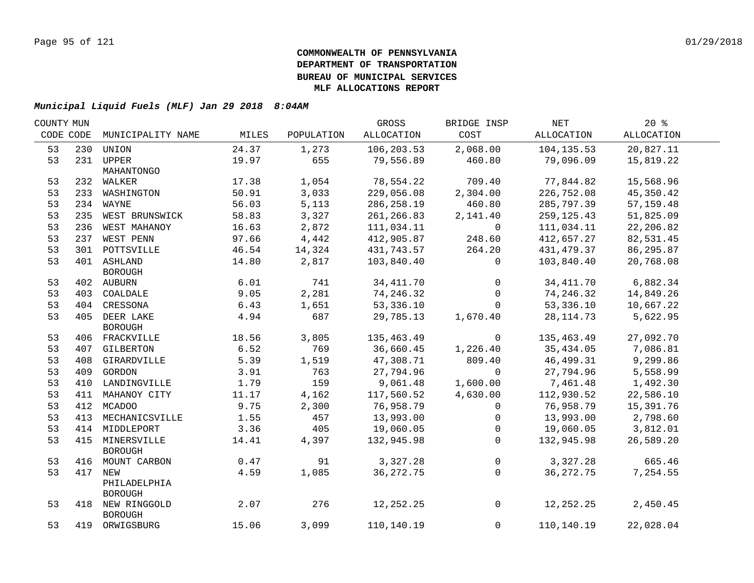**COMMONWEALTH OF PENNSYLVANIA**
**DEPARTMENT OF TRANSPORTATION**
**BUREAU OF MUNICIPAL SERVICES**
**MLF ALLOCATIONS REPORT**

***Municipal Liquid Fuels (MLF) Jan 29 2018 8:04AM***

| COUNTY CODE | MUN CODE | MUNICIPALITY NAME | MILES | POPULATION | GROSS ALLOCATION | BRIDGE INSP COST | NET ALLOCATION | 20 % ALLOCATION |
|---|---|---|---|---|---|---|---|---|
| 53 | 230 | UNION | 24.37 | 1,273 | 106,203.53 | 2,068.00 | 104,135.53 | 20,827.11 |
| 53 | 231 | UPPER MAHANTONGO | 19.97 | 655 | 79,556.89 | 460.80 | 79,096.09 | 15,819.22 |
| 53 | 232 | WALKER | 17.38 | 1,054 | 78,554.22 | 709.40 | 77,844.82 | 15,568.96 |
| 53 | 233 | WASHINGTON | 50.91 | 3,033 | 229,056.08 | 2,304.00 | 226,752.08 | 45,350.42 |
| 53 | 234 | WAYNE | 56.03 | 5,113 | 286,258.19 | 460.80 | 285,797.39 | 57,159.48 |
| 53 | 235 | WEST BRUNSWICK | 58.83 | 3,327 | 261,266.83 | 2,141.40 | 259,125.43 | 51,825.09 |
| 53 | 236 | WEST MAHANOY | 16.63 | 2,872 | 111,034.11 | 0 | 111,034.11 | 22,206.82 |
| 53 | 237 | WEST PENN | 97.66 | 4,442 | 412,905.87 | 248.60 | 412,657.27 | 82,531.45 |
| 53 | 301 | POTTSVILLE | 46.54 | 14,324 | 431,743.57 | 264.20 | 431,479.37 | 86,295.87 |
| 53 | 401 | ASHLAND BOROUGH | 14.80 | 2,817 | 103,840.40 | 0 | 103,840.40 | 20,768.08 |
| 53 | 402 | AUBURN | 6.01 | 741 | 34,411.70 | 0 | 34,411.70 | 6,882.34 |
| 53 | 403 | COALDALE | 9.05 | 2,281 | 74,246.32 | 0 | 74,246.32 | 14,849.26 |
| 53 | 404 | CRESSONA | 6.43 | 1,651 | 53,336.10 | 0 | 53,336.10 | 10,667.22 |
| 53 | 405 | DEER LAKE BOROUGH | 4.94 | 687 | 29,785.13 | 1,670.40 | 28,114.73 | 5,622.95 |
| 53 | 406 | FRACKVILLE | 18.56 | 3,805 | 135,463.49 | 0 | 135,463.49 | 27,092.70 |
| 53 | 407 | GILBERTON | 6.52 | 769 | 36,660.45 | 1,226.40 | 35,434.05 | 7,086.81 |
| 53 | 408 | GIRARDVILLE | 5.39 | 1,519 | 47,308.71 | 809.40 | 46,499.31 | 9,299.86 |
| 53 | 409 | GORDON | 3.91 | 763 | 27,794.96 | 0 | 27,794.96 | 5,558.99 |
| 53 | 410 | LANDINGVILLE | 1.79 | 159 | 9,061.48 | 1,600.00 | 7,461.48 | 1,492.30 |
| 53 | 411 | MAHANOY CITY | 11.17 | 4,162 | 117,560.52 | 4,630.00 | 112,930.52 | 22,586.10 |
| 53 | 412 | MCADOO | 9.75 | 2,300 | 76,958.79 | 0 | 76,958.79 | 15,391.76 |
| 53 | 413 | MECHANICSVILLE | 1.55 | 457 | 13,993.00 | 0 | 13,993.00 | 2,798.60 |
| 53 | 414 | MIDDLEPORT | 3.36 | 405 | 19,060.05 | 0 | 19,060.05 | 3,812.01 |
| 53 | 415 | MINERSVILLE BOROUGH | 14.41 | 4,397 | 132,945.98 | 0 | 132,945.98 | 26,589.20 |
| 53 | 416 | MOUNT CARBON | 0.47 | 91 | 3,327.28 | 0 | 3,327.28 | 665.46 |
| 53 | 417 | NEW PHILADELPHIA BOROUGH | 4.59 | 1,085 | 36,272.75 | 0 | 36,272.75 | 7,254.55 |
| 53 | 418 | NEW RINGGOLD BOROUGH | 2.07 | 276 | 12,252.25 | 0 | 12,252.25 | 2,450.45 |
| 53 | 419 | ORWIGSBURG | 15.06 | 3,099 | 110,140.19 | 0 | 110,140.19 | 22,028.04 |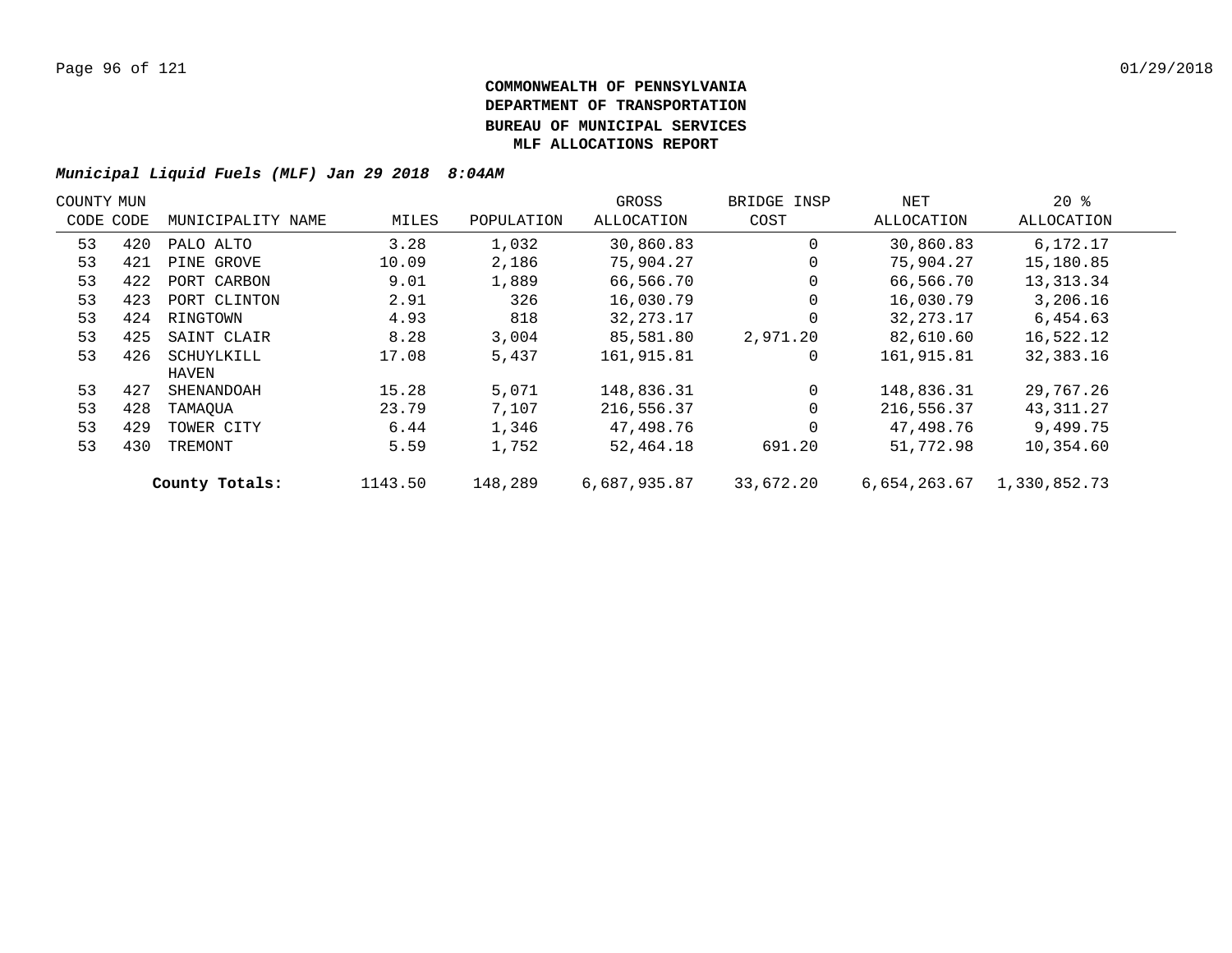# COMMONWEALTH OF PENNSYLVANIA
# DEPARTMENT OF TRANSPORTATION
# BUREAU OF MUNICIPAL SERVICES
# MLF ALLOCATIONS REPORT

***Municipal Liquid Fuels (MLF) Jan 29 2018 8:04AM***

| COUNTY CODE | MUN CODE | MUNICIPALITY NAME | MILES | POPULATION | GROSS ALLOCATION | BRIDGE INSP COST | NET ALLOCATION | 20 % ALLOCATION |
|---|---|---|---|---|---|---|---|---|
| 53 | 420 | PALO ALTO | 3.28 | 1,032 | 30,860.83 | 0 | 30,860.83 | 6,172.17 |
| 53 | 421 | PINE GROVE | 10.09 | 2,186 | 75,904.27 | 0 | 75,904.27 | 15,180.85 |
| 53 | 422 | PORT CARBON | 9.01 | 1,889 | 66,566.70 | 0 | 66,566.70 | 13,313.34 |
| 53 | 423 | PORT CLINTON | 2.91 | 326 | 16,030.79 | 0 | 16,030.79 | 3,206.16 |
| 53 | 424 | RINGTOWN | 4.93 | 818 | 32,273.17 | 0 | 32,273.17 | 6,454.63 |
| 53 | 425 | SAINT CLAIR | 8.28 | 3,004 | 85,581.80 | 2,971.20 | 82,610.60 | 16,522.12 |
| 53 | 426 | SCHUYLKILL HAVEN | 17.08 | 5,437 | 161,915.81 | 0 | 161,915.81 | 32,383.16 |
| 53 | 427 | SHENANDOAH | 15.28 | 5,071 | 148,836.31 | 0 | 148,836.31 | 29,767.26 |
| 53 | 428 | TAMAQUA | 23.79 | 7,107 | 216,556.37 | 0 | 216,556.37 | 43,311.27 |
| 53 | 429 | TOWER CITY | 6.44 | 1,346 | 47,498.76 | 0 | 47,498.76 | 9,499.75 |
| 53 | 430 | TREMONT | 5.59 | 1,752 | 52,464.18 | 691.20 | 51,772.98 | 10,354.60 |
| | | **County Totals:** | 1143.50 | 148,289 | 6,687,935.87 | 33,672.20 | 6,654,263.67 | 1,330,852.73 |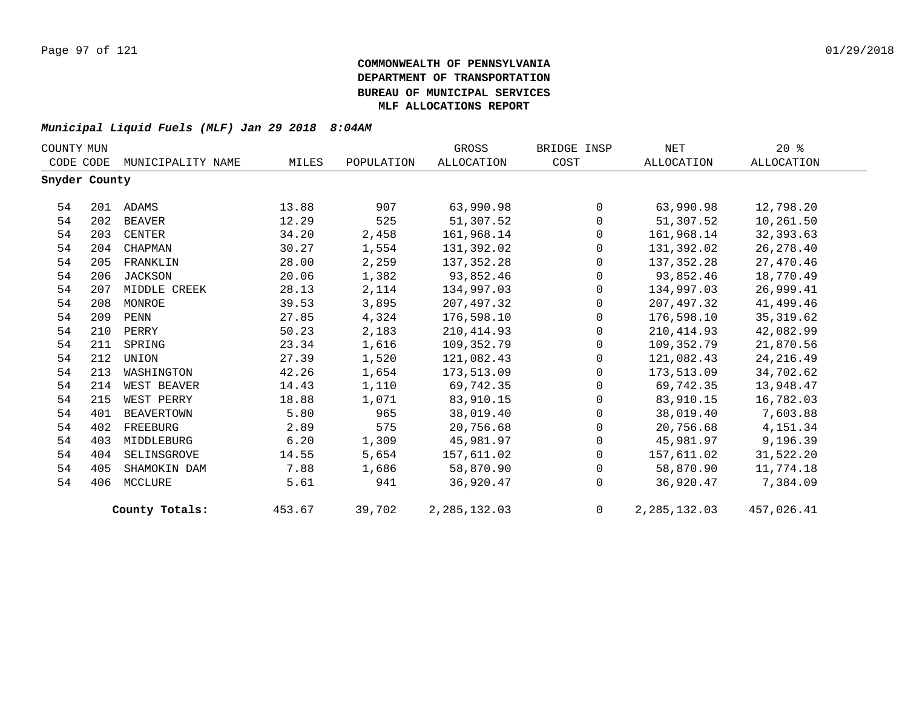**COMMONWEALTH OF PENNSYLVANIA**
**DEPARTMENT OF TRANSPORTATION**
**BUREAU OF MUNICIPAL SERVICES**
**MLF ALLOCATIONS REPORT**

***Municipal Liquid Fuels (MLF) Jan 29 2018 8:04AM***

| COUNTY CODE | MUN CODE | MUNICIPALITY NAME | MILES | POPULATION | GROSS ALLOCATION | BRIDGE INSP COST | NET ALLOCATION | 20 % ALLOCATION |
|---|---|---|---|---|---|---|---|---|
| **Snyder County** | | | | | | | | |
| 54 | 201 | ADAMS | 13.88 | 907 | 63,990.98 | 0 | 63,990.98 | 12,798.20 |
| 54 | 202 | BEAVER | 12.29 | 525 | 51,307.52 | 0 | 51,307.52 | 10,261.50 |
| 54 | 203 | CENTER | 34.20 | 2,458 | 161,968.14 | 0 | 161,968.14 | 32,393.63 |
| 54 | 204 | CHAPMAN | 30.27 | 1,554 | 131,392.02 | 0 | 131,392.02 | 26,278.40 |
| 54 | 205 | FRANKLIN | 28.00 | 2,259 | 137,352.28 | 0 | 137,352.28 | 27,470.46 |
| 54 | 206 | JACKSON | 20.06 | 1,382 | 93,852.46 | 0 | 93,852.46 | 18,770.49 |
| 54 | 207 | MIDDLE CREEK | 28.13 | 2,114 | 134,997.03 | 0 | 134,997.03 | 26,999.41 |
| 54 | 208 | MONROE | 39.53 | 3,895 | 207,497.32 | 0 | 207,497.32 | 41,499.46 |
| 54 | 209 | PENN | 27.85 | 4,324 | 176,598.10 | 0 | 176,598.10 | 35,319.62 |
| 54 | 210 | PERRY | 50.23 | 2,183 | 210,414.93 | 0 | 210,414.93 | 42,082.99 |
| 54 | 211 | SPRING | 23.34 | 1,616 | 109,352.79 | 0 | 109,352.79 | 21,870.56 |
| 54 | 212 | UNION | 27.39 | 1,520 | 121,082.43 | 0 | 121,082.43 | 24,216.49 |
| 54 | 213 | WASHINGTON | 42.26 | 1,654 | 173,513.09 | 0 | 173,513.09 | 34,702.62 |
| 54 | 214 | WEST BEAVER | 14.43 | 1,110 | 69,742.35 | 0 | 69,742.35 | 13,948.47 |
| 54 | 215 | WEST PERRY | 18.88 | 1,071 | 83,910.15 | 0 | 83,910.15 | 16,782.03 |
| 54 | 401 | BEAVERTOWN | 5.80 | 965 | 38,019.40 | 0 | 38,019.40 | 7,603.88 |
| 54 | 402 | FREEBURG | 2.89 | 575 | 20,756.68 | 0 | 20,756.68 | 4,151.34 |
| 54 | 403 | MIDDLEBURG | 6.20 | 1,309 | 45,981.97 | 0 | 45,981.97 | 9,196.39 |
| 54 | 404 | SELINSGROVE | 14.55 | 5,654 | 157,611.02 | 0 | 157,611.02 | 31,522.20 |
| 54 | 405 | SHAMOKIN DAM | 7.88 | 1,686 | 58,870.90 | 0 | 58,870.90 | 11,774.18 |
| 54 | 406 | MCCLURE | 5.61 | 941 | 36,920.47 | 0 | 36,920.47 | 7,384.09 |
| | | **County Totals:** | 453.67 | 39,702 | 2,285,132.03 | 0 | 2,285,132.03 | 457,026.41 |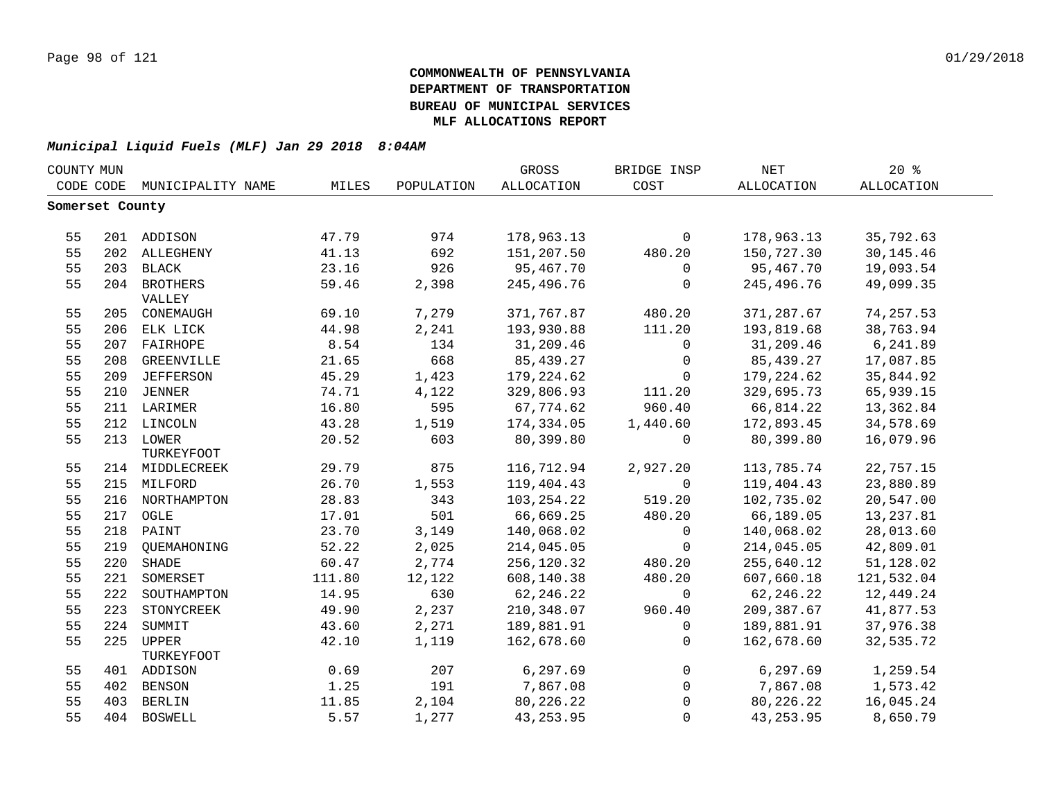**COMMONWEALTH OF PENNSYLVANIA**
**DEPARTMENT OF TRANSPORTATION**
**BUREAU OF MUNICIPAL SERVICES**
**MLF ALLOCATIONS REPORT**

***Municipal Liquid Fuels (MLF) Jan 29 2018 8:04AM***

| COUNTY CODE | MUN CODE | MUNICIPALITY NAME | MILES | POPULATION | GROSS ALLOCATION | BRIDGE INSP COST | NET ALLOCATION | 20 % ALLOCATION |
|---|---|---|---|---|---|---|---|---|
| **Somerset County** | | | | | | | | |
| 55 | 201 | ADDISON | 47.79 | 974 | 178,963.13 | 0 | 178,963.13 | 35,792.63 |
| 55 | 202 | ALLEGHENY | 41.13 | 692 | 151,207.50 | 480.20 | 150,727.30 | 30,145.46 |
| 55 | 203 | BLACK | 23.16 | 926 | 95,467.70 | 0 | 95,467.70 | 19,093.54 |
| 55 | 204 | BROTHERS VALLEY | 59.46 | 2,398 | 245,496.76 | 0 | 245,496.76 | 49,099.35 |
| 55 | 205 | CONEMAUGH | 69.10 | 7,279 | 371,767.87 | 480.20 | 371,287.67 | 74,257.53 |
| 55 | 206 | ELK LICK | 44.98 | 2,241 | 193,930.88 | 111.20 | 193,819.68 | 38,763.94 |
| 55 | 207 | FAIRHOPE | 8.54 | 134 | 31,209.46 | 0 | 31,209.46 | 6,241.89 |
| 55 | 208 | GREENVILLE | 21.65 | 668 | 85,439.27 | 0 | 85,439.27 | 17,087.85 |
| 55 | 209 | JEFFERSON | 45.29 | 1,423 | 179,224.62 | 0 | 179,224.62 | 35,844.92 |
| 55 | 210 | JENNER | 74.71 | 4,122 | 329,806.93 | 111.20 | 329,695.73 | 65,939.15 |
| 55 | 211 | LARIMER | 16.80 | 595 | 67,774.62 | 960.40 | 66,814.22 | 13,362.84 |
| 55 | 212 | LINCOLN | 43.28 | 1,519 | 174,334.05 | 1,440.60 | 172,893.45 | 34,578.69 |
| 55 | 213 | LOWER TURKEYFOOT | 20.52 | 603 | 80,399.80 | 0 | 80,399.80 | 16,079.96 |
| 55 | 214 | MIDDLECREEK | 29.79 | 875 | 116,712.94 | 2,927.20 | 113,785.74 | 22,757.15 |
| 55 | 215 | MILFORD | 26.70 | 1,553 | 119,404.43 | 0 | 119,404.43 | 23,880.89 |
| 55 | 216 | NORTHAMPTON | 28.83 | 343 | 103,254.22 | 519.20 | 102,735.02 | 20,547.00 |
| 55 | 217 | OGLE | 17.01 | 501 | 66,669.25 | 480.20 | 66,189.05 | 13,237.81 |
| 55 | 218 | PAINT | 23.70 | 3,149 | 140,068.02 | 0 | 140,068.02 | 28,013.60 |
| 55 | 219 | QUEMAHONING | 52.22 | 2,025 | 214,045.05 | 0 | 214,045.05 | 42,809.01 |
| 55 | 220 | SHADE | 60.47 | 2,774 | 256,120.32 | 480.20 | 255,640.12 | 51,128.02 |
| 55 | 221 | SOMERSET | 111.80 | 12,122 | 608,140.38 | 480.20 | 607,660.18 | 121,532.04 |
| 55 | 222 | SOUTHAMPTON | 14.95 | 630 | 62,246.22 | 0 | 62,246.22 | 12,449.24 |
| 55 | 223 | STONYCREEK | 49.90 | 2,237 | 210,348.07 | 960.40 | 209,387.67 | 41,877.53 |
| 55 | 224 | SUMMIT | 43.60 | 2,271 | 189,881.91 | 0 | 189,881.91 | 37,976.38 |
| 55 | 225 | UPPER TURKEYFOOT | 42.10 | 1,119 | 162,678.60 | 0 | 162,678.60 | 32,535.72 |
| 55 | 401 | ADDISON | 0.69 | 207 | 6,297.69 | 0 | 6,297.69 | 1,259.54 |
| 55 | 402 | BENSON | 1.25 | 191 | 7,867.08 | 0 | 7,867.08 | 1,573.42 |
| 55 | 403 | BERLIN | 11.85 | 2,104 | 80,226.22 | 0 | 80,226.22 | 16,045.24 |
| 55 | 404 | BOSWELL | 5.57 | 1,277 | 43,253.95 | 0 | 43,253.95 | 8,650.79 |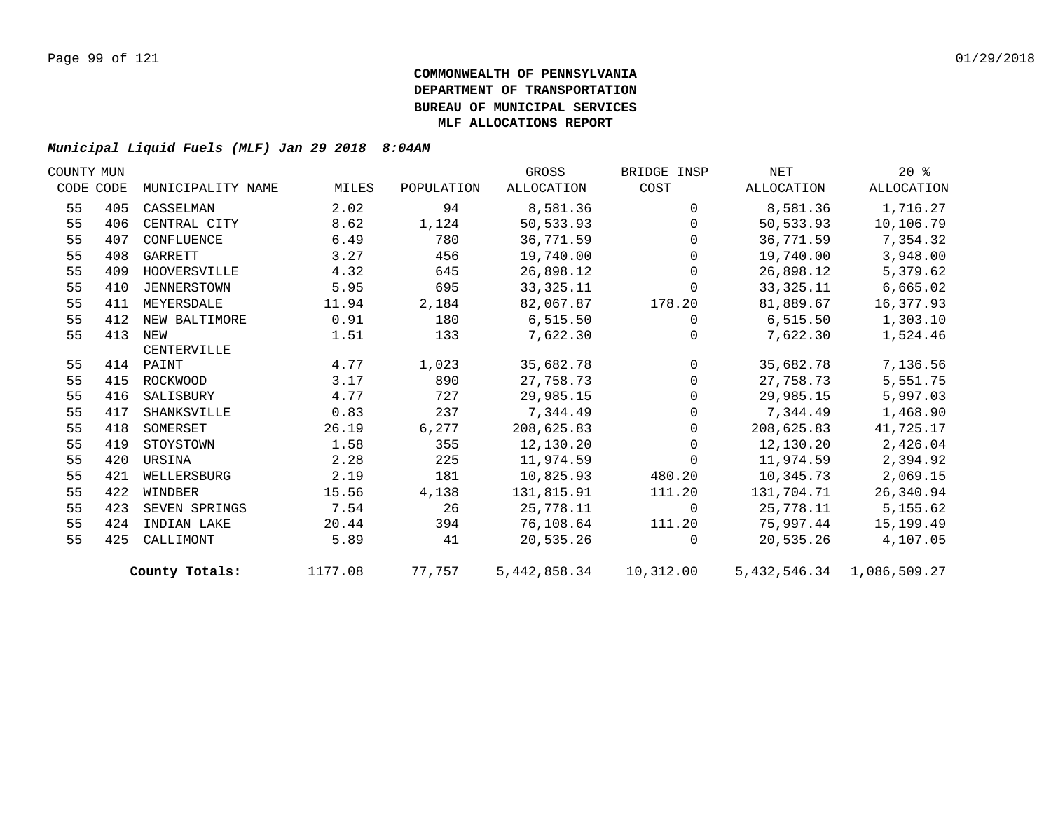**COMMONWEALTH OF PENNSYLVANIA**
**DEPARTMENT OF TRANSPORTATION**
**BUREAU OF MUNICIPAL SERVICES**
**MLF ALLOCATIONS REPORT**

*Municipal Liquid Fuels (MLF) Jan 29 2018 8:04AM*

| COUNTY CODE | MUN CODE | MUNICIPALITY NAME | MILES | POPULATION | GROSS ALLOCATION | BRIDGE INSP COST | NET ALLOCATION | 20 % ALLOCATION |
|---|---|---|---|---|---|---|---|---|
| 55 | 405 | CASSELMAN | 2.02 | 94 | 8,581.36 | 0 | 8,581.36 | 1,716.27 |
| 55 | 406 | CENTRAL CITY | 8.62 | 1,124 | 50,533.93 | 0 | 50,533.93 | 10,106.79 |
| 55 | 407 | CONFLUENCE | 6.49 | 780 | 36,771.59 | 0 | 36,771.59 | 7,354.32 |
| 55 | 408 | GARRETT | 3.27 | 456 | 19,740.00 | 0 | 19,740.00 | 3,948.00 |
| 55 | 409 | HOOVERSVILLE | 4.32 | 645 | 26,898.12 | 0 | 26,898.12 | 5,379.62 |
| 55 | 410 | JENNERSTOWN | 5.95 | 695 | 33,325.11 | 0 | 33,325.11 | 6,665.02 |
| 55 | 411 | MEYERSDALE | 11.94 | 2,184 | 82,067.87 | 178.20 | 81,889.67 | 16,377.93 |
| 55 | 412 | NEW BALTIMORE | 0.91 | 180 | 6,515.50 | 0 | 6,515.50 | 1,303.10 |
| 55 | 413 | NEW CENTERVILLE | 1.51 | 133 | 7,622.30 | 0 | 7,622.30 | 1,524.46 |
| 55 | 414 | PAINT | 4.77 | 1,023 | 35,682.78 | 0 | 35,682.78 | 7,136.56 |
| 55 | 415 | ROCKWOOD | 3.17 | 890 | 27,758.73 | 0 | 27,758.73 | 5,551.75 |
| 55 | 416 | SALISBURY | 4.77 | 727 | 29,985.15 | 0 | 29,985.15 | 5,997.03 |
| 55 | 417 | SHANKSVILLE | 0.83 | 237 | 7,344.49 | 0 | 7,344.49 | 1,468.90 |
| 55 | 418 | SOMERSET | 26.19 | 6,277 | 208,625.83 | 0 | 208,625.83 | 41,725.17 |
| 55 | 419 | STOYSTOWN | 1.58 | 355 | 12,130.20 | 0 | 12,130.20 | 2,426.04 |
| 55 | 420 | URSINA | 2.28 | 225 | 11,974.59 | 0 | 11,974.59 | 2,394.92 |
| 55 | 421 | WELLERSBURG | 2.19 | 181 | 10,825.93 | 480.20 | 10,345.73 | 2,069.15 |
| 55 | 422 | WINDBER | 15.56 | 4,138 | 131,815.91 | 111.20 | 131,704.71 | 26,340.94 |
| 55 | 423 | SEVEN SPRINGS | 7.54 | 26 | 25,778.11 | 0 | 25,778.11 | 5,155.62 |
| 55 | 424 | INDIAN LAKE | 20.44 | 394 | 76,108.64 | 111.20 | 75,997.44 | 15,199.49 |
| 55 | 425 | CALLIMONT | 5.89 | 41 | 20,535.26 | 0 | 20,535.26 | 4,107.05 |
| | | **County Totals:** | 1177.08 | 77,757 | 5,442,858.34 | 10,312.00 | 5,432,546.34 | 1,086,509.27 |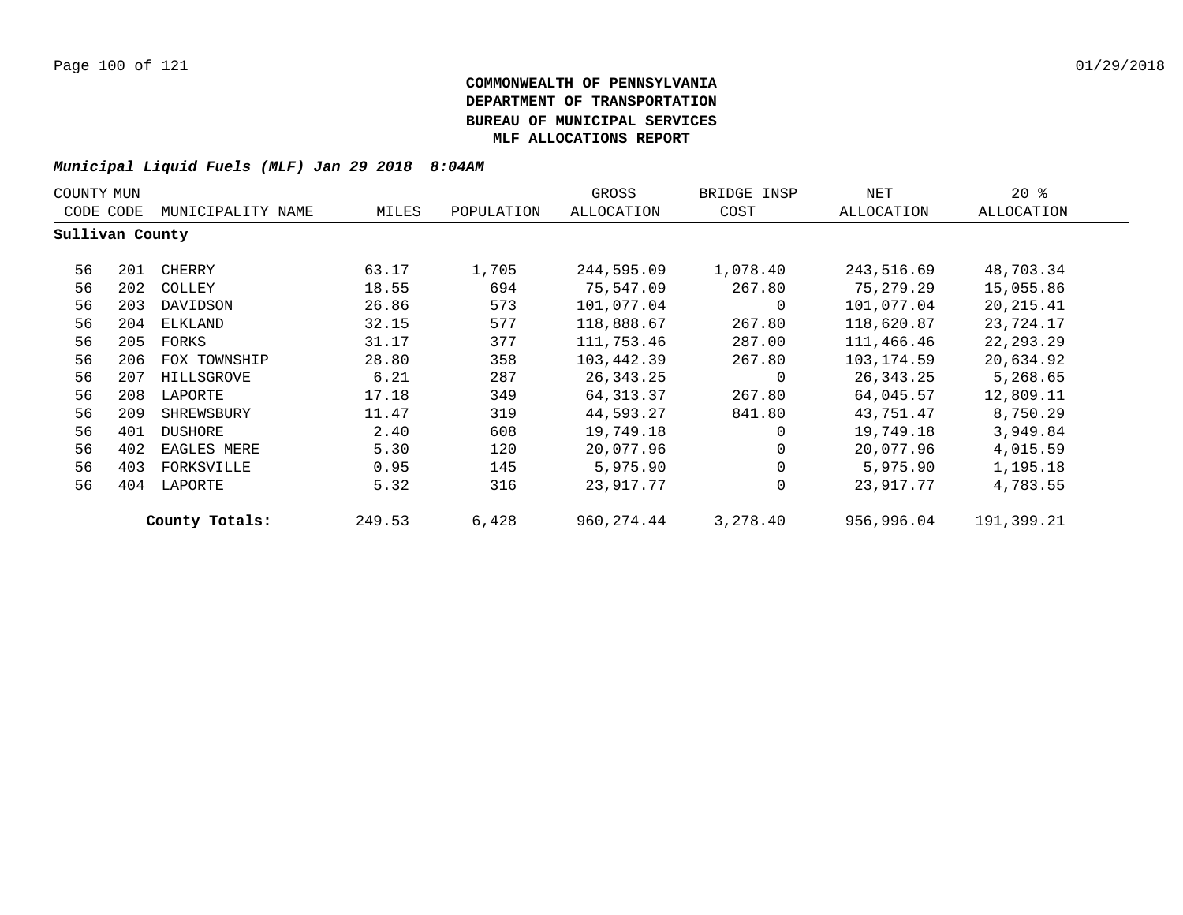**COMMONWEALTH OF PENNSYLVANIA**
**DEPARTMENT OF TRANSPORTATION**
**BUREAU OF MUNICIPAL SERVICES**
**MLF ALLOCATIONS REPORT**

***Municipal Liquid Fuels (MLF) Jan 29 2018 8:04AM***

| COUNTY CODE | MUN CODE | MUNICIPALITY NAME | MILES | POPULATION | GROSS ALLOCATION | BRIDGE INSP COST | NET ALLOCATION | 20 % ALLOCATION |
|---|---|---|---|---|---|---|---|---|
| **Sullivan County** | | | | | | | | |
| 56 | 201 | CHERRY | 63.17 | 1,705 | 244,595.09 | 1,078.40 | 243,516.69 | 48,703.34 |
| 56 | 202 | COLLEY | 18.55 | 694 | 75,547.09 | 267.80 | 75,279.29 | 15,055.86 |
| 56 | 203 | DAVIDSON | 26.86 | 573 | 101,077.04 | 0 | 101,077.04 | 20,215.41 |
| 56 | 204 | ELKLAND | 32.15 | 577 | 118,888.67 | 267.80 | 118,620.87 | 23,724.17 |
| 56 | 205 | FORKS | 31.17 | 377 | 111,753.46 | 287.00 | 111,466.46 | 22,293.29 |
| 56 | 206 | FOX TOWNSHIP | 28.80 | 358 | 103,442.39 | 267.80 | 103,174.59 | 20,634.92 |
| 56 | 207 | HILLSGROVE | 6.21 | 287 | 26,343.25 | 0 | 26,343.25 | 5,268.65 |
| 56 | 208 | LAPORTE | 17.18 | 349 | 64,313.37 | 267.80 | 64,045.57 | 12,809.11 |
| 56 | 209 | SHREWSBURY | 11.47 | 319 | 44,593.27 | 841.80 | 43,751.47 | 8,750.29 |
| 56 | 401 | DUSHORE | 2.40 | 608 | 19,749.18 | 0 | 19,749.18 | 3,949.84 |
| 56 | 402 | EAGLES MERE | 5.30 | 120 | 20,077.96 | 0 | 20,077.96 | 4,015.59 |
| 56 | 403 | FORKSVILLE | 0.95 | 145 | 5,975.90 | 0 | 5,975.90 | 1,195.18 |
| 56 | 404 | LAPORTE | 5.32 | 316 | 23,917.77 | 0 | 23,917.77 | 4,783.55 |
| | | **County Totals:** | 249.53 | 6,428 | 960,274.44 | 3,278.40 | 956,996.04 | 191,399.21 |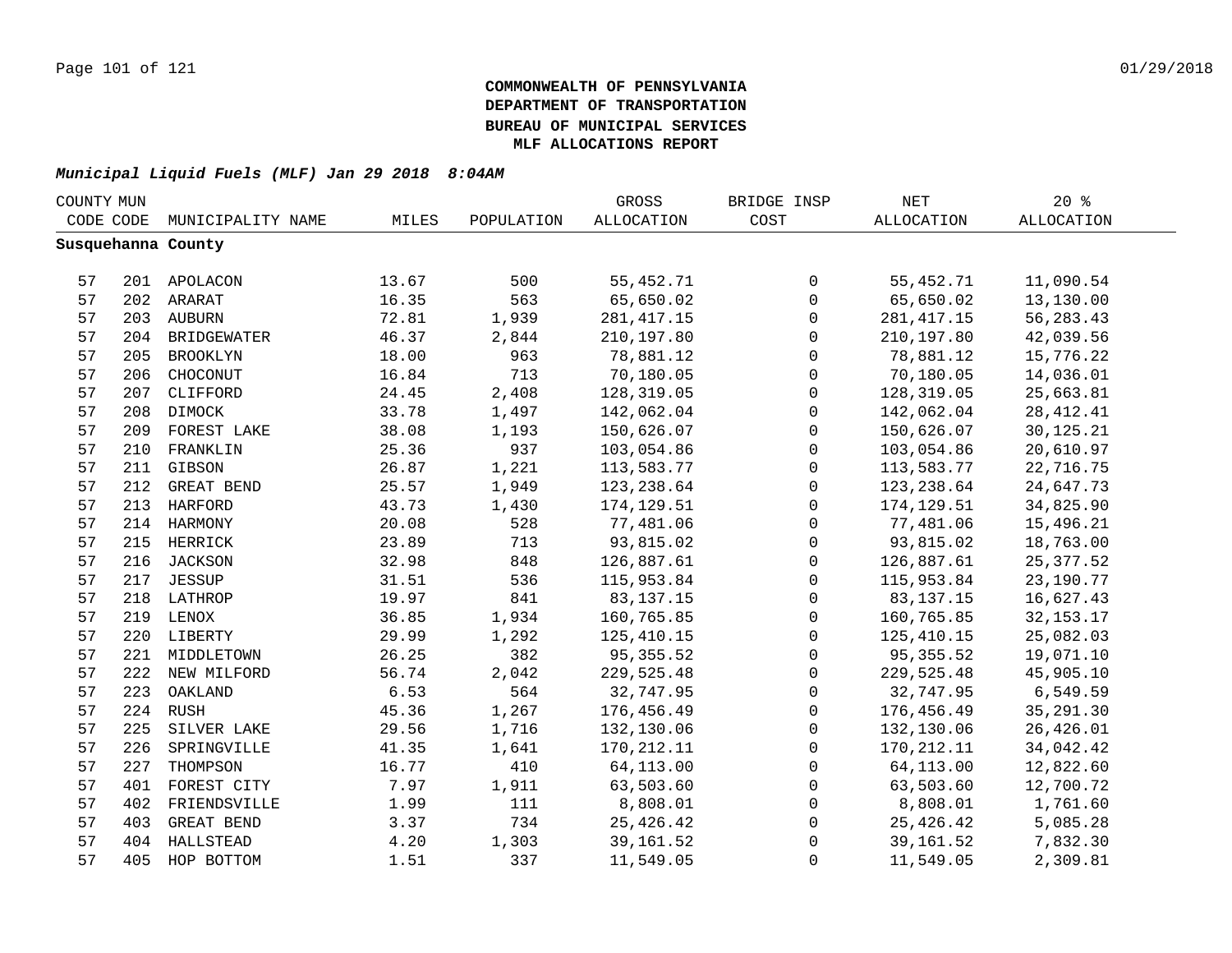**COMMONWEALTH OF PENNSYLVANIA**
**DEPARTMENT OF TRANSPORTATION**
**BUREAU OF MUNICIPAL SERVICES**
**MLF ALLOCATIONS REPORT**

***Municipal Liquid Fuels (MLF) Jan 29 2018 8:04AM***

| COUNTY CODE | MUN CODE | MUNICIPALITY NAME | MILES | POPULATION | GROSS ALLOCATION | BRIDGE INSP COST | NET ALLOCATION | 20 % ALLOCATION |
|---|---|---|---|---|---|---|---|---|
| **Susquehanna County** | | | | | | | | |
| 57 | 201 | APOLACON | 13.67 | 500 | 55,452.71 | 0 | 55,452.71 | 11,090.54 |
| 57 | 202 | ARARAT | 16.35 | 563 | 65,650.02 | 0 | 65,650.02 | 13,130.00 |
| 57 | 203 | AUBURN | 72.81 | 1,939 | 281,417.15 | 0 | 281,417.15 | 56,283.43 |
| 57 | 204 | BRIDGEWATER | 46.37 | 2,844 | 210,197.80 | 0 | 210,197.80 | 42,039.56 |
| 57 | 205 | BROOKLYN | 18.00 | 963 | 78,881.12 | 0 | 78,881.12 | 15,776.22 |
| 57 | 206 | CHOCONUT | 16.84 | 713 | 70,180.05 | 0 | 70,180.05 | 14,036.01 |
| 57 | 207 | CLIFFORD | 24.45 | 2,408 | 128,319.05 | 0 | 128,319.05 | 25,663.81 |
| 57 | 208 | DIMOCK | 33.78 | 1,497 | 142,062.04 | 0 | 142,062.04 | 28,412.41 |
| 57 | 209 | FOREST LAKE | 38.08 | 1,193 | 150,626.07 | 0 | 150,626.07 | 30,125.21 |
| 57 | 210 | FRANKLIN | 25.36 | 937 | 103,054.86 | 0 | 103,054.86 | 20,610.97 |
| 57 | 211 | GIBSON | 26.87 | 1,221 | 113,583.77 | 0 | 113,583.77 | 22,716.75 |
| 57 | 212 | GREAT BEND | 25.57 | 1,949 | 123,238.64 | 0 | 123,238.64 | 24,647.73 |
| 57 | 213 | HARFORD | 43.73 | 1,430 | 174,129.51 | 0 | 174,129.51 | 34,825.90 |
| 57 | 214 | HARMONY | 20.08 | 528 | 77,481.06 | 0 | 77,481.06 | 15,496.21 |
| 57 | 215 | HERRICK | 23.89 | 713 | 93,815.02 | 0 | 93,815.02 | 18,763.00 |
| 57 | 216 | JACKSON | 32.98 | 848 | 126,887.61 | 0 | 126,887.61 | 25,377.52 |
| 57 | 217 | JESSUP | 31.51 | 536 | 115,953.84 | 0 | 115,953.84 | 23,190.77 |
| 57 | 218 | LATHROP | 19.97 | 841 | 83,137.15 | 0 | 83,137.15 | 16,627.43 |
| 57 | 219 | LENOX | 36.85 | 1,934 | 160,765.85 | 0 | 160,765.85 | 32,153.17 |
| 57 | 220 | LIBERTY | 29.99 | 1,292 | 125,410.15 | 0 | 125,410.15 | 25,082.03 |
| 57 | 221 | MIDDLETOWN | 26.25 | 382 | 95,355.52 | 0 | 95,355.52 | 19,071.10 |
| 57 | 222 | NEW MILFORD | 56.74 | 2,042 | 229,525.48 | 0 | 229,525.48 | 45,905.10 |
| 57 | 223 | OAKLAND | 6.53 | 564 | 32,747.95 | 0 | 32,747.95 | 6,549.59 |
| 57 | 224 | RUSH | 45.36 | 1,267 | 176,456.49 | 0 | 176,456.49 | 35,291.30 |
| 57 | 225 | SILVER LAKE | 29.56 | 1,716 | 132,130.06 | 0 | 132,130.06 | 26,426.01 |
| 57 | 226 | SPRINGVILLE | 41.35 | 1,641 | 170,212.11 | 0 | 170,212.11 | 34,042.42 |
| 57 | 227 | THOMPSON | 16.77 | 410 | 64,113.00 | 0 | 64,113.00 | 12,822.60 |
| 57 | 401 | FOREST CITY | 7.97 | 1,911 | 63,503.60 | 0 | 63,503.60 | 12,700.72 |
| 57 | 402 | FRIENDSVILLE | 1.99 | 111 | 8,808.01 | 0 | 8,808.01 | 1,761.60 |
| 57 | 403 | GREAT BEND | 3.37 | 734 | 25,426.42 | 0 | 25,426.42 | 5,085.28 |
| 57 | 404 | HALLSTEAD | 4.20 | 1,303 | 39,161.52 | 0 | 39,161.52 | 7,832.30 |
| 57 | 405 | HOP BOTTOM | 1.51 | 337 | 11,549.05 | 0 | 11,549.05 | 2,309.81 |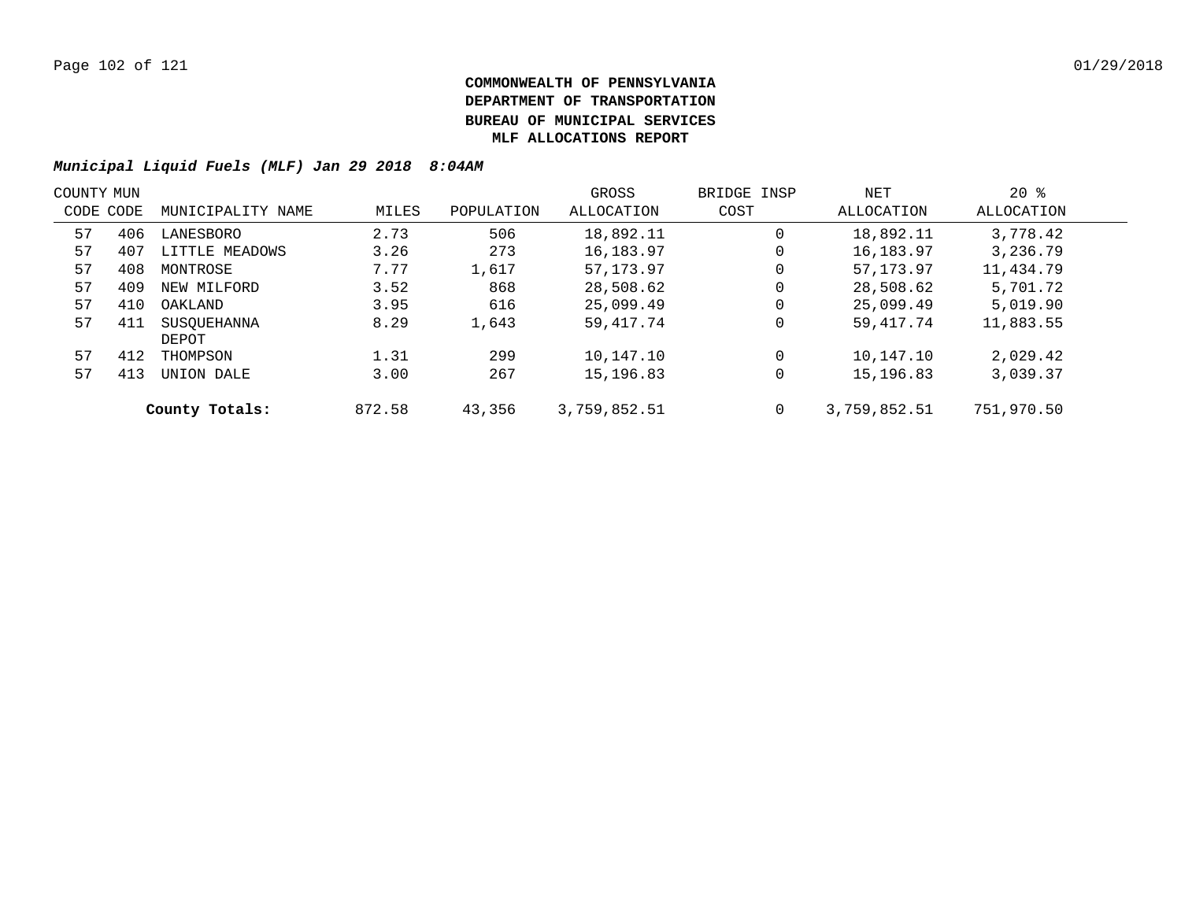**COMMONWEALTH OF PENNSYLVANIA**
**DEPARTMENT OF TRANSPORTATION**
**BUREAU OF MUNICIPAL SERVICES**
**MLF ALLOCATIONS REPORT**

***Municipal Liquid Fuels (MLF) Jan 29 2018 8:04AM***

| COUNTY CODE | MUN CODE | MUNICIPALITY NAME | MILES | POPULATION | GROSS ALLOCATION | BRIDGE INSP COST | NET ALLOCATION | 20 % ALLOCATION |
|---|---|---|---|---|---|---|---|---|
| 57 | 406 | LANESBORO | 2.73 | 506 | 18,892.11 | 0 | 18,892.11 | 3,778.42 |
| 57 | 407 | LITTLE MEADOWS | 3.26 | 273 | 16,183.97 | 0 | 16,183.97 | 3,236.79 |
| 57 | 408 | MONTROSE | 7.77 | 1,617 | 57,173.97 | 0 | 57,173.97 | 11,434.79 |
| 57 | 409 | NEW MILFORD | 3.52 | 868 | 28,508.62 | 0 | 28,508.62 | 5,701.72 |
| 57 | 410 | OAKLAND | 3.95 | 616 | 25,099.49 | 0 | 25,099.49 | 5,019.90 |
| 57 | 411 | SUSQUEHANNA DEPOT | 8.29 | 1,643 | 59,417.74 | 0 | 59,417.74 | 11,883.55 |
| 57 | 412 | THOMPSON | 1.31 | 299 | 10,147.10 | 0 | 10,147.10 | 2,029.42 |
| 57 | 413 | UNION DALE | 3.00 | 267 | 15,196.83 | 0 | 15,196.83 | 3,039.37 |
| | | **County Totals:** | 872.58 | 43,356 | 3,759,852.51 | 0 | 3,759,852.51 | 751,970.50 |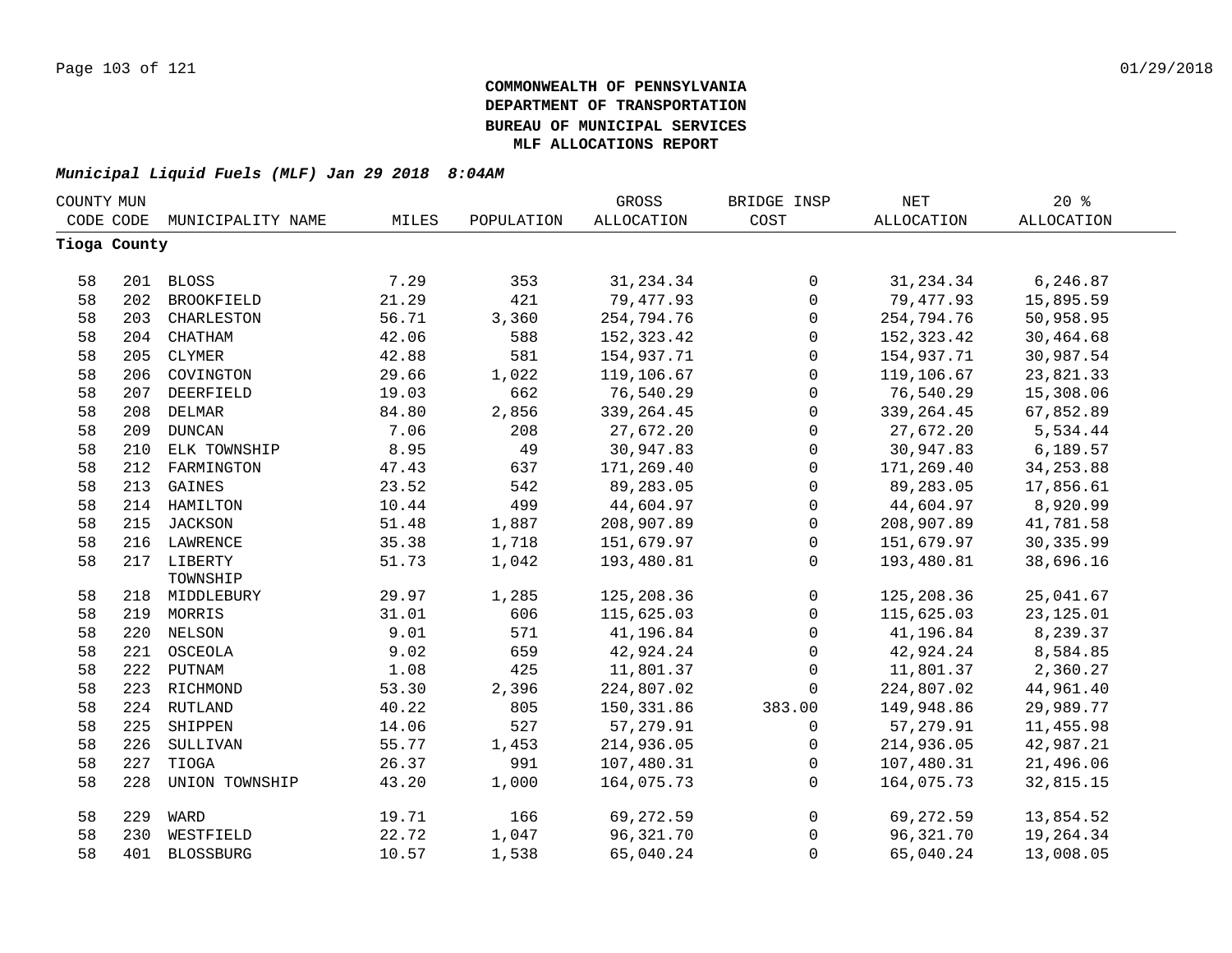**COMMONWEALTH OF PENNSYLVANIA**
**DEPARTMENT OF TRANSPORTATION**
**BUREAU OF MUNICIPAL SERVICES**
**MLF ALLOCATIONS REPORT**

***Municipal Liquid Fuels (MLF) Jan 29 2018 8:04AM***

| COUNTY CODE | MUN CODE | MUNICIPALITY NAME | MILES | POPULATION | GROSS ALLOCATION | BRIDGE INSP COST | NET ALLOCATION | 20 % ALLOCATION |
|---|---|---|---|---|---|---|---|---|
| **Tioga County** | | | | | | | | |
| 58 | 201 | BLOSS | 7.29 | 353 | 31,234.34 | 0 | 31,234.34 | 6,246.87 |
| 58 | 202 | BROOKFIELD | 21.29 | 421 | 79,477.93 | 0 | 79,477.93 | 15,895.59 |
| 58 | 203 | CHARLESTON | 56.71 | 3,360 | 254,794.76 | 0 | 254,794.76 | 50,958.95 |
| 58 | 204 | CHATHAM | 42.06 | 588 | 152,323.42 | 0 | 152,323.42 | 30,464.68 |
| 58 | 205 | CLYMER | 42.88 | 581 | 154,937.71 | 0 | 154,937.71 | 30,987.54 |
| 58 | 206 | COVINGTON | 29.66 | 1,022 | 119,106.67 | 0 | 119,106.67 | 23,821.33 |
| 58 | 207 | DEERFIELD | 19.03 | 662 | 76,540.29 | 0 | 76,540.29 | 15,308.06 |
| 58 | 208 | DELMAR | 84.80 | 2,856 | 339,264.45 | 0 | 339,264.45 | 67,852.89 |
| 58 | 209 | DUNCAN | 7.06 | 208 | 27,672.20 | 0 | 27,672.20 | 5,534.44 |
| 58 | 210 | ELK TOWNSHIP | 8.95 | 49 | 30,947.83 | 0 | 30,947.83 | 6,189.57 |
| 58 | 212 | FARMINGTON | 47.43 | 637 | 171,269.40 | 0 | 171,269.40 | 34,253.88 |
| 58 | 213 | GAINES | 23.52 | 542 | 89,283.05 | 0 | 89,283.05 | 17,856.61 |
| 58 | 214 | HAMILTON | 10.44 | 499 | 44,604.97 | 0 | 44,604.97 | 8,920.99 |
| 58 | 215 | JACKSON | 51.48 | 1,887 | 208,907.89 | 0 | 208,907.89 | 41,781.58 |
| 58 | 216 | LAWRENCE | 35.38 | 1,718 | 151,679.97 | 0 | 151,679.97 | 30,335.99 |
| 58 | 217 | LIBERTY TOWNSHIP | 51.73 | 1,042 | 193,480.81 | 0 | 193,480.81 | 38,696.16 |
| 58 | 218 | MIDDLEBURY | 29.97 | 1,285 | 125,208.36 | 0 | 125,208.36 | 25,041.67 |
| 58 | 219 | MORRIS | 31.01 | 606 | 115,625.03 | 0 | 115,625.03 | 23,125.01 |
| 58 | 220 | NELSON | 9.01 | 571 | 41,196.84 | 0 | 41,196.84 | 8,239.37 |
| 58 | 221 | OSCEOLA | 9.02 | 659 | 42,924.24 | 0 | 42,924.24 | 8,584.85 |
| 58 | 222 | PUTNAM | 1.08 | 425 | 11,801.37 | 0 | 11,801.37 | 2,360.27 |
| 58 | 223 | RICHMOND | 53.30 | 2,396 | 224,807.02 | 0 | 224,807.02 | 44,961.40 |
| 58 | 224 | RUTLAND | 40.22 | 805 | 150,331.86 | 383.00 | 149,948.86 | 29,989.77 |
| 58 | 225 | SHIPPEN | 14.06 | 527 | 57,279.91 | 0 | 57,279.91 | 11,455.98 |
| 58 | 226 | SULLIVAN | 55.77 | 1,453 | 214,936.05 | 0 | 214,936.05 | 42,987.21 |
| 58 | 227 | TIOGA | 26.37 | 991 | 107,480.31 | 0 | 107,480.31 | 21,496.06 |
| 58 | 228 | UNION TOWNSHIP | 43.20 | 1,000 | 164,075.73 | 0 | 164,075.73 | 32,815.15 |
| 58 | 229 | WARD | 19.71 | 166 | 69,272.59 | 0 | 69,272.59 | 13,854.52 |
| 58 | 230 | WESTFIELD | 22.72 | 1,047 | 96,321.70 | 0 | 96,321.70 | 19,264.34 |
| 58 | 401 | BLOSSBURG | 10.57 | 1,538 | 65,040.24 | 0 | 65,040.24 | 13,008.05 |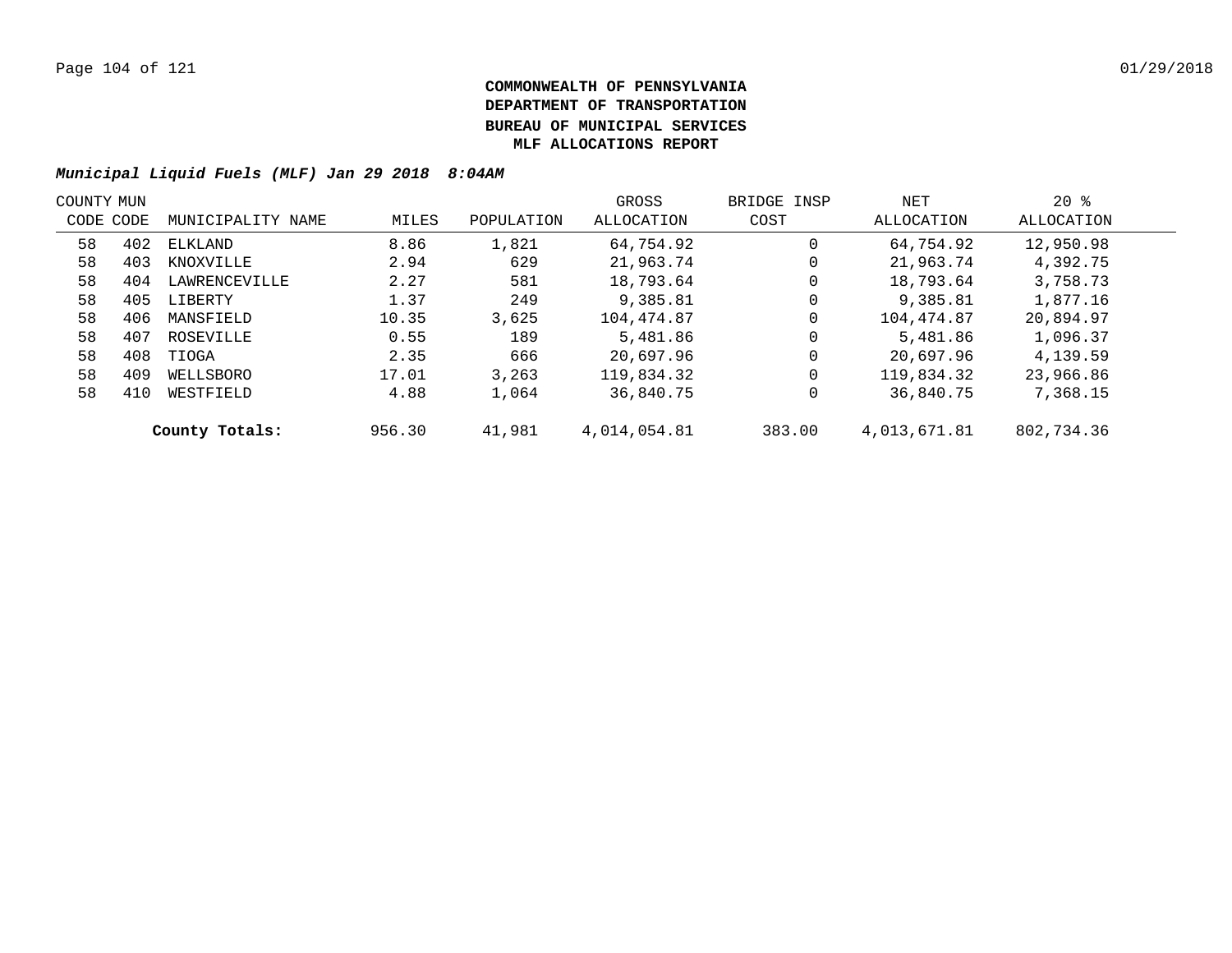**COMMONWEALTH OF PENNSYLVANIA**
**DEPARTMENT OF TRANSPORTATION**
**BUREAU OF MUNICIPAL SERVICES**
**MLF ALLOCATIONS REPORT**

***Municipal Liquid Fuels (MLF) Jan 29 2018 8:04AM***

| COUNTY CODE | MUN CODE | MUNICIPALITY NAME | MILES | POPULATION | GROSS ALLOCATION | BRIDGE INSP COST | NET ALLOCATION | 20 % ALLOCATION |
|---|---|---|---|---|---|---|---|---|
| 58 | 402 | ELKLAND | 8.86 | 1,821 | 64,754.92 | 0 | 64,754.92 | 12,950.98 |
| 58 | 403 | KNOXVILLE | 2.94 | 629 | 21,963.74 | 0 | 21,963.74 | 4,392.75 |
| 58 | 404 | LAWRENCEVILLE | 2.27 | 581 | 18,793.64 | 0 | 18,793.64 | 3,758.73 |
| 58 | 405 | LIBERTY | 1.37 | 249 | 9,385.81 | 0 | 9,385.81 | 1,877.16 |
| 58 | 406 | MANSFIELD | 10.35 | 3,625 | 104,474.87 | 0 | 104,474.87 | 20,894.97 |
| 58 | 407 | ROSEVILLE | 0.55 | 189 | 5,481.86 | 0 | 5,481.86 | 1,096.37 |
| 58 | 408 | TIOGA | 2.35 | 666 | 20,697.96 | 0 | 20,697.96 | 4,139.59 |
| 58 | 409 | WELLSBORO | 17.01 | 3,263 | 119,834.32 | 0 | 119,834.32 | 23,966.86 |
| 58 | 410 | WESTFIELD | 4.88 | 1,064 | 36,840.75 | 0 | 36,840.75 | 7,368.15 |
| | | **County Totals:** | 956.30 | 41,981 | 4,014,054.81 | 383.00 | 4,013,671.81 | 802,734.36 |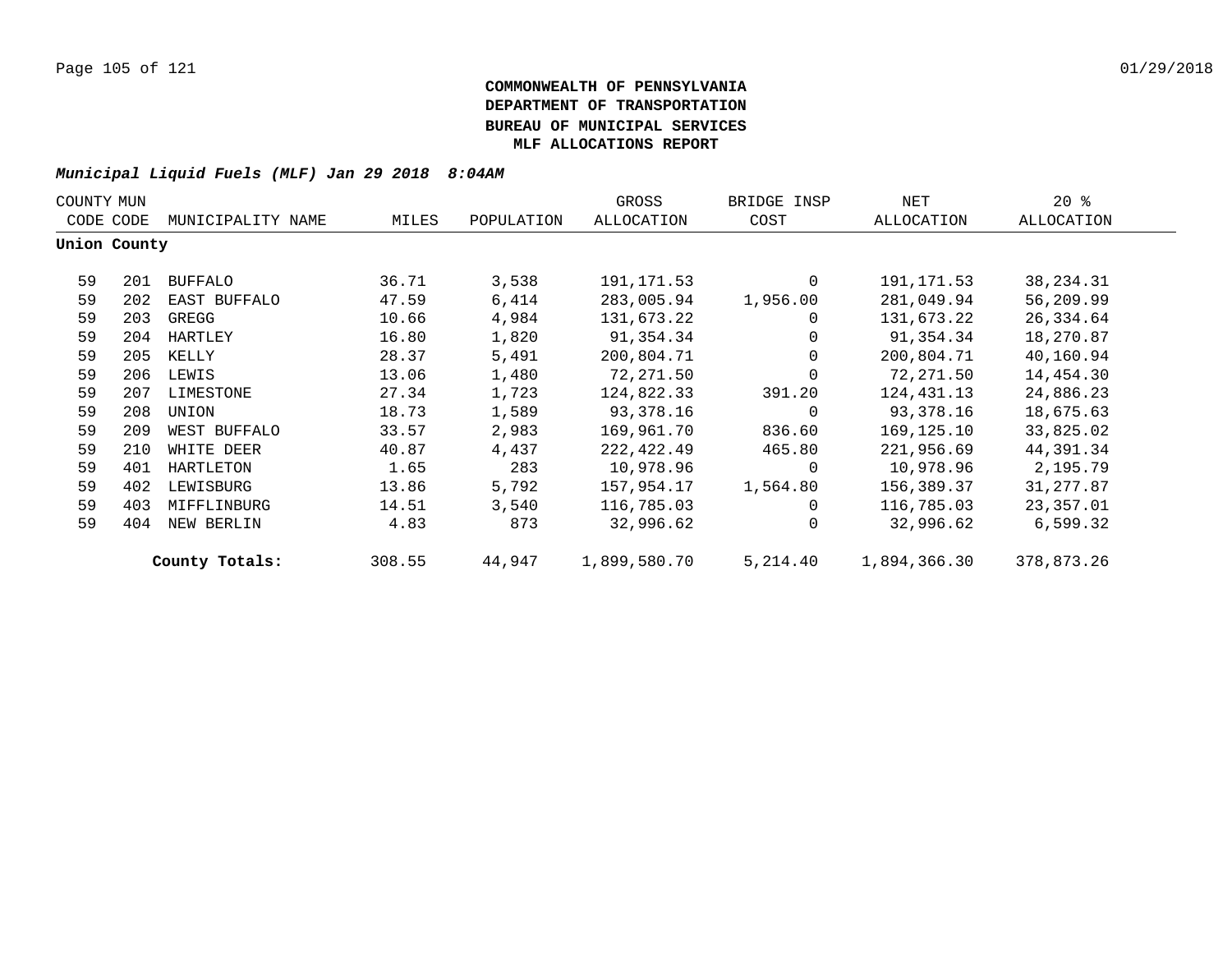**COMMONWEALTH OF PENNSYLVANIA**
**DEPARTMENT OF TRANSPORTATION**
**BUREAU OF MUNICIPAL SERVICES**
**MLF ALLOCATIONS REPORT**

***Municipal Liquid Fuels (MLF) Jan 29 2018 8:04AM***

| COUNTY CODE | MUN CODE | MUNICIPALITY NAME | MILES | POPULATION | GROSS ALLOCATION | BRIDGE INSP COST | NET ALLOCATION | 20 % ALLOCATION |
|---|---|---|---|---|---|---|---|---|
| **Union County** | | | | | | | | |
| 59 | 201 | BUFFALO | 36.71 | 3,538 | 191,171.53 | 0 | 191,171.53 | 38,234.31 |
| 59 | 202 | EAST BUFFALO | 47.59 | 6,414 | 283,005.94 | 1,956.00 | 281,049.94 | 56,209.99 |
| 59 | 203 | GREGG | 10.66 | 4,984 | 131,673.22 | 0 | 131,673.22 | 26,334.64 |
| 59 | 204 | HARTLEY | 16.80 | 1,820 | 91,354.34 | 0 | 91,354.34 | 18,270.87 |
| 59 | 205 | KELLY | 28.37 | 5,491 | 200,804.71 | 0 | 200,804.71 | 40,160.94 |
| 59 | 206 | LEWIS | 13.06 | 1,480 | 72,271.50 | 0 | 72,271.50 | 14,454.30 |
| 59 | 207 | LIMESTONE | 27.34 | 1,723 | 124,822.33 | 391.20 | 124,431.13 | 24,886.23 |
| 59 | 208 | UNION | 18.73 | 1,589 | 93,378.16 | 0 | 93,378.16 | 18,675.63 |
| 59 | 209 | WEST BUFFALO | 33.57 | 2,983 | 169,961.70 | 836.60 | 169,125.10 | 33,825.02 |
| 59 | 210 | WHITE DEER | 40.87 | 4,437 | 222,422.49 | 465.80 | 221,956.69 | 44,391.34 |
| 59 | 401 | HARTLETON | 1.65 | 283 | 10,978.96 | 0 | 10,978.96 | 2,195.79 |
| 59 | 402 | LEWISBURG | 13.86 | 5,792 | 157,954.17 | 1,564.80 | 156,389.37 | 31,277.87 |
| 59 | 403 | MIFFLINBURG | 14.51 | 3,540 | 116,785.03 | 0 | 116,785.03 | 23,357.01 |
| 59 | 404 | NEW BERLIN | 4.83 | 873 | 32,996.62 | 0 | 32,996.62 | 6,599.32 |
| | | **County Totals:** | 308.55 | 44,947 | 1,899,580.70 | 5,214.40 | 1,894,366.30 | 378,873.26 |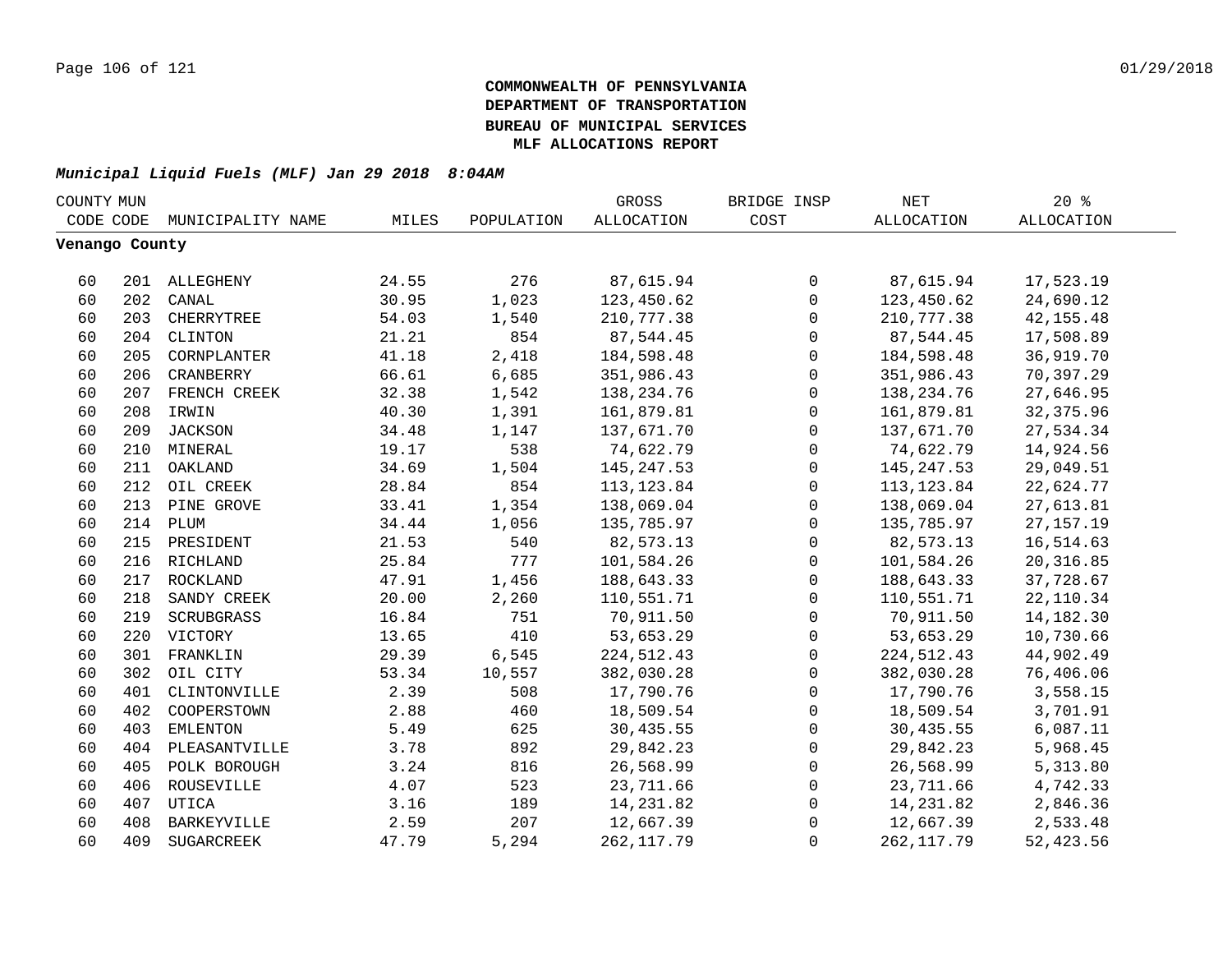**COMMONWEALTH OF PENNSYLVANIA**
**DEPARTMENT OF TRANSPORTATION**
**BUREAU OF MUNICIPAL SERVICES**
**MLF ALLOCATIONS REPORT**

***Municipal Liquid Fuels (MLF) Jan 29 2018 8:04AM***

| COUNTY CODE | MUN CODE | MUNICIPALITY NAME | MILES | POPULATION | GROSS ALLOCATION | BRIDGE INSP COST | NET ALLOCATION | 20 % ALLOCATION |
|---|---|---|---|---|---|---|---|---|
| **Venango County** | | | | | | | | |
| 60 | 201 | ALLEGHENY | 24.55 | 276 | 87,615.94 | 0 | 87,615.94 | 17,523.19 |
| 60 | 202 | CANAL | 30.95 | 1,023 | 123,450.62 | 0 | 123,450.62 | 24,690.12 |
| 60 | 203 | CHERRYTREE | 54.03 | 1,540 | 210,777.38 | 0 | 210,777.38 | 42,155.48 |
| 60 | 204 | CLINTON | 21.21 | 854 | 87,544.45 | 0 | 87,544.45 | 17,508.89 |
| 60 | 205 | CORNPLANTER | 41.18 | 2,418 | 184,598.48 | 0 | 184,598.48 | 36,919.70 |
| 60 | 206 | CRANBERRY | 66.61 | 6,685 | 351,986.43 | 0 | 351,986.43 | 70,397.29 |
| 60 | 207 | FRENCH CREEK | 32.38 | 1,542 | 138,234.76 | 0 | 138,234.76 | 27,646.95 |
| 60 | 208 | IRWIN | 40.30 | 1,391 | 161,879.81 | 0 | 161,879.81 | 32,375.96 |
| 60 | 209 | JACKSON | 34.48 | 1,147 | 137,671.70 | 0 | 137,671.70 | 27,534.34 |
| 60 | 210 | MINERAL | 19.17 | 538 | 74,622.79 | 0 | 74,622.79 | 14,924.56 |
| 60 | 211 | OAKLAND | 34.69 | 1,504 | 145,247.53 | 0 | 145,247.53 | 29,049.51 |
| 60 | 212 | OIL CREEK | 28.84 | 854 | 113,123.84 | 0 | 113,123.84 | 22,624.77 |
| 60 | 213 | PINE GROVE | 33.41 | 1,354 | 138,069.04 | 0 | 138,069.04 | 27,613.81 |
| 60 | 214 | PLUM | 34.44 | 1,056 | 135,785.97 | 0 | 135,785.97 | 27,157.19 |
| 60 | 215 | PRESIDENT | 21.53 | 540 | 82,573.13 | 0 | 82,573.13 | 16,514.63 |
| 60 | 216 | RICHLAND | 25.84 | 777 | 101,584.26 | 0 | 101,584.26 | 20,316.85 |
| 60 | 217 | ROCKLAND | 47.91 | 1,456 | 188,643.33 | 0 | 188,643.33 | 37,728.67 |
| 60 | 218 | SANDY CREEK | 20.00 | 2,260 | 110,551.71 | 0 | 110,551.71 | 22,110.34 |
| 60 | 219 | SCRUBGRASS | 16.84 | 751 | 70,911.50 | 0 | 70,911.50 | 14,182.30 |
| 60 | 220 | VICTORY | 13.65 | 410 | 53,653.29 | 0 | 53,653.29 | 10,730.66 |
| 60 | 301 | FRANKLIN | 29.39 | 6,545 | 224,512.43 | 0 | 224,512.43 | 44,902.49 |
| 60 | 302 | OIL CITY | 53.34 | 10,557 | 382,030.28 | 0 | 382,030.28 | 76,406.06 |
| 60 | 401 | CLINTONVILLE | 2.39 | 508 | 17,790.76 | 0 | 17,790.76 | 3,558.15 |
| 60 | 402 | COOPERSTOWN | 2.88 | 460 | 18,509.54 | 0 | 18,509.54 | 3,701.91 |
| 60 | 403 | EMLENTON | 5.49 | 625 | 30,435.55 | 0 | 30,435.55 | 6,087.11 |
| 60 | 404 | PLEASANTVILLE | 3.78 | 892 | 29,842.23 | 0 | 29,842.23 | 5,968.45 |
| 60 | 405 | POLK BOROUGH | 3.24 | 816 | 26,568.99 | 0 | 26,568.99 | 5,313.80 |
| 60 | 406 | ROUSEVILLE | 4.07 | 523 | 23,711.66 | 0 | 23,711.66 | 4,742.33 |
| 60 | 407 | UTICA | 3.16 | 189 | 14,231.82 | 0 | 14,231.82 | 2,846.36 |
| 60 | 408 | BARKEYVILLE | 2.59 | 207 | 12,667.39 | 0 | 12,667.39 | 2,533.48 |
| 60 | 409 | SUGARCREEK | 47.79 | 5,294 | 262,117.79 | 0 | 262,117.79 | 52,423.56 |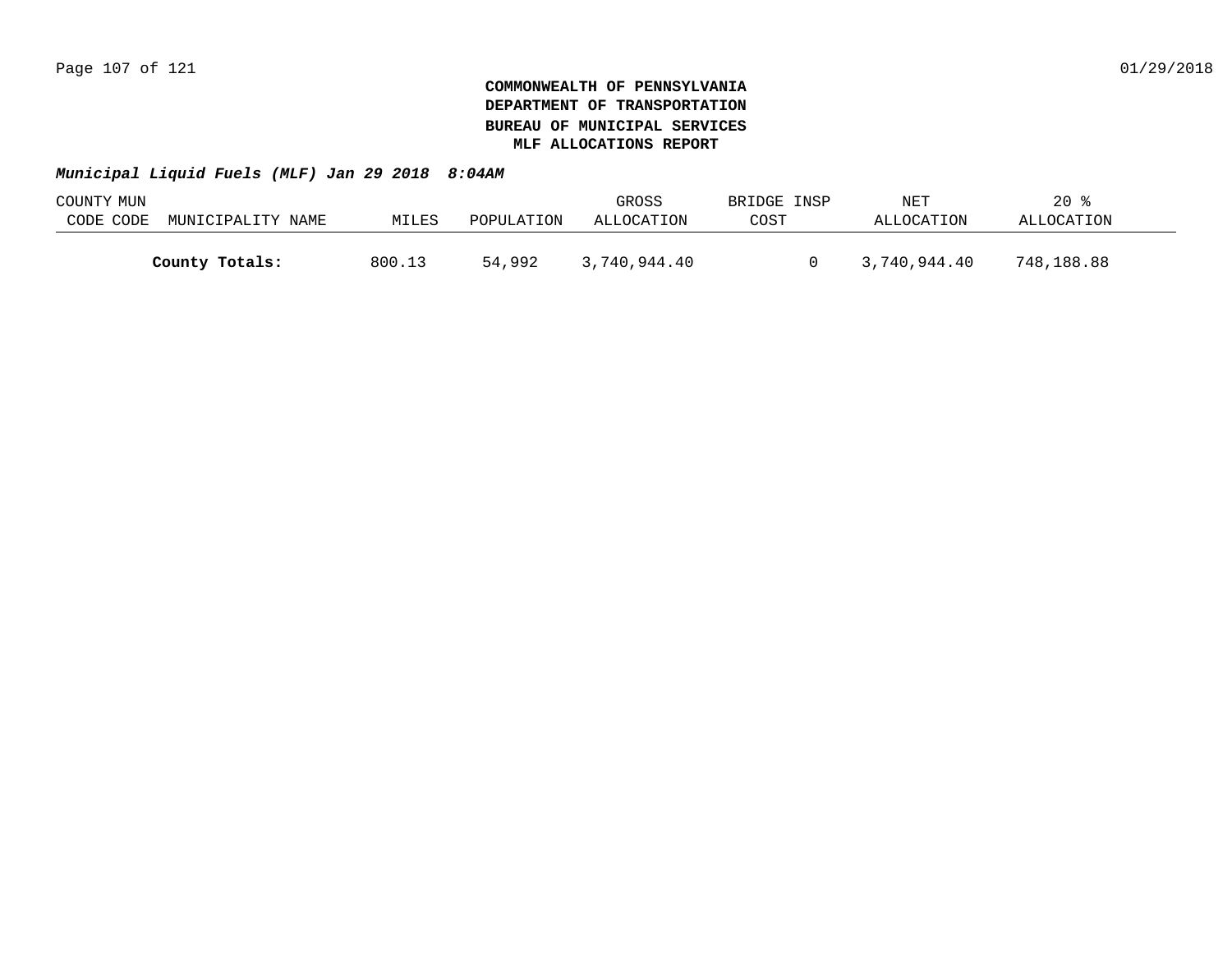**COMMONWEALTH OF PENNSYLVANIA**
**DEPARTMENT OF TRANSPORTATION**
**BUREAU OF MUNICIPAL SERVICES**
**MLF ALLOCATIONS REPORT**

***Municipal Liquid Fuels (MLF) Jan 29 2018 8:04AM***

| COUNTY CODE | MUN CODE | MUNICIPALITY NAME | MILES | POPULATION | GROSS ALLOCATION | BRIDGE INSP COST | NET ALLOCATION | 20 % ALLOCATION |
|---|---|---|---|---|---|---|---|---|
| | | **County Totals:** | 800.13 | 54,992 | 3,740,944.40 | 0 | 3,740,944.40 | 748,188.88 |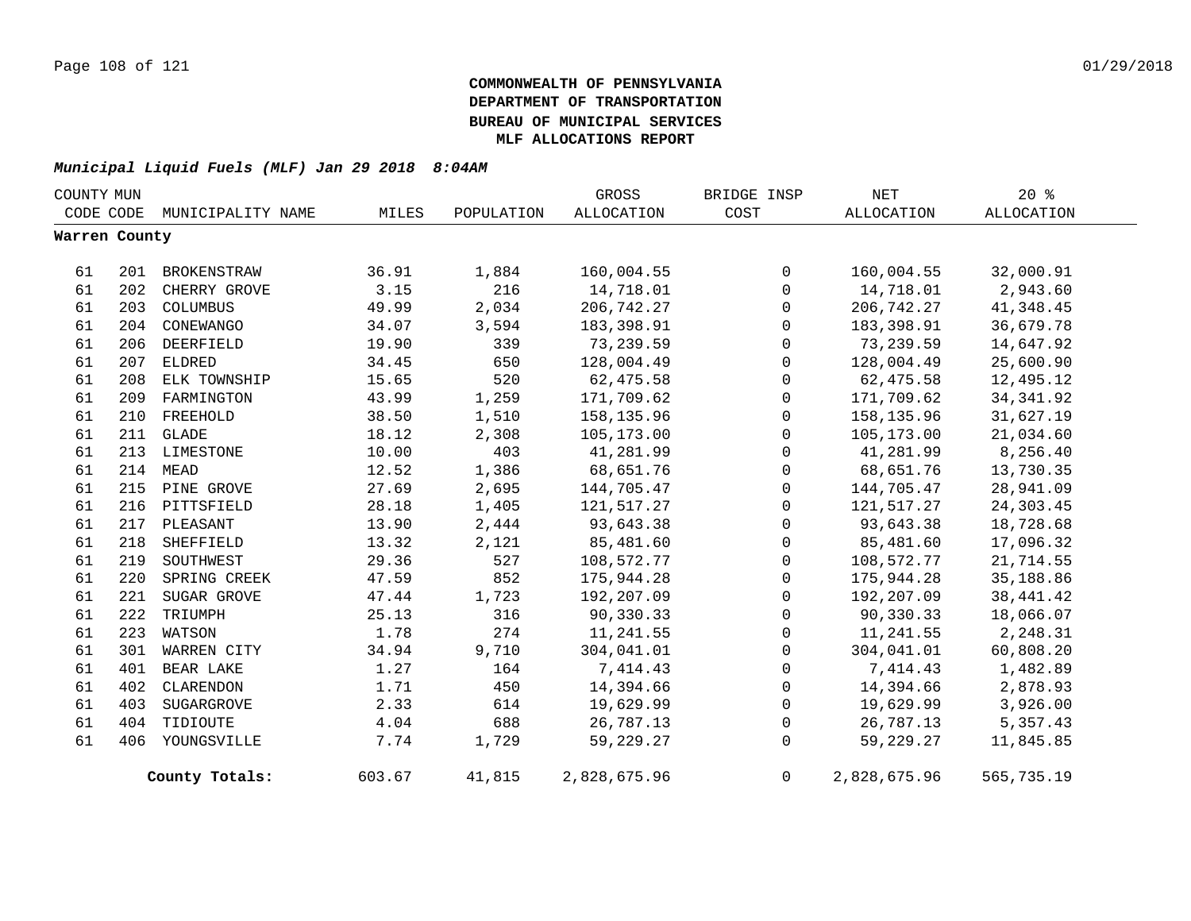**COMMONWEALTH OF PENNSYLVANIA**
**DEPARTMENT OF TRANSPORTATION**
**BUREAU OF MUNICIPAL SERVICES**
**MLF ALLOCATIONS REPORT**

*Municipal Liquid Fuels (MLF) Jan 29 2018 8:04AM*

| COUNTY CODE | MUN CODE | MUNICIPALITY NAME | MILES | POPULATION | GROSS ALLOCATION | BRIDGE INSP COST | NET ALLOCATION | 20 % ALLOCATION |
|---|---|---|---|---|---|---|---|---|
| **Warren County** | | | | | | | | |
| 61 | 201 | BROKENSTRAW | 36.91 | 1,884 | 160,004.55 | 0 | 160,004.55 | 32,000.91 |
| 61 | 202 | CHERRY GROVE | 3.15 | 216 | 14,718.01 | 0 | 14,718.01 | 2,943.60 |
| 61 | 203 | COLUMBUS | 49.99 | 2,034 | 206,742.27 | 0 | 206,742.27 | 41,348.45 |
| 61 | 204 | CONEWANGO | 34.07 | 3,594 | 183,398.91 | 0 | 183,398.91 | 36,679.78 |
| 61 | 206 | DEERFIELD | 19.90 | 339 | 73,239.59 | 0 | 73,239.59 | 14,647.92 |
| 61 | 207 | ELDRED | 34.45 | 650 | 128,004.49 | 0 | 128,004.49 | 25,600.90 |
| 61 | 208 | ELK TOWNSHIP | 15.65 | 520 | 62,475.58 | 0 | 62,475.58 | 12,495.12 |
| 61 | 209 | FARMINGTON | 43.99 | 1,259 | 171,709.62 | 0 | 171,709.62 | 34,341.92 |
| 61 | 210 | FREEHOLD | 38.50 | 1,510 | 158,135.96 | 0 | 158,135.96 | 31,627.19 |
| 61 | 211 | GLADE | 18.12 | 2,308 | 105,173.00 | 0 | 105,173.00 | 21,034.60 |
| 61 | 213 | LIMESTONE | 10.00 | 403 | 41,281.99 | 0 | 41,281.99 | 8,256.40 |
| 61 | 214 | MEAD | 12.52 | 1,386 | 68,651.76 | 0 | 68,651.76 | 13,730.35 |
| 61 | 215 | PINE GROVE | 27.69 | 2,695 | 144,705.47 | 0 | 144,705.47 | 28,941.09 |
| 61 | 216 | PITTSFIELD | 28.18 | 1,405 | 121,517.27 | 0 | 121,517.27 | 24,303.45 |
| 61 | 217 | PLEASANT | 13.90 | 2,444 | 93,643.38 | 0 | 93,643.38 | 18,728.68 |
| 61 | 218 | SHEFFIELD | 13.32 | 2,121 | 85,481.60 | 0 | 85,481.60 | 17,096.32 |
| 61 | 219 | SOUTHWEST | 29.36 | 527 | 108,572.77 | 0 | 108,572.77 | 21,714.55 |
| 61 | 220 | SPRING CREEK | 47.59 | 852 | 175,944.28 | 0 | 175,944.28 | 35,188.86 |
| 61 | 221 | SUGAR GROVE | 47.44 | 1,723 | 192,207.09 | 0 | 192,207.09 | 38,441.42 |
| 61 | 222 | TRIUMPH | 25.13 | 316 | 90,330.33 | 0 | 90,330.33 | 18,066.07 |
| 61 | 223 | WATSON | 1.78 | 274 | 11,241.55 | 0 | 11,241.55 | 2,248.31 |
| 61 | 301 | WARREN CITY | 34.94 | 9,710 | 304,041.01 | 0 | 304,041.01 | 60,808.20 |
| 61 | 401 | BEAR LAKE | 1.27 | 164 | 7,414.43 | 0 | 7,414.43 | 1,482.89 |
| 61 | 402 | CLARENDON | 1.71 | 450 | 14,394.66 | 0 | 14,394.66 | 2,878.93 |
| 61 | 403 | SUGARGROVE | 2.33 | 614 | 19,629.99 | 0 | 19,629.99 | 3,926.00 |
| 61 | 404 | TIDIOUTE | 4.04 | 688 | 26,787.13 | 0 | 26,787.13 | 5,357.43 |
| 61 | 406 | YOUNGSVILLE | 7.74 | 1,729 | 59,229.27 | 0 | 59,229.27 | 11,845.85 |
| | | **County Totals:** | 603.67 | 41,815 | 2,828,675.96 | 0 | 2,828,675.96 | 565,735.19 |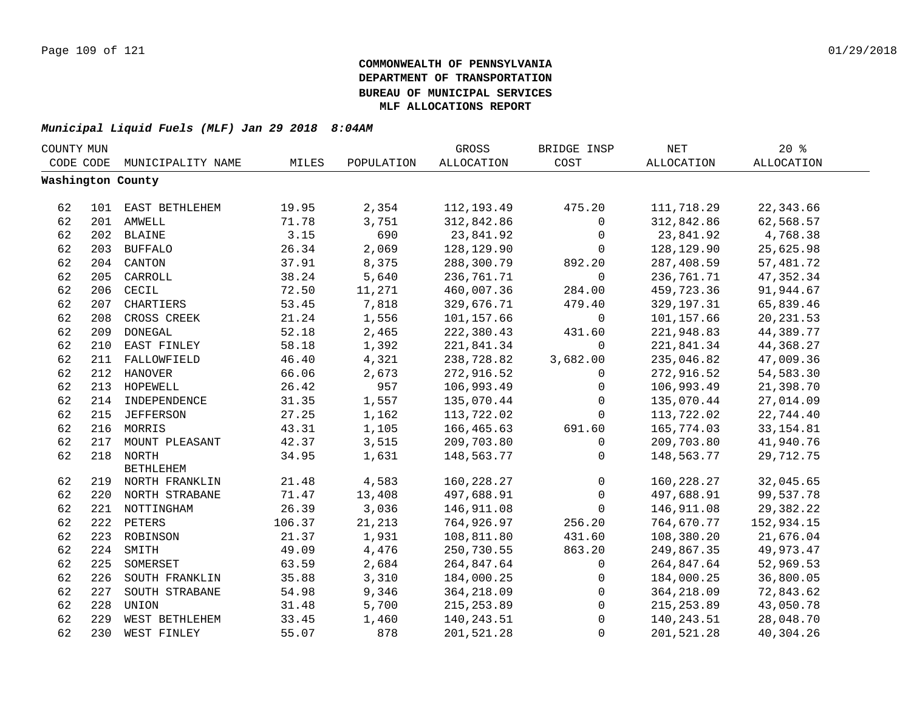**COMMONWEALTH OF PENNSYLVANIA**
**DEPARTMENT OF TRANSPORTATION**
**BUREAU OF MUNICIPAL SERVICES**
**MLF ALLOCATIONS REPORT**

***Municipal Liquid Fuels (MLF) Jan 29 2018 8:04AM***

| COUNTY CODE | MUN CODE | MUNICIPALITY NAME | MILES | POPULATION | GROSS ALLOCATION | BRIDGE INSP COST | NET ALLOCATION | 20 % ALLOCATION |
|---|---|---|---|---|---|---|---|---|
| **Washington County** | | | | | | | | |
| 62 | 101 | EAST BETHLEHEM | 19.95 | 2,354 | 112,193.49 | 475.20 | 111,718.29 | 22,343.66 |
| 62 | 201 | AMWELL | 71.78 | 3,751 | 312,842.86 | 0 | 312,842.86 | 62,568.57 |
| 62 | 202 | BLAINE | 3.15 | 690 | 23,841.92 | 0 | 23,841.92 | 4,768.38 |
| 62 | 203 | BUFFALO | 26.34 | 2,069 | 128,129.90 | 0 | 128,129.90 | 25,625.98 |
| 62 | 204 | CANTON | 37.91 | 8,375 | 288,300.79 | 892.20 | 287,408.59 | 57,481.72 |
| 62 | 205 | CARROLL | 38.24 | 5,640 | 236,761.71 | 0 | 236,761.71 | 47,352.34 |
| 62 | 206 | CECIL | 72.50 | 11,271 | 460,007.36 | 284.00 | 459,723.36 | 91,944.67 |
| 62 | 207 | CHARTIERS | 53.45 | 7,818 | 329,676.71 | 479.40 | 329,197.31 | 65,839.46 |
| 62 | 208 | CROSS CREEK | 21.24 | 1,556 | 101,157.66 | 0 | 101,157.66 | 20,231.53 |
| 62 | 209 | DONEGAL | 52.18 | 2,465 | 222,380.43 | 431.60 | 221,948.83 | 44,389.77 |
| 62 | 210 | EAST FINLEY | 58.18 | 1,392 | 221,841.34 | 0 | 221,841.34 | 44,368.27 |
| 62 | 211 | FALLOWFIELD | 46.40 | 4,321 | 238,728.82 | 3,682.00 | 235,046.82 | 47,009.36 |
| 62 | 212 | HANOVER | 66.06 | 2,673 | 272,916.52 | 0 | 272,916.52 | 54,583.30 |
| 62 | 213 | HOPEWELL | 26.42 | 957 | 106,993.49 | 0 | 106,993.49 | 21,398.70 |
| 62 | 214 | INDEPENDENCE | 31.35 | 1,557 | 135,070.44 | 0 | 135,070.44 | 27,014.09 |
| 62 | 215 | JEFFERSON | 27.25 | 1,162 | 113,722.02 | 0 | 113,722.02 | 22,744.40 |
| 62 | 216 | MORRIS | 43.31 | 1,105 | 166,465.63 | 691.60 | 165,774.03 | 33,154.81 |
| 62 | 217 | MOUNT PLEASANT | 42.37 | 3,515 | 209,703.80 | 0 | 209,703.80 | 41,940.76 |
| 62 | 218 | NORTH BETHLEHEM | 34.95 | 1,631 | 148,563.77 | 0 | 148,563.77 | 29,712.75 |
| 62 | 219 | NORTH FRANKLIN | 21.48 | 4,583 | 160,228.27 | 0 | 160,228.27 | 32,045.65 |
| 62 | 220 | NORTH STRABANE | 71.47 | 13,408 | 497,688.91 | 0 | 497,688.91 | 99,537.78 |
| 62 | 221 | NOTTINGHAM | 26.39 | 3,036 | 146,911.08 | 0 | 146,911.08 | 29,382.22 |
| 62 | 222 | PETERS | 106.37 | 21,213 | 764,926.97 | 256.20 | 764,670.77 | 152,934.15 |
| 62 | 223 | ROBINSON | 21.37 | 1,931 | 108,811.80 | 431.60 | 108,380.20 | 21,676.04 |
| 62 | 224 | SMITH | 49.09 | 4,476 | 250,730.55 | 863.20 | 249,867.35 | 49,973.47 |
| 62 | 225 | SOMERSET | 63.59 | 2,684 | 264,847.64 | 0 | 264,847.64 | 52,969.53 |
| 62 | 226 | SOUTH FRANKLIN | 35.88 | 3,310 | 184,000.25 | 0 | 184,000.25 | 36,800.05 |
| 62 | 227 | SOUTH STRABANE | 54.98 | 9,346 | 364,218.09 | 0 | 364,218.09 | 72,843.62 |
| 62 | 228 | UNION | 31.48 | 5,700 | 215,253.89 | 0 | 215,253.89 | 43,050.78 |
| 62 | 229 | WEST BETHLEHEM | 33.45 | 1,460 | 140,243.51 | 0 | 140,243.51 | 28,048.70 |
| 62 | 230 | WEST FINLEY | 55.07 | 878 | 201,521.28 | 0 | 201,521.28 | 40,304.26 |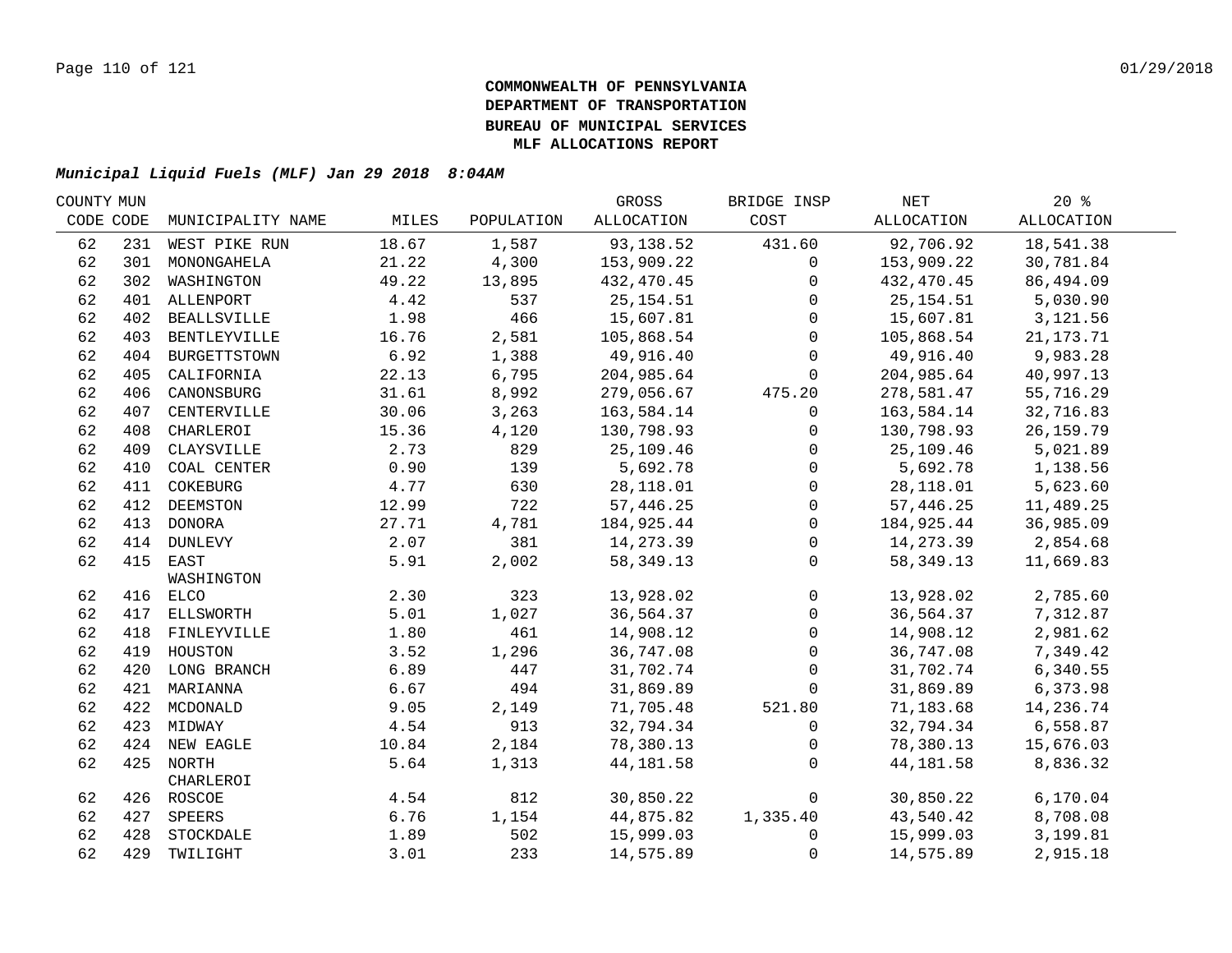**COMMONWEALTH OF PENNSYLVANIA**
**DEPARTMENT OF TRANSPORTATION**
**BUREAU OF MUNICIPAL SERVICES**
**MLF ALLOCATIONS REPORT**

***Municipal Liquid Fuels (MLF) Jan 29 2018 8:04AM***

| COUNTY CODE | MUN CODE | MUNICIPALITY NAME | MILES | POPULATION | GROSS ALLOCATION | BRIDGE INSP COST | NET ALLOCATION | 20 % ALLOCATION |
|---|---|---|---|---|---|---|---|---|
| 62 | 231 | WEST PIKE RUN | 18.67 | 1,587 | 93,138.52 | 431.60 | 92,706.92 | 18,541.38 |
| 62 | 301 | MONONGAHELA | 21.22 | 4,300 | 153,909.22 | 0 | 153,909.22 | 30,781.84 |
| 62 | 302 | WASHINGTON | 49.22 | 13,895 | 432,470.45 | 0 | 432,470.45 | 86,494.09 |
| 62 | 401 | ALLENPORT | 4.42 | 537 | 25,154.51 | 0 | 25,154.51 | 5,030.90 |
| 62 | 402 | BEALLSVILLE | 1.98 | 466 | 15,607.81 | 0 | 15,607.81 | 3,121.56 |
| 62 | 403 | BENTLEYVILLE | 16.76 | 2,581 | 105,868.54 | 0 | 105,868.54 | 21,173.71 |
| 62 | 404 | BURGETTSTOWN | 6.92 | 1,388 | 49,916.40 | 0 | 49,916.40 | 9,983.28 |
| 62 | 405 | CALIFORNIA | 22.13 | 6,795 | 204,985.64 | 0 | 204,985.64 | 40,997.13 |
| 62 | 406 | CANONSBURG | 31.61 | 8,992 | 279,056.67 | 475.20 | 278,581.47 | 55,716.29 |
| 62 | 407 | CENTERVILLE | 30.06 | 3,263 | 163,584.14 | 0 | 163,584.14 | 32,716.83 |
| 62 | 408 | CHARLEROI | 15.36 | 4,120 | 130,798.93 | 0 | 130,798.93 | 26,159.79 |
| 62 | 409 | CLAYSVILLE | 2.73 | 829 | 25,109.46 | 0 | 25,109.46 | 5,021.89 |
| 62 | 410 | COAL CENTER | 0.90 | 139 | 5,692.78 | 0 | 5,692.78 | 1,138.56 |
| 62 | 411 | COKEBURG | 4.77 | 630 | 28,118.01 | 0 | 28,118.01 | 5,623.60 |
| 62 | 412 | DEEMSTON | 12.99 | 722 | 57,446.25 | 0 | 57,446.25 | 11,489.25 |
| 62 | 413 | DONORA | 27.71 | 4,781 | 184,925.44 | 0 | 184,925.44 | 36,985.09 |
| 62 | 414 | DUNLEVY | 2.07 | 381 | 14,273.39 | 0 | 14,273.39 | 2,854.68 |
| 62 | 415 | EAST WASHINGTON | 5.91 | 2,002 | 58,349.13 | 0 | 58,349.13 | 11,669.83 |
| 62 | 416 | ELCO | 2.30 | 323 | 13,928.02 | 0 | 13,928.02 | 2,785.60 |
| 62 | 417 | ELLSWORTH | 5.01 | 1,027 | 36,564.37 | 0 | 36,564.37 | 7,312.87 |
| 62 | 418 | FINLEYVILLE | 1.80 | 461 | 14,908.12 | 0 | 14,908.12 | 2,981.62 |
| 62 | 419 | HOUSTON | 3.52 | 1,296 | 36,747.08 | 0 | 36,747.08 | 7,349.42 |
| 62 | 420 | LONG BRANCH | 6.89 | 447 | 31,702.74 | 0 | 31,702.74 | 6,340.55 |
| 62 | 421 | MARIANNA | 6.67 | 494 | 31,869.89 | 0 | 31,869.89 | 6,373.98 |
| 62 | 422 | MCDONALD | 9.05 | 2,149 | 71,705.48 | 521.80 | 71,183.68 | 14,236.74 |
| 62 | 423 | MIDWAY | 4.54 | 913 | 32,794.34 | 0 | 32,794.34 | 6,558.87 |
| 62 | 424 | NEW EAGLE | 10.84 | 2,184 | 78,380.13 | 0 | 78,380.13 | 15,676.03 |
| 62 | 425 | NORTH CHARLEROI | 5.64 | 1,313 | 44,181.58 | 0 | 44,181.58 | 8,836.32 |
| 62 | 426 | ROSCOE | 4.54 | 812 | 30,850.22 | 0 | 30,850.22 | 6,170.04 |
| 62 | 427 | SPEERS | 6.76 | 1,154 | 44,875.82 | 1,335.40 | 43,540.42 | 8,708.08 |
| 62 | 428 | STOCKDALE | 1.89 | 502 | 15,999.03 | 0 | 15,999.03 | 3,199.81 |
| 62 | 429 | TWILIGHT | 3.01 | 233 | 14,575.89 | 0 | 14,575.89 | 2,915.18 |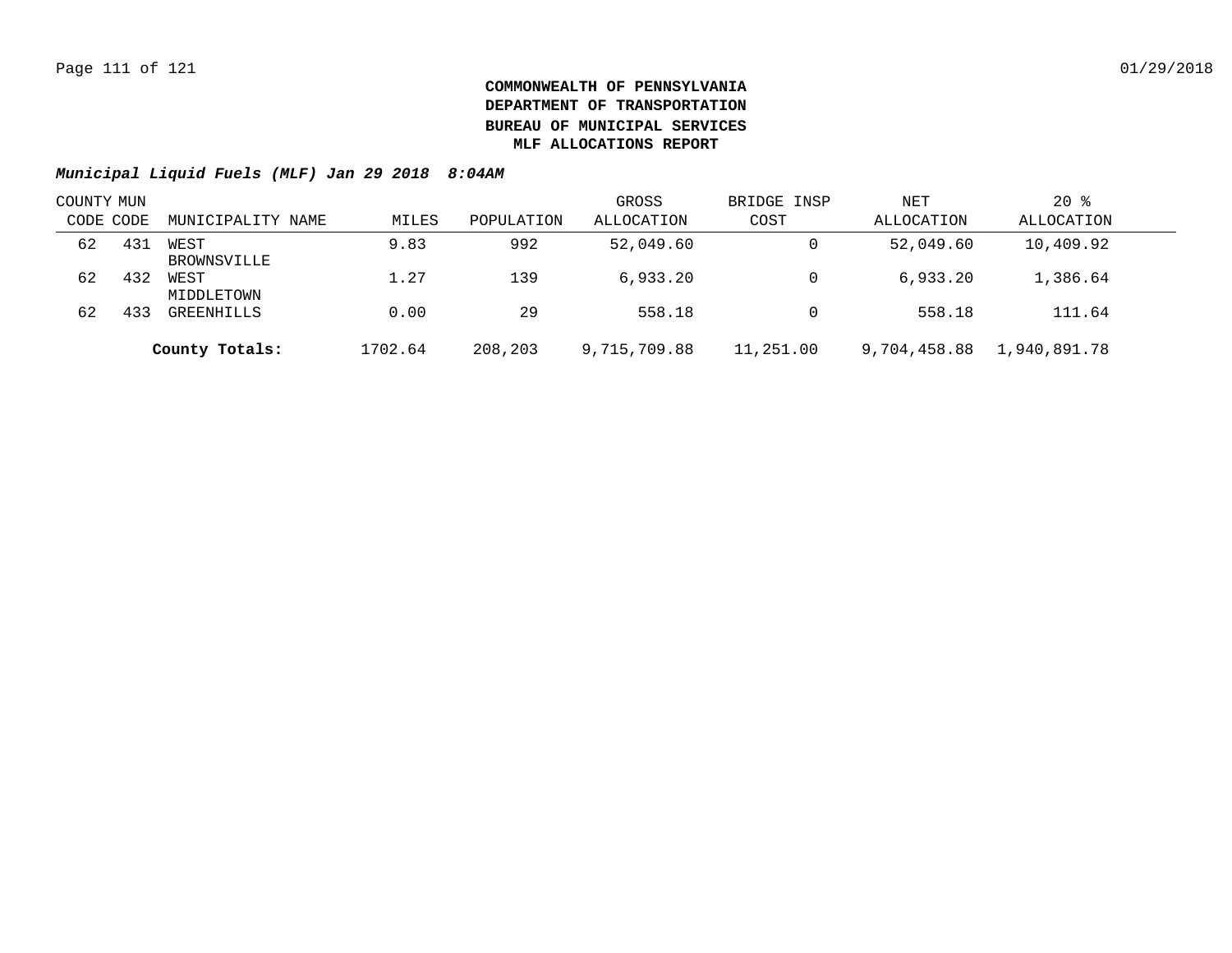**COMMONWEALTH OF PENNSYLVANIA**
**DEPARTMENT OF TRANSPORTATION**
**BUREAU OF MUNICIPAL SERVICES**
**MLF ALLOCATIONS REPORT**

***Municipal Liquid Fuels (MLF) Jan 29 2018 8:04AM***

| COUNTY CODE | MUN CODE | MUNICIPALITY NAME | MILES | POPULATION | GROSS ALLOCATION | BRIDGE INSP COST | NET ALLOCATION | 20 % ALLOCATION |
|---|---|---|---|---|---|---|---|---|
| 62 | 431 | WEST BROWNSVILLE | 9.83 | 992 | 52,049.60 | 0 | 52,049.60 | 10,409.92 |
| 62 | 432 | WEST MIDDLETOWN | 1.27 | 139 | 6,933.20 | 0 | 6,933.20 | 1,386.64 |
| 62 | 433 | GREENHILLS | 0.00 | 29 | 558.18 | 0 | 558.18 | 111.64 |
| | | **County Totals:** | 1702.64 | 208,203 | 9,715,709.88 | 11,251.00 | 9,704,458.88 | 1,940,891.78 |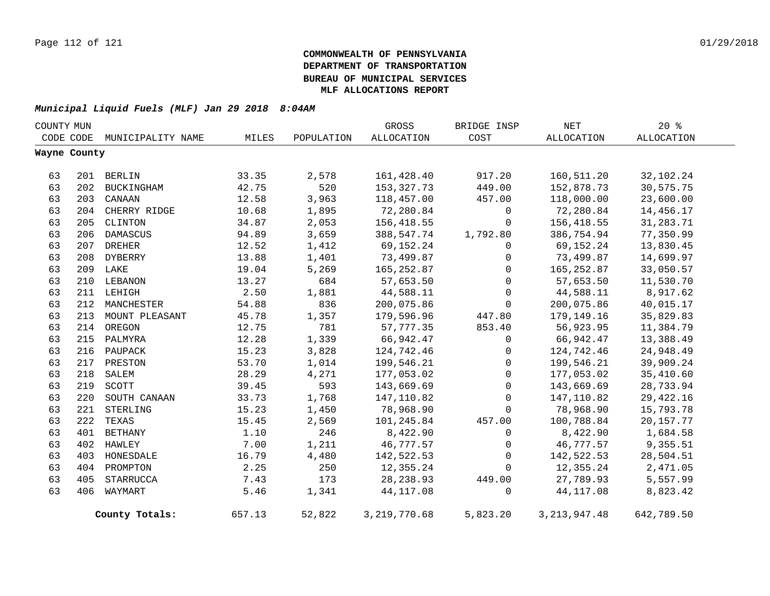**COMMONWEALTH OF PENNSYLVANIA**
**DEPARTMENT OF TRANSPORTATION**
**BUREAU OF MUNICIPAL SERVICES**
**MLF ALLOCATIONS REPORT**

***Municipal Liquid Fuels (MLF) Jan 29 2018 8:04AM***

| COUNTY CODE | MUN CODE | MUNICIPALITY NAME | MILES | POPULATION | GROSS ALLOCATION | BRIDGE INSP COST | NET ALLOCATION | 20 % ALLOCATION |
|---|---|---|---|---|---|---|---|---|
| **Wayne County** | | | | | | | | |
| 63 | 201 | BERLIN | 33.35 | 2,578 | 161,428.40 | 917.20 | 160,511.20 | 32,102.24 |
| 63 | 202 | BUCKINGHAM | 42.75 | 520 | 153,327.73 | 449.00 | 152,878.73 | 30,575.75 |
| 63 | 203 | CANAAN | 12.58 | 3,963 | 118,457.00 | 457.00 | 118,000.00 | 23,600.00 |
| 63 | 204 | CHERRY RIDGE | 10.68 | 1,895 | 72,280.84 | 0 | 72,280.84 | 14,456.17 |
| 63 | 205 | CLINTON | 34.87 | 2,053 | 156,418.55 | 0 | 156,418.55 | 31,283.71 |
| 63 | 206 | DAMASCUS | 94.89 | 3,659 | 388,547.74 | 1,792.80 | 386,754.94 | 77,350.99 |
| 63 | 207 | DREHER | 12.52 | 1,412 | 69,152.24 | 0 | 69,152.24 | 13,830.45 |
| 63 | 208 | DYBERRY | 13.88 | 1,401 | 73,499.87 | 0 | 73,499.87 | 14,699.97 |
| 63 | 209 | LAKE | 19.04 | 5,269 | 165,252.87 | 0 | 165,252.87 | 33,050.57 |
| 63 | 210 | LEBANON | 13.27 | 684 | 57,653.50 | 0 | 57,653.50 | 11,530.70 |
| 63 | 211 | LEHIGH | 2.50 | 1,881 | 44,588.11 | 0 | 44,588.11 | 8,917.62 |
| 63 | 212 | MANCHESTER | 54.88 | 836 | 200,075.86 | 0 | 200,075.86 | 40,015.17 |
| 63 | 213 | MOUNT PLEASANT | 45.78 | 1,357 | 179,596.96 | 447.80 | 179,149.16 | 35,829.83 |
| 63 | 214 | OREGON | 12.75 | 781 | 57,777.35 | 853.40 | 56,923.95 | 11,384.79 |
| 63 | 215 | PALMYRA | 12.28 | 1,339 | 66,942.47 | 0 | 66,942.47 | 13,388.49 |
| 63 | 216 | PAUPACK | 15.23 | 3,828 | 124,742.46 | 0 | 124,742.46 | 24,948.49 |
| 63 | 217 | PRESTON | 53.70 | 1,014 | 199,546.21 | 0 | 199,546.21 | 39,909.24 |
| 63 | 218 | SALEM | 28.29 | 4,271 | 177,053.02 | 0 | 177,053.02 | 35,410.60 |
| 63 | 219 | SCOTT | 39.45 | 593 | 143,669.69 | 0 | 143,669.69 | 28,733.94 |
| 63 | 220 | SOUTH CANAAN | 33.73 | 1,768 | 147,110.82 | 0 | 147,110.82 | 29,422.16 |
| 63 | 221 | STERLING | 15.23 | 1,450 | 78,968.90 | 0 | 78,968.90 | 15,793.78 |
| 63 | 222 | TEXAS | 15.45 | 2,569 | 101,245.84 | 457.00 | 100,788.84 | 20,157.77 |
| 63 | 401 | BETHANY | 1.10 | 246 | 8,422.90 | 0 | 8,422.90 | 1,684.58 |
| 63 | 402 | HAWLEY | 7.00 | 1,211 | 46,777.57 | 0 | 46,777.57 | 9,355.51 |
| 63 | 403 | HONESDALE | 16.79 | 4,480 | 142,522.53 | 0 | 142,522.53 | 28,504.51 |
| 63 | 404 | PROMPTON | 2.25 | 250 | 12,355.24 | 0 | 12,355.24 | 2,471.05 |
| 63 | 405 | STARRUCCA | 7.43 | 173 | 28,238.93 | 449.00 | 27,789.93 | 5,557.99 |
| 63 | 406 | WAYMART | 5.46 | 1,341 | 44,117.08 | 0 | 44,117.08 | 8,823.42 |
| | | **County Totals:** | 657.13 | 52,822 | 3,219,770.68 | 5,823.20 | 3,213,947.48 | 642,789.50 |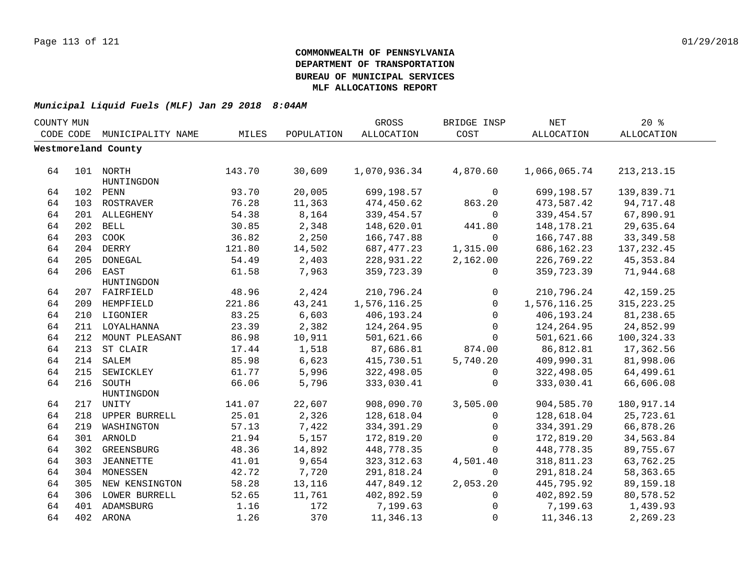**COMMONWEALTH OF PENNSYLVANIA**
**DEPARTMENT OF TRANSPORTATION**
**BUREAU OF MUNICIPAL SERVICES**
**MLF ALLOCATIONS REPORT**

***Municipal Liquid Fuels (MLF) Jan 29 2018 8:04AM***

| COUNTY CODE | MUN CODE | MUNICIPALITY NAME | MILES | POPULATION | GROSS ALLOCATION | BRIDGE INSP COST | NET ALLOCATION | 20 % ALLOCATION |
|---|---|---|---|---|---|---|---|---|
| **Westmoreland County** | | | | | | | | |
| 64 | 101 | NORTH HUNTINGDON | 143.70 | 30,609 | 1,070,936.34 | 4,870.60 | 1,066,065.74 | 213,213.15 |
| 64 | 102 | PENN | 93.70 | 20,005 | 699,198.57 | 0 | 699,198.57 | 139,839.71 |
| 64 | 103 | ROSTRAVER | 76.28 | 11,363 | 474,450.62 | 863.20 | 473,587.42 | 94,717.48 |
| 64 | 201 | ALLEGHENY | 54.38 | 8,164 | 339,454.57 | 0 | 339,454.57 | 67,890.91 |
| 64 | 202 | BELL | 30.85 | 2,348 | 148,620.01 | 441.80 | 148,178.21 | 29,635.64 |
| 64 | 203 | COOK | 36.82 | 2,250 | 166,747.88 | 0 | 166,747.88 | 33,349.58 |
| 64 | 204 | DERRY | 121.80 | 14,502 | 687,477.23 | 1,315.00 | 686,162.23 | 137,232.45 |
| 64 | 205 | DONEGAL | 54.49 | 2,403 | 228,931.22 | 2,162.00 | 226,769.22 | 45,353.84 |
| 64 | 206 | EAST HUNTINGDON | 61.58 | 7,963 | 359,723.39 | 0 | 359,723.39 | 71,944.68 |
| 64 | 207 | FAIRFIELD | 48.96 | 2,424 | 210,796.24 | 0 | 210,796.24 | 42,159.25 |
| 64 | 209 | HEMPFIELD | 221.86 | 43,241 | 1,576,116.25 | 0 | 1,576,116.25 | 315,223.25 |
| 64 | 210 | LIGONIER | 83.25 | 6,603 | 406,193.24 | 0 | 406,193.24 | 81,238.65 |
| 64 | 211 | LOYALHANNA | 23.39 | 2,382 | 124,264.95 | 0 | 124,264.95 | 24,852.99 |
| 64 | 212 | MOUNT PLEASANT | 86.98 | 10,911 | 501,621.66 | 0 | 501,621.66 | 100,324.33 |
| 64 | 213 | ST CLAIR | 17.44 | 1,518 | 87,686.81 | 874.00 | 86,812.81 | 17,362.56 |
| 64 | 214 | SALEM | 85.98 | 6,623 | 415,730.51 | 5,740.20 | 409,990.31 | 81,998.06 |
| 64 | 215 | SEWICKLEY | 61.77 | 5,996 | 322,498.05 | 0 | 322,498.05 | 64,499.61 |
| 64 | 216 | SOUTH HUNTINGDON | 66.06 | 5,796 | 333,030.41 | 0 | 333,030.41 | 66,606.08 |
| 64 | 217 | UNITY | 141.07 | 22,607 | 908,090.70 | 3,505.00 | 904,585.70 | 180,917.14 |
| 64 | 218 | UPPER BURRELL | 25.01 | 2,326 | 128,618.04 | 0 | 128,618.04 | 25,723.61 |
| 64 | 219 | WASHINGTON | 57.13 | 7,422 | 334,391.29 | 0 | 334,391.29 | 66,878.26 |
| 64 | 301 | ARNOLD | 21.94 | 5,157 | 172,819.20 | 0 | 172,819.20 | 34,563.84 |
| 64 | 302 | GREENSBURG | 48.36 | 14,892 | 448,778.35 | 0 | 448,778.35 | 89,755.67 |
| 64 | 303 | JEANNETTE | 41.01 | 9,654 | 323,312.63 | 4,501.40 | 318,811.23 | 63,762.25 |
| 64 | 304 | MONESSEN | 42.72 | 7,720 | 291,818.24 | 0 | 291,818.24 | 58,363.65 |
| 64 | 305 | NEW KENSINGTON | 58.28 | 13,116 | 447,849.12 | 2,053.20 | 445,795.92 | 89,159.18 |
| 64 | 306 | LOWER BURRELL | 52.65 | 11,761 | 402,892.59 | 0 | 402,892.59 | 80,578.52 |
| 64 | 401 | ADAMSBURG | 1.16 | 172 | 7,199.63 | 0 | 7,199.63 | 1,439.93 |
| 64 | 402 | ARONA | 1.26 | 370 | 11,346.13 | 0 | 11,346.13 | 2,269.23 |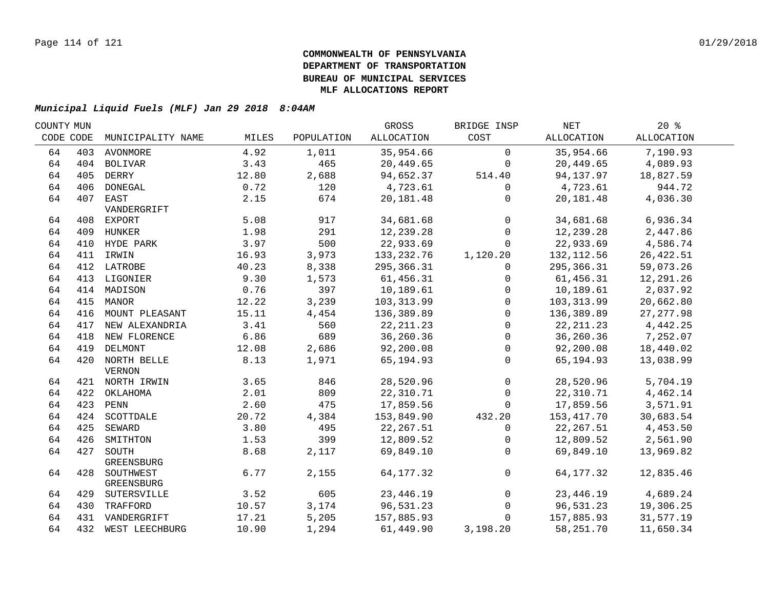**COMMONWEALTH OF PENNSYLVANIA**
**DEPARTMENT OF TRANSPORTATION**
**BUREAU OF MUNICIPAL SERVICES**
**MLF ALLOCATIONS REPORT**

***Municipal Liquid Fuels (MLF) Jan 29 2018 8:04AM***

| COUNTY CODE | MUN CODE | MUNICIPALITY NAME | MILES | POPULATION | GROSS ALLOCATION | BRIDGE INSP COST | NET ALLOCATION | 20 % ALLOCATION |
|---|---|---|---|---|---|---|---|---|
| 64 | 403 | AVONMORE | 4.92 | 1,011 | 35,954.66 | 0 | 35,954.66 | 7,190.93 |
| 64 | 404 | BOLIVAR | 3.43 | 465 | 20,449.65 | 0 | 20,449.65 | 4,089.93 |
| 64 | 405 | DERRY | 12.80 | 2,688 | 94,652.37 | 514.40 | 94,137.97 | 18,827.59 |
| 64 | 406 | DONEGAL | 0.72 | 120 | 4,723.61 | 0 | 4,723.61 | 944.72 |
| 64 | 407 | EAST VANDERGRIFT | 2.15 | 674 | 20,181.48 | 0 | 20,181.48 | 4,036.30 |
| 64 | 408 | EXPORT | 5.08 | 917 | 34,681.68 | 0 | 34,681.68 | 6,936.34 |
| 64 | 409 | HUNKER | 1.98 | 291 | 12,239.28 | 0 | 12,239.28 | 2,447.86 |
| 64 | 410 | HYDE PARK | 3.97 | 500 | 22,933.69 | 0 | 22,933.69 | 4,586.74 |
| 64 | 411 | IRWIN | 16.93 | 3,973 | 133,232.76 | 1,120.20 | 132,112.56 | 26,422.51 |
| 64 | 412 | LATROBE | 40.23 | 8,338 | 295,366.31 | 0 | 295,366.31 | 59,073.26 |
| 64 | 413 | LIGONIER | 9.30 | 1,573 | 61,456.31 | 0 | 61,456.31 | 12,291.26 |
| 64 | 414 | MADISON | 0.76 | 397 | 10,189.61 | 0 | 10,189.61 | 2,037.92 |
| 64 | 415 | MANOR | 12.22 | 3,239 | 103,313.99 | 0 | 103,313.99 | 20,662.80 |
| 64 | 416 | MOUNT PLEASANT | 15.11 | 4,454 | 136,389.89 | 0 | 136,389.89 | 27,277.98 |
| 64 | 417 | NEW ALEXANDRIA | 3.41 | 560 | 22,211.23 | 0 | 22,211.23 | 4,442.25 |
| 64 | 418 | NEW FLORENCE | 6.86 | 689 | 36,260.36 | 0 | 36,260.36 | 7,252.07 |
| 64 | 419 | DELMONT | 12.08 | 2,686 | 92,200.08 | 0 | 92,200.08 | 18,440.02 |
| 64 | 420 | NORTH BELLE VERNON | 8.13 | 1,971 | 65,194.93 | 0 | 65,194.93 | 13,038.99 |
| 64 | 421 | NORTH IRWIN | 3.65 | 846 | 28,520.96 | 0 | 28,520.96 | 5,704.19 |
| 64 | 422 | OKLAHOMA | 2.01 | 809 | 22,310.71 | 0 | 22,310.71 | 4,462.14 |
| 64 | 423 | PENN | 2.60 | 475 | 17,859.56 | 0 | 17,859.56 | 3,571.91 |
| 64 | 424 | SCOTTDALE | 20.72 | 4,384 | 153,849.90 | 432.20 | 153,417.70 | 30,683.54 |
| 64 | 425 | SEWARD | 3.80 | 495 | 22,267.51 | 0 | 22,267.51 | 4,453.50 |
| 64 | 426 | SMITHTON | 1.53 | 399 | 12,809.52 | 0 | 12,809.52 | 2,561.90 |
| 64 | 427 | SOUTH GREENSBURG | 8.68 | 2,117 | 69,849.10 | 0 | 69,849.10 | 13,969.82 |
| 64 | 428 | SOUTHWEST GREENSBURG | 6.77 | 2,155 | 64,177.32 | 0 | 64,177.32 | 12,835.46 |
| 64 | 429 | SUTERSVILLE | 3.52 | 605 | 23,446.19 | 0 | 23,446.19 | 4,689.24 |
| 64 | 430 | TRAFFORD | 10.57 | 3,174 | 96,531.23 | 0 | 96,531.23 | 19,306.25 |
| 64 | 431 | VANDERGRIFT | 17.21 | 5,205 | 157,885.93 | 0 | 157,885.93 | 31,577.19 |
| 64 | 432 | WEST LEECHBURG | 10.90 | 1,294 | 61,449.90 | 3,198.20 | 58,251.70 | 11,650.34 |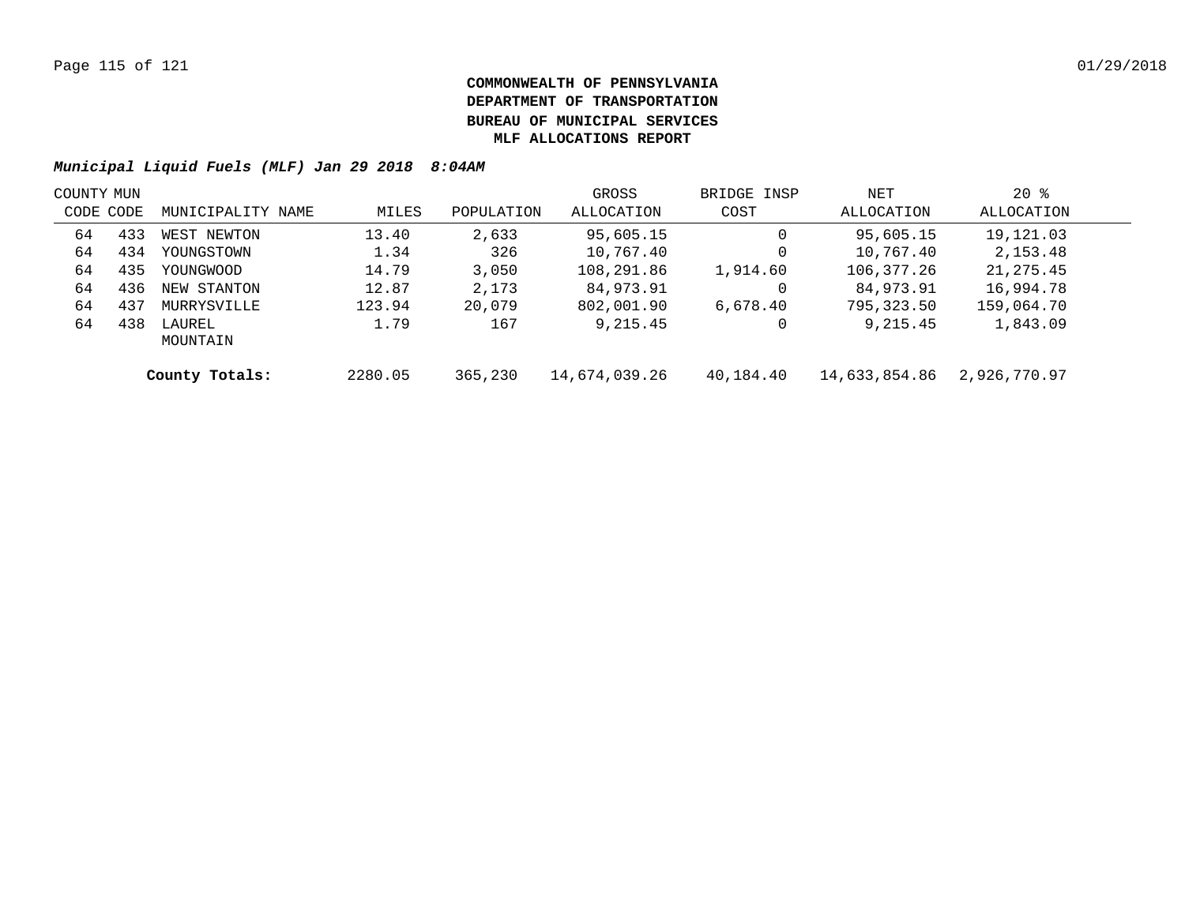# COMMONWEALTH OF PENNSYLVANIA
# DEPARTMENT OF TRANSPORTATION
# BUREAU OF MUNICIPAL SERVICES
# MLF ALLOCATIONS REPORT

***Municipal Liquid Fuels (MLF) Jan 29 2018 8:04AM***

| COUNTY CODE | MUN CODE | MUNICIPALITY NAME | MILES | POPULATION | GROSS ALLOCATION | BRIDGE INSP COST | NET ALLOCATION | 20 % ALLOCATION |
|---|---|---|---|---|---|---|---|---|
| 64 | 433 | WEST NEWTON | 13.40 | 2,633 | 95,605.15 | 0 | 95,605.15 | 19,121.03 |
| 64 | 434 | YOUNGSTOWN | 1.34 | 326 | 10,767.40 | 0 | 10,767.40 | 2,153.48 |
| 64 | 435 | YOUNGWOOD | 14.79 | 3,050 | 108,291.86 | 1,914.60 | 106,377.26 | 21,275.45 |
| 64 | 436 | NEW STANTON | 12.87 | 2,173 | 84,973.91 | 0 | 84,973.91 | 16,994.78 |
| 64 | 437 | MURRYSVILLE | 123.94 | 20,079 | 802,001.90 | 6,678.40 | 795,323.50 | 159,064.70 |
| 64 | 438 | LAUREL MOUNTAIN | 1.79 | 167 | 9,215.45 | 0 | 9,215.45 | 1,843.09 |
| | | **County Totals:** | 2280.05 | 365,230 | 14,674,039.26 | 40,184.40 | 14,633,854.86 | 2,926,770.97 |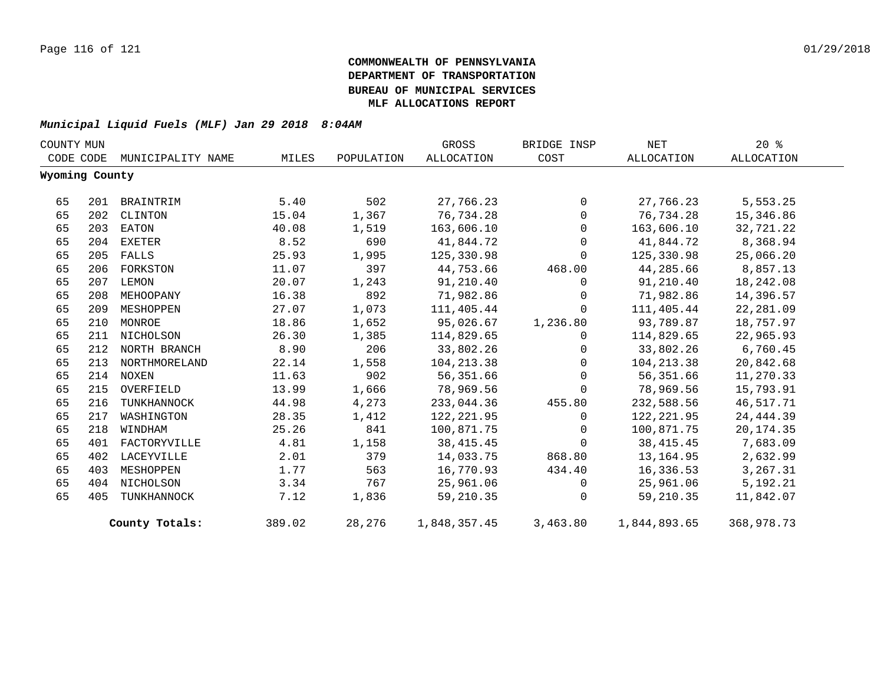**COMMONWEALTH OF PENNSYLVANIA**
**DEPARTMENT OF TRANSPORTATION**
**BUREAU OF MUNICIPAL SERVICES**
**MLF ALLOCATIONS REPORT**

***Municipal Liquid Fuels (MLF) Jan 29 2018 8:04AM***

| COUNTY CODE | MUN CODE | MUNICIPALITY NAME | MILES | POPULATION | GROSS ALLOCATION | BRIDGE INSP COST | NET ALLOCATION | 20 % ALLOCATION |
|---|---|---|---|---|---|---|---|---|
| **Wyoming County** | | | | | | | | |
| 65 | 201 | BRAINTRIM | 5.40 | 502 | 27,766.23 | 0 | 27,766.23 | 5,553.25 |
| 65 | 202 | CLINTON | 15.04 | 1,367 | 76,734.28 | 0 | 76,734.28 | 15,346.86 |
| 65 | 203 | EATON | 40.08 | 1,519 | 163,606.10 | 0 | 163,606.10 | 32,721.22 |
| 65 | 204 | EXETER | 8.52 | 690 | 41,844.72 | 0 | 41,844.72 | 8,368.94 |
| 65 | 205 | FALLS | 25.93 | 1,995 | 125,330.98 | 0 | 125,330.98 | 25,066.20 |
| 65 | 206 | FORKSTON | 11.07 | 397 | 44,753.66 | 468.00 | 44,285.66 | 8,857.13 |
| 65 | 207 | LEMON | 20.07 | 1,243 | 91,210.40 | 0 | 91,210.40 | 18,242.08 |
| 65 | 208 | MEHOOPANY | 16.38 | 892 | 71,982.86 | 0 | 71,982.86 | 14,396.57 |
| 65 | 209 | MESHOPPEN | 27.07 | 1,073 | 111,405.44 | 0 | 111,405.44 | 22,281.09 |
| 65 | 210 | MONROE | 18.86 | 1,652 | 95,026.67 | 1,236.80 | 93,789.87 | 18,757.97 |
| 65 | 211 | NICHOLSON | 26.30 | 1,385 | 114,829.65 | 0 | 114,829.65 | 22,965.93 |
| 65 | 212 | NORTH BRANCH | 8.90 | 206 | 33,802.26 | 0 | 33,802.26 | 6,760.45 |
| 65 | 213 | NORTHMORELAND | 22.14 | 1,558 | 104,213.38 | 0 | 104,213.38 | 20,842.68 |
| 65 | 214 | NOXEN | 11.63 | 902 | 56,351.66 | 0 | 56,351.66 | 11,270.33 |
| 65 | 215 | OVERFIELD | 13.99 | 1,666 | 78,969.56 | 0 | 78,969.56 | 15,793.91 |
| 65 | 216 | TUNKHANNOCK | 44.98 | 4,273 | 233,044.36 | 455.80 | 232,588.56 | 46,517.71 |
| 65 | 217 | WASHINGTON | 28.35 | 1,412 | 122,221.95 | 0 | 122,221.95 | 24,444.39 |
| 65 | 218 | WINDHAM | 25.26 | 841 | 100,871.75 | 0 | 100,871.75 | 20,174.35 |
| 65 | 401 | FACTORYVILLE | 4.81 | 1,158 | 38,415.45 | 0 | 38,415.45 | 7,683.09 |
| 65 | 402 | LACEYVILLE | 2.01 | 379 | 14,033.75 | 868.80 | 13,164.95 | 2,632.99 |
| 65 | 403 | MESHOPPEN | 1.77 | 563 | 16,770.93 | 434.40 | 16,336.53 | 3,267.31 |
| 65 | 404 | NICHOLSON | 3.34 | 767 | 25,961.06 | 0 | 25,961.06 | 5,192.21 |
| 65 | 405 | TUNKHANNOCK | 7.12 | 1,836 | 59,210.35 | 0 | 59,210.35 | 11,842.07 |
| | | **County Totals:** | 389.02 | 28,276 | 1,848,357.45 | 3,463.80 | 1,844,893.65 | 368,978.73 |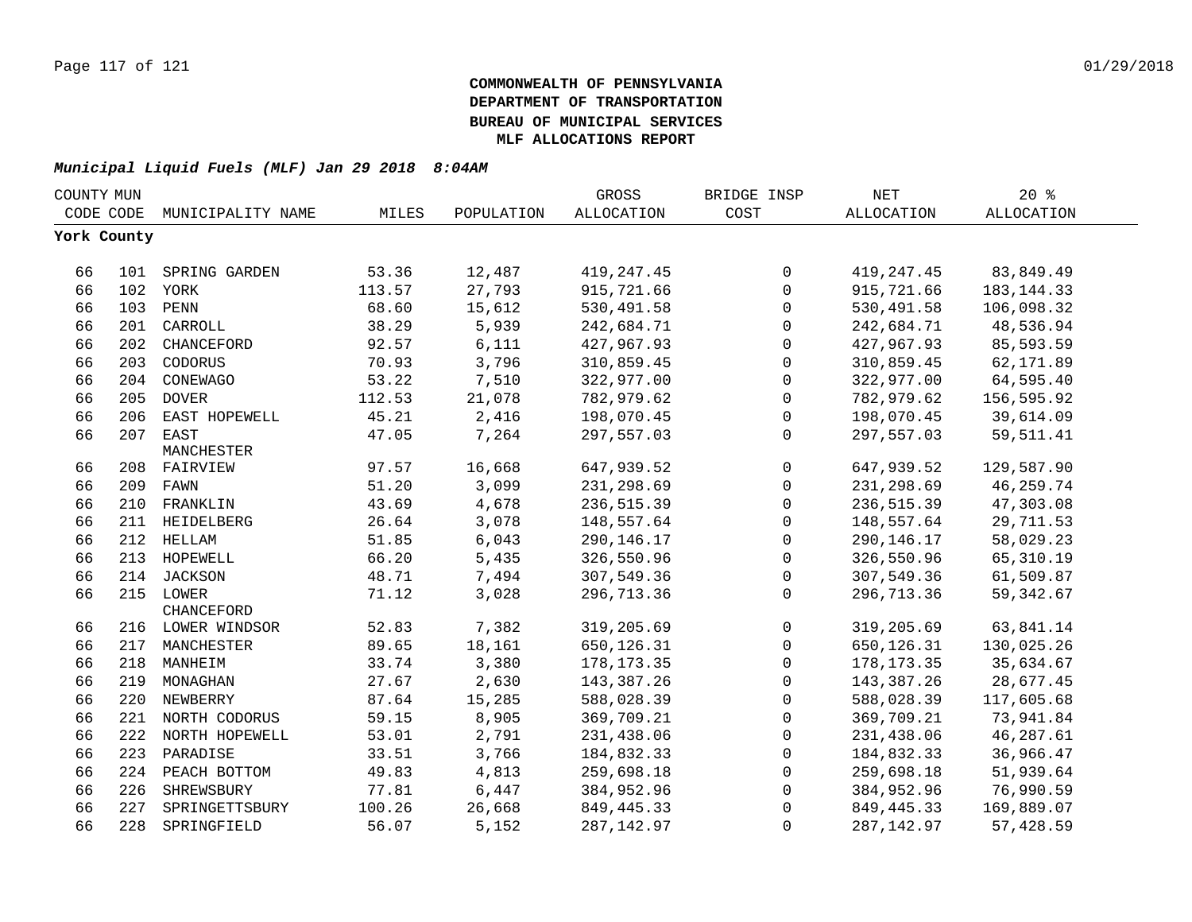# COMMONWEALTH OF PENNSYLVANIA
# DEPARTMENT OF TRANSPORTATION
# BUREAU OF MUNICIPAL SERVICES
# MLF ALLOCATIONS REPORT

***Municipal Liquid Fuels (MLF) Jan 29 2018 8:04AM***

| COUNTY CODE | MUN CODE | MUNICIPALITY NAME | MILES | POPULATION | GROSS ALLOCATION | BRIDGE INSP COST | NET ALLOCATION | 20 % ALLOCATION |
|---|---|---|---|---|---|---|---|---|
| **York County** | | | | | | | | |
| 66 | 101 | SPRING GARDEN | 53.36 | 12,487 | 419,247.45 | 0 | 419,247.45 | 83,849.49 |
| 66 | 102 | YORK | 113.57 | 27,793 | 915,721.66 | 0 | 915,721.66 | 183,144.33 |
| 66 | 103 | PENN | 68.60 | 15,612 | 530,491.58 | 0 | 530,491.58 | 106,098.32 |
| 66 | 201 | CARROLL | 38.29 | 5,939 | 242,684.71 | 0 | 242,684.71 | 48,536.94 |
| 66 | 202 | CHANCEFORD | 92.57 | 6,111 | 427,967.93 | 0 | 427,967.93 | 85,593.59 |
| 66 | 203 | CODORUS | 70.93 | 3,796 | 310,859.45 | 0 | 310,859.45 | 62,171.89 |
| 66 | 204 | CONEWAGO | 53.22 | 7,510 | 322,977.00 | 0 | 322,977.00 | 64,595.40 |
| 66 | 205 | DOVER | 112.53 | 21,078 | 782,979.62 | 0 | 782,979.62 | 156,595.92 |
| 66 | 206 | EAST HOPEWELL | 45.21 | 2,416 | 198,070.45 | 0 | 198,070.45 | 39,614.09 |
| 66 | 207 | EAST MANCHESTER | 47.05 | 7,264 | 297,557.03 | 0 | 297,557.03 | 59,511.41 |
| 66 | 208 | FAIRVIEW | 97.57 | 16,668 | 647,939.52 | 0 | 647,939.52 | 129,587.90 |
| 66 | 209 | FAWN | 51.20 | 3,099 | 231,298.69 | 0 | 231,298.69 | 46,259.74 |
| 66 | 210 | FRANKLIN | 43.69 | 4,678 | 236,515.39 | 0 | 236,515.39 | 47,303.08 |
| 66 | 211 | HEIDELBERG | 26.64 | 3,078 | 148,557.64 | 0 | 148,557.64 | 29,711.53 |
| 66 | 212 | HELLAM | 51.85 | 6,043 | 290,146.17 | 0 | 290,146.17 | 58,029.23 |
| 66 | 213 | HOPEWELL | 66.20 | 5,435 | 326,550.96 | 0 | 326,550.96 | 65,310.19 |
| 66 | 214 | JACKSON | 48.71 | 7,494 | 307,549.36 | 0 | 307,549.36 | 61,509.87 |
| 66 | 215 | LOWER CHANCEFORD | 71.12 | 3,028 | 296,713.36 | 0 | 296,713.36 | 59,342.67 |
| 66 | 216 | LOWER WINDSOR | 52.83 | 7,382 | 319,205.69 | 0 | 319,205.69 | 63,841.14 |
| 66 | 217 | MANCHESTER | 89.65 | 18,161 | 650,126.31 | 0 | 650,126.31 | 130,025.26 |
| 66 | 218 | MANHEIM | 33.74 | 3,380 | 178,173.35 | 0 | 178,173.35 | 35,634.67 |
| 66 | 219 | MONAGHAN | 27.67 | 2,630 | 143,387.26 | 0 | 143,387.26 | 28,677.45 |
| 66 | 220 | NEWBERRY | 87.64 | 15,285 | 588,028.39 | 0 | 588,028.39 | 117,605.68 |
| 66 | 221 | NORTH CODORUS | 59.15 | 8,905 | 369,709.21 | 0 | 369,709.21 | 73,941.84 |
| 66 | 222 | NORTH HOPEWELL | 53.01 | 2,791 | 231,438.06 | 0 | 231,438.06 | 46,287.61 |
| 66 | 223 | PARADISE | 33.51 | 3,766 | 184,832.33 | 0 | 184,832.33 | 36,966.47 |
| 66 | 224 | PEACH BOTTOM | 49.83 | 4,813 | 259,698.18 | 0 | 259,698.18 | 51,939.64 |
| 66 | 226 | SHREWSBURY | 77.81 | 6,447 | 384,952.96 | 0 | 384,952.96 | 76,990.59 |
| 66 | 227 | SPRINGETTSBURY | 100.26 | 26,668 | 849,445.33 | 0 | 849,445.33 | 169,889.07 |
| 66 | 228 | SPRINGFIELD | 56.07 | 5,152 | 287,142.97 | 0 | 287,142.97 | 57,428.59 |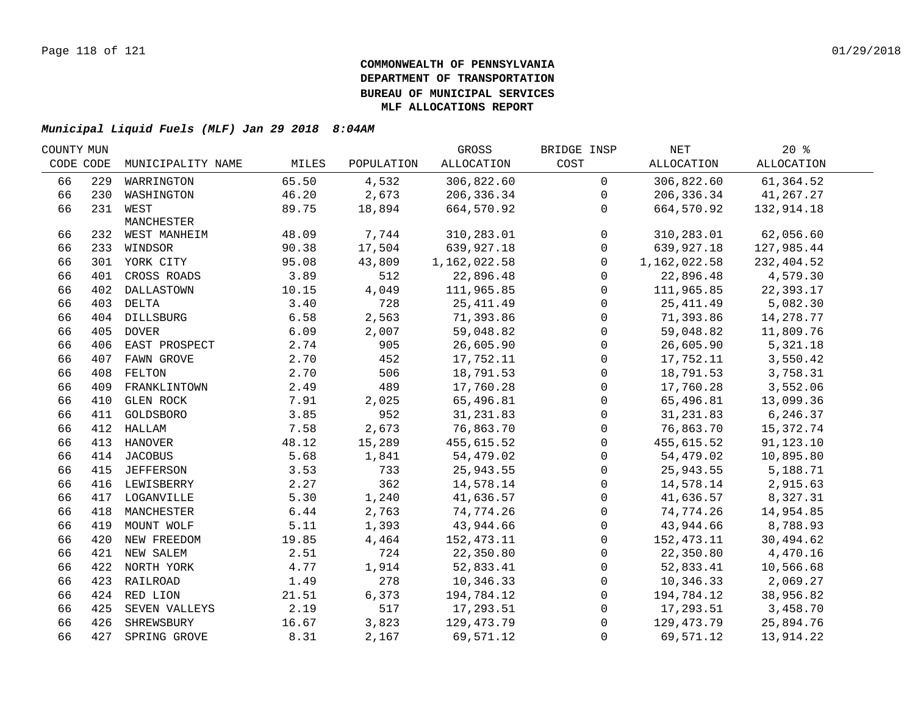**COMMONWEALTH OF PENNSYLVANIA**
**DEPARTMENT OF TRANSPORTATION**
**BUREAU OF MUNICIPAL SERVICES**
**MLF ALLOCATIONS REPORT**

***Municipal Liquid Fuels (MLF) Jan 29 2018 8:04AM***

| COUNTY CODE | MUN CODE | MUNICIPALITY NAME | MILES | POPULATION | GROSS ALLOCATION | BRIDGE INSP COST | NET ALLOCATION | 20 % ALLOCATION |
|---|---|---|---|---|---|---|---|---|
| 66 | 229 | WARRINGTON | 65.50 | 4,532 | 306,822.60 | 0 | 306,822.60 | 61,364.52 |
| 66 | 230 | WASHINGTON | 46.20 | 2,673 | 206,336.34 | 0 | 206,336.34 | 41,267.27 |
| 66 | 231 | WEST MANCHESTER | 89.75 | 18,894 | 664,570.92 | 0 | 664,570.92 | 132,914.18 |
| 66 | 232 | WEST MANHEIM | 48.09 | 7,744 | 310,283.01 | 0 | 310,283.01 | 62,056.60 |
| 66 | 233 | WINDSOR | 90.38 | 17,504 | 639,927.18 | 0 | 639,927.18 | 127,985.44 |
| 66 | 301 | YORK CITY | 95.08 | 43,809 | 1,162,022.58 | 0 | 1,162,022.58 | 232,404.52 |
| 66 | 401 | CROSS ROADS | 3.89 | 512 | 22,896.48 | 0 | 22,896.48 | 4,579.30 |
| 66 | 402 | DALLASTOWN | 10.15 | 4,049 | 111,965.85 | 0 | 111,965.85 | 22,393.17 |
| 66 | 403 | DELTA | 3.40 | 728 | 25,411.49 | 0 | 25,411.49 | 5,082.30 |
| 66 | 404 | DILLSBURG | 6.58 | 2,563 | 71,393.86 | 0 | 71,393.86 | 14,278.77 |
| 66 | 405 | DOVER | 6.09 | 2,007 | 59,048.82 | 0 | 59,048.82 | 11,809.76 |
| 66 | 406 | EAST PROSPECT | 2.74 | 905 | 26,605.90 | 0 | 26,605.90 | 5,321.18 |
| 66 | 407 | FAWN GROVE | 2.70 | 452 | 17,752.11 | 0 | 17,752.11 | 3,550.42 |
| 66 | 408 | FELTON | 2.70 | 506 | 18,791.53 | 0 | 18,791.53 | 3,758.31 |
| 66 | 409 | FRANKLINTOWN | 2.49 | 489 | 17,760.28 | 0 | 17,760.28 | 3,552.06 |
| 66 | 410 | GLEN ROCK | 7.91 | 2,025 | 65,496.81 | 0 | 65,496.81 | 13,099.36 |
| 66 | 411 | GOLDSBORO | 3.85 | 952 | 31,231.83 | 0 | 31,231.83 | 6,246.37 |
| 66 | 412 | HALLAM | 7.58 | 2,673 | 76,863.70 | 0 | 76,863.70 | 15,372.74 |
| 66 | 413 | HANOVER | 48.12 | 15,289 | 455,615.52 | 0 | 455,615.52 | 91,123.10 |
| 66 | 414 | JACOBUS | 5.68 | 1,841 | 54,479.02 | 0 | 54,479.02 | 10,895.80 |
| 66 | 415 | JEFFERSON | 3.53 | 733 | 25,943.55 | 0 | 25,943.55 | 5,188.71 |
| 66 | 416 | LEWISBERRY | 2.27 | 362 | 14,578.14 | 0 | 14,578.14 | 2,915.63 |
| 66 | 417 | LOGANVILLE | 5.30 | 1,240 | 41,636.57 | 0 | 41,636.57 | 8,327.31 |
| 66 | 418 | MANCHESTER | 6.44 | 2,763 | 74,774.26 | 0 | 74,774.26 | 14,954.85 |
| 66 | 419 | MOUNT WOLF | 5.11 | 1,393 | 43,944.66 | 0 | 43,944.66 | 8,788.93 |
| 66 | 420 | NEW FREEDOM | 19.85 | 4,464 | 152,473.11 | 0 | 152,473.11 | 30,494.62 |
| 66 | 421 | NEW SALEM | 2.51 | 724 | 22,350.80 | 0 | 22,350.80 | 4,470.16 |
| 66 | 422 | NORTH YORK | 4.77 | 1,914 | 52,833.41 | 0 | 52,833.41 | 10,566.68 |
| 66 | 423 | RAILROAD | 1.49 | 278 | 10,346.33 | 0 | 10,346.33 | 2,069.27 |
| 66 | 424 | RED LION | 21.51 | 6,373 | 194,784.12 | 0 | 194,784.12 | 38,956.82 |
| 66 | 425 | SEVEN VALLEYS | 2.19 | 517 | 17,293.51 | 0 | 17,293.51 | 3,458.70 |
| 66 | 426 | SHREWSBURY | 16.67 | 3,823 | 129,473.79 | 0 | 129,473.79 | 25,894.76 |
| 66 | 427 | SPRING GROVE | 8.31 | 2,167 | 69,571.12 | 0 | 69,571.12 | 13,914.22 |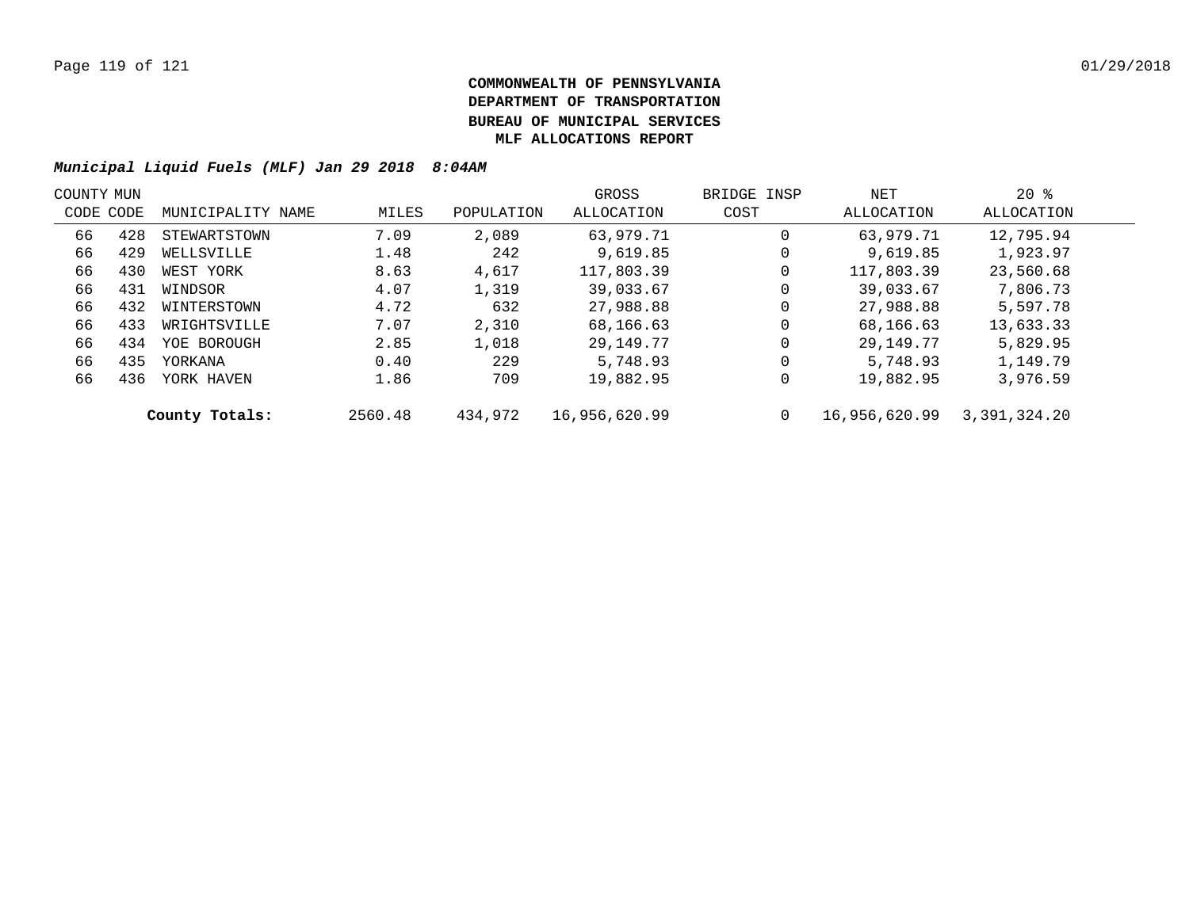**COMMONWEALTH OF PENNSYLVANIA**
**DEPARTMENT OF TRANSPORTATION**
**BUREAU OF MUNICIPAL SERVICES**
**MLF ALLOCATIONS REPORT**

***Municipal Liquid Fuels (MLF) Jan 29 2018 8:04AM***

| COUNTY CODE | MUN CODE | MUNICIPALITY NAME | MILES | POPULATION | GROSS ALLOCATION | BRIDGE INSP COST | NET ALLOCATION | 20 % ALLOCATION |
|---|---|---|---|---|---|---|---|---|
| 66 | 428 | STEWARTSTOWN | 7.09 | 2,089 | 63,979.71 | 0 | 63,979.71 | 12,795.94 |
| 66 | 429 | WELLSVILLE | 1.48 | 242 | 9,619.85 | 0 | 9,619.85 | 1,923.97 |
| 66 | 430 | WEST YORK | 8.63 | 4,617 | 117,803.39 | 0 | 117,803.39 | 23,560.68 |
| 66 | 431 | WINDSOR | 4.07 | 1,319 | 39,033.67 | 0 | 39,033.67 | 7,806.73 |
| 66 | 432 | WINTERSTOWN | 4.72 | 632 | 27,988.88 | 0 | 27,988.88 | 5,597.78 |
| 66 | 433 | WRIGHTSVILLE | 7.07 | 2,310 | 68,166.63 | 0 | 68,166.63 | 13,633.33 |
| 66 | 434 | YOE BOROUGH | 2.85 | 1,018 | 29,149.77 | 0 | 29,149.77 | 5,829.95 |
| 66 | 435 | YORKANA | 0.40 | 229 | 5,748.93 | 0 | 5,748.93 | 1,149.79 |
| 66 | 436 | YORK HAVEN | 1.86 | 709 | 19,882.95 | 0 | 19,882.95 | 3,976.59 |
| | | **County Totals:** | 2560.48 | 434,972 | 16,956,620.99 | 0 | 16,956,620.99 | 3,391,324.20 |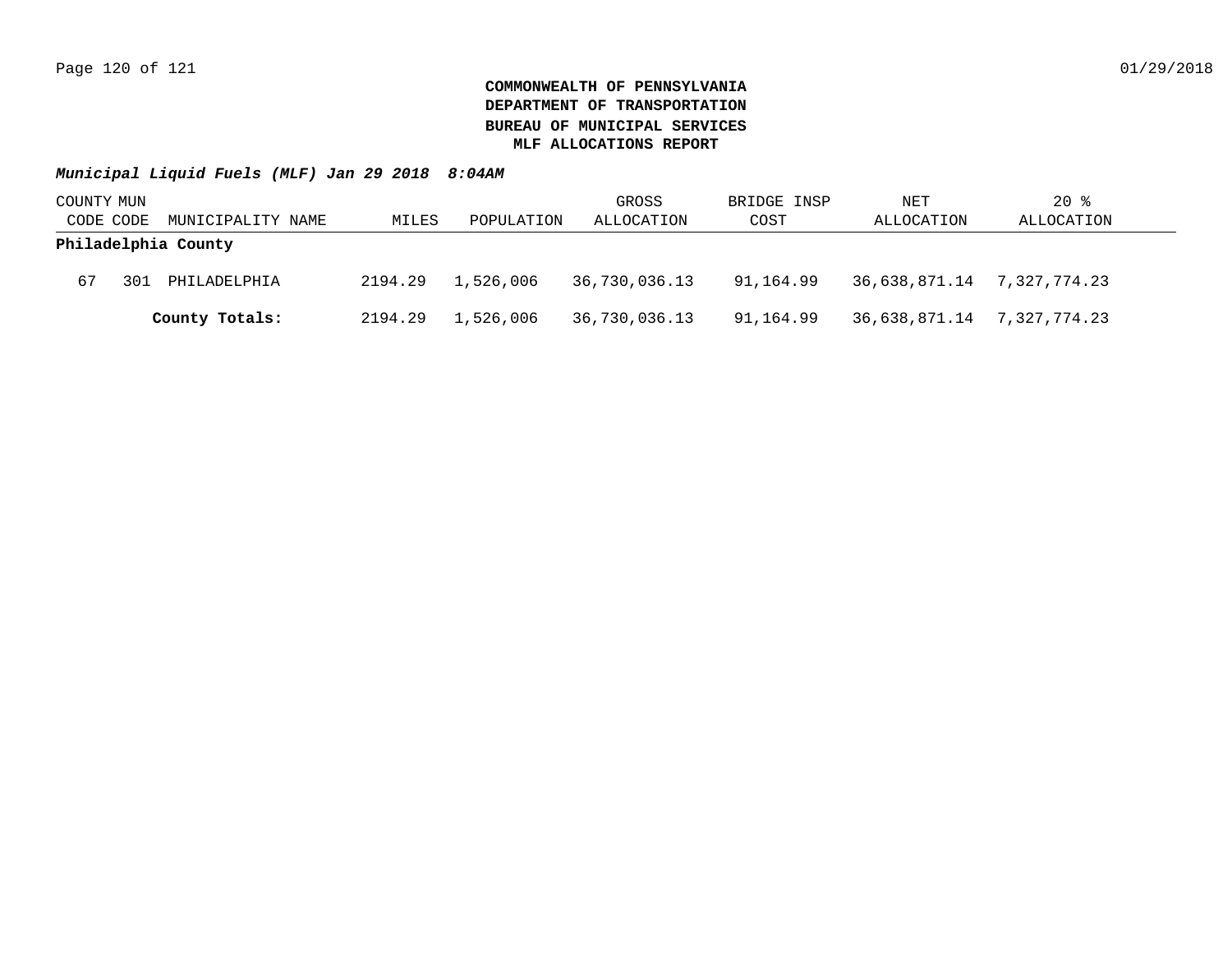**COMMONWEALTH OF PENNSYLVANIA**
**DEPARTMENT OF TRANSPORTATION**
**BUREAU OF MUNICIPAL SERVICES**
**MLF ALLOCATIONS REPORT**

***Municipal Liquid Fuels (MLF) Jan 29 2018 8:04AM***

| COUNTY CODE | MUN CODE | MUNICIPALITY NAME | MILES | POPULATION | GROSS ALLOCATION | BRIDGE INSP COST | NET ALLOCATION | 20 % ALLOCATION |
|---|---|---|---|---|---|---|---|---|
| **Philadelphia County** | | | | | | | | |
| 67 | 301 | PHILADELPHIA | 2194.29 | 1,526,006 | 36,730,036.13 | 91,164.99 | 36,638,871.14 | 7,327,774.23 |
| | | **County Totals:** | 2194.29 | 1,526,006 | 36,730,036.13 | 91,164.99 | 36,638,871.14 | 7,327,774.23 |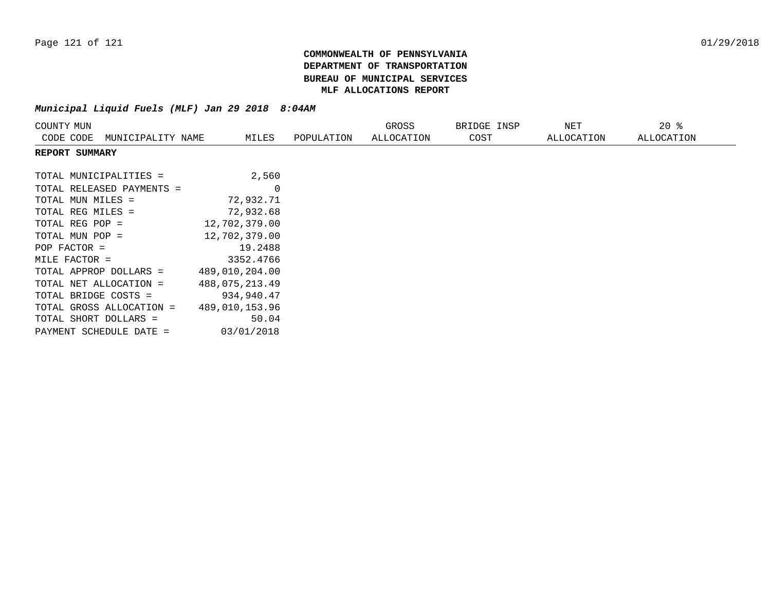**COMMONWEALTH OF PENNSYLVANIA**
**DEPARTMENT OF TRANSPORTATION**
**BUREAU OF MUNICIPAL SERVICES**
**MLF ALLOCATIONS REPORT**

***Municipal Liquid Fuels (MLF) Jan 29 2018 8:04AM***

| COUNTY CODE | MUN CODE | MUNICIPALITY NAME | MILES | POPULATION | GROSS ALLOCATION | BRIDGE INSP COST | NET ALLOCATION | 20 % ALLOCATION |
|---|---|---|---|---|---|---|---|---|

**REPORT SUMMARY**

| | |
|---|---|
| TOTAL MUNICIPALITIES = | 2,560 |
| TOTAL RELEASED PAYMENTS = | 0 |
| TOTAL MUN MILES = | 72,932.71 |
| TOTAL REG MILES = | 72,932.68 |
| TOTAL REG POP = | 12,702,379.00 |
| TOTAL MUN POP = | 12,702,379.00 |
| POP FACTOR = | 19.2488 |
| MILE FACTOR = | 3352.4766 |
| TOTAL APPROP DOLLARS = | 489,010,204.00 |
| TOTAL NET ALLOCATION = | 488,075,213.49 |
| TOTAL BRIDGE COSTS = | 934,940.47 |
| TOTAL GROSS ALLOCATION = | 489,010,153.96 |
| TOTAL SHORT DOLLARS = | 50.04 |
| PAYMENT SCHEDULE DATE = | 03/01/2018 |